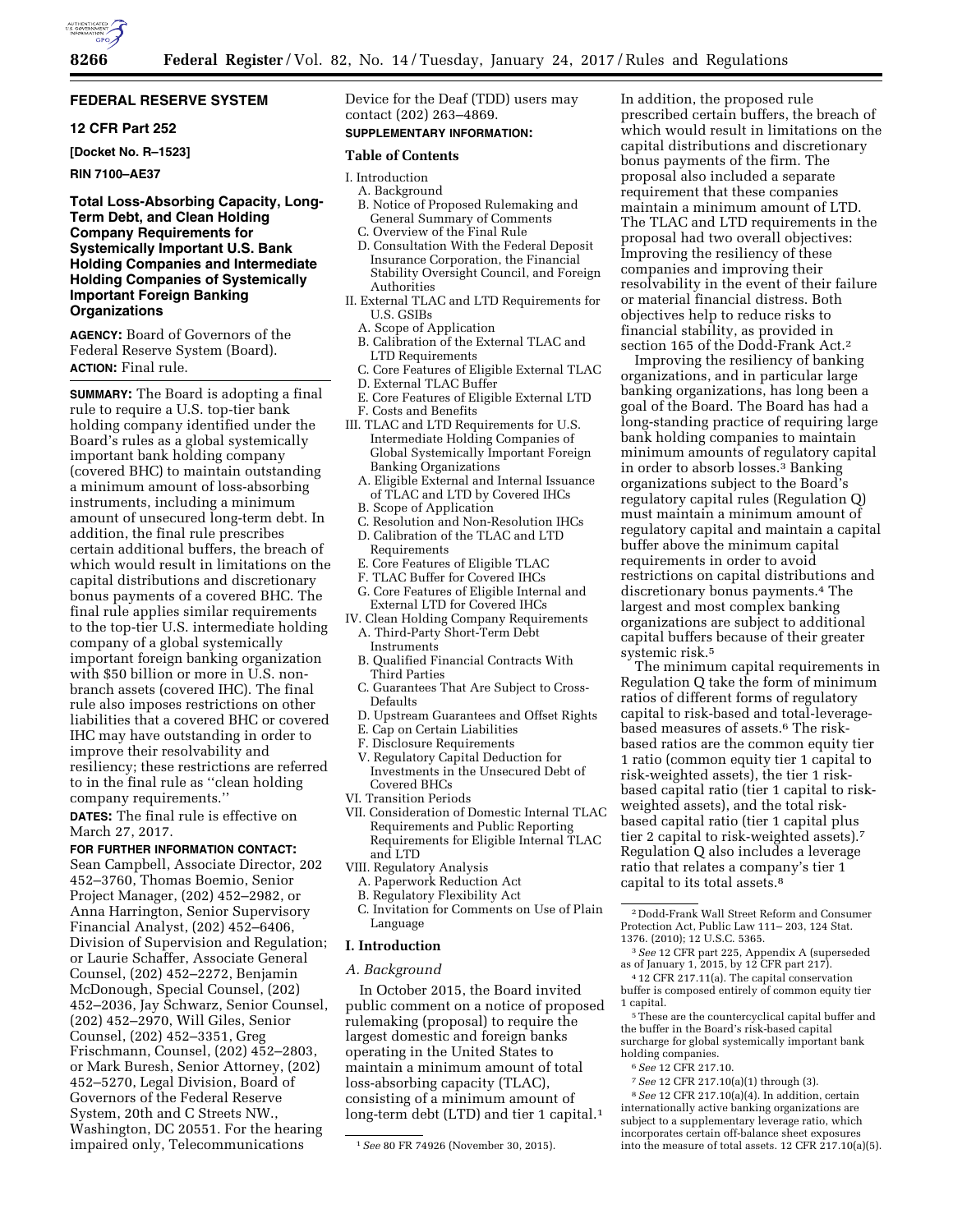# FEDERAL RESERVE SYSTEM

## 12 CFR Part 252

**[Docket No. R–1523]**

**RIN 7100–AE37**

## Total Loss-Absorbing Capacity, Long-Term Debt, and Clean Holding Company Requirements for Systemically Important U.S. Bank Holding Companies and Intermediate Holding Companies of Systemically Important Foreign Banking Organizations

**AGENCY:** Board of Governors of the Federal Reserve System (Board).

**ACTION:** Final rule.

**SUMMARY:** The Board is adopting a final rule to require a U.S. top-tier bank holding company identified under the Board's rules as a global systemically important bank holding company (covered BHC) to maintain outstanding a minimum amount of loss-absorbing instruments, including a minimum amount of unsecured long-term debt. In addition, the final rule prescribes certain additional buffers, the breach of which would result in limitations on the capital distributions and discretionary bonus payments of a covered BHC. The final rule applies similar requirements to the top-tier U.S. intermediate holding company of a global systemically important foreign banking organization with $50 billion or more in U.S. non-branch assets (covered IHC). The final rule also imposes restrictions on other liabilities that a covered BHC or covered IHC may have outstanding in order to improve their resolvability and resiliency; these restrictions are referred to in the final rule as ''clean holding company requirements.''

**DATES:** The final rule is effective on March 27, 2017.

**FOR FURTHER INFORMATION CONTACT:** Sean Campbell, Associate Director, 202 452–3760, Thomas Boemio, Senior Project Manager, (202) 452–2982, or Anna Harrington, Senior Supervisory Financial Analyst, (202) 452–6406, Division of Supervision and Regulation; or Laurie Schaffer, Associate General Counsel, (202) 452–2272, Benjamin McDonough, Special Counsel, (202) 452–2036, Jay Schwarz, Senior Counsel, (202) 452–2970, Will Giles, Senior Counsel, (202) 452–3351, Greg Frischmann, Counsel, (202) 452–2803, or Mark Buresh, Senior Attorney, (202) 452–5270, Legal Division, Board of Governors of the Federal Reserve System, 20th and C Streets NW., Washington, DC 20551. For the hearing impaired only, Telecommunications Device for the Deaf (TDD) users may contact (202) 263–4869.

**SUPPLEMENTARY INFORMATION:**

### Table of Contents

- I. Introduction
  - A. Background
  - B. Notice of Proposed Rulemaking and General Summary of Comments
  - C. Overview of the Final Rule
  - D. Consultation With the Federal Deposit Insurance Corporation, the Financial Stability Oversight Council, and Foreign Authorities
- II. External TLAC and LTD Requirements for U.S. GSIBs
  - A. Scope of Application
  - B. Calibration of the External TLAC and LTD Requirements
  - C. Core Features of Eligible External TLAC
  - D. External TLAC Buffer
  - E. Core Features of Eligible External LTD
  - F. Costs and Benefits
- III. TLAC and LTD Requirements for U.S. Intermediate Holding Companies of Global Systemically Important Foreign Banking Organizations
  - A. Eligible External and Internal Issuance of TLAC and LTD by Covered IHCs
  - B. Scope of Application
  - C. Resolution and Non-Resolution IHCs
  - D. Calibration of the TLAC and LTD Requirements
  - E. Core Features of Eligible TLAC
  - F. TLAC Buffer for Covered IHCs
  - G. Core Features of Eligible Internal and External LTD for Covered IHCs
- IV. Clean Holding Company Requirements
  - A. Third-Party Short-Term Debt Instruments
  - B. Qualified Financial Contracts With Third Parties
  - C. Guarantees That Are Subject to Cross-Defaults
  - D. Upstream Guarantees and Offset Rights
  - E. Cap on Certain Liabilities
  - F. Disclosure Requirements
- V. Regulatory Capital Deduction for Investments in the Unsecured Debt of Covered BHCs
- VI. Transition Periods
- VII. Consideration of Domestic Internal TLAC Requirements and Public Reporting Requirements for Eligible Internal TLAC and LTD
- VIII. Regulatory Analysis
  - A. Paperwork Reduction Act
  - B. Regulatory Flexibility Act
  - C. Invitation for Comments on Use of Plain Language

### I. Introduction

#### *A. Background*

In October 2015, the Board invited public comment on a notice of proposed rulemaking (proposal) to require the largest domestic and foreign banks operating in the United States to maintain a minimum amount of total loss-absorbing capacity (TLAC), consisting of a minimum amount of long-term debt (LTD) and tier 1 capital.[1] In addition, the proposed rule prescribed certain buffers, the breach of which would result in limitations on the capital distributions and discretionary bonus payments of the firm. The proposal also included a separate requirement that these companies maintain a minimum amount of LTD. The TLAC and LTD requirements in the proposal had two overall objectives: Improving the resiliency of these companies and improving their resolvability in the event of their failure or material financial distress. Both objectives help to reduce risks to financial stability, as provided in section 165 of the Dodd-Frank Act.[2]

Improving the resiliency of banking organizations, and in particular large banking organizations, has long been a goal of the Board. The Board has had a long-standing practice of requiring large bank holding companies to maintain minimum amounts of regulatory capital in order to absorb losses.[3] Banking organizations subject to the Board's regulatory capital rules (Regulation Q) must maintain a minimum amount of regulatory capital and maintain a capital buffer above the minimum capital requirements in order to avoid restrictions on capital distributions and discretionary bonus payments.[4] The largest and most complex banking organizations are subject to additional capital buffers because of their greater systemic risk.[5]

The minimum capital requirements in Regulation Q take the form of minimum ratios of different forms of regulatory capital to risk-based and total-leverage-based measures of assets.[6] The risk-based ratios are the common equity tier 1 ratio (common equity tier 1 capital to risk-weighted assets), the tier 1 risk-based capital ratio (tier 1 capital to risk-weighted assets), and the total risk-based capital ratio (tier 1 capital plus tier 2 capital to risk-weighted assets).[7] Regulation Q also includes a leverage ratio that relates a company's tier 1 capital to its total assets.[8]

---

[1] *See* 80 FR 74926 (November 30, 2015).

[2] Dodd-Frank Wall Street Reform and Consumer Protection Act, Public Law 111– 203, 124 Stat. 1376. (2010); 12 U.S.C. 5365.

[3] *See* 12 CFR part 225, Appendix A (superseded as of January 1, 2015, by 12 CFR part 217).

[4] 12 CFR 217.11(a). The capital conservation buffer is composed entirely of common equity tier 1 capital.

[5] These are the countercyclical capital buffer and the buffer in the Board's risk-based capital surcharge for global systemically important bank holding companies.

[6] *See* 12 CFR 217.10.

[7] *See* 12 CFR 217.10(a)(1) through (3).

[8] *See* 12 CFR 217.10(a)(4). In addition, certain internationally active banking organizations are subject to a supplementary leverage ratio, which incorporates certain off-balance sheet exposures into the measure of total assets. 12 CFR 217.10(a)(5).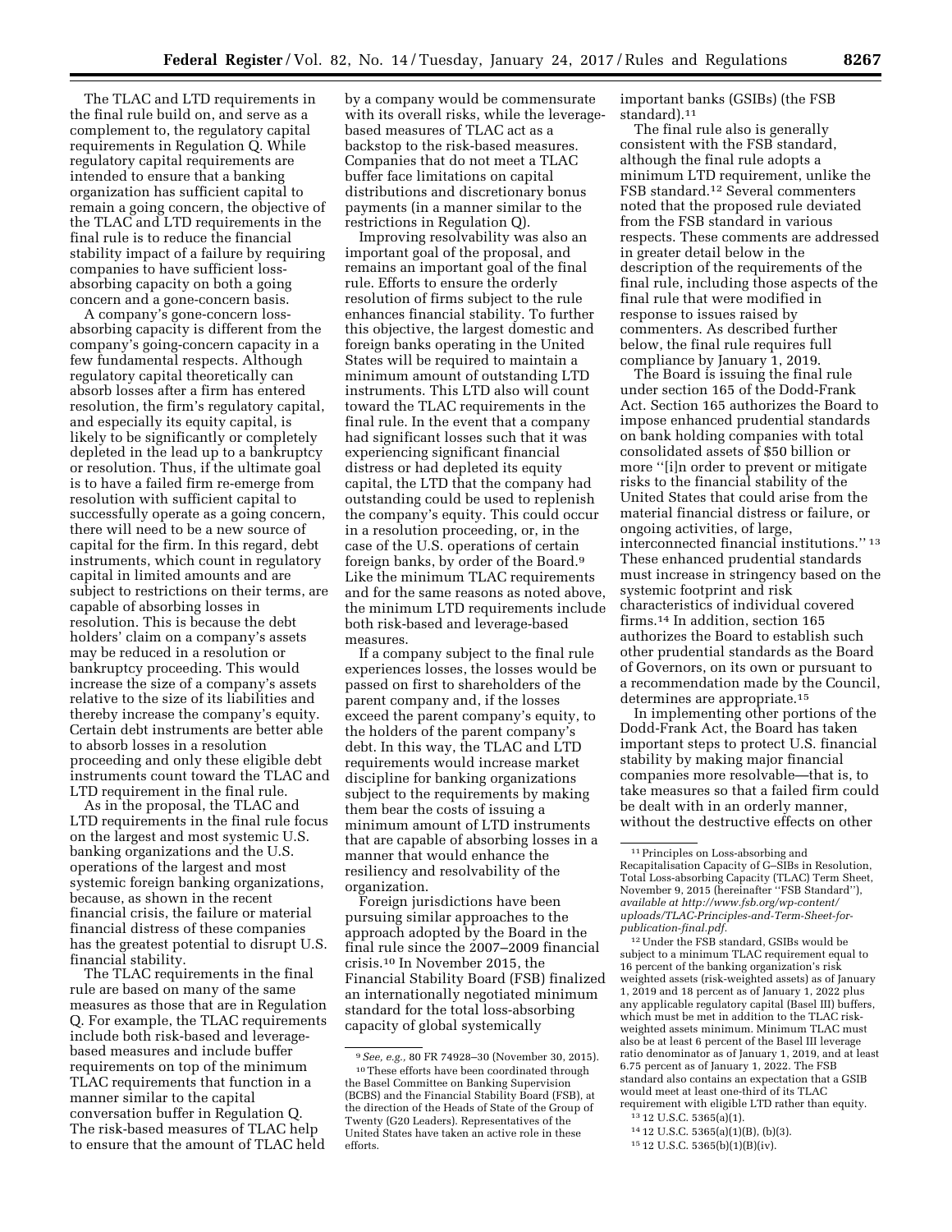The TLAC and LTD requirements in the final rule build on, and serve as a complement to, the regulatory capital requirements in Regulation Q. While regulatory capital requirements are intended to ensure that a banking organization has sufficient capital to remain a going concern, the objective of the TLAC and LTD requirements in the final rule is to reduce the financial stability impact of a failure by requiring companies to have sufficient loss-absorbing capacity on both a going concern and a gone-concern basis.

A company's gone-concern loss-absorbing capacity is different from the company's going-concern capacity in a few fundamental respects. Although regulatory capital theoretically can absorb losses after a firm has entered resolution, the firm's regulatory capital, and especially its equity capital, is likely to be significantly or completely depleted in the lead up to a bankruptcy or resolution. Thus, if the ultimate goal is to have a failed firm re-emerge from resolution with sufficient capital to successfully operate as a going concern, there will need to be a new source of capital for the firm. In this regard, debt instruments, which count in regulatory capital in limited amounts and are subject to restrictions on their terms, are capable of absorbing losses in resolution. This is because the debt holders' claim on a company's assets may be reduced in a resolution or bankruptcy proceeding. This would increase the size of a company's assets relative to the size of its liabilities and thereby increase the company's equity. Certain debt instruments are better able to absorb losses in a resolution proceeding and only these eligible debt instruments count toward the TLAC and LTD requirement in the final rule.

As in the proposal, the TLAC and LTD requirements in the final rule focus on the largest and most systemic U.S. banking organizations and the U.S. operations of the largest and most systemic foreign banking organizations, because, as shown in the recent financial crisis, the failure or material financial distress of these companies has the greatest potential to disrupt U.S. financial stability.

The TLAC requirements in the final rule are based on many of the same measures as those that are in Regulation Q. For example, the TLAC requirements include both risk-based and leverage-based measures and include buffer requirements on top of the minimum TLAC requirements that function in a manner similar to the capital conversation buffer in Regulation Q. The risk-based measures of TLAC help to ensure that the amount of TLAC held by a company would be commensurate with its overall risks, while the leverage-based measures of TLAC act as a backstop to the risk-based measures. Companies that do not meet a TLAC buffer face limitations on capital distributions and discretionary bonus payments (in a manner similar to the restrictions in Regulation Q).

Improving resolvability was also an important goal of the proposal, and remains an important goal of the final rule. Efforts to ensure the orderly resolution of firms subject to the rule enhances financial stability. To further this objective, the largest domestic and foreign banks operating in the United States will be required to maintain a minimum amount of outstanding LTD instruments. This LTD also will count toward the TLAC requirements in the final rule. In the event that a company had significant losses such that it was experiencing significant financial distress or had depleted its equity capital, the LTD that the company had outstanding could be used to replenish the company's equity. This could occur in a resolution proceeding, or, in the case of the U.S. operations of certain foreign banks, by order of the Board.[9] Like the minimum TLAC requirements and for the same reasons as noted above, the minimum LTD requirements include both risk-based and leverage-based measures.

If a company subject to the final rule experiences losses, the losses would be passed on first to shareholders of the parent company and, if the losses exceed the parent company's equity, to the holders of the parent company's debt. In this way, the TLAC and LTD requirements would increase market discipline for banking organizations subject to the requirements by making them bear the costs of issuing a minimum amount of LTD instruments that are capable of absorbing losses in a manner that would enhance the resiliency and resolvability of the organization.

Foreign jurisdictions have been pursuing similar approaches to the approach adopted by the Board in the final rule since the 2007–2009 financial crisis.[10] In November 2015, the Financial Stability Board (FSB) finalized an internationally negotiated minimum standard for the total loss-absorbing capacity of global systemically important banks (GSIBs) (the FSB standard).[11]

The final rule also is generally consistent with the FSB standard, although the final rule adopts a minimum LTD requirement, unlike the FSB standard.[12] Several commenters noted that the proposed rule deviated from the FSB standard in various respects. These comments are addressed in greater detail below in the description of the requirements of the final rule, including those aspects of the final rule that were modified in response to issues raised by commenters. As described further below, the final rule requires full compliance by January 1, 2019.

The Board is issuing the final rule under section 165 of the Dodd-Frank Act. Section 165 authorizes the Board to impose enhanced prudential standards on bank holding companies with total consolidated assets of $50 billion or more ''[i]n order to prevent or mitigate risks to the financial stability of the United States that could arise from the material financial distress or failure, or ongoing activities, of large, interconnected financial institutions.''[13] These enhanced prudential standards must increase in stringency based on the systemic footprint and risk characteristics of individual covered firms.[14] In addition, section 165 authorizes the Board to establish such other prudential standards as the Board of Governors, on its own or pursuant to a recommendation made by the Council, determines are appropriate.[15]

In implementing other portions of the Dodd-Frank Act, the Board has taken important steps to protect U.S. financial stability by making major financial companies more resolvable—that is, to take measures so that a failed firm could be dealt with in an orderly manner, without the destructive effects on other

---

[9] *See, e.g.,* 80 FR 74928–30 (November 30, 2015).

[10] These efforts have been coordinated through the Basel Committee on Banking Supervision (BCBS) and the Financial Stability Board (FSB), at the direction of the Heads of State of the Group of Twenty (G20 Leaders). Representatives of the United States have taken an active role in these efforts.

[11] Principles on Loss-absorbing and Recapitalisation Capacity of G–SIBs in Resolution, Total Loss-absorbing Capacity (TLAC) Term Sheet, November 9, 2015 (hereinafter ''FSB Standard''), *available at http://www.fsb.org/wp-content/uploads/TLAC-Principles-and-Term-Sheet-for-publication-final.pdf.*

[12] Under the FSB standard, GSIBs would be subject to a minimum TLAC requirement equal to 16 percent of the banking organization's risk weighted assets (risk-weighted assets) as of January 1, 2019 and 18 percent as of January 1, 2022 plus any applicable regulatory capital (Basel III) buffers, which must be met in addition to the TLAC risk-weighted assets minimum. Minimum TLAC must also be at least 6 percent of the Basel III leverage ratio denominator as of January 1, 2019, and at least 6.75 percent as of January 1, 2022. The FSB standard also contains an expectation that a GSIB would meet at least one-third of its TLAC requirement with eligible LTD rather than equity.

[13] 12 U.S.C. 5365(a)(1).

[14] 12 U.S.C. 5365(a)(1)(B), (b)(3).

[15] 12 U.S.C. 5365(b)(1)(B)(iv).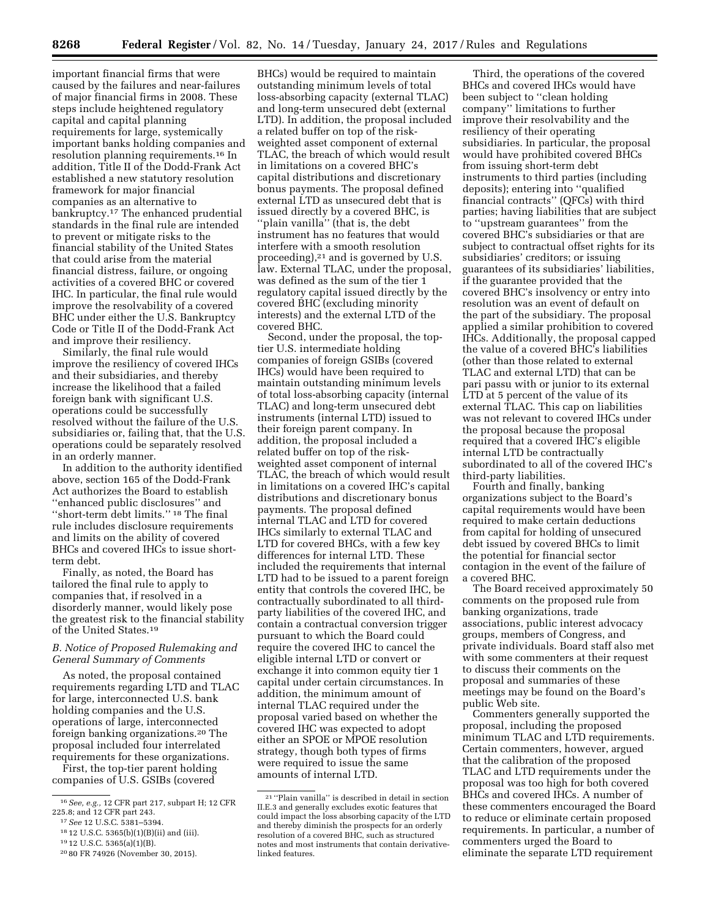important financial firms that were caused by the failures and near-failures of major financial firms in 2008. These steps include heightened regulatory capital and capital planning requirements for large, systemically important banks holding companies and resolution planning requirements.[16] In addition, Title II of the Dodd-Frank Act established a new statutory resolution framework for major financial companies as an alternative to bankruptcy.[17] The enhanced prudential standards in the final rule are intended to prevent or mitigate risks to the financial stability of the United States that could arise from the material financial distress, failure, or ongoing activities of a covered BHC or covered IHC. In particular, the final rule would improve the resolvability of a covered BHC under either the U.S. Bankruptcy Code or Title II of the Dodd-Frank Act and improve their resiliency.

Similarly, the final rule would improve the resiliency of covered IHCs and their subsidiaries, and thereby increase the likelihood that a failed foreign bank with significant U.S. operations could be successfully resolved without the failure of the U.S. subsidiaries or, failing that, that the U.S. operations could be separately resolved in an orderly manner.

In addition to the authority identified above, section 165 of the Dodd-Frank Act authorizes the Board to establish ''enhanced public disclosures'' and ''short-term debt limits.'' [18] The final rule includes disclosure requirements and limits on the ability of covered BHCs and covered IHCs to issue short-term debt.

Finally, as noted, the Board has tailored the final rule to apply to companies that, if resolved in a disorderly manner, would likely pose the greatest risk to the financial stability of the United States.[19]

### *B. Notice of Proposed Rulemaking and General Summary of Comments*

As noted, the proposal contained requirements regarding LTD and TLAC for large, interconnected U.S. bank holding companies and the U.S. operations of large, interconnected foreign banking organizations.[20] The proposal included four interrelated requirements for these organizations.

First, the top-tier parent holding companies of U.S. GSIBs (covered BHCs) would be required to maintain outstanding minimum levels of total loss-absorbing capacity (external TLAC) and long-term unsecured debt (external LTD). In addition, the proposal included a related buffer on top of the risk-weighted asset component of external TLAC, the breach of which would result in limitations on a covered BHC's capital distributions and discretionary bonus payments. The proposal defined external LTD as unsecured debt that is issued directly by a covered BHC, is ''plain vanilla'' (that is, the debt instrument has no features that would interfere with a smooth resolution proceeding),[21] and is governed by U.S. law. External TLAC, under the proposal, was defined as the sum of the tier 1 regulatory capital issued directly by the covered BHC (excluding minority interests) and the external LTD of the covered BHC.

Second, under the proposal, the top-tier U.S. intermediate holding companies of foreign GSIBs (covered IHCs) would have been required to maintain outstanding minimum levels of total loss-absorbing capacity (internal TLAC) and long-term unsecured debt instruments (internal LTD) issued to their foreign parent company. In addition, the proposal included a related buffer on top of the risk-weighted asset component of internal TLAC, the breach of which would result in limitations on a covered IHC's capital distributions and discretionary bonus payments. The proposal defined internal TLAC and LTD for covered IHCs similarly to external TLAC and LTD for covered BHCs, with a few key differences for internal LTD. These included the requirements that internal LTD had to be issued to a parent foreign entity that controls the covered IHC, be contractually subordinated to all third-party liabilities of the covered IHC, and contain a contractual conversion trigger pursuant to which the Board could require the covered IHC to cancel the eligible internal LTD or convert or exchange it into common equity tier 1 capital under certain circumstances. In addition, the minimum amount of internal TLAC required under the proposal varied based on whether the covered IHC was expected to adopt either an SPOE or MPOE resolution strategy, though both types of firms were required to issue the same amounts of internal LTD.

Third, the operations of the covered BHCs and covered IHCs would have been subject to ''clean holding company'' limitations to further improve their resolvability and the resiliency of their operating subsidiaries. In particular, the proposal would have prohibited covered BHCs from issuing short-term debt instruments to third parties (including deposits); entering into ''qualified financial contracts'' (QFCs) with third parties; having liabilities that are subject to ''upstream guarantees'' from the covered BHC's subsidiaries or that are subject to contractual offset rights for its subsidiaries' creditors; or issuing guarantees of its subsidiaries' liabilities, if the guarantee provided that the covered BHC's insolvency or entry into resolution was an event of default on the part of the subsidiary. The proposal applied a similar prohibition to covered IHCs. Additionally, the proposal capped the value of a covered BHC's liabilities (other than those related to external TLAC and external LTD) that can be pari passu with or junior to its external LTD at 5 percent of the value of its external TLAC. This cap on liabilities was not relevant to covered IHCs under the proposal because the proposal required that a covered IHC's eligible internal LTD be contractually subordinated to all of the covered IHC's third-party liabilities.

Fourth and finally, banking organizations subject to the Board's capital requirements would have been required to make certain deductions from capital for holding of unsecured debt issued by covered BHCs to limit the potential for financial sector contagion in the event of the failure of a covered BHC.

The Board received approximately 50 comments on the proposed rule from banking organizations, trade associations, public interest advocacy groups, members of Congress, and private individuals. Board staff also met with some commenters at their request to discuss their comments on the proposal and summaries of these meetings may be found on the Board's public Web site.

Commenters generally supported the proposal, including the proposed minimum TLAC and LTD requirements. Certain commenters, however, argued that the calibration of the proposed TLAC and LTD requirements under the proposal was too high for both covered BHCs and covered IHCs. A number of these commenters encouraged the Board to reduce or eliminate certain proposed requirements. In particular, a number of commenters urged the Board to eliminate the separate LTD requirement

---

[16] *See, e.g.,* 12 CFR part 217, subpart H; 12 CFR 225.8; and 12 CFR part 243.

[17] *See* 12 U.S.C. 5381–5394.

[18] 12 U.S.C. 5365(b)(1)(B)(ii) and (iii).

[19] 12 U.S.C. 5365(a)(1)(B).

[20] 80 FR 74926 (November 30, 2015).

[21] ''Plain vanilla'' is described in detail in section II.E.3 and generally excludes exotic features that could impact the loss absorbing capacity of the LTD and thereby diminish the prospects for an orderly resolution of a covered BHC, such as structured notes and most instruments that contain derivative-linked features.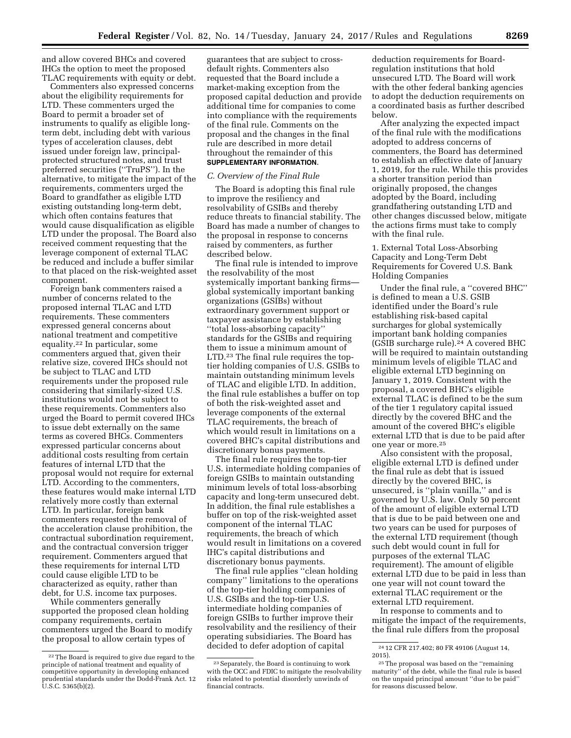and allow covered BHCs and covered IHCs the option to meet the proposed TLAC requirements with equity or debt.

Commenters also expressed concerns about the eligibility requirements for LTD. These commenters urged the Board to permit a broader set of instruments to qualify as eligible long-term debt, including debt with various types of acceleration clauses, debt issued under foreign law, principal-protected structured notes, and trust preferred securities (''TruPS''). In the alternative, to mitigate the impact of the requirements, commenters urged the Board to grandfather as eligible LTD existing outstanding long-term debt, which often contains features that would cause disqualification as eligible LTD under the proposal. The Board also received comment requesting that the leverage component of external TLAC be reduced and include a buffer similar to that placed on the risk-weighted asset component.

Foreign bank commenters raised a number of concerns related to the proposed internal TLAC and LTD requirements. These commenters expressed general concerns about national treatment and competitive equality.[22] In particular, some commenters argued that, given their relative size, covered IHCs should not be subject to TLAC and LTD requirements under the proposed rule considering that similarly-sized U.S. institutions would not be subject to these requirements. Commenters also urged the Board to permit covered IHCs to issue debt externally on the same terms as covered BHCs. Commenters expressed particular concerns about additional costs resulting from certain features of internal LTD that the proposal would not require for external LTD. According to the commenters, these features would make internal LTD relatively more costly than external LTD. In particular, foreign bank commenters requested the removal of the acceleration clause prohibition, the contractual subordination requirement, and the contractual conversion trigger requirement. Commenters argued that these requirements for internal LTD could cause eligible LTD to be characterized as equity, rather than debt, for U.S. income tax purposes.

While commenters generally supported the proposed clean holding company requirements, certain commenters urged the Board to modify the proposal to allow certain types of guarantees that are subject to cross-default rights. Commenters also requested that the Board include a market-making exception from the proposed capital deduction and provide additional time for companies to come into compliance with the requirements of the final rule. Comments on the proposal and the changes in the final rule are described in more detail throughout the remainder of this **SUPPLEMENTARY INFORMATION**.

### C. Overview of the Final Rule

The Board is adopting this final rule to improve the resiliency and resolvability of GSIBs and thereby reduce threats to financial stability. The Board has made a number of changes to the proposal in response to concerns raised by commenters, as further described below.

The final rule is intended to improve the resolvability of the most systemically important banking firms—global systemically important banking organizations (GSIBs) without extraordinary government support or taxpayer assistance by establishing ''total loss-absorbing capacity'' standards for the GSIBs and requiring them to issue a minimum amount of LTD.[23] The final rule requires the top-tier holding companies of U.S. GSIBs to maintain outstanding minimum levels of TLAC and eligible LTD. In addition, the final rule establishes a buffer on top of both the risk-weighted asset and leverage components of the external TLAC requirements, the breach of which would result in limitations on a covered BHC's capital distributions and discretionary bonus payments.

The final rule requires the top-tier U.S. intermediate holding companies of foreign GSIBs to maintain outstanding minimum levels of total loss-absorbing capacity and long-term unsecured debt. In addition, the final rule establishes a buffer on top of the risk-weighted asset component of the internal TLAC requirements, the breach of which would result in limitations on a covered IHC's capital distributions and discretionary bonus payments.

The final rule applies ''clean holding company'' limitations to the operations of the top-tier holding companies of U.S. GSIBs and the top-tier U.S. intermediate holding companies of foreign GSIBs to further improve their resolvability and the resiliency of their operating subsidiaries. The Board has decided to defer adoption of capital deduction requirements for Board-regulation institutions that hold unsecured LTD. The Board will work with the other federal banking agencies to adopt the deduction requirements on a coordinated basis as further described below.

After analyzing the expected impact of the final rule with the modifications adopted to address concerns of commenters, the Board has determined to establish an effective date of January 1, 2019, for the rule. While this provides a shorter transition period than originally proposed, the changes adopted by the Board, including grandfathering outstanding LTD and other changes discussed below, mitigate the actions firms must take to comply with the final rule.

#### 1. External Total Loss-Absorbing Capacity and Long-Term Debt Requirements for Covered U.S. Bank Holding Companies

Under the final rule, a ''covered BHC'' is defined to mean a U.S. GSIB identified under the Board's rule establishing risk-based capital surcharges for global systemically important bank holding companies (GSIB surcharge rule).[24] A covered BHC will be required to maintain outstanding minimum levels of eligible TLAC and eligible external LTD beginning on January 1, 2019. Consistent with the proposal, a covered BHC's eligible external TLAC is defined to be the sum of the tier 1 regulatory capital issued directly by the covered BHC and the amount of the covered BHC's eligible external LTD that is due to be paid after one year or more.[25]

Also consistent with the proposal, eligible external LTD is defined under the final rule as debt that is issued directly by the covered BHC, is unsecured, is ''plain vanilla,'' and is governed by U.S. law. Only 50 percent of the amount of eligible external LTD that is due to be paid between one and two years can be used for purposes of the external LTD requirement (though such debt would count in full for purposes of the external TLAC requirement). The amount of eligible external LTD due to be paid in less than one year will not count toward the external TLAC requirement or the external LTD requirement.

In response to comments and to mitigate the impact of the requirements, the final rule differs from the proposal

---

[22] The Board is required to give due regard to the principle of national treatment and equality of competitive opportunity in developing enhanced prudential standards under the Dodd-Frank Act. 12 U.S.C. 5365(b)(2).

[23] Separately, the Board is continuing to work with the OCC and FDIC to mitigate the resolvability risks related to potential disorderly unwinds of financial contracts.

[24] 12 CFR 217.402; 80 FR 49106 (August 14, 2015).

[25] The proposal was based on the ''remaining maturity'' of the debt, while the final rule is based on the unpaid principal amount ''due to be paid'' for reasons discussed below.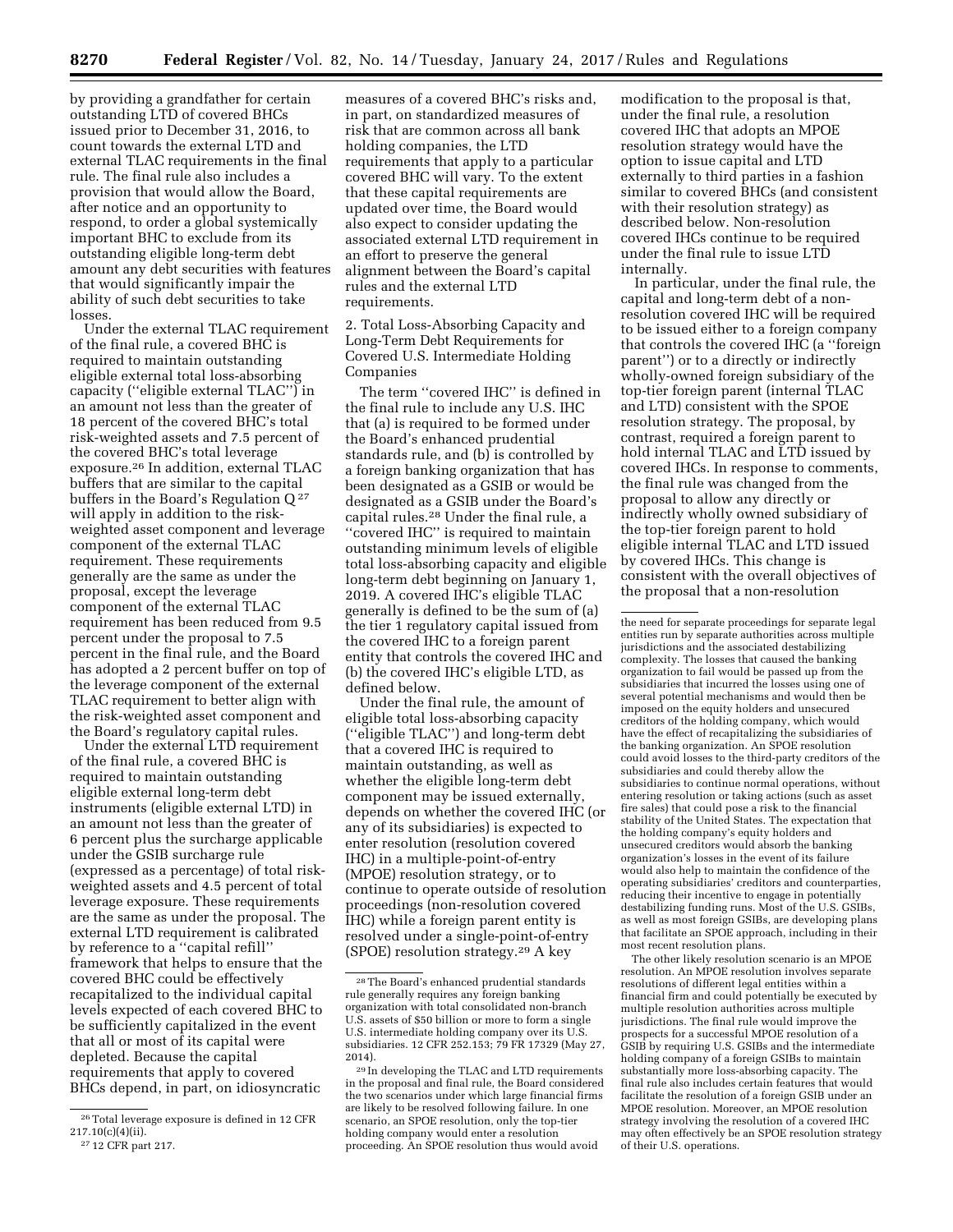by providing a grandfather for certain outstanding LTD of covered BHCs issued prior to December 31, 2016, to count towards the external LTD and external TLAC requirements in the final rule. The final rule also includes a provision that would allow the Board, after notice and an opportunity to respond, to order a global systemically important BHC to exclude from its outstanding eligible long-term debt amount any debt securities with features that would significantly impair the ability of such debt securities to take losses.

Under the external TLAC requirement of the final rule, a covered BHC is required to maintain outstanding eligible external total loss-absorbing capacity (''eligible external TLAC'') in an amount not less than the greater of 18 percent of the covered BHC's total risk-weighted assets and 7.5 percent of the covered BHC's total leverage exposure.[26] In addition, external TLAC buffers that are similar to the capital buffers in the Board's Regulation Q[27] will apply in addition to the risk-weighted asset component and leverage component of the external TLAC requirement. These requirements generally are the same as under the proposal, except the leverage component of the external TLAC requirement has been reduced from 9.5 percent under the proposal to 7.5 percent in the final rule, and the Board has adopted a 2 percent buffer on top of the leverage component of the external TLAC requirement to better align with the risk-weighted asset component and the Board's regulatory capital rules.

Under the external LTD requirement of the final rule, a covered BHC is required to maintain outstanding eligible external long-term debt instruments (eligible external LTD) in an amount not less than the greater of 6 percent plus the surcharge applicable under the GSIB surcharge rule (expressed as a percentage) of total risk-weighted assets and 4.5 percent of total leverage exposure. These requirements are the same as under the proposal. The external LTD requirement is calibrated by reference to a ''capital refill'' framework that helps to ensure that the covered BHC could be effectively recapitalized to the individual capital levels expected of each covered BHC to be sufficiently capitalized in the event that all or most of its capital were depleted. Because the capital requirements that apply to covered BHCs depend, in part, on idiosyncratic measures of a covered BHC's risks and, in part, on standardized measures of risk that are common across all bank holding companies, the LTD requirements that apply to a particular covered BHC will vary. To the extent that these capital requirements are updated over time, the Board would also expect to consider updating the associated external LTD requirement in an effort to preserve the general alignment between the Board's capital rules and the external LTD requirements.

2. Total Loss-Absorbing Capacity and Long-Term Debt Requirements for Covered U.S. Intermediate Holding Companies

The term ''covered IHC'' is defined in the final rule to include any U.S. IHC that (a) is required to be formed under the Board's enhanced prudential standards rule, and (b) is controlled by a foreign banking organization that has been designated as a GSIB or would be designated as a GSIB under the Board's capital rules.[28] Under the final rule, a ''covered IHC'' is required to maintain outstanding minimum levels of eligible total loss-absorbing capacity and eligible long-term debt beginning on January 1, 2019. A covered IHC's eligible TLAC generally is defined to be the sum of (a) the tier 1 regulatory capital issued from the covered IHC to a foreign parent entity that controls the covered IHC and (b) the covered IHC's eligible LTD, as defined below.

Under the final rule, the amount of eligible total loss-absorbing capacity (''eligible TLAC'') and long-term debt that a covered IHC is required to maintain outstanding, as well as whether the eligible long-term debt component may be issued externally, depends on whether the covered IHC (or any of its subsidiaries) is expected to enter resolution (resolution covered IHC) in a multiple-point-of-entry (MPOE) resolution strategy, or to continue to operate outside of resolution proceedings (non-resolution covered IHC) while a foreign parent entity is resolved under a single-point-of-entry (SPOE) resolution strategy.[29] A key modification to the proposal is that, under the final rule, a resolution covered IHC that adopts an MPOE resolution strategy would have the option to issue capital and LTD externally to third parties in a fashion similar to covered BHCs (and consistent with their resolution strategy) as described below. Non-resolution covered IHCs continue to be required under the final rule to issue LTD internally.

In particular, under the final rule, the capital and long-term debt of a non-resolution covered IHC will be required to be issued either to a foreign company that controls the covered IHC (a ''foreign parent'') or to a directly or indirectly wholly-owned foreign subsidiary of the top-tier foreign parent (internal TLAC and LTD) consistent with the SPOE resolution strategy. The proposal, by contrast, required a foreign parent to hold internal TLAC and LTD issued by covered IHCs. In response to comments, the final rule was changed from the proposal to allow any directly or indirectly wholly owned subsidiary of the top-tier foreign parent to hold eligible internal TLAC and LTD issued by covered IHCs. This change is consistent with the overall objectives of the proposal that a non-resolution

---

[26] Total leverage exposure is defined in 12 CFR 217.10(c)(4)(ii).

[27] 12 CFR part 217.

[28] The Board's enhanced prudential standards rule generally requires any foreign banking organization with total consolidated non-branch U.S. assets of $50 billion or more to form a single U.S. intermediate holding company over its U.S. subsidiaries. 12 CFR 252.153; 79 FR 17329 (May 27, 2014).

[29] In developing the TLAC and LTD requirements in the proposal and final rule, the Board considered the two scenarios under which large financial firms are likely to be resolved following failure. In one scenario, an SPOE resolution, only the top-tier holding company would enter a resolution proceeding. An SPOE resolution thus would avoid the need for separate proceedings for separate legal entities run by separate authorities across multiple jurisdictions and the associated destabilizing complexity. The losses that caused the banking organization to fail would be passed up from the subsidiaries that incurred the losses using one of several potential mechanisms and would then be imposed on the equity holders and unsecured creditors of the holding company, which would have the effect of recapitalizing the subsidiaries of the banking organization. An SPOE resolution could avoid losses to the third-party creditors of the subsidiaries and could thereby allow the subsidiaries to continue normal operations, without entering resolution or taking actions (such as asset fire sales) that could pose a risk to the financial stability of the United States. The expectation that the holding company's equity holders and unsecured creditors would absorb the banking organization's losses in the event of its failure would also help to maintain the confidence of the operating subsidiaries' creditors and counterparties, reducing their incentive to engage in potentially destabilizing funding runs. Most of the U.S. GSIBs, as well as most foreign GSIBs, are developing plans that facilitate an SPOE approach, including in their most recent resolution plans.

The other likely resolution scenario is an MPOE resolution. An MPOE resolution involves separate resolutions of different legal entities within a financial firm and could potentially be executed by multiple resolution authorities across multiple jurisdictions. The final rule would improve the prospects for a successful MPOE resolution of a GSIB by requiring U.S. GSIBs and the intermediate holding company of a foreign GSIBs to maintain substantially more loss-absorbing capacity. The final rule also includes certain features that would facilitate the resolution of a foreign GSIB under an MPOE resolution. Moreover, an MPOE resolution strategy involving the resolution of a covered IHC may often effectively be an SPOE resolution strategy of their U.S. operations.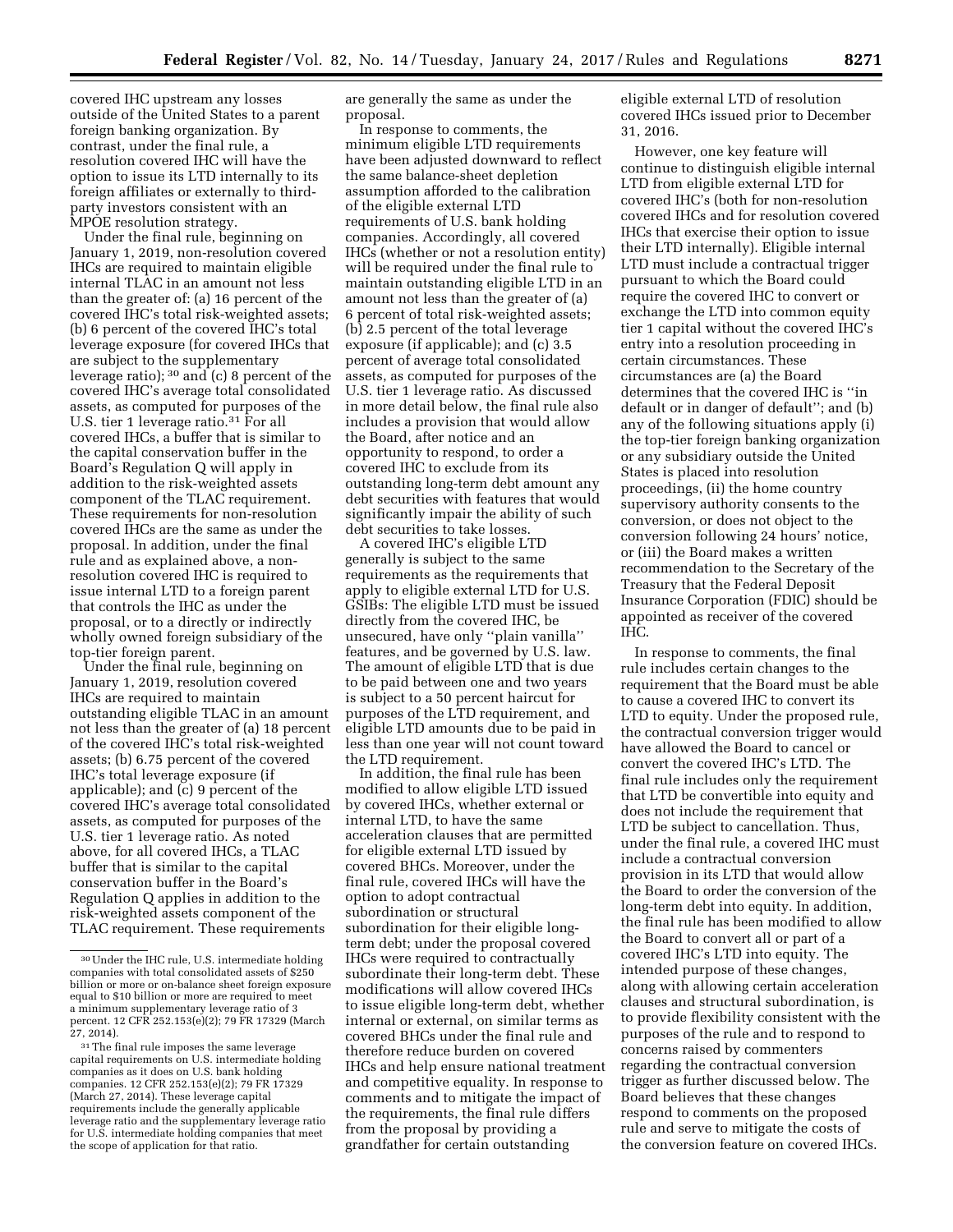covered IHC upstream any losses outside of the United States to a parent foreign banking organization. By contrast, under the final rule, a resolution covered IHC will have the option to issue its LTD internally to its foreign affiliates or externally to third-party investors consistent with an MPOE resolution strategy.

Under the final rule, beginning on January 1, 2019, non-resolution covered IHCs are required to maintain eligible internal TLAC in an amount not less than the greater of: (a) 16 percent of the covered IHC's total risk-weighted assets; (b) 6 percent of the covered IHC's total leverage exposure (for covered IHCs that are subject to the supplementary leverage ratio); [30] and (c) 8 percent of the covered IHC's average total consolidated assets, as computed for purposes of the U.S. tier 1 leverage ratio.[31] For all covered IHCs, a buffer that is similar to the capital conservation buffer in the Board's Regulation Q will apply in addition to the risk-weighted assets component of the TLAC requirement. These requirements for non-resolution covered IHCs are the same as under the proposal. In addition, under the final rule and as explained above, a non-resolution covered IHC is required to issue internal LTD to a foreign parent that controls the IHC as under the proposal, or to a directly or indirectly wholly owned foreign subsidiary of the top-tier foreign parent.

Under the final rule, beginning on January 1, 2019, resolution covered IHCs are required to maintain outstanding eligible TLAC in an amount not less than the greater of (a) 18 percent of the covered IHC's total risk-weighted assets; (b) 6.75 percent of the covered IHC's total leverage exposure (if applicable); and (c) 9 percent of the covered IHC's average total consolidated assets, as computed for purposes of the U.S. tier 1 leverage ratio. As noted above, for all covered IHCs, a TLAC buffer that is similar to the capital conservation buffer in the Board's Regulation Q applies in addition to the risk-weighted assets component of the TLAC requirement. These requirements are generally the same as under the proposal.

In response to comments, the minimum eligible LTD requirements have been adjusted downward to reflect the same balance-sheet depletion assumption afforded to the calibration of the eligible external LTD requirements of U.S. bank holding companies. Accordingly, all covered IHCs (whether or not a resolution entity) will be required under the final rule to maintain outstanding eligible LTD in an amount not less than the greater of (a) 6 percent of total risk-weighted assets; (b) 2.5 percent of the total leverage exposure (if applicable); and (c) 3.5 percent of average total consolidated assets, as computed for purposes of the U.S. tier 1 leverage ratio. As discussed in more detail below, the final rule also includes a provision that would allow the Board, after notice and an opportunity to respond, to order a covered IHC to exclude from its outstanding long-term debt amount any debt securities with features that would significantly impair the ability of such debt securities to take losses.

A covered IHC's eligible LTD generally is subject to the same requirements as the requirements that apply to eligible external LTD for U.S. GSIBs: The eligible LTD must be issued directly from the covered IHC, be unsecured, have only "plain vanilla" features, and be governed by U.S. law. The amount of eligible LTD that is due to be paid between one and two years is subject to a 50 percent haircut for purposes of the LTD requirement, and eligible LTD amounts due to be paid in less than one year will not count toward the LTD requirement.

In addition, the final rule has been modified to allow eligible LTD issued by covered IHCs, whether external or internal LTD, to have the same acceleration clauses that are permitted for eligible external LTD issued by covered BHCs. Moreover, under the final rule, covered IHCs will have the option to adopt contractual subordination or structural subordination for their eligible long-term debt; under the proposal covered IHCs were required to contractually subordinate their long-term debt. These modifications will allow covered IHCs to issue eligible long-term debt, whether internal or external, on similar terms as covered BHCs under the final rule and therefore reduce burden on covered IHCs and help ensure national treatment and competitive equality. In response to comments and to mitigate the impact of the requirements, the final rule differs from the proposal by providing a grandfather for certain outstanding eligible external LTD of resolution covered IHCs issued prior to December 31, 2016.

However, one key feature will continue to distinguish eligible internal LTD from eligible external LTD for covered IHC's (both for non-resolution covered IHCs and for resolution covered IHCs that exercise their option to issue their LTD internally). Eligible internal LTD must include a contractual trigger pursuant to which the Board could require the covered IHC to convert or exchange the LTD into common equity tier 1 capital without the covered IHC's entry into a resolution proceeding in certain circumstances. These circumstances are (a) the Board determines that the covered IHC is "in default or in danger of default"; and (b) any of the following situations apply (i) the top-tier foreign banking organization or any subsidiary outside the United States is placed into resolution proceedings, (ii) the home country supervisory authority consents to the conversion, or does not object to the conversion following 24 hours' notice, or (iii) the Board makes a written recommendation to the Secretary of the Treasury that the Federal Deposit Insurance Corporation (FDIC) should be appointed as receiver of the covered IHC.

In response to comments, the final rule includes certain changes to the requirement that the Board must be able to cause a covered IHC to convert its LTD to equity. Under the proposed rule, the contractual conversion trigger would have allowed the Board to cancel or convert the covered IHC's LTD. The final rule includes only the requirement that LTD be convertible into equity and does not include the requirement that LTD be subject to cancellation. Thus, under the final rule, a covered IHC must include a contractual conversion provision in its LTD that would allow the Board to order the conversion of the long-term debt into equity. In addition, the final rule has been modified to allow the Board to convert all or part of a covered IHC's LTD into equity. The intended purpose of these changes, along with allowing certain acceleration clauses and structural subordination, is to provide flexibility consistent with the purposes of the rule and to respond to concerns raised by commenters regarding the contractual conversion trigger as further discussed below. The Board believes that these changes respond to comments on the proposed rule and serve to mitigate the costs of the conversion feature on covered IHCs.

[30] Under the IHC rule, U.S. intermediate holding companies with total consolidated assets of $250 billion or more or on-balance sheet foreign exposure equal to $10 billion or more are required to meet a minimum supplementary leverage ratio of 3 percent. 12 CFR 252.153(e)(2); 79 FR 17329 (March 27, 2014).

[31] The final rule imposes the same leverage capital requirements on U.S. intermediate holding companies as it does on U.S. bank holding companies. 12 CFR 252.153(e)(2); 79 FR 17329 (March 27, 2014). These leverage capital requirements include the generally applicable leverage ratio and the supplementary leverage ratio for U.S. intermediate holding companies that meet the scope of application for that ratio.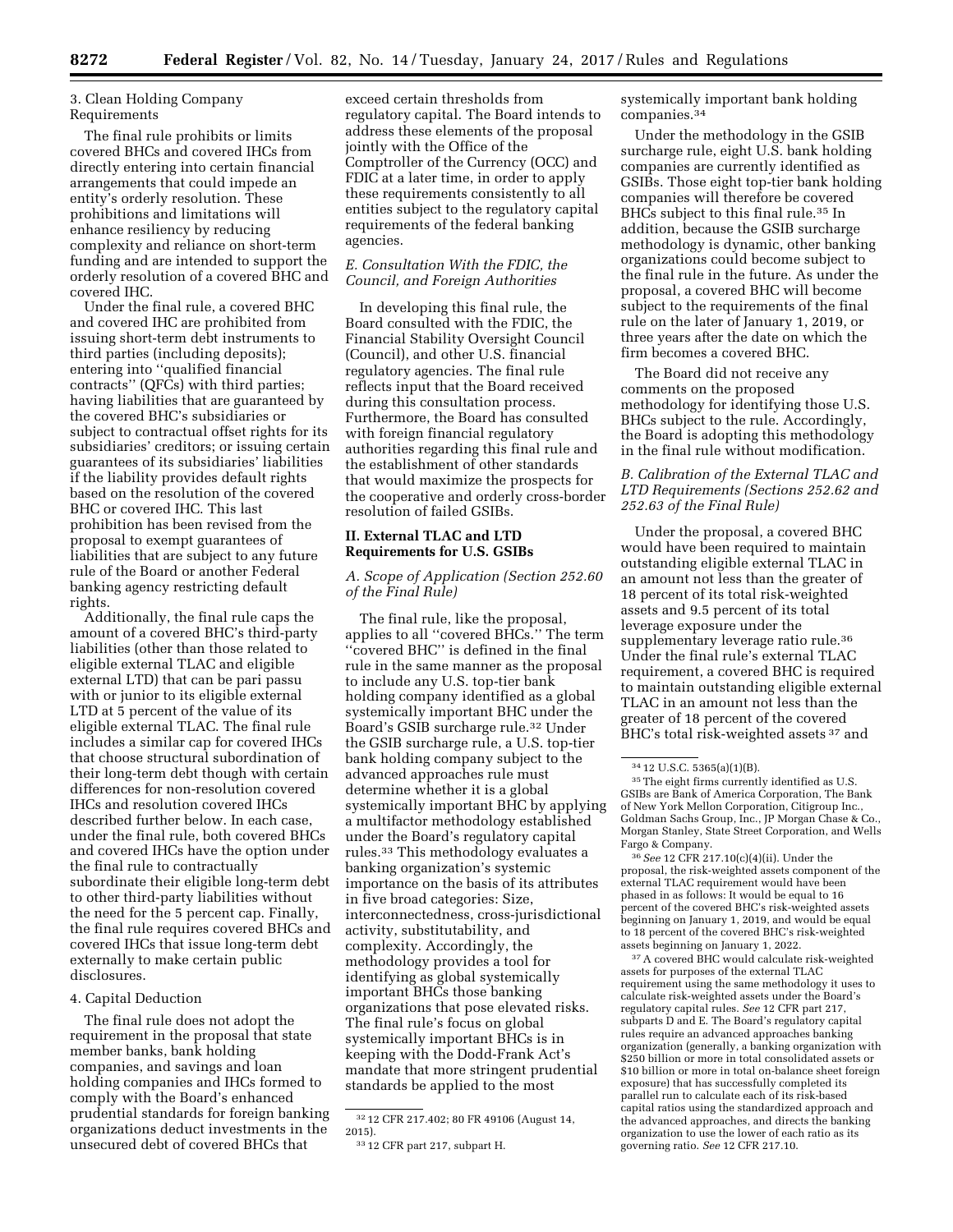3. Clean Holding Company Requirements

The final rule prohibits or limits covered BHCs and covered IHCs from directly entering into certain financial arrangements that could impede an entity's orderly resolution. These prohibitions and limitations will enhance resiliency by reducing complexity and reliance on short-term funding and are intended to support the orderly resolution of a covered BHC and covered IHC.

Under the final rule, a covered BHC and covered IHC are prohibited from issuing short-term debt instruments to third parties (including deposits); entering into "qualified financial contracts" (QFCs) with third parties; having liabilities that are guaranteed by the covered BHC's subsidiaries or subject to contractual offset rights for its subsidiaries' creditors; or issuing certain guarantees of its subsidiaries' liabilities if the liability provides default rights based on the resolution of the covered BHC or covered IHC. This last prohibition has been revised from the proposal to exempt guarantees of liabilities that are subject to any future rule of the Board or another Federal banking agency restricting default rights.

Additionally, the final rule caps the amount of a covered BHC's third-party liabilities (other than those related to eligible external TLAC and eligible external LTD) that can be pari passu with or junior to its eligible external LTD at 5 percent of the value of its eligible external TLAC. The final rule includes a similar cap for covered IHCs that choose structural subordination of their long-term debt though with certain differences for non-resolution covered IHCs and resolution covered IHCs described further below. In each case, under the final rule, both covered BHCs and covered IHCs have the option under the final rule to contractually subordinate their eligible long-term debt to other third-party liabilities without the need for the 5 percent cap. Finally, the final rule requires covered BHCs and covered IHCs that issue long-term debt externally to make certain public disclosures.

4. Capital Deduction

The final rule does not adopt the requirement in the proposal that state member banks, bank holding companies, and savings and loan holding companies and IHCs formed to comply with the Board's enhanced prudential standards for foreign banking organizations deduct investments in the unsecured debt of covered BHCs that exceed certain thresholds from regulatory capital. The Board intends to address these elements of the proposal jointly with the Office of the Comptroller of the Currency (OCC) and FDIC at a later time, in order to apply these requirements consistently to all entities subject to the regulatory capital requirements of the federal banking agencies.

### *E. Consultation With the FDIC, the Council, and Foreign Authorities*

In developing this final rule, the Board consulted with the FDIC, the Financial Stability Oversight Council (Council), and other U.S. financial regulatory agencies. The final rule reflects input that the Board received during this consultation process. Furthermore, the Board has consulted with foreign financial regulatory authorities regarding this final rule and the establishment of other standards that would maximize the prospects for the cooperative and orderly cross-border resolution of failed GSIBs.

## II. External TLAC and LTD Requirements for U.S. GSIBs

### *A. Scope of Application (Section 252.60 of the Final Rule)*

The final rule, like the proposal, applies to all "covered BHCs." The term "covered BHC" is defined in the final rule in the same manner as the proposal to include any U.S. top-tier bank holding company identified as a global systemically important BHC under the Board's GSIB surcharge rule.[32] Under the GSIB surcharge rule, a U.S. top-tier bank holding company subject to the advanced approaches rule must determine whether it is a global systemically important BHC by applying a multifactor methodology established under the Board's regulatory capital rules.[33] This methodology evaluates a banking organization's systemic importance on the basis of its attributes in five broad categories: Size, interconnectedness, cross-jurisdictional activity, substitutability, and complexity. Accordingly, the methodology provides a tool for identifying as global systemically important BHCs those banking organizations that pose elevated risks. The final rule's focus on global systemically important BHCs is in keeping with the Dodd-Frank Act's mandate that more stringent prudential standards be applied to the most systemically important bank holding companies.[34]

Under the methodology in the GSIB surcharge rule, eight U.S. bank holding companies are currently identified as GSIBs. Those eight top-tier bank holding companies will therefore be covered BHCs subject to this final rule.[35] In addition, because the GSIB surcharge methodology is dynamic, other banking organizations could become subject to the final rule in the future. As under the proposal, a covered BHC will become subject to the requirements of the final rule on the later of January 1, 2019, or three years after the date on which the firm becomes a covered BHC.

The Board did not receive any comments on the proposed methodology for identifying those U.S. BHCs subject to the rule. Accordingly, the Board is adopting this methodology in the final rule without modification.

### *B. Calibration of the External TLAC and LTD Requirements (Sections 252.62 and 252.63 of the Final Rule)*

Under the proposal, a covered BHC would have been required to maintain outstanding eligible external TLAC in an amount not less than the greater of 18 percent of its total risk-weighted assets and 9.5 percent of its total leverage exposure under the supplementary leverage ratio rule.[36] Under the final rule's external TLAC requirement, a covered BHC is required to maintain outstanding eligible external TLAC in an amount not less than the greater of 18 percent of the covered BHC's total risk-weighted assets[37] and

---

[32] 12 CFR 217.402; 80 FR 49106 (August 14, 2015).

[33] 12 CFR part 217, subpart H.

[34] 12 U.S.C. 5365(a)(1)(B).

[35] The eight firms currently identified as U.S. GSIBs are Bank of America Corporation, The Bank of New York Mellon Corporation, Citigroup Inc., Goldman Sachs Group, Inc., JP Morgan Chase & Co., Morgan Stanley, State Street Corporation, and Wells Fargo & Company.

[36] *See* 12 CFR 217.10(c)(4)(ii). Under the proposal, the risk-weighted assets component of the external TLAC requirement would have been phased in as follows: It would be equal to 16 percent of the covered BHC's risk-weighted assets beginning on January 1, 2019, and would be equal to 18 percent of the covered BHC's risk-weighted assets beginning on January 1, 2022.

[37] A covered BHC would calculate risk-weighted assets for purposes of the external TLAC requirement using the same methodology it uses to calculate risk-weighted assets under the Board's regulatory capital rules. *See* 12 CFR part 217, subparts D and E. The Board's regulatory capital rules require an advanced approaches banking organization (generally, a banking organization with $250 billion or more in total consolidated assets or $10 billion or more in total on-balance sheet foreign exposure) that has successfully completed its parallel run to calculate each of its risk-based capital ratios using the standardized approach and the advanced approaches, and directs the banking organization to use the lower of each ratio as its governing ratio. *See* 12 CFR 217.10.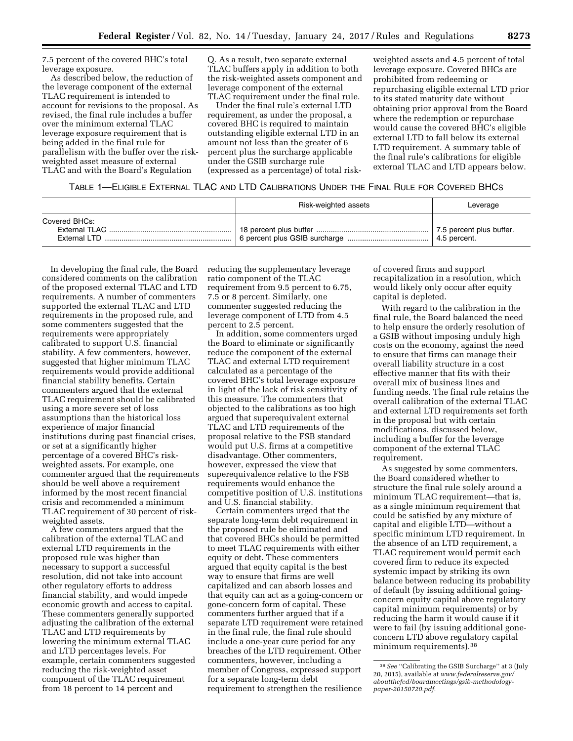7.5 percent of the covered BHC's total leverage exposure.

As described below, the reduction of the leverage component of the external TLAC requirement is intended to account for revisions to the proposal. As revised, the final rule includes a buffer over the minimum external TLAC leverage exposure requirement that is being added in the final rule for parallelism with the buffer over the risk-weighted asset measure of external TLAC and with the Board's Regulation Q. As a result, two separate external TLAC buffers apply in addition to both the risk-weighted assets component and leverage component of the external TLAC requirement under the final rule.

Under the final rule's external LTD requirement, as under the proposal, a covered BHC is required to maintain outstanding eligible external LTD in an amount not less than the greater of 6 percent plus the surcharge applicable under the GSIB surcharge rule (expressed as a percentage) of total risk-weighted assets and 4.5 percent of total leverage exposure. Covered BHCs are prohibited from redeeming or repurchasing eligible external LTD prior to its stated maturity date without obtaining prior approval from the Board where the redemption or repurchase would cause the covered BHC's eligible external LTD to fall below its external LTD requirement. A summary table of the final rule's calibrations for eligible external TLAC and LTD appears below.

TABLE 1—ELIGIBLE EXTERNAL TLAC AND LTD CALIBRATIONS UNDER THE FINAL RULE FOR COVERED BHCS

| | Risk-weighted assets | Leverage |
|---|---|---|
| Covered BHCs: | | |
| External TLAC | 18 percent plus buffer | 7.5 percent plus buffer. |
| External LTD | 6 percent plus GSIB surcharge | 4.5 percent. |

In developing the final rule, the Board considered comments on the calibration of the proposed external TLAC and LTD requirements. A number of commenters supported the external TLAC and LTD requirements in the proposed rule, and some commenters suggested that the requirements were appropriately calibrated to support U.S. financial stability. A few commenters, however, suggested that higher minimum TLAC requirements would provide additional financial stability benefits. Certain commenters argued that the external TLAC requirement should be calibrated using a more severe set of loss assumptions than the historical loss experience of major financial institutions during past financial crises, or set at a significantly higher percentage of a covered BHC's risk-weighted assets. For example, one commenter argued that the requirements should be well above a requirement informed by the most recent financial crisis and recommended a minimum TLAC requirement of 30 percent of risk-weighted assets.

A few commenters argued that the calibration of the external TLAC and external LTD requirements in the proposed rule was higher than necessary to support a successful resolution, did not take into account other regulatory efforts to address financial stability, and would impede economic growth and access to capital. These commenters generally supported adjusting the calibration of the external TLAC and LTD requirements by lowering the minimum external TLAC and LTD percentages levels. For example, certain commenters suggested reducing the risk-weighted asset component of the TLAC requirement from 18 percent to 14 percent and reducing the supplementary leverage ratio component of the TLAC requirement from 9.5 percent to 6.75, 7.5 or 8 percent. Similarly, one commenter suggested reducing the leverage component of LTD from 4.5 percent to 2.5 percent.

In addition, some commenters urged the Board to eliminate or significantly reduce the component of the external TLAC and external LTD requirement calculated as a percentage of the covered BHC's total leverage exposure in light of the lack of risk sensitivity of this measure. The commenters that objected to the calibrations as too high argued that superequivalent external TLAC and LTD requirements of the proposal relative to the FSB standard would put U.S. firms at a competitive disadvantage. Other commenters, however, expressed the view that superequivalence relative to the FSB requirements would enhance the competitive position of U.S. institutions and U.S. financial stability.

Certain commenters urged that the separate long-term debt requirement in the proposed rule be eliminated and that covered BHCs should be permitted to meet TLAC requirements with either equity or debt. These commenters argued that equity capital is the best way to ensure that firms are well capitalized and can absorb losses and that equity can act as a going-concern or gone-concern form of capital. These commenters further argued that if a separate LTD requirement were retained in the final rule, the final rule should include a one-year cure period for any breaches of the LTD requirement. Other commenters, however, including a member of Congress, expressed support for a separate long-term debt requirement to strengthen the resilience of covered firms and support recapitalization in a resolution, which would likely only occur after equity capital is depleted.

With regard to the calibration in the final rule, the Board balanced the need to help ensure the orderly resolution of a GSIB without imposing unduly high costs on the economy, against the need to ensure that firms can manage their overall liability structure in a cost effective manner that fits with their overall mix of business lines and funding needs. The final rule retains the overall calibration of the external TLAC and external LTD requirements set forth in the proposal but with certain modifications, discussed below, including a buffer for the leverage component of the external TLAC requirement.

As suggested by some commenters, the Board considered whether to structure the final rule solely around a minimum TLAC requirement—that is, as a single minimum requirement that could be satisfied by any mixture of capital and eligible LTD—without a specific minimum LTD requirement. In the absence of an LTD requirement, a TLAC requirement would permit each covered firm to reduce its expected systemic impact by striking its own balance between reducing its probability of default (by issuing additional going-concern equity capital above regulatory capital minimum requirements) or by reducing the harm it would cause if it were to fail (by issuing additional gone-concern LTD above regulatory capital minimum requirements).[38]

[38] *See* ''Calibrating the GSIB Surcharge'' at 3 (July 20, 2015), available at *www.federalreserve.gov/aboutthefed/boardmeetings/gsib-methodology-paper-20150720.pdf.*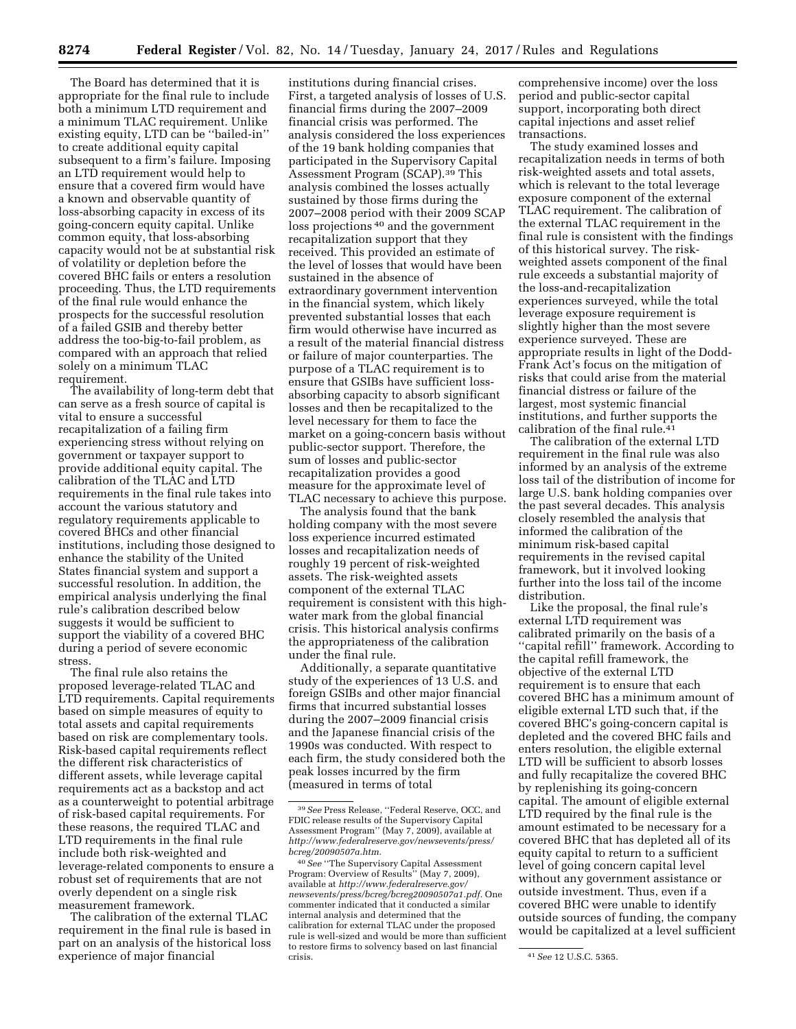The Board has determined that it is appropriate for the final rule to include both a minimum LTD requirement and a minimum TLAC requirement. Unlike existing equity, LTD can be ''bailed-in'' to create additional equity capital subsequent to a firm's failure. Imposing an LTD requirement would help to ensure that a covered firm would have a known and observable quantity of loss-absorbing capacity in excess of its going-concern equity capital. Unlike common equity, that loss-absorbing capacity would not be at substantial risk of volatility or depletion before the covered BHC fails or enters a resolution proceeding. Thus, the LTD requirements of the final rule would enhance the prospects for the successful resolution of a failed GSIB and thereby better address the too-big-to-fail problem, as compared with an approach that relied solely on a minimum TLAC requirement.

The availability of long-term debt that can serve as a fresh source of capital is vital to ensure a successful recapitalization of a failing firm experiencing stress without relying on government or taxpayer support to provide additional equity capital. The calibration of the TLAC and LTD requirements in the final rule takes into account the various statutory and regulatory requirements applicable to covered BHCs and other financial institutions, including those designed to enhance the stability of the United States financial system and support a successful resolution. In addition, the empirical analysis underlying the final rule's calibration described below suggests it would be sufficient to support the viability of a covered BHC during a period of severe economic stress.

The final rule also retains the proposed leverage-related TLAC and LTD requirements. Capital requirements based on simple measures of equity to total assets and capital requirements based on risk are complementary tools. Risk-based capital requirements reflect the different risk characteristics of different assets, while leverage capital requirements act as a backstop and act as a counterweight to potential arbitrage of risk-based capital requirements. For these reasons, the required TLAC and LTD requirements in the final rule include both risk-weighted and leverage-related components to ensure a robust set of requirements that are not overly dependent on a single risk measurement framework.

The calibration of the external TLAC requirement in the final rule is based in part on an analysis of the historical loss experience of major financial institutions during financial crises. First, a targeted analysis of losses of U.S. financial firms during the 2007–2009 financial crisis was performed. The analysis considered the loss experiences of the 19 bank holding companies that participated in the Supervisory Capital Assessment Program (SCAP).[39] This analysis combined the losses actually sustained by those firms during the 2007–2008 period with their 2009 SCAP loss projections[40] and the government recapitalization support that they received. This provided an estimate of the level of losses that would have been sustained in the absence of extraordinary government intervention in the financial system, which likely prevented substantial losses that each firm would otherwise have incurred as a result of the material financial distress or failure of major counterparties. The purpose of a TLAC requirement is to ensure that GSIBs have sufficient loss-absorbing capacity to absorb significant losses and then be recapitalized to the level necessary for them to face the market on a going-concern basis without public-sector support. Therefore, the sum of losses and public-sector recapitalization provides a good measure for the approximate level of TLAC necessary to achieve this purpose.

The analysis found that the bank holding company with the most severe loss experience incurred estimated losses and recapitalization needs of roughly 19 percent of risk-weighted assets. The risk-weighted assets component of the external TLAC requirement is consistent with this high-water mark from the global financial crisis. This historical analysis confirms the appropriateness of the calibration under the final rule.

Additionally, a separate quantitative study of the experiences of 13 U.S. and foreign GSIBs and other major financial firms that incurred substantial losses during the 2007–2009 financial crisis and the Japanese financial crisis of the 1990s was conducted. With respect to each firm, the study considered both the peak losses incurred by the firm (measured in terms of total comprehensive income) over the loss period and public-sector capital support, incorporating both direct capital injections and asset relief transactions.

The study examined losses and recapitalization needs in terms of both risk-weighted assets and total assets, which is relevant to the total leverage exposure component of the external TLAC requirement. The calibration of the external TLAC requirement in the final rule is consistent with the findings of this historical survey. The risk-weighted assets component of the final rule exceeds a substantial majority of the loss-and-recapitalization experiences surveyed, while the total leverage exposure requirement is slightly higher than the most severe experience surveyed. These are appropriate results in light of the Dodd-Frank Act's focus on the mitigation of risks that could arise from the material financial distress or failure of the largest, most systemic financial institutions, and further supports the calibration of the final rule.[41]

The calibration of the external LTD requirement in the final rule was also informed by an analysis of the extreme loss tail of the distribution of income for large U.S. bank holding companies over the past several decades. This analysis closely resembled the analysis that informed the calibration of the minimum risk-based capital requirements in the revised capital framework, but it involved looking further into the loss tail of the income distribution.

Like the proposal, the final rule's external LTD requirement was calibrated primarily on the basis of a ''capital refill'' framework. According to the capital refill framework, the objective of the external LTD requirement is to ensure that each covered BHC has a minimum amount of eligible external LTD such that, if the covered BHC's going-concern capital is depleted and the covered BHC fails and enters resolution, the eligible external LTD will be sufficient to absorb losses and fully recapitalize the covered BHC by replenishing its going-concern capital. The amount of eligible external LTD required by the final rule is the amount estimated to be necessary for a covered BHC that has depleted all of its equity capital to return to a sufficient level of going concern capital level without any government assistance or outside investment. Thus, even if a covered BHC were unable to identify outside sources of funding, the company would be capitalized at a level sufficient

---

[39] *See* Press Release, ''Federal Reserve, OCC, and FDIC release results of the Supervisory Capital Assessment Program'' (May 7, 2009), available at *http://www.federalreserve.gov/newsevents/press/bcreg/20090507a.htm.*

[40] *See* ''The Supervisory Capital Assessment Program: Overview of Results'' (May 7, 2009), available at *http://www.federalreserve.gov/newsevents/press/bcreg/bcreg20090507a1.pdf.* One commenter indicated that it conducted a similar internal analysis and determined that the calibration for external TLAC under the proposed rule is well-sized and would be more than sufficient to restore firms to solvency based on last financial crisis.

[41] *See* 12 U.S.C. 5365.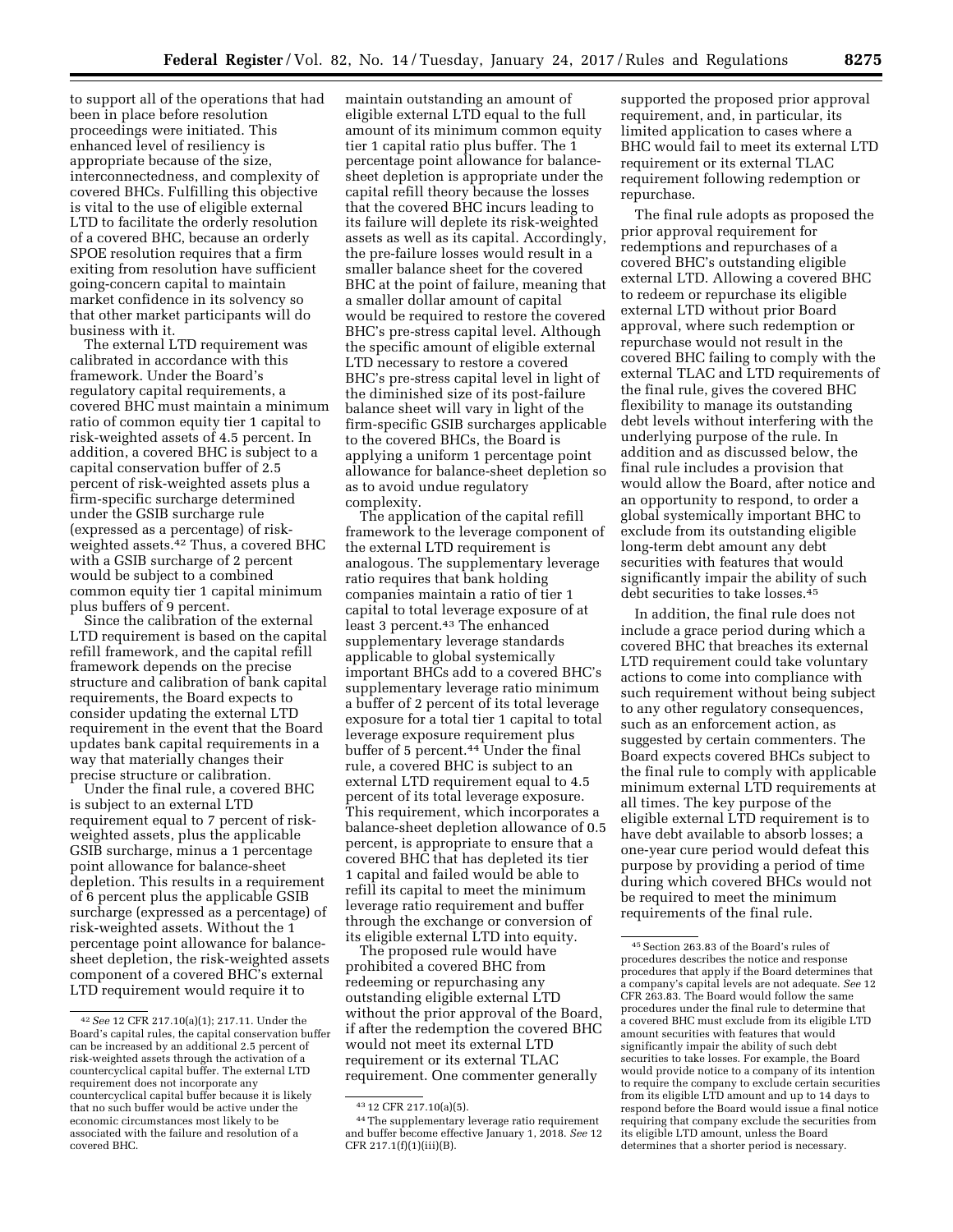to support all of the operations that had been in place before resolution proceedings were initiated. This enhanced level of resiliency is appropriate because of the size, interconnectedness, and complexity of covered BHCs. Fulfilling this objective is vital to the use of eligible external LTD to facilitate the orderly resolution of a covered BHC, because an orderly SPOE resolution requires that a firm exiting from resolution have sufficient going-concern capital to maintain market confidence in its solvency so that other market participants will do business with it.

The external LTD requirement was calibrated in accordance with this framework. Under the Board's regulatory capital requirements, a covered BHC must maintain a minimum ratio of common equity tier 1 capital to risk-weighted assets of 4.5 percent. In addition, a covered BHC is subject to a capital conservation buffer of 2.5 percent of risk-weighted assets plus a firm-specific surcharge determined under the GSIB surcharge rule (expressed as a percentage) of risk-weighted assets.[42] Thus, a covered BHC with a GSIB surcharge of 2 percent would be subject to a combined common equity tier 1 capital minimum plus buffers of 9 percent.

Since the calibration of the external LTD requirement is based on the capital refill framework, and the capital refill framework depends on the precise structure and calibration of bank capital requirements, the Board expects to consider updating the external LTD requirement in the event that the Board updates bank capital requirements in a way that materially changes their precise structure or calibration.

Under the final rule, a covered BHC is subject to an external LTD requirement equal to 7 percent of risk-weighted assets, plus the applicable GSIB surcharge, minus a 1 percentage point allowance for balance-sheet depletion. This results in a requirement of 6 percent plus the applicable GSIB surcharge (expressed as a percentage) of risk-weighted assets. Without the 1 percentage point allowance for balance-sheet depletion, the risk-weighted assets component of a covered BHC's external LTD requirement would require it to maintain outstanding an amount of eligible external LTD equal to the full amount of its minimum common equity tier 1 capital ratio plus buffer. The 1 percentage point allowance for balance-sheet depletion is appropriate under the capital refill theory because the losses that the covered BHC incurs leading to its failure will deplete its risk-weighted assets as well as its capital. Accordingly, the pre-failure losses would result in a smaller balance sheet for the covered BHC at the point of failure, meaning that a smaller dollar amount of capital would be required to restore the covered BHC's pre-stress capital level. Although the specific amount of eligible external LTD necessary to restore a covered BHC's pre-stress capital level in light of the diminished size of its post-failure balance sheet will vary in light of the firm-specific GSIB surcharges applicable to the covered BHCs, the Board is applying a uniform 1 percentage point allowance for balance-sheet depletion so as to avoid undue regulatory complexity.

The application of the capital refill framework to the leverage component of the external LTD requirement is analogous. The supplementary leverage ratio requires that bank holding companies maintain a ratio of tier 1 capital to total leverage exposure of at least 3 percent.[43] The enhanced supplementary leverage standards applicable to global systemically important BHCs add to a covered BHC's supplementary leverage ratio minimum a buffer of 2 percent of its total leverage exposure for a total tier 1 capital to total leverage exposure requirement plus buffer of 5 percent.[44] Under the final rule, a covered BHC is subject to an external LTD requirement equal to 4.5 percent of its total leverage exposure. This requirement, which incorporates a balance-sheet depletion allowance of 0.5 percent, is appropriate to ensure that a covered BHC that has depleted its tier 1 capital and failed would be able to refill its capital to meet the minimum leverage ratio requirement and buffer through the exchange or conversion of its eligible external LTD into equity.

The proposed rule would have prohibited a covered BHC from redeeming or repurchasing any outstanding eligible external LTD without the prior approval of the Board, if after the redemption the covered BHC would not meet its external LTD requirement or its external TLAC requirement. One commenter generally supported the proposed prior approval requirement, and, in particular, its limited application to cases where a BHC would fail to meet its external LTD requirement or its external TLAC requirement following redemption or repurchase.

The final rule adopts as proposed the prior approval requirement for redemptions and repurchases of a covered BHC's outstanding eligible external LTD. Allowing a covered BHC to redeem or repurchase its eligible external LTD without prior Board approval, where such redemption or repurchase would not result in the covered BHC failing to comply with the external TLAC and LTD requirements of the final rule, gives the covered BHC flexibility to manage its outstanding debt levels without interfering with the underlying purpose of the rule. In addition and as discussed below, the final rule includes a provision that would allow the Board, after notice and an opportunity to respond, to order a global systemically important BHC to exclude from its outstanding eligible long-term debt amount any debt securities with features that would significantly impair the ability of such debt securities to take losses.[45]

In addition, the final rule does not include a grace period during which a covered BHC that breaches its external LTD requirement could take voluntary actions to come into compliance with such requirement without being subject to any other regulatory consequences, such as an enforcement action, as suggested by certain commenters. The Board expects covered BHCs subject to the final rule to comply with applicable minimum external LTD requirements at all times. The key purpose of the eligible external LTD requirement is to have debt available to absorb losses; a one-year cure period would defeat this purpose by providing a period of time during which covered BHCs would not be required to meet the minimum requirements of the final rule.

---

[42] *See* 12 CFR 217.10(a)(1); 217.11. Under the Board's capital rules, the capital conservation buffer can be increased by an additional 2.5 percent of risk-weighted assets through the activation of a countercyclical capital buffer. The external LTD requirement does not incorporate any countercyclical capital buffer because it is likely that no such buffer would be active under the economic circumstances most likely to be associated with the failure and resolution of a covered BHC.

[43] 12 CFR 217.10(a)(5).

[44] The supplementary leverage ratio requirement and buffer become effective January 1, 2018. *See* 12 CFR 217.1(f)(1)(iii)(B).

[45] Section 263.83 of the Board's rules of procedures describes the notice and response procedures that apply if the Board determines that a company's capital levels are not adequate. *See* 12 CFR 263.83. The Board would follow the same procedures under the final rule to determine that a covered BHC must exclude from its eligible LTD amount securities with features that would significantly impair the ability of such debt securities to take losses. For example, the Board would provide notice to a company of its intention to require the company to exclude certain securities from its eligible LTD amount and up to 14 days to respond before the Board would issue a final notice requiring that company exclude the securities from its eligible LTD amount, unless the Board determines that a shorter period is necessary.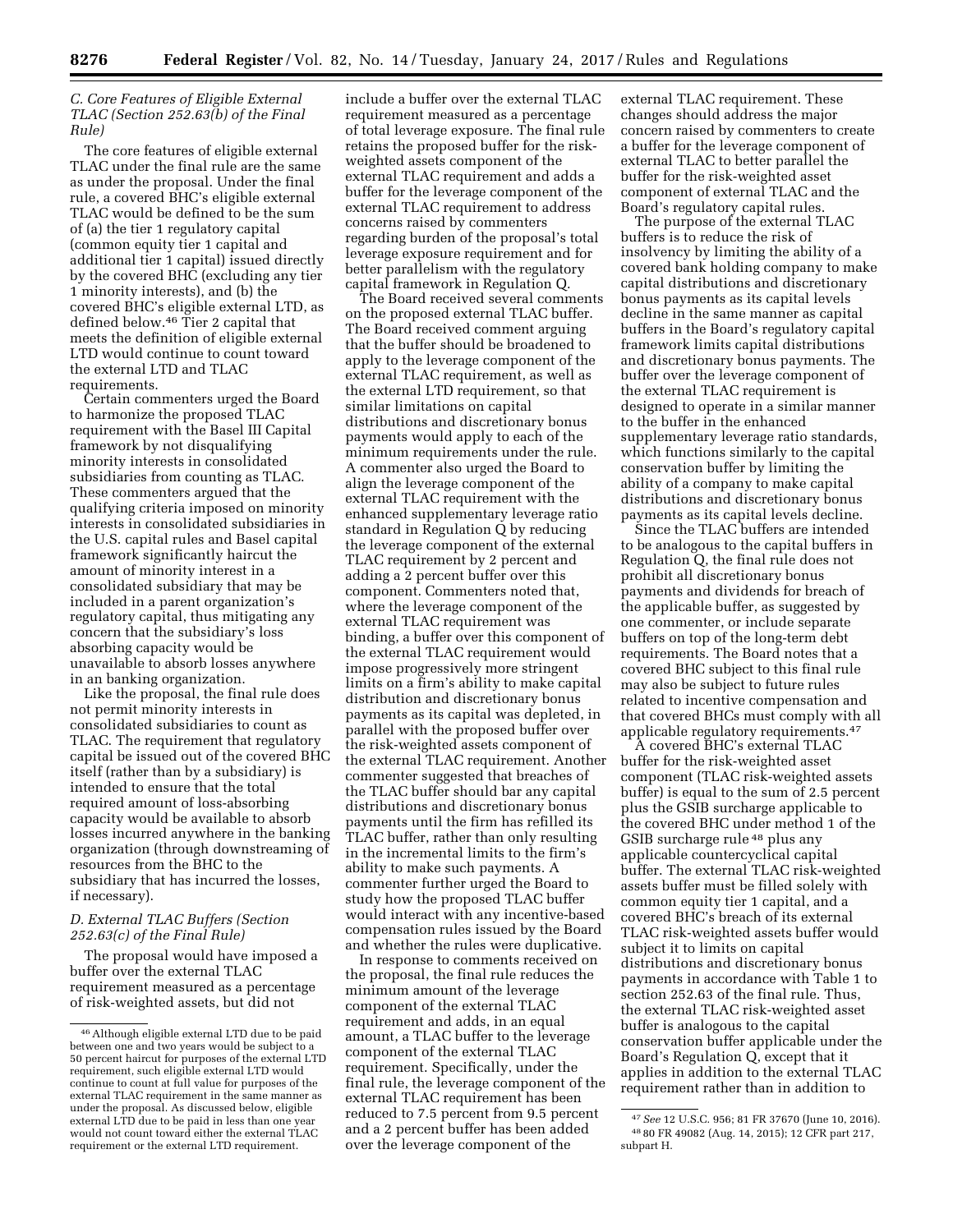### C. Core Features of Eligible External TLAC (Section 252.63(b) of the Final Rule)

The core features of eligible external TLAC under the final rule are the same as under the proposal. Under the final rule, a covered BHC's eligible external TLAC would be defined to be the sum of (a) the tier 1 regulatory capital (common equity tier 1 capital and additional tier 1 capital) issued directly by the covered BHC (excluding any tier 1 minority interests), and (b) the covered BHC's eligible external LTD, as defined below.[46] Tier 2 capital that meets the definition of eligible external LTD would continue to count toward the external LTD and TLAC requirements.

Certain commenters urged the Board to harmonize the proposed TLAC requirement with the Basel III Capital framework by not disqualifying minority interests in consolidated subsidiaries from counting as TLAC. These commenters argued that the qualifying criteria imposed on minority interests in consolidated subsidiaries in the U.S. capital rules and Basel capital framework significantly haircut the amount of minority interest in a consolidated subsidiary that may be included in a parent organization's regulatory capital, thus mitigating any concern that the subsidiary's loss absorbing capacity would be unavailable to absorb losses anywhere in an banking organization.

Like the proposal, the final rule does not permit minority interests in consolidated subsidiaries to count as TLAC. The requirement that regulatory capital be issued out of the covered BHC itself (rather than by a subsidiary) is intended to ensure that the total required amount of loss-absorbing capacity would be available to absorb losses incurred anywhere in the banking organization (through downstreaming of resources from the BHC to the subsidiary that has incurred the losses, if necessary).

### D. External TLAC Buffers (Section 252.63(c) of the Final Rule)

The proposal would have imposed a buffer over the external TLAC requirement measured as a percentage of risk-weighted assets, but did not include a buffer over the external TLAC requirement measured as a percentage of total leverage exposure. The final rule retains the proposed buffer for the risk-weighted assets component of the external TLAC requirement and adds a buffer for the leverage component of the external TLAC requirement to address concerns raised by commenters regarding burden of the proposal's total leverage exposure requirement and for better parallelism with the regulatory capital framework in Regulation Q.

The Board received several comments on the proposed external TLAC buffer. The Board received comment arguing that the buffer should be broadened to apply to the leverage component of the external TLAC requirement, as well as the external LTD requirement, so that similar limitations on capital distributions and discretionary bonus payments would apply to each of the minimum requirements under the rule. A commenter also urged the Board to align the leverage component of the external TLAC requirement with the enhanced supplementary leverage ratio standard in Regulation Q by reducing the leverage component of the external TLAC requirement by 2 percent and adding a 2 percent buffer over this component. Commenters noted that, where the leverage component of the external TLAC requirement was binding, a buffer over this component of the external TLAC requirement would impose progressively more stringent limits on a firm's ability to make capital distribution and discretionary bonus payments as its capital was depleted, in parallel with the proposed buffer over the risk-weighted assets component of the external TLAC requirement. Another commenter suggested that breaches of the TLAC buffer should bar any capital distributions and discretionary bonus payments until the firm has refilled its TLAC buffer, rather than only resulting in the incremental limits to the firm's ability to make such payments. A commenter further urged the Board to study how the proposed TLAC buffer would interact with any incentive-based compensation rules issued by the Board and whether the rules were duplicative.

In response to comments received on the proposal, the final rule reduces the minimum amount of the leverage component of the external TLAC requirement and adds, in an equal amount, a TLAC buffer to the leverage component of the external TLAC requirement. Specifically, under the final rule, the leverage component of the external TLAC requirement has been reduced to 7.5 percent from 9.5 percent and a 2 percent buffer has been added over the leverage component of the external TLAC requirement. These changes should address the major concern raised by commenters to create a buffer for the leverage component of external TLAC to better parallel the buffer for the risk-weighted asset component of external TLAC and the Board's regulatory capital rules.

The purpose of the external TLAC buffers is to reduce the risk of insolvency by limiting the ability of a covered bank holding company to make capital distributions and discretionary bonus payments as its capital levels decline in the same manner as capital buffers in the Board's regulatory capital framework limits capital distributions and discretionary bonus payments. The buffer over the leverage component of the external TLAC requirement is designed to operate in a similar manner to the buffer in the enhanced supplementary leverage ratio standards, which functions similarly to the capital conservation buffer by limiting the ability of a company to make capital distributions and discretionary bonus payments as its capital levels decline.

Since the TLAC buffers are intended to be analogous to the capital buffers in Regulation Q, the final rule does not prohibit all discretionary bonus payments and dividends for breach of the applicable buffer, as suggested by one commenter, or include separate buffers on top of the long-term debt requirements. The Board notes that a covered BHC subject to this final rule may also be subject to future rules related to incentive compensation and that covered BHCs must comply with all applicable regulatory requirements.[47]

A covered BHC's external TLAC buffer for the risk-weighted asset component (TLAC risk-weighted assets buffer) is equal to the sum of 2.5 percent plus the GSIB surcharge applicable to the covered BHC under method 1 of the GSIB surcharge rule[48] plus any applicable countercyclical capital buffer. The external TLAC risk-weighted assets buffer must be filled solely with common equity tier 1 capital, and a covered BHC's breach of its external TLAC risk-weighted assets buffer would subject it to limits on capital distributions and discretionary bonus payments in accordance with Table 1 to section 252.63 of the final rule. Thus, the external TLAC risk-weighted asset buffer is analogous to the capital conservation buffer applicable under the Board's Regulation Q, except that it applies in addition to the external TLAC requirement rather than in addition to

---

[46] Although eligible external LTD due to be paid between one and two years would be subject to a 50 percent haircut for purposes of the external LTD requirement, such eligible external LTD would continue to count at full value for purposes of the external TLAC requirement in the same manner as under the proposal. As discussed below, eligible external LTD due to be paid in less than one year would not count toward either the external TLAC requirement or the external LTD requirement.

[47] *See* 12 U.S.C. 956; 81 FR 37670 (June 10, 2016).

[48] 80 FR 49082 (Aug. 14, 2015); 12 CFR part 217, subpart H.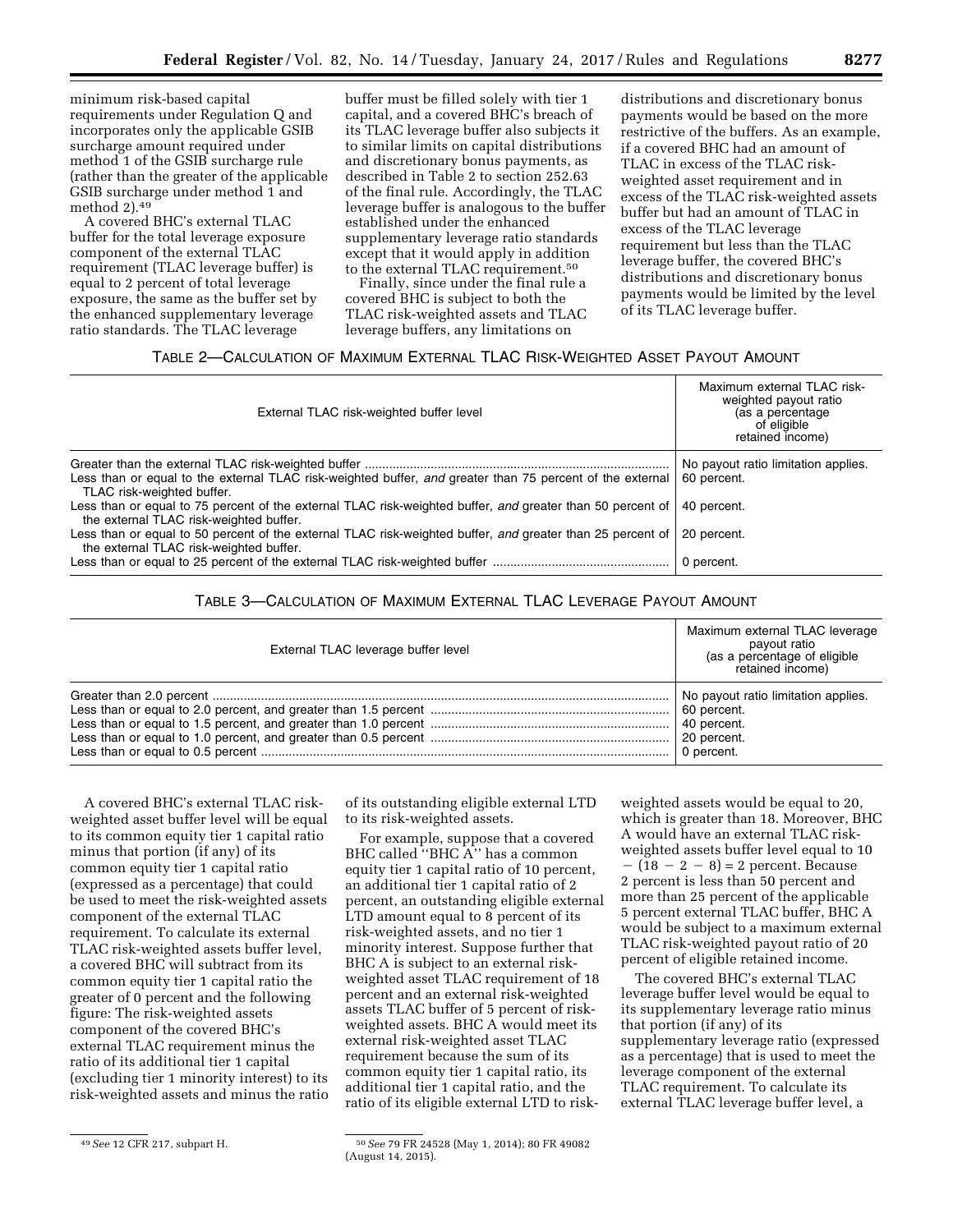minimum risk-based capital requirements under Regulation Q and incorporates only the applicable GSIB surcharge amount required under method 1 of the GSIB surcharge rule (rather than the greater of the applicable GSIB surcharge under method 1 and method 2).[49]

A covered BHC's external TLAC buffer for the total leverage exposure component of the external TLAC requirement (TLAC leverage buffer) is equal to 2 percent of total leverage exposure, the same as the buffer set by the enhanced supplementary leverage ratio standards. The TLAC leverage buffer must be filled solely with tier 1 capital, and a covered BHC's breach of its TLAC leverage buffer also subjects it to similar limits on capital distributions and discretionary bonus payments, as described in Table 2 to section 252.63 of the final rule. Accordingly, the TLAC leverage buffer is analogous to the buffer established under the enhanced supplementary leverage ratio standards except that it would apply in addition to the external TLAC requirement.[50]

Finally, since under the final rule a covered BHC is subject to both the TLAC risk-weighted assets and TLAC leverage buffers, any limitations on distributions and discretionary bonus payments would be based on the more restrictive of the buffers. As an example, if a covered BHC had an amount of TLAC in excess of the TLAC risk-weighted asset requirement and in excess of the TLAC risk-weighted assets buffer but had an amount of TLAC in excess of the TLAC leverage requirement but less than the TLAC leverage buffer, the covered BHC's distributions and discretionary bonus payments would be limited by the level of its TLAC leverage buffer.

TABLE 2—CALCULATION OF MAXIMUM EXTERNAL TLAC RISK-WEIGHTED ASSET PAYOUT AMOUNT

| External TLAC risk-weighted buffer level | Maximum external TLAC risk-weighted payout ratio (as a percentage of eligible retained income) |
|---|---|
| Greater than the external TLAC risk-weighted buffer | No payout ratio limitation applies. |
| Less than or equal to the external TLAC risk-weighted buffer, *and* greater than 75 percent of the external TLAC risk-weighted buffer. | 60 percent. |
| Less than or equal to 75 percent of the external TLAC risk-weighted buffer, *and* greater than 50 percent of the external TLAC risk-weighted buffer. | 40 percent. |
| Less than or equal to 50 percent of the external TLAC risk-weighted buffer, *and* greater than 25 percent of the external TLAC risk-weighted buffer. | 20 percent. |
| Less than or equal to 25 percent of the external TLAC risk-weighted buffer | 0 percent. |

TABLE 3—CALCULATION OF MAXIMUM EXTERNAL TLAC LEVERAGE PAYOUT AMOUNT

| External TLAC leverage buffer level | Maximum external TLAC leverage payout ratio (as a percentage of eligible retained income) |
|---|---|
| Greater than 2.0 percent | No payout ratio limitation applies. |
| Less than or equal to 2.0 percent, and greater than 1.5 percent | 60 percent. |
| Less than or equal to 1.5 percent, and greater than 1.0 percent | 40 percent. |
| Less than or equal to 1.0 percent, and greater than 0.5 percent | 20 percent. |
| Less than or equal to 0.5 percent | 0 percent. |

A covered BHC's external TLAC risk-weighted asset buffer level will be equal to its common equity tier 1 capital ratio minus that portion (if any) of its common equity tier 1 capital ratio (expressed as a percentage) that could be used to meet the risk-weighted assets component of the external TLAC requirement. To calculate its external TLAC risk-weighted assets buffer level, a covered BHC will subtract from its common equity tier 1 capital ratio the greater of 0 percent and the following figure: The risk-weighted assets component of the covered BHC's external TLAC requirement minus the ratio of its additional tier 1 capital (excluding tier 1 minority interest) to its risk-weighted assets and minus the ratio of its outstanding eligible external LTD to its risk-weighted assets.

For example, suppose that a covered BHC called ''BHC A'' has a common equity tier 1 capital ratio of 10 percent, an additional tier 1 capital ratio of 2 percent, an outstanding eligible external LTD amount equal to 8 percent of its risk-weighted assets, and no tier 1 minority interest. Suppose further that BHC A is subject to an external risk-weighted asset TLAC requirement of 18 percent and an external risk-weighted assets TLAC buffer of 5 percent of risk-weighted assets. BHC A would meet its external risk-weighted asset TLAC requirement because the sum of its common equity tier 1 capital ratio, its additional tier 1 capital ratio, and the ratio of its eligible external LTD to risk-weighted assets would be equal to 20, which is greater than 18. Moreover, BHC A would have an external TLAC risk-weighted assets buffer level equal to $10 - (18 - 2 - 8) = 2$ percent. Because 2 percent is less than 50 percent and more than 25 percent of the applicable 5 percent external TLAC buffer, BHC A would be subject to a maximum external TLAC risk-weighted payout ratio of 20 percent of eligible retained income.

The covered BHC's external TLAC leverage buffer level would be equal to its supplementary leverage ratio minus that portion (if any) of its supplementary leverage ratio (expressed as a percentage) that is used to meet the leverage component of the external TLAC requirement. To calculate its external TLAC leverage buffer level, a

[49] *See* 12 CFR 217, subpart H.

[50] *See* 79 FR 24528 (May 1, 2014); 80 FR 49082 (August 14, 2015).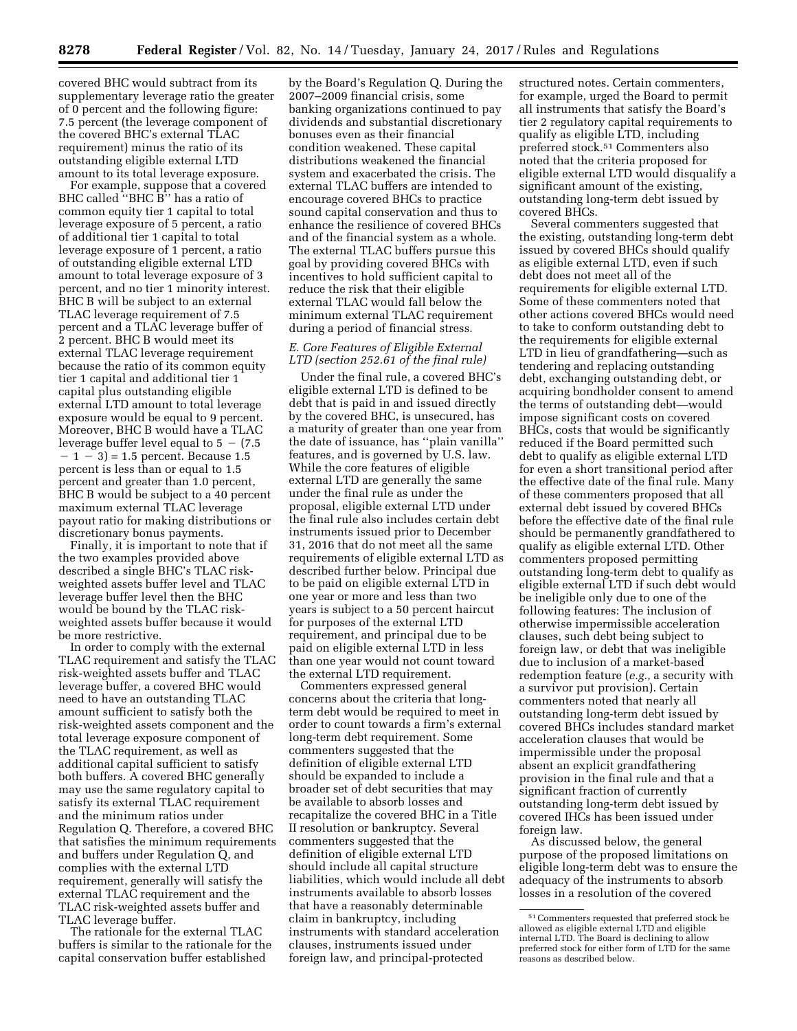covered BHC would subtract from its supplementary leverage ratio the greater of 0 percent and the following figure: 7.5 percent (the leverage component of the covered BHC's external TLAC requirement) minus the ratio of its outstanding eligible external LTD amount to its total leverage exposure.

For example, suppose that a covered BHC called ''BHC B'' has a ratio of common equity tier 1 capital to total leverage exposure of 5 percent, a ratio of additional tier 1 capital to total leverage exposure of 1 percent, a ratio of outstanding eligible external LTD amount to total leverage exposure of 3 percent, and no tier 1 minority interest. BHC B will be subject to an external TLAC leverage requirement of 7.5 percent and a TLAC leverage buffer of 2 percent. BHC B would meet its external TLAC leverage requirement because the ratio of its common equity tier 1 capital and additional tier 1 capital plus outstanding eligible external LTD amount to total leverage exposure would be equal to 9 percent. Moreover, BHC B would have a TLAC leverage buffer level equal to $5 - (7.5 - 1 - 3) = 1.5$ percent. Because 1.5 percent is less than or equal to 1.5 percent and greater than 1.0 percent, BHC B would be subject to a 40 percent maximum external TLAC leverage payout ratio for making distributions or discretionary bonus payments.

Finally, it is important to note that if the two examples provided above described a single BHC's TLAC risk-weighted assets buffer level and TLAC leverage buffer level then the BHC would be bound by the TLAC risk-weighted assets buffer because it would be more restrictive.

In order to comply with the external TLAC requirement and satisfy the TLAC risk-weighted assets buffer and TLAC leverage buffer, a covered BHC would need to have an outstanding TLAC amount sufficient to satisfy both the risk-weighted assets component and the total leverage exposure component of the TLAC requirement, as well as additional capital sufficient to satisfy both buffers. A covered BHC generally may use the same regulatory capital to satisfy its external TLAC requirement and the minimum ratios under Regulation Q. Therefore, a covered BHC that satisfies the minimum requirements and buffers under Regulation Q, and complies with the external LTD requirement, generally will satisfy the external TLAC requirement and the TLAC risk-weighted assets buffer and TLAC leverage buffer.

The rationale for the external TLAC buffers is similar to the rationale for the capital conservation buffer established by the Board's Regulation Q. During the 2007–2009 financial crisis, some banking organizations continued to pay dividends and substantial discretionary bonuses even as their financial condition weakened. These capital distributions weakened the financial system and exacerbated the crisis. The external TLAC buffers are intended to encourage covered BHCs to practice sound capital conservation and thus to enhance the resilience of covered BHCs and of the financial system as a whole. The external TLAC buffers pursue this goal by providing covered BHCs with incentives to hold sufficient capital to reduce the risk that their eligible external TLAC would fall below the minimum external TLAC requirement during a period of financial stress.

### *E. Core Features of Eligible External LTD (section 252.61 of the final rule)*

Under the final rule, a covered BHC's eligible external LTD is defined to be debt that is paid in and issued directly by the covered BHC, is unsecured, has a maturity of greater than one year from the date of issuance, has ''plain vanilla'' features, and is governed by U.S. law. While the core features of eligible external LTD are generally the same under the final rule as under the proposal, eligible external LTD under the final rule also includes certain debt instruments issued prior to December 31, 2016 that do not meet all the same requirements of eligible external LTD as described further below. Principal due to be paid on eligible external LTD in one year or more and less than two years is subject to a 50 percent haircut for purposes of the external LTD requirement, and principal due to be paid on eligible external LTD in less than one year would not count toward the external LTD requirement.

Commenters expressed general concerns about the criteria that long-term debt would be required to meet in order to count towards a firm's external long-term debt requirement. Some commenters suggested that the definition of eligible external LTD should be expanded to include a broader set of debt securities that may be available to absorb losses and recapitalize the covered BHC in a Title II resolution or bankruptcy. Several commenters suggested that the definition of eligible external LTD should include all capital structure liabilities, which would include all debt instruments available to absorb losses that have a reasonably determinable claim in bankruptcy, including instruments with standard acceleration clauses, instruments issued under foreign law, and principal-protected structured notes. Certain commenters, for example, urged the Board to permit all instruments that satisfy the Board's tier 2 regulatory capital requirements to qualify as eligible LTD, including preferred stock.[51] Commenters also noted that the criteria proposed for eligible external LTD would disqualify a significant amount of the existing, outstanding long-term debt issued by covered BHCs.

Several commenters suggested that the existing, outstanding long-term debt issued by covered BHCs should qualify as eligible external LTD, even if such debt does not meet all of the requirements for eligible external LTD. Some of these commenters noted that other actions covered BHCs would need to take to conform outstanding debt to the requirements for eligible external LTD in lieu of grandfathering—such as tendering and replacing outstanding debt, exchanging outstanding debt, or acquiring bondholder consent to amend the terms of outstanding debt—would impose significant costs on covered BHCs, costs that would be significantly reduced if the Board permitted such debt to qualify as eligible external LTD for even a short transitional period after the effective date of the final rule. Many of these commenters proposed that all external debt issued by covered BHCs before the effective date of the final rule should be permanently grandfathered to qualify as eligible external LTD. Other commenters proposed permitting outstanding long-term debt to qualify as eligible external LTD if such debt would be ineligible only due to one of the following features: The inclusion of otherwise impermissible acceleration clauses, such debt being subject to foreign law, or debt that was ineligible due to inclusion of a market-based redemption feature (*e.g.,* a security with a survivor put provision). Certain commenters noted that nearly all outstanding long-term debt issued by covered BHCs includes standard market acceleration clauses that would be impermissible under the proposal absent an explicit grandfathering provision in the final rule and that a significant fraction of currently outstanding long-term debt issued by covered IHCs has been issued under foreign law.

As discussed below, the general purpose of the proposed limitations on eligible long-term debt was to ensure the adequacy of the instruments to absorb losses in a resolution of the covered

[51] Commenters requested that preferred stock be allowed as eligible external LTD and eligible internal LTD. The Board is declining to allow preferred stock for either form of LTD for the same reasons as described below.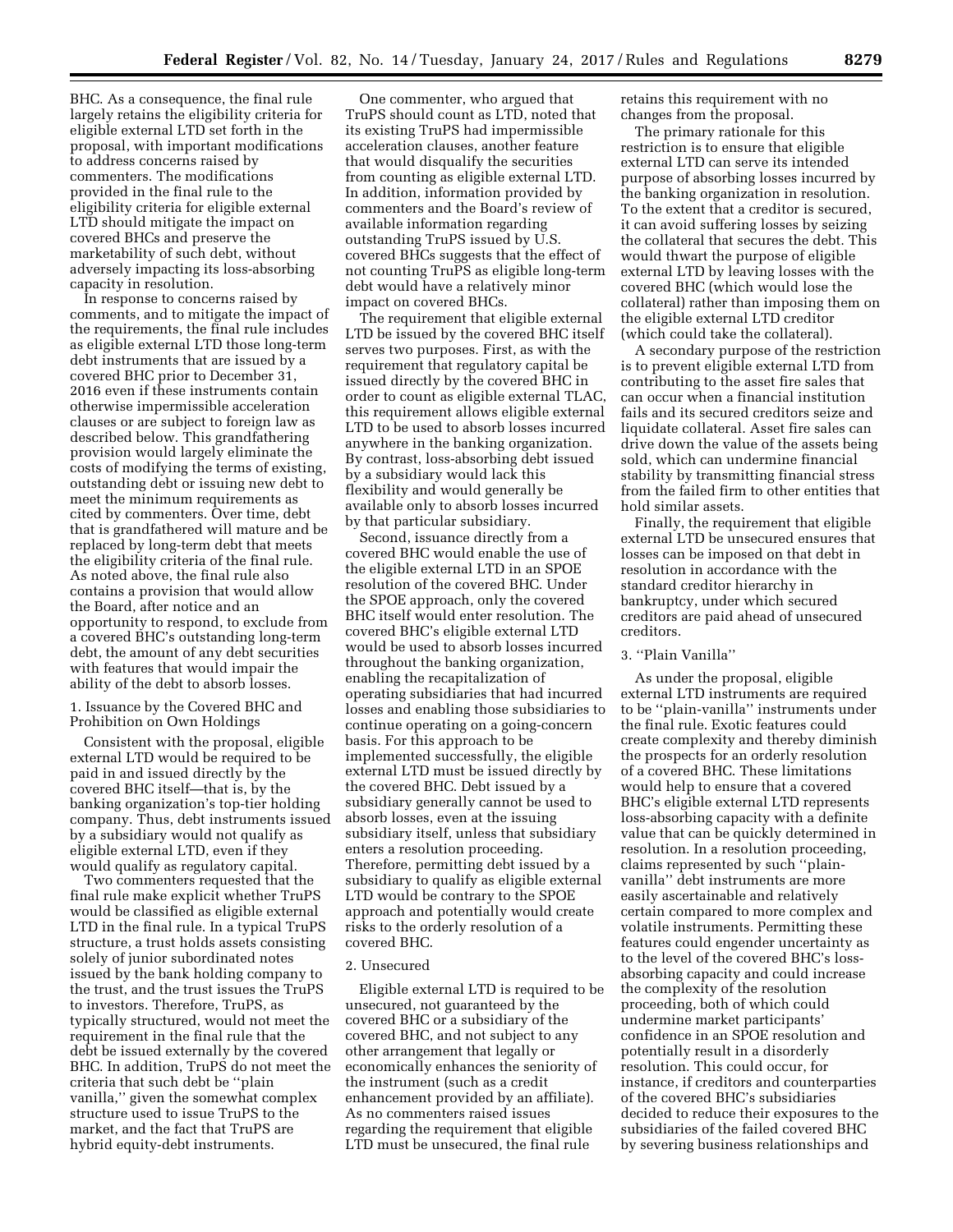BHC. As a consequence, the final rule largely retains the eligibility criteria for eligible external LTD set forth in the proposal, with important modifications to address concerns raised by commenters. The modifications provided in the final rule to the eligibility criteria for eligible external LTD should mitigate the impact on covered BHCs and preserve the marketability of such debt, without adversely impacting its loss-absorbing capacity in resolution.

In response to concerns raised by comments, and to mitigate the impact of the requirements, the final rule includes as eligible external LTD those long-term debt instruments that are issued by a covered BHC prior to December 31, 2016 even if these instruments contain otherwise impermissible acceleration clauses or are subject to foreign law as described below. This grandfathering provision would largely eliminate the costs of modifying the terms of existing, outstanding debt or issuing new debt to meet the minimum requirements as cited by commenters. Over time, debt that is grandfathered will mature and be replaced by long-term debt that meets the eligibility criteria of the final rule. As noted above, the final rule also contains a provision that would allow the Board, after notice and an opportunity to respond, to exclude from a covered BHC's outstanding long-term debt, the amount of any debt securities with features that would impair the ability of the debt to absorb losses.

### 1. Issuance by the Covered BHC and Prohibition on Own Holdings

Consistent with the proposal, eligible external LTD would be required to be paid in and issued directly by the covered BHC itself—that is, by the banking organization's top-tier holding company. Thus, debt instruments issued by a subsidiary would not qualify as eligible external LTD, even if they would qualify as regulatory capital.

Two commenters requested that the final rule make explicit whether TruPS would be classified as eligible external LTD in the final rule. In a typical TruPS structure, a trust holds assets consisting solely of junior subordinated notes issued by the bank holding company to the trust, and the trust issues the TruPS to investors. Therefore, TruPS, as typically structured, would not meet the requirement in the final rule that the debt be issued externally by the covered BHC. In addition, TruPS do not meet the criteria that such debt be ''plain vanilla,'' given the somewhat complex structure used to issue TruPS to the market, and the fact that TruPS are hybrid equity-debt instruments.

One commenter, who argued that TruPS should count as LTD, noted that its existing TruPS had impermissible acceleration clauses, another feature that would disqualify the securities from counting as eligible external LTD. In addition, information provided by commenters and the Board's review of available information regarding outstanding TruPS issued by U.S. covered BHCs suggests that the effect of not counting TruPS as eligible long-term debt would have a relatively minor impact on covered BHCs.

The requirement that eligible external LTD be issued by the covered BHC itself serves two purposes. First, as with the requirement that regulatory capital be issued directly by the covered BHC in order to count as eligible external TLAC, this requirement allows eligible external LTD to be used to absorb losses incurred anywhere in the banking organization. By contrast, loss-absorbing debt issued by a subsidiary would lack this flexibility and would generally be available only to absorb losses incurred by that particular subsidiary.

Second, issuance directly from a covered BHC would enable the use of the eligible external LTD in an SPOE resolution of the covered BHC. Under the SPOE approach, only the covered BHC itself would enter resolution. The covered BHC's eligible external LTD would be used to absorb losses incurred throughout the banking organization, enabling the recapitalization of operating subsidiaries that had incurred losses and enabling those subsidiaries to continue operating on a going-concern basis. For this approach to be implemented successfully, the eligible external LTD must be issued directly by the covered BHC. Debt issued by a subsidiary generally cannot be used to absorb losses, even at the issuing subsidiary itself, unless that subsidiary enters a resolution proceeding. Therefore, permitting debt issued by a subsidiary to qualify as eligible external LTD would be contrary to the SPOE approach and potentially would create risks to the orderly resolution of a covered BHC.

### 2. Unsecured

Eligible external LTD is required to be unsecured, not guaranteed by the covered BHC or a subsidiary of the covered BHC, and not subject to any other arrangement that legally or economically enhances the seniority of the instrument (such as a credit enhancement provided by an affiliate). As no commenters raised issues regarding the requirement that eligible LTD must be unsecured, the final rule retains this requirement with no changes from the proposal.

The primary rationale for this restriction is to ensure that eligible external LTD can serve its intended purpose of absorbing losses incurred by the banking organization in resolution. To the extent that a creditor is secured, it can avoid suffering losses by seizing the collateral that secures the debt. This would thwart the purpose of eligible external LTD by leaving losses with the covered BHC (which would lose the collateral) rather than imposing them on the eligible external LTD creditor (which could take the collateral).

A secondary purpose of the restriction is to prevent eligible external LTD from contributing to the asset fire sales that can occur when a financial institution fails and its secured creditors seize and liquidate collateral. Asset fire sales can drive down the value of the assets being sold, which can undermine financial stability by transmitting financial stress from the failed firm to other entities that hold similar assets.

Finally, the requirement that eligible external LTD be unsecured ensures that losses can be imposed on that debt in resolution in accordance with the standard creditor hierarchy in bankruptcy, under which secured creditors are paid ahead of unsecured creditors.

### 3. ''Plain Vanilla''

As under the proposal, eligible external LTD instruments are required to be ''plain-vanilla'' instruments under the final rule. Exotic features could create complexity and thereby diminish the prospects for an orderly resolution of a covered BHC. These limitations would help to ensure that a covered BHC's eligible external LTD represents loss-absorbing capacity with a definite value that can be quickly determined in resolution. In a resolution proceeding, claims represented by such ''plain-vanilla'' debt instruments are more easily ascertainable and relatively certain compared to more complex and volatile instruments. Permitting these features could engender uncertainty as to the level of the covered BHC's loss-absorbing capacity and could increase the complexity of the resolution proceeding, both of which could undermine market participants' confidence in an SPOE resolution and potentially result in a disorderly resolution. This could occur, for instance, if creditors and counterparties of the covered BHC's subsidiaries decided to reduce their exposures to the subsidiaries of the failed covered BHC by severing business relationships and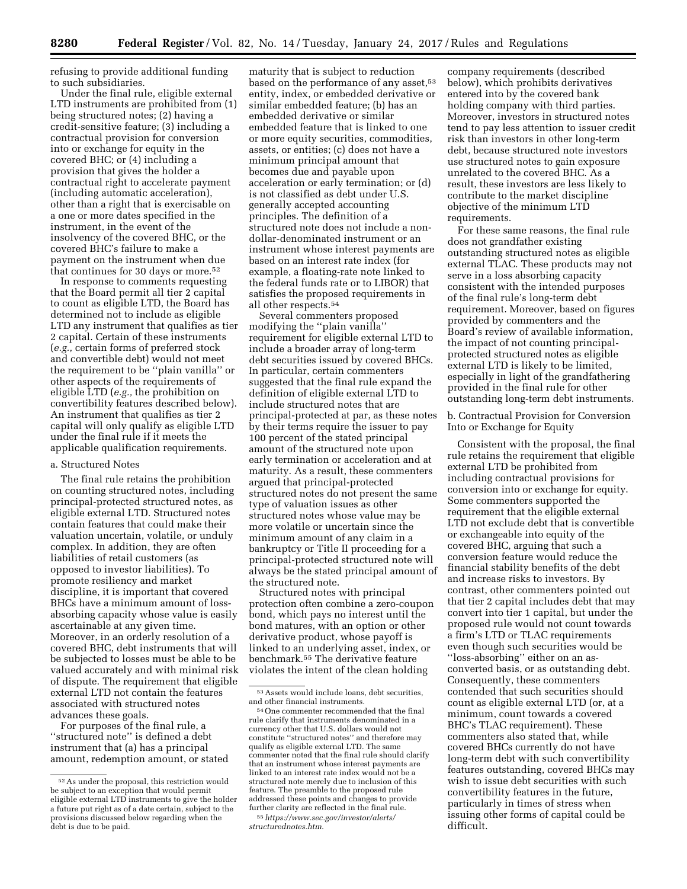refusing to provide additional funding to such subsidiaries.

Under the final rule, eligible external LTD instruments are prohibited from (1) being structured notes; (2) having a credit-sensitive feature; (3) including a contractual provision for conversion into or exchange for equity in the covered BHC; or (4) including a provision that gives the holder a contractual right to accelerate payment (including automatic acceleration), other than a right that is exercisable on a one or more dates specified in the instrument, in the event of the insolvency of the covered BHC, or the covered BHC's failure to make a payment on the instrument when due that continues for 30 days or more.[52]

In response to comments requesting that the Board permit all tier 2 capital to count as eligible LTD, the Board has determined not to include as eligible LTD any instrument that qualifies as tier 2 capital. Certain of these instruments (*e.g.,* certain forms of preferred stock and convertible debt) would not meet the requirement to be ''plain vanilla'' or other aspects of the requirements of eligible LTD (*e.g.,* the prohibition on convertibility features described below). An instrument that qualifies as tier 2 capital will only qualify as eligible LTD under the final rule if it meets the applicable qualification requirements.

a. Structured Notes

The final rule retains the prohibition on counting structured notes, including principal-protected structured notes, as eligible external LTD. Structured notes contain features that could make their valuation uncertain, volatile, or unduly complex. In addition, they are often liabilities of retail customers (as opposed to investor liabilities). To promote resiliency and market discipline, it is important that covered BHCs have a minimum amount of loss-absorbing capacity whose value is easily ascertainable at any given time. Moreover, in an orderly resolution of a covered BHC, debt instruments that will be subjected to losses must be able to be valued accurately and with minimal risk of dispute. The requirement that eligible external LTD not contain the features associated with structured notes advances these goals.

For purposes of the final rule, a ''structured note'' is defined a debt instrument that (a) has a principal amount, redemption amount, or stated maturity that is subject to reduction based on the performance of any asset,[53] entity, index, or embedded derivative or similar embedded feature; (b) has an embedded derivative or similar embedded feature that is linked to one or more equity securities, commodities, assets, or entities; (c) does not have a minimum principal amount that becomes due and payable upon acceleration or early termination; or (d) is not classified as debt under U.S. generally accepted accounting principles. The definition of a structured note does not include a non-dollar-denominated instrument or an instrument whose interest payments are based on an interest rate index (for example, a floating-rate note linked to the federal funds rate or to LIBOR) that satisfies the proposed requirements in all other respects.[54]

Several commenters proposed modifying the ''plain vanilla'' requirement for eligible external LTD to include a broader array of long-term debt securities issued by covered BHCs. In particular, certain commenters suggested that the final rule expand the definition of eligible external LTD to include structured notes that are principal-protected at par, as these notes by their terms require the issuer to pay 100 percent of the stated principal amount of the structured note upon early termination or acceleration and at maturity. As a result, these commenters argued that principal-protected structured notes do not present the same type of valuation issues as other structured notes whose value may be more volatile or uncertain since the minimum amount of any claim in a bankruptcy or Title II proceeding for a principal-protected structured note will always be the stated principal amount of the structured note.

Structured notes with principal protection often combine a zero-coupon bond, which pays no interest until the bond matures, with an option or other derivative product, whose payoff is linked to an underlying asset, index, or benchmark.[55] The derivative feature violates the intent of the clean holding company requirements (described below), which prohibits derivatives entered into by the covered bank holding company with third parties. Moreover, investors in structured notes tend to pay less attention to issuer credit risk than investors in other long-term debt, because structured note investors use structured notes to gain exposure unrelated to the covered BHC. As a result, these investors are less likely to contribute to the market discipline objective of the minimum LTD requirements.

For these same reasons, the final rule does not grandfather existing outstanding structured notes as eligible external TLAC. These products may not serve in a loss absorbing capacity consistent with the intended purposes of the final rule's long-term debt requirement. Moreover, based on figures provided by commenters and the Board's review of available information, the impact of not counting principal-protected structured notes as eligible external LTD is likely to be limited, especially in light of the grandfathering provided in the final rule for other outstanding long-term debt instruments.

b. Contractual Provision for Conversion Into or Exchange for Equity

Consistent with the proposal, the final rule retains the requirement that eligible external LTD be prohibited from including contractual provisions for conversion into or exchange for equity. Some commenters supported the requirement that the eligible external LTD not exclude debt that is convertible or exchangeable into equity of the covered BHC, arguing that such a conversion feature would reduce the financial stability benefits of the debt and increase risks to investors. By contrast, other commenters pointed out that tier 2 capital includes debt that may convert into tier 1 capital, but under the proposed rule would not count towards a firm's LTD or TLAC requirements even though such securities would be ''loss-absorbing'' either on an as-converted basis, or as outstanding debt. Consequently, these commenters contended that such securities should count as eligible external LTD (or, at a minimum, count towards a covered BHC's TLAC requirement). These commenters also stated that, while covered BHCs currently do not have long-term debt with such convertibility features outstanding, covered BHCs may wish to issue debt securities with such convertibility features in the future, particularly in times of stress when issuing other forms of capital could be difficult.

---

[52] As under the proposal, this restriction would be subject to an exception that would permit eligible external LTD instruments to give the holder a future put right as of a date certain, subject to the provisions discussed below regarding when the debt is due to be paid.

[53] Assets would include loans, debt securities, and other financial instruments.

[54] One commenter recommended that the final rule clarify that instruments denominated in a currency other that U.S. dollars would not constitute ''structured notes'' and therefore may qualify as eligible external LTD. The same commenter noted that the final rule should clarify that an instrument whose interest payments are linked to an interest rate index would not be a structured note merely due to inclusion of this feature. The preamble to the proposed rule addressed these points and changes to provide further clarity are reflected in the final rule.

[55] *https://www.sec.gov/investor/alerts/structurednotes.htm.*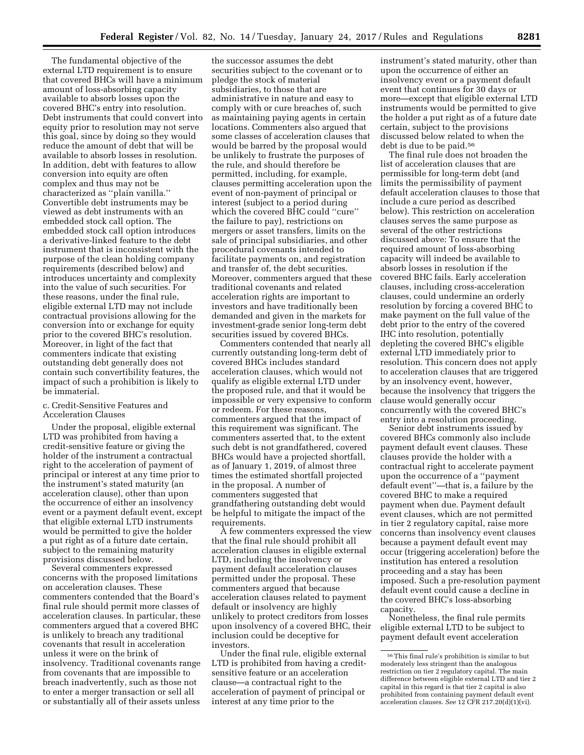The fundamental objective of the external LTD requirement is to ensure that covered BHCs will have a minimum amount of loss-absorbing capacity available to absorb losses upon the covered BHC's entry into resolution. Debt instruments that could convert into equity prior to resolution may not serve this goal, since by doing so they would reduce the amount of debt that will be available to absorb losses in resolution. In addition, debt with features to allow conversion into equity are often complex and thus may not be characterized as "plain vanilla." Convertible debt instruments may be viewed as debt instruments with an embedded stock call option. The embedded stock call option introduces a derivative-linked feature to the debt instrument that is inconsistent with the purpose of the clean holding company requirements (described below) and introduces uncertainty and complexity into the value of such securities. For these reasons, under the final rule, eligible external LTD may not include contractual provisions allowing for the conversion into or exchange for equity prior to the covered BHC's resolution. Moreover, in light of the fact that commenters indicate that existing outstanding debt generally does not contain such convertibility features, the impact of such a prohibition is likely to be immaterial.

c. Credit-Sensitive Features and Acceleration Clauses

Under the proposal, eligible external LTD was prohibited from having a credit-sensitive feature or giving the holder of the instrument a contractual right to the acceleration of payment of principal or interest at any time prior to the instrument's stated maturity (an acceleration clause), other than upon the occurrence of either an insolvency event or a payment default event, except that eligible external LTD instruments would be permitted to give the holder a put right as of a future date certain, subject to the remaining maturity provisions discussed below.

Several commenters expressed concerns with the proposed limitations on acceleration clauses. These commenters contended that the Board's final rule should permit more classes of acceleration clauses. In particular, these commenters argued that a covered BHC is unlikely to breach any traditional covenants that result in acceleration unless it were on the brink of insolvency. Traditional covenants range from covenants that are impossible to breach inadvertently, such as those not to enter a merger transaction or sell all or substantially all of their assets unless the successor assumes the debt securities subject to the covenant or to pledge the stock of material subsidiaries, to those that are administrative in nature and easy to comply with or cure breaches of, such as maintaining paying agents in certain locations. Commenters also argued that some classes of acceleration clauses that would be barred by the proposal would be unlikely to frustrate the purposes of the rule, and should therefore be permitted, including, for example, clauses permitting acceleration upon the event of non-payment of principal or interest (subject to a period during which the covered BHC could "cure" the failure to pay), restrictions on mergers or asset transfers, limits on the sale of principal subsidiaries, and other procedural covenants intended to facilitate payments on, and registration and transfer of, the debt securities. Moreover, commenters argued that these traditional covenants and related acceleration rights are important to investors and have traditionally been demanded and given in the markets for investment-grade senior long-term debt securities issued by covered BHCs.

Commenters contended that nearly all currently outstanding long-term debt of covered BHCs includes standard acceleration clauses, which would not qualify as eligible external LTD under the proposed rule, and that it would be impossible or very expensive to conform or redeem. For these reasons, commenters argued that the impact of this requirement was significant. The commenters asserted that, to the extent such debt is not grandfathered, covered BHCs would have a projected shortfall, as of January 1, 2019, of almost three times the estimated shortfall projected in the proposal. A number of commenters suggested that grandfathering outstanding debt would be helpful to mitigate the impact of the requirements.

A few commenters expressed the view that the final rule should prohibit all acceleration clauses in eligible external LTD, including the insolvency or payment default acceleration clauses permitted under the proposal. These commenters argued that because acceleration clauses related to payment default or insolvency are highly unlikely to protect creditors from losses upon insolvency of a covered BHC, their inclusion could be deceptive for investors.

Under the final rule, eligible external LTD is prohibited from having a credit-sensitive feature or an acceleration clause—a contractual right to the acceleration of payment of principal or interest at any time prior to the instrument's stated maturity, other than upon the occurrence of either an insolvency event or a payment default event that continues for 30 days or more—except that eligible external LTD instruments would be permitted to give the holder a put right as of a future date certain, subject to the provisions discussed below related to when the debt is due to be paid.[56]

The final rule does not broaden the list of acceleration clauses that are permissible for long-term debt (and limits the permissibility of payment default acceleration clauses to those that include a cure period as described below). This restriction on acceleration clauses serves the same purpose as several of the other restrictions discussed above: To ensure that the required amount of loss-absorbing capacity will indeed be available to absorb losses in resolution if the covered BHC fails. Early acceleration clauses, including cross-acceleration clauses, could undermine an orderly resolution by forcing a covered BHC to make payment on the full value of the debt prior to the entry of the covered IHC into resolution, potentially depleting the covered BHC's eligible external LTD immediately prior to resolution. This concern does not apply to acceleration clauses that are triggered by an insolvency event, however, because the insolvency that triggers the clause would generally occur concurrently with the covered BHC's entry into a resolution proceeding.

Senior debt instruments issued by covered BHCs commonly also include payment default event clauses. These clauses provide the holder with a contractual right to accelerate payment upon the occurrence of a "payment default event"—that is, a failure by the covered BHC to make a required payment when due. Payment default event clauses, which are not permitted in tier 2 regulatory capital, raise more concerns than insolvency event clauses because a payment default event may occur (triggering acceleration) before the institution has entered a resolution proceeding and a stay has been imposed. Such a pre-resolution payment default event could cause a decline in the covered BHC's loss-absorbing capacity.

Nonetheless, the final rule permits eligible external LTD to be subject to payment default event acceleration

[56] This final rule's prohibition is similar to but moderately less stringent than the analogous restriction on tier 2 regulatory capital. The main difference between eligible external LTD and tier 2 capital in this regard is that tier 2 capital is also prohibited from containing payment default event acceleration clauses. *See* 12 CFR 217.20(d)(1)(vi).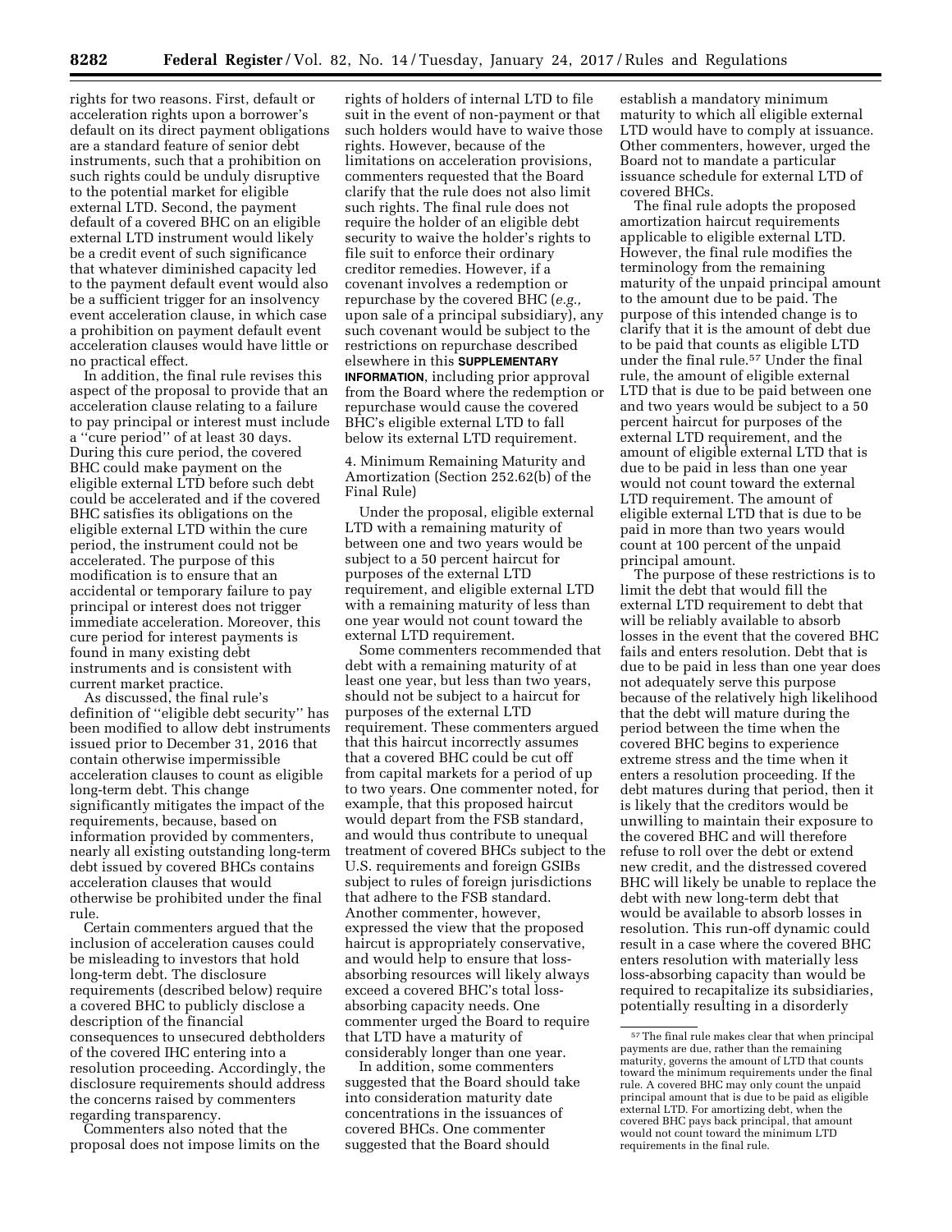rights for two reasons. First, default or acceleration rights upon a borrower's default on its direct payment obligations are a standard feature of senior debt instruments, such that a prohibition on such rights could be unduly disruptive to the potential market for eligible external LTD. Second, the payment default of a covered BHC on an eligible external LTD instrument would likely be a credit event of such significance that whatever diminished capacity led to the payment default event would also be a sufficient trigger for an insolvency event acceleration clause, in which case a prohibition on payment default event acceleration clauses would have little or no practical effect.

In addition, the final rule revises this aspect of the proposal to provide that an acceleration clause relating to a failure to pay principal or interest must include a "cure period" of at least 30 days. During this cure period, the covered BHC could make payment on the eligible external LTD before such debt could be accelerated and if the covered BHC satisfies its obligations on the eligible external LTD within the cure period, the instrument could not be accelerated. The purpose of this modification is to ensure that an accidental or temporary failure to pay principal or interest does not trigger immediate acceleration. Moreover, this cure period for interest payments is found in many existing debt instruments and is consistent with current market practice.

As discussed, the final rule's definition of "eligible debt security" has been modified to allow debt instruments issued prior to December 31, 2016 that contain otherwise impermissible acceleration clauses to count as eligible long-term debt. This change significantly mitigates the impact of the requirements, because, based on information provided by commenters, nearly all existing outstanding long-term debt issued by covered BHCs contains acceleration clauses that would otherwise be prohibited under the final rule.

Certain commenters argued that the inclusion of acceleration causes could be misleading to investors that hold long-term debt. The disclosure requirements (described below) require a covered BHC to publicly disclose a description of the financial consequences to unsecured debtholders of the covered IHC entering into a resolution proceeding. Accordingly, the disclosure requirements should address the concerns raised by commenters regarding transparency.

Commenters also noted that the proposal does not impose limits on the rights of holders of internal LTD to file suit in the event of non-payment or that such holders would have to waive those rights. However, because of the limitations on acceleration provisions, commenters requested that the Board clarify that the rule does not also limit such rights. The final rule does not require the holder of an eligible debt security to waive the holder's rights to file suit to enforce their ordinary creditor remedies. However, if a covenant involves a redemption or repurchase by the covered BHC (*e.g.,* upon sale of a principal subsidiary), any such covenant would be subject to the restrictions on repurchase described elsewhere in this **SUPPLEMENTARY INFORMATION**, including prior approval from the Board where the redemption or repurchase would cause the covered BHC's eligible external LTD to fall below its external LTD requirement.

4. Minimum Remaining Maturity and Amortization (Section 252.62(b) of the Final Rule)

Under the proposal, eligible external LTD with a remaining maturity of between one and two years would be subject to a 50 percent haircut for purposes of the external LTD requirement, and eligible external LTD with a remaining maturity of less than one year would not count toward the external LTD requirement.

Some commenters recommended that debt with a remaining maturity of at least one year, but less than two years, should not be subject to a haircut for purposes of the external LTD requirement. These commenters argued that this haircut incorrectly assumes that a covered BHC could be cut off from capital markets for a period of up to two years. One commenter noted, for example, that this proposed haircut would depart from the FSB standard, and would thus contribute to unequal treatment of covered BHCs subject to the U.S. requirements and foreign GSIBs subject to rules of foreign jurisdictions that adhere to the FSB standard. Another commenter, however, expressed the view that the proposed haircut is appropriately conservative, and would help to ensure that loss-absorbing resources will likely always exceed a covered BHC's total loss-absorbing capacity needs. One commenter urged the Board to require that LTD have a maturity of considerably longer than one year.

In addition, some commenters suggested that the Board should take into consideration maturity date concentrations in the issuances of covered BHCs. One commenter suggested that the Board should establish a mandatory minimum maturity to which all eligible external LTD would have to comply at issuance. Other commenters, however, urged the Board not to mandate a particular issuance schedule for external LTD of covered BHCs.

The final rule adopts the proposed amortization haircut requirements applicable to eligible external LTD. However, the final rule modifies the terminology from the remaining maturity of the unpaid principal amount to the amount due to be paid. The purpose of this intended change is to clarify that it is the amount of debt due to be paid that counts as eligible LTD under the final rule.[57] Under the final rule, the amount of eligible external LTD that is due to be paid between one and two years would be subject to a 50 percent haircut for purposes of the external LTD requirement, and the amount of eligible external LTD that is due to be paid in less than one year would not count toward the external LTD requirement. The amount of eligible external LTD that is due to be paid in more than two years would count at 100 percent of the unpaid principal amount.

The purpose of these restrictions is to limit the debt that would fill the external LTD requirement to debt that will be reliably available to absorb losses in the event that the covered BHC fails and enters resolution. Debt that is due to be paid in less than one year does not adequately serve this purpose because of the relatively high likelihood that the debt will mature during the period between the time when the covered BHC begins to experience extreme stress and the time when it enters a resolution proceeding. If the debt matures during that period, then it is likely that the creditors would be unwilling to maintain their exposure to the covered BHC and will therefore refuse to roll over the debt or extend new credit, and the distressed covered BHC will likely be unable to replace the debt with new long-term debt that would be available to absorb losses in resolution. This run-off dynamic could result in a case where the covered BHC enters resolution with materially less loss-absorbing capacity than would be required to recapitalize its subsidiaries, potentially resulting in a disorderly

[57] The final rule makes clear that when principal payments are due, rather than the remaining maturity, governs the amount of LTD that counts toward the minimum requirements under the final rule. A covered BHC may only count the unpaid principal amount that is due to be paid as eligible external LTD. For amortizing debt, when the covered BHC pays back principal, that amount would not count toward the minimum LTD requirements in the final rule.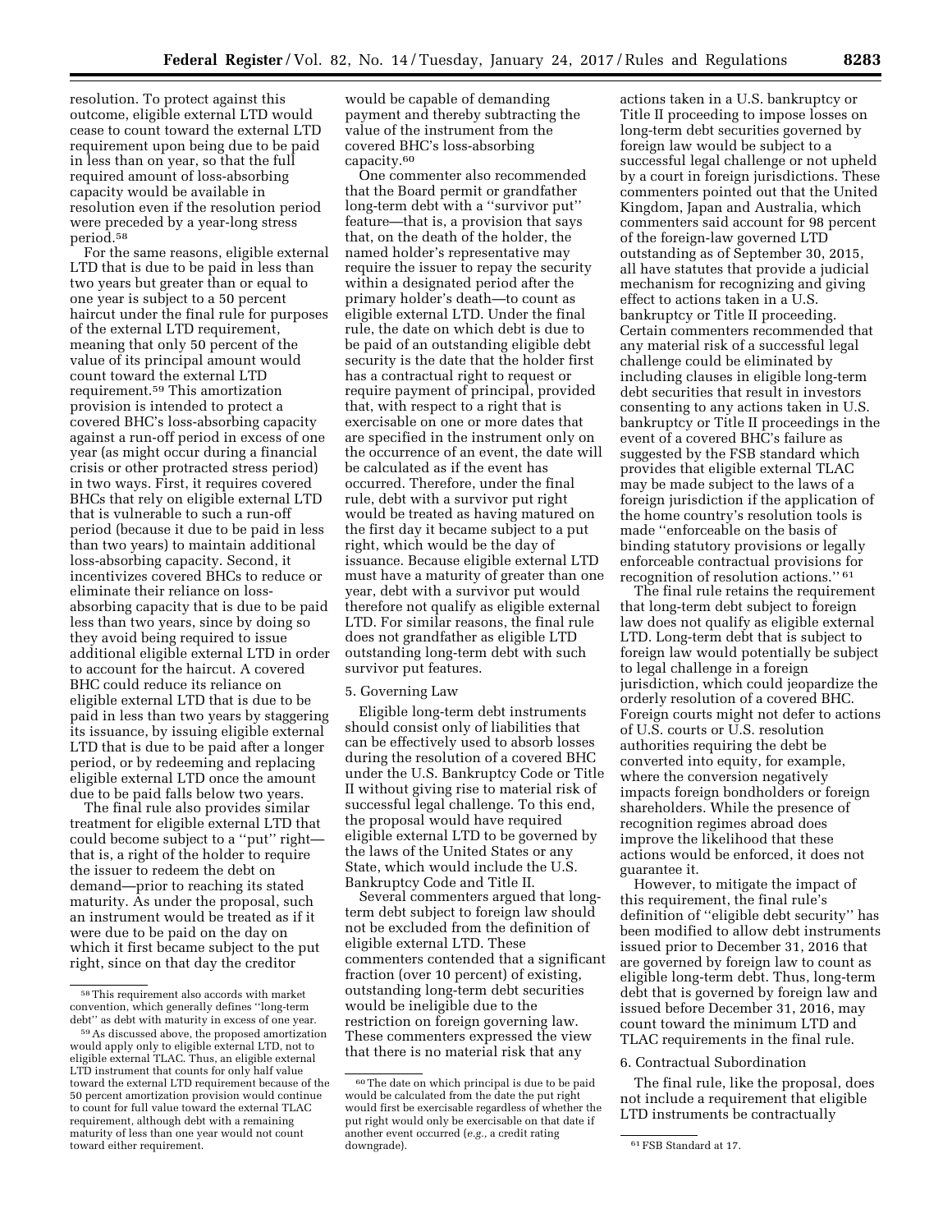resolution. To protect against this outcome, eligible external LTD would cease to count toward the external LTD requirement upon being due to be paid in less than on year, so that the full required amount of loss-absorbing capacity would be available in resolution even if the resolution period were preceded by a year-long stress period.[58]

For the same reasons, eligible external LTD that is due to be paid in less than two years but greater than or equal to one year is subject to a 50 percent haircut under the final rule for purposes of the external LTD requirement, meaning that only 50 percent of the value of its principal amount would count toward the external LTD requirement.[59] This amortization provision is intended to protect a covered BHC's loss-absorbing capacity against a run-off period in excess of one year (as might occur during a financial crisis or other protracted stress period) in two ways. First, it requires covered BHCs that rely on eligible external LTD that is vulnerable to such a run-off period (because it due to be paid in less than two years) to maintain additional loss-absorbing capacity. Second, it incentivizes covered BHCs to reduce or eliminate their reliance on loss-absorbing capacity that is due to be paid less than two years, since by doing so they avoid being required to issue additional eligible external LTD in order to account for the haircut. A covered BHC could reduce its reliance on eligible external LTD that is due to be paid in less than two years by staggering its issuance, by issuing eligible external LTD that is due to be paid after a longer period, or by redeeming and replacing eligible external LTD once the amount due to be paid falls below two years.

The final rule also provides similar treatment for eligible external LTD that could become subject to a ''put'' right—that is, a right of the holder to require the issuer to redeem the debt on demand—prior to reaching its stated maturity. As under the proposal, such an instrument would be treated as if it were due to be paid on the day on which it first became subject to the put right, since on that day the creditor would be capable of demanding payment and thereby subtracting the value of the instrument from the covered BHC's loss-absorbing capacity.[60]

One commenter also recommended that the Board permit or grandfather long-term debt with a ''survivor put'' feature—that is, a provision that says that, on the death of the holder, the named holder's representative may require the issuer to repay the security within a designated period after the primary holder's death—to count as eligible external LTD. Under the final rule, the date on which debt is due to be paid of an outstanding eligible debt security is the date that the holder first has a contractual right to request or require payment of principal, provided that, with respect to a right that is exercisable on one or more dates that are specified in the instrument only on the occurrence of an event, the date will be calculated as if the event has occurred. Therefore, under the final rule, debt with a survivor put right would be treated as having matured on the first day it became subject to a put right, which would be the day of issuance. Because eligible external LTD must have a maturity of greater than one year, debt with a survivor put would therefore not qualify as eligible external LTD. For similar reasons, the final rule does not grandfather as eligible LTD outstanding long-term debt with such survivor put features.

### 5. Governing Law

Eligible long-term debt instruments should consist only of liabilities that can be effectively used to absorb losses during the resolution of a covered BHC under the U.S. Bankruptcy Code or Title II without giving rise to material risk of successful legal challenge. To this end, the proposal would have required eligible external LTD to be governed by the laws of the United States or any State, which would include the U.S. Bankruptcy Code and Title II.

Several commenters argued that long-term debt subject to foreign law should not be excluded from the definition of eligible external LTD. These commenters contended that a significant fraction (over 10 percent) of existing, outstanding long-term debt securities would be ineligible due to the restriction on foreign governing law. These commenters expressed the view that there is no material risk that any actions taken in a U.S. bankruptcy or Title II proceeding to impose losses on long-term debt securities governed by foreign law would be subject to a successful legal challenge or not upheld by a court in foreign jurisdictions. These commenters pointed out that the United Kingdom, Japan and Australia, which commenters said account for 98 percent of the foreign-law governed LTD outstanding as of September 30, 2015, all have statutes that provide a judicial mechanism for recognizing and giving effect to actions taken in a U.S. bankruptcy or Title II proceeding. Certain commenters recommended that any material risk of a successful legal challenge could be eliminated by including clauses in eligible long-term debt securities that result in investors consenting to any actions taken in U.S. bankruptcy or Title II proceedings in the event of a covered BHC's failure as suggested by the FSB standard which provides that eligible external TLAC may be made subject to the laws of a foreign jurisdiction if the application of the home country's resolution tools is made ''enforceable on the basis of binding statutory provisions or legally enforceable contractual provisions for recognition of resolution actions.''[61]

The final rule retains the requirement that long-term debt subject to foreign law does not qualify as eligible external LTD. Long-term debt that is subject to foreign law would potentially be subject to legal challenge in a foreign jurisdiction, which could jeopardize the orderly resolution of a covered BHC. Foreign courts might not defer to actions of U.S. courts or U.S. resolution authorities requiring the debt be converted into equity, for example, where the conversion negatively impacts foreign bondholders or foreign shareholders. While the presence of recognition regimes abroad does improve the likelihood that these actions would be enforced, it does not guarantee it.

However, to mitigate the impact of this requirement, the final rule's definition of ''eligible debt security'' has been modified to allow debt instruments issued prior to December 31, 2016 that are governed by foreign law to count as eligible long-term debt. Thus, long-term debt that is governed by foreign law and issued before December 31, 2016, may count toward the minimum LTD and TLAC requirements in the final rule.

### 6. Contractual Subordination

The final rule, like the proposal, does not include a requirement that eligible LTD instruments be contractually

---

[58] This requirement also accords with market convention, which generally defines ''long-term debt'' as debt with maturity in excess of one year.

[59] As discussed above, the proposed amortization would apply only to eligible external LTD, not to eligible external TLAC. Thus, an eligible external LTD instrument that counts for only half value toward the external LTD requirement because of the 50 percent amortization provision would continue to count for full value toward the external TLAC requirement, although debt with a remaining maturity of less than one year would not count toward either requirement.

[60] The date on which principal is due to be paid would be calculated from the date the put right would first be exercisable regardless of whether the put right would only be exercisable on that date if another event occurred (*e.g.,* a credit rating downgrade).

[61] FSB Standard at 17.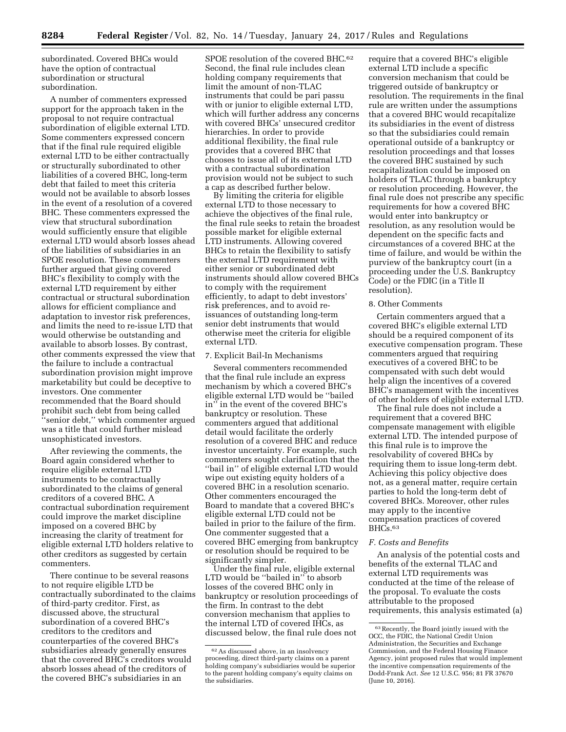subordinated. Covered BHCs would have the option of contractual subordination or structural subordination.

A number of commenters expressed support for the approach taken in the proposal to not require contractual subordination of eligible external LTD. Some commenters expressed concern that if the final rule required eligible external LTD to be either contractually or structurally subordinated to other liabilities of a covered BHC, long-term debt that failed to meet this criteria would not be available to absorb losses in the event of a resolution of a covered BHC. These commenters expressed the view that structural subordination would sufficiently ensure that eligible external LTD would absorb losses ahead of the liabilities of subsidiaries in an SPOE resolution. These commenters further argued that giving covered BHC's flexibility to comply with the external LTD requirement by either contractual or structural subordination allows for efficient compliance and adaptation to investor risk preferences, and limits the need to re-issue LTD that would otherwise be outstanding and available to absorb losses. By contrast, other comments expressed the view that the failure to include a contractual subordination provision might improve marketability but could be deceptive to investors. One commenter recommended that the Board should prohibit such debt from being called ''senior debt,'' which commenter argued was a title that could further mislead unsophisticated investors.

After reviewing the comments, the Board again considered whether to require eligible external LTD instruments to be contractually subordinated to the claims of general creditors of a covered BHC. A contractual subordination requirement could improve the market discipline imposed on a covered BHC by increasing the clarity of treatment for eligible external LTD holders relative to other creditors as suggested by certain commenters.

There continue to be several reasons to not require eligible LTD be contractually subordinated to the claims of third-party creditor. First, as discussed above, the structural subordination of a covered BHC's creditors to the creditors and counterparties of the covered BHC's subsidiaries already generally ensures that the covered BHC's creditors would absorb losses ahead of the creditors of the covered BHC's subsidiaries in an SPOE resolution of the covered BHC.[62] Second, the final rule includes clean holding company requirements that limit the amount of non-TLAC instruments that could be pari passu with or junior to eligible external LTD, which will further address any concerns with covered BHCs' unsecured creditor hierarchies. In order to provide additional flexibility, the final rule provides that a covered BHC that chooses to issue all of its external LTD with a contractual subordination provision would not be subject to such a cap as described further below.

By limiting the criteria for eligible external LTD to those necessary to achieve the objectives of the final rule, the final rule seeks to retain the broadest possible market for eligible external LTD instruments. Allowing covered BHCs to retain the flexibility to satisfy the external LTD requirement with either senior or subordinated debt instruments should allow covered BHCs to comply with the requirement efficiently, to adapt to debt investors' risk preferences, and to avoid re-issuances of outstanding long-term senior debt instruments that would otherwise meet the criteria for eligible external LTD.

7. Explicit Bail-In Mechanisms

Several commenters recommended that the final rule include an express mechanism by which a covered BHC's eligible external LTD would be ''bailed in'' in the event of the covered BHC's bankruptcy or resolution. These commenters argued that additional detail would facilitate the orderly resolution of a covered BHC and reduce investor uncertainty. For example, such commenters sought clarification that the ''bail in'' of eligible external LTD would wipe out existing equity holders of a covered BHC in a resolution scenario. Other commenters encouraged the Board to mandate that a covered BHC's eligible external LTD could not be bailed in prior to the failure of the firm. One commenter suggested that a covered BHC emerging from bankruptcy or resolution should be required to be significantly simpler.

Under the final rule, eligible external LTD would be ''bailed in'' to absorb losses of the covered BHC only in bankruptcy or resolution proceedings of the firm. In contrast to the debt conversion mechanism that applies to the internal LTD of covered IHCs, as discussed below, the final rule does not require that a covered BHC's eligible external LTD include a specific conversion mechanism that could be triggered outside of bankruptcy or resolution. The requirements in the final rule are written under the assumptions that a covered BHC would recapitalize its subsidiaries in the event of distress so that the subsidiaries could remain operational outside of a bankruptcy or resolution proceedings and that losses the covered BHC sustained by such recapitalization could be imposed on holders of TLAC through a bankruptcy or resolution proceeding. However, the final rule does not prescribe any specific requirements for how a covered BHC would enter into bankruptcy or resolution, as any resolution would be dependent on the specific facts and circumstances of a covered BHC at the time of failure, and would be within the purview of the bankruptcy court (in a proceeding under the U.S. Bankruptcy Code) or the FDIC (in a Title II resolution).

8. Other Comments

Certain commenters argued that a covered BHC's eligible external LTD should be a required component of its executive compensation program. These commenters argued that requiring executives of a covered BHC to be compensated with such debt would help align the incentives of a covered BHC's management with the incentives of other holders of eligible external LTD.

The final rule does not include a requirement that a covered BHC compensate management with eligible external LTD. The intended purpose of this final rule is to improve the resolvability of covered BHCs by requiring them to issue long-term debt. Achieving this policy objective does not, as a general matter, require certain parties to hold the long-term debt of covered BHCs. Moreover, other rules may apply to the incentive compensation practices of covered BHCs.[63]

*F. Costs and Benefits*

An analysis of the potential costs and benefits of the external TLAC and external LTD requirements was conducted at the time of the release of the proposal. To evaluate the costs attributable to the proposed requirements, this analysis estimated (a)

[62] As discussed above, in an insolvency proceeding, direct third-party claims on a parent holding company's subsidiaries would be superior to the parent holding company's equity claims on the subsidiaries.

[63] Recently, the Board jointly issued with the OCC, the FDIC, the National Credit Union Administration, the Securities and Exchange Commission, and the Federal Housing Finance Agency, joint proposed rules that would implement the incentive compensation requirements of the Dodd-Frank Act. *See* 12 U.S.C. 956; 81 FR 37670 (June 10, 2016).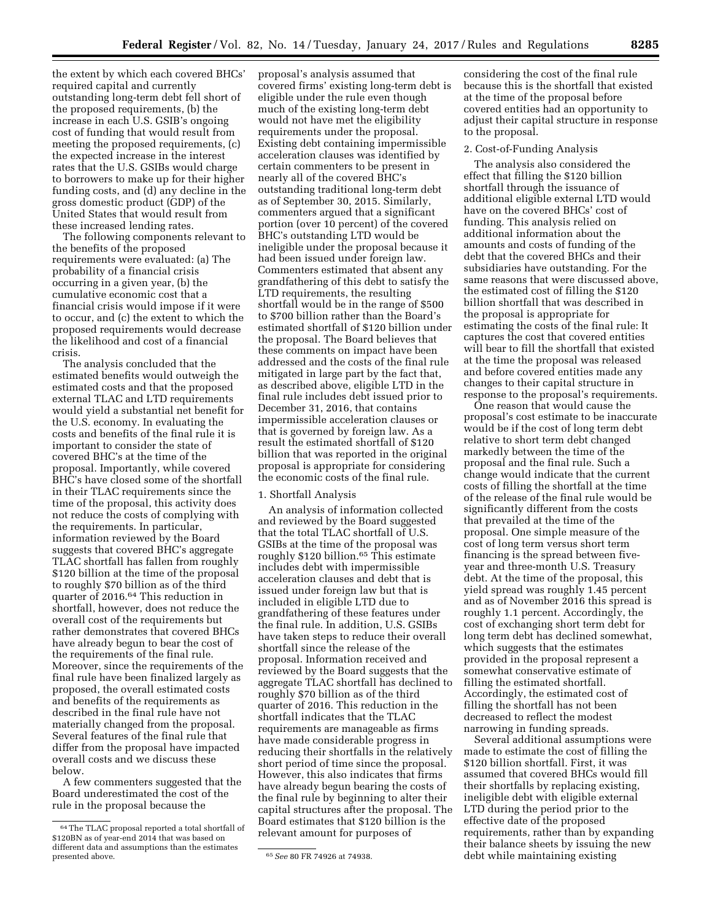the extent by which each covered BHCs' required capital and currently outstanding long-term debt fell short of the proposed requirements, (b) the increase in each U.S. GSIB's ongoing cost of funding that would result from meeting the proposed requirements, (c) the expected increase in the interest rates that the U.S. GSIBs would charge to borrowers to make up for their higher funding costs, and (d) any decline in the gross domestic product (GDP) of the United States that would result from these increased lending rates.

The following components relevant to the benefits of the proposed requirements were evaluated: (a) The probability of a financial crisis occurring in a given year, (b) the cumulative economic cost that a financial crisis would impose if it were to occur, and (c) the extent to which the proposed requirements would decrease the likelihood and cost of a financial crisis.

The analysis concluded that the estimated benefits would outweigh the estimated costs and that the proposed external TLAC and LTD requirements would yield a substantial net benefit for the U.S. economy. In evaluating the costs and benefits of the final rule it is important to consider the state of covered BHC's at the time of the proposal. Importantly, while covered BHC's have closed some of the shortfall in their TLAC requirements since the time of the proposal, this activity does not reduce the costs of complying with the requirements. In particular, information reviewed by the Board suggests that covered BHC's aggregate TLAC shortfall has fallen from roughly $120 billion at the time of the proposal to roughly $70 billion as of the third quarter of 2016.[64] This reduction in shortfall, however, does not reduce the overall cost of the requirements but rather demonstrates that covered BHCs have already begun to bear the cost of the requirements of the final rule. Moreover, since the requirements of the final rule have been finalized largely as proposed, the overall estimated costs and benefits of the requirements as described in the final rule have not materially changed from the proposal. Several features of the final rule that differ from the proposal have impacted overall costs and we discuss these below.

A few commenters suggested that the Board underestimated the cost of the rule in the proposal because the proposal's analysis assumed that covered firms' existing long-term debt is eligible under the rule even though much of the existing long-term debt would not have met the eligibility requirements under the proposal. Existing debt containing impermissible acceleration clauses was identified by certain commenters to be present in nearly all of the covered BHC's outstanding traditional long-term debt as of September 30, 2015. Similarly, commenters argued that a significant portion (over 10 percent) of the covered BHC's outstanding LTD would be ineligible under the proposal because it had been issued under foreign law. Commenters estimated that absent any grandfathering of this debt to satisfy the LTD requirements, the resulting shortfall would be in the range of $500 to $700 billion rather than the Board's estimated shortfall of $120 billion under the proposal. The Board believes that these comments on impact have been addressed and the costs of the final rule mitigated in large part by the fact that, as described above, eligible LTD in the final rule includes debt issued prior to December 31, 2016, that contains impermissible acceleration clauses or that is governed by foreign law. As a result the estimated shortfall of $120 billion that was reported in the original proposal is appropriate for considering the economic costs of the final rule.

1. Shortfall Analysis

An analysis of information collected and reviewed by the Board suggested that the total TLAC shortfall of U.S. GSIBs at the time of the proposal was roughly $120 billion.[65] This estimate includes debt with impermissible acceleration clauses and debt that is issued under foreign law but that is included in eligible LTD due to grandfathering of these features under the final rule. In addition, U.S. GSIBs have taken steps to reduce their overall shortfall since the release of the proposal. Information received and reviewed by the Board suggests that the aggregate TLAC shortfall has declined to roughly $70 billion as of the third quarter of 2016. This reduction in the shortfall indicates that the TLAC requirements are manageable as firms have made considerable progress in reducing their shortfalls in the relatively short period of time since the proposal. However, this also indicates that firms have already begun bearing the costs of the final rule by beginning to alter their capital structures after the proposal. The Board estimates that $120 billion is the relevant amount for purposes of considering the cost of the final rule because this is the shortfall that existed at the time of the proposal before covered entities had an opportunity to adjust their capital structure in response to the proposal.

2. Cost-of-Funding Analysis

The analysis also considered the effect that filling the $120 billion shortfall through the issuance of additional eligible external LTD would have on the covered BHCs' cost of funding. This analysis relied on additional information about the amounts and costs of funding of the debt that the covered BHCs and their subsidiaries have outstanding. For the same reasons that were discussed above, the estimated cost of filling the $120 billion shortfall that was described in the proposal is appropriate for estimating the costs of the final rule: It captures the cost that covered entities will bear to fill the shortfall that existed at the time the proposal was released and before covered entities made any changes to their capital structure in response to the proposal's requirements.

One reason that would cause the proposal's cost estimate to be inaccurate would be if the cost of long term debt relative to short term debt changed markedly between the time of the proposal and the final rule. Such a change would indicate that the current costs of filling the shortfall at the time of the release of the final rule would be significantly different from the costs that prevailed at the time of the proposal. One simple measure of the cost of long term versus short term financing is the spread between five-year and three-month U.S. Treasury debt. At the time of the proposal, this yield spread was roughly 1.45 percent and as of November 2016 this spread is roughly 1.1 percent. Accordingly, the cost of exchanging short term debt for long term debt has declined somewhat, which suggests that the estimates provided in the proposal represent a somewhat conservative estimate of filling the estimated shortfall. Accordingly, the estimated cost of filling the shortfall has not been decreased to reflect the modest narrowing in funding spreads.

Several additional assumptions were made to estimate the cost of filling the $120 billion shortfall. First, it was assumed that covered BHCs would fill their shortfalls by replacing existing, ineligible debt with eligible external LTD during the period prior to the effective date of the proposed requirements, rather than by expanding their balance sheets by issuing the new debt while maintaining existing

[64] The TLAC proposal reported a total shortfall of $120BN as of year-end 2014 that was based on different data and assumptions than the estimates presented above.

[65] *See* 80 FR 74926 at 74938.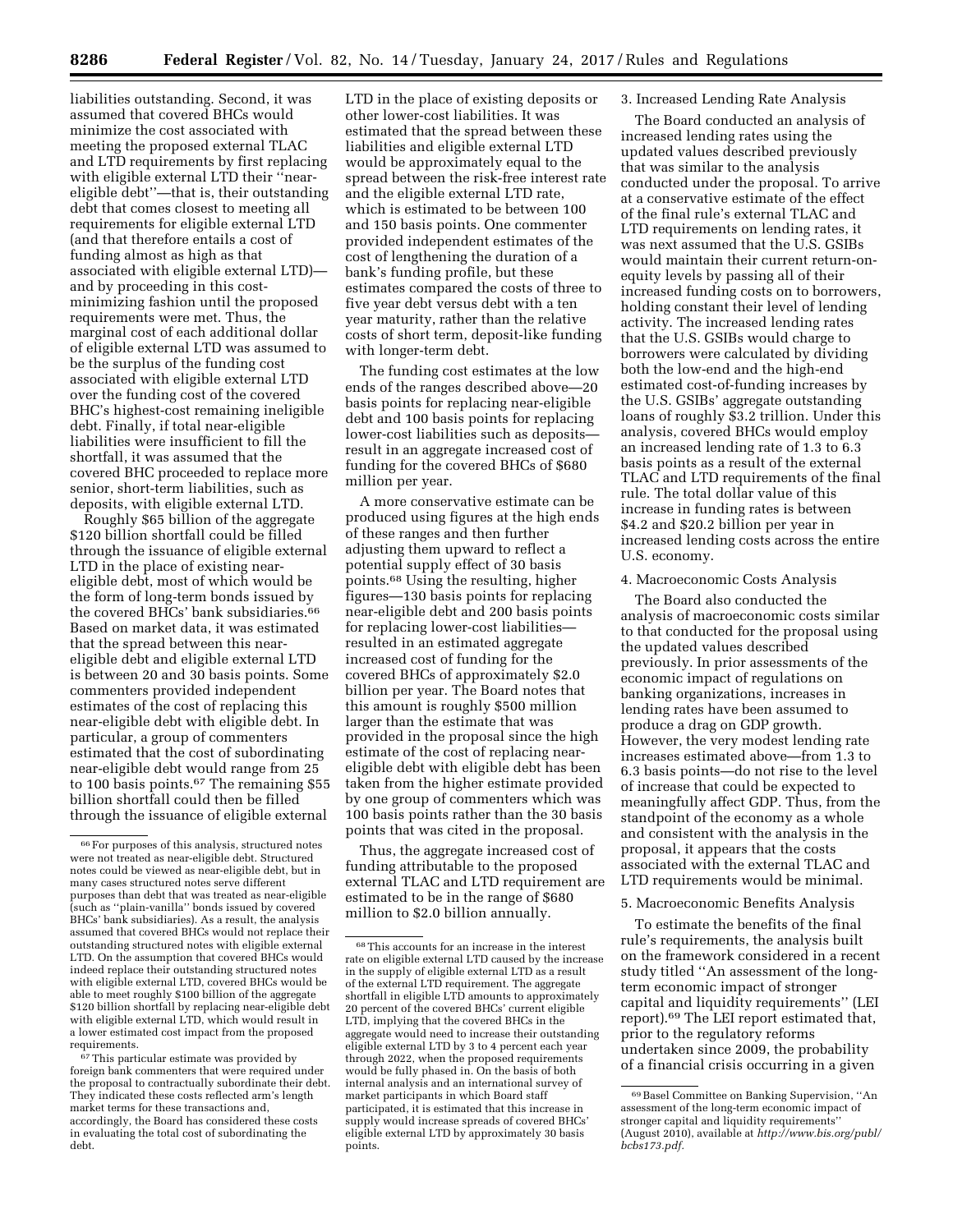liabilities outstanding. Second, it was assumed that covered BHCs would minimize the cost associated with meeting the proposed external TLAC and LTD requirements by first replacing with eligible external LTD their ''near-eligible debt''—that is, their outstanding debt that comes closest to meeting all requirements for eligible external LTD (and that therefore entails a cost of funding almost as high as that associated with eligible external LTD)—and by proceeding in this cost-minimizing fashion until the proposed requirements were met. Thus, the marginal cost of each additional dollar of eligible external LTD was assumed to be the surplus of the funding cost associated with eligible external LTD over the funding cost of the covered BHC's highest-cost remaining ineligible debt. Finally, if total near-eligible liabilities were insufficient to fill the shortfall, it was assumed that the covered BHC proceeded to replace more senior, short-term liabilities, such as deposits, with eligible external LTD.

Roughly $65 billion of the aggregate $120 billion shortfall could be filled through the issuance of eligible external LTD in the place of existing near-eligible debt, most of which would be the form of long-term bonds issued by the covered BHCs' bank subsidiaries.[66] Based on market data, it was estimated that the spread between this near-eligible debt and eligible external LTD is between 20 and 30 basis points. Some commenters provided independent estimates of the cost of replacing this near-eligible debt with eligible debt. In particular, a group of commenters estimated that the cost of subordinating near-eligible debt would range from 25 to 100 basis points.[67] The remaining $55 billion shortfall could then be filled through the issuance of eligible external LTD in the place of existing deposits or other lower-cost liabilities. It was estimated that the spread between these liabilities and eligible external LTD would be approximately equal to the spread between the risk-free interest rate and the eligible external LTD rate, which is estimated to be between 100 and 150 basis points. One commenter provided independent estimates of the cost of lengthening the duration of a bank's funding profile, but these estimates compared the costs of three to five year debt versus debt with a ten year maturity, rather than the relative costs of short term, deposit-like funding with longer-term debt.

The funding cost estimates at the low ends of the ranges described above—20 basis points for replacing near-eligible debt and 100 basis points for replacing lower-cost liabilities such as deposits—result in an aggregate increased cost of funding for the covered BHCs of $680 million per year.

A more conservative estimate can be produced using figures at the high ends of these ranges and then further adjusting them upward to reflect a potential supply effect of 30 basis points.[68] Using the resulting, higher figures—130 basis points for replacing near-eligible debt and 200 basis points for replacing lower-cost liabilities—resulted in an estimated aggregate increased cost of funding for the covered BHCs of approximately $2.0 billion per year. The Board notes that this amount is roughly $500 million larger than the estimate that was provided in the proposal since the high estimate of the cost of replacing near-eligible debt with eligible debt has been taken from the higher estimate provided by one group of commenters which was 100 basis points rather than the 30 basis points that was cited in the proposal.

Thus, the aggregate increased cost of funding attributable to the proposed external TLAC and LTD requirement are estimated to be in the range of $680 million to $2.0 billion annually.

3. Increased Lending Rate Analysis

The Board conducted an analysis of increased lending rates using the updated values described previously that was similar to the analysis conducted under the proposal. To arrive at a conservative estimate of the effect of the final rule's external TLAC and LTD requirements on lending rates, it was next assumed that the U.S. GSIBs would maintain their current return-on-equity levels by passing all of their increased funding costs on to borrowers, holding constant their level of lending activity. The increased lending rates that the U.S. GSIBs would charge to borrowers were calculated by dividing both the low-end and the high-end estimated cost-of-funding increases by the U.S. GSIBs' aggregate outstanding loans of roughly $3.2 trillion. Under this analysis, covered BHCs would employ an increased lending rate of 1.3 to 6.3 basis points as a result of the external TLAC and LTD requirements of the final rule. The total dollar value of this increase in funding rates is between $4.2 and $20.2 billion per year in increased lending costs across the entire U.S. economy.

4. Macroeconomic Costs Analysis

The Board also conducted the analysis of macroeconomic costs similar to that conducted for the proposal using the updated values described previously. In prior assessments of the economic impact of regulations on banking organizations, increases in lending rates have been assumed to produce a drag on GDP growth. However, the very modest lending rate increases estimated above—from 1.3 to 6.3 basis points—do not rise to the level of increase that could be expected to meaningfully affect GDP. Thus, from the standpoint of the economy as a whole and consistent with the analysis in the proposal, it appears that the costs associated with the external TLAC and LTD requirements would be minimal.

5. Macroeconomic Benefits Analysis

To estimate the benefits of the final rule's requirements, the analysis built on the framework considered in a recent study titled ''An assessment of the long-term economic impact of stronger capital and liquidity requirements'' (LEI report).[69] The LEI report estimated that, prior to the regulatory reforms undertaken since 2009, the probability of a financial crisis occurring in a given

---

[66] For purposes of this analysis, structured notes were not treated as near-eligible debt. Structured notes could be viewed as near-eligible debt, but in many cases structured notes serve different purposes than debt that was treated as near-eligible (such as ''plain-vanilla'' bonds issued by covered BHCs' bank subsidiaries). As a result, the analysis assumed that covered BHCs would not replace their outstanding structured notes with eligible external LTD. On the assumption that covered BHCs would indeed replace their outstanding structured notes with eligible external LTD, covered BHCs would be able to meet roughly $100 billion of the aggregate $120 billion shortfall by replacing near-eligible debt with eligible external LTD, which would result in a lower estimated cost impact from the proposed requirements.

[67] This particular estimate was provided by foreign bank commenters that were required under the proposal to contractually subordinate their debt. They indicated these costs reflected arm's length market terms for these transactions and, accordingly, the Board has considered these costs in evaluating the total cost of subordinating the debt.

[68] This accounts for an increase in the interest rate on eligible external LTD caused by the increase in the supply of eligible external LTD as a result of the external LTD requirement. The aggregate shortfall in eligible LTD amounts to approximately 20 percent of the covered BHCs' current eligible LTD, implying that the covered BHCs in the aggregate would need to increase their outstanding eligible external LTD by 3 to 4 percent each year through 2022, when the proposed requirements would be fully phased in. On the basis of both internal analysis and an international survey of market participants in which Board staff participated, it is estimated that this increase in supply would increase spreads of covered BHCs' eligible external LTD by approximately 30 basis points.

[69] Basel Committee on Banking Supervision, ''An assessment of the long-term economic impact of stronger capital and liquidity requirements'' (August 2010), available at *http://www.bis.org/publ/bcbs173.pdf.*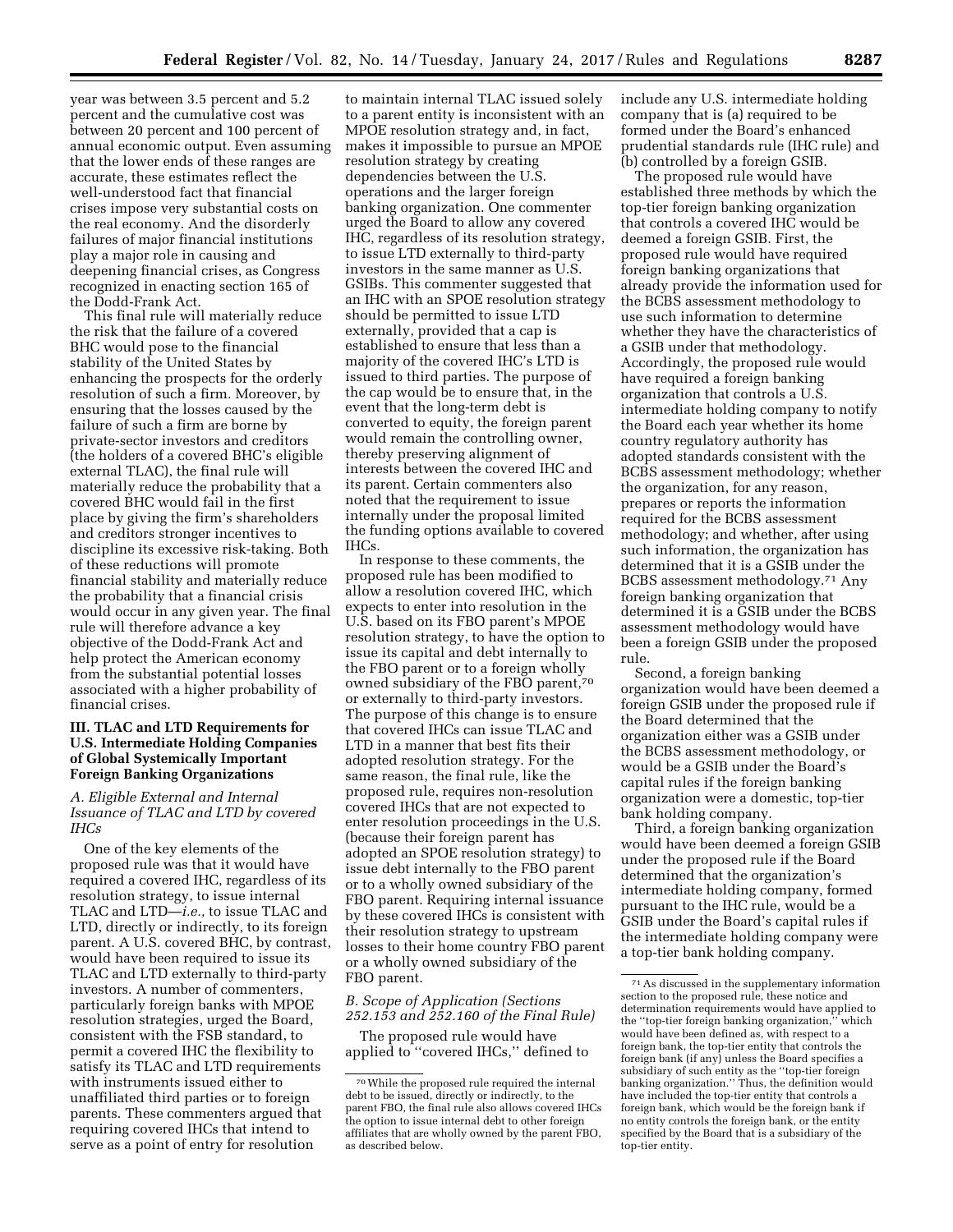year was between 3.5 percent and 5.2 percent and the cumulative cost was between 20 percent and 100 percent of annual economic output. Even assuming that the lower ends of these ranges are accurate, these estimates reflect the well-understood fact that financial crises impose very substantial costs on the real economy. And the disorderly failures of major financial institutions play a major role in causing and deepening financial crises, as Congress recognized in enacting section 165 of the Dodd-Frank Act.

This final rule will materially reduce the risk that the failure of a covered BHC would pose to the financial stability of the United States by enhancing the prospects for the orderly resolution of such a firm. Moreover, by ensuring that the losses caused by the failure of such a firm are borne by private-sector investors and creditors (the holders of a covered BHC's eligible external TLAC), the final rule will materially reduce the probability that a covered BHC would fail in the first place by giving the firm's shareholders and creditors stronger incentives to discipline its excessive risk-taking. Both of these reductions will promote financial stability and materially reduce the probability that a financial crisis would occur in any given year. The final rule will therefore advance a key objective of the Dodd-Frank Act and help protect the American economy from the substantial potential losses associated with a higher probability of financial crises.

## III. TLAC and LTD Requirements for U.S. Intermediate Holding Companies of Global Systemically Important Foreign Banking Organizations

### *A. Eligible External and Internal Issuance of TLAC and LTD by covered IHCs*

One of the key elements of the proposed rule was that it would have required a covered IHC, regardless of its resolution strategy, to issue internal TLAC and LTD—*i.e.,* to issue TLAC and LTD, directly or indirectly, to its foreign parent. A U.S. covered BHC, by contrast, would have been required to issue its TLAC and LTD externally to third-party investors. A number of commenters, particularly foreign banks with MPOE resolution strategies, urged the Board, consistent with the FSB standard, to permit a covered IHC the flexibility to satisfy its TLAC and LTD requirements with instruments issued either to unaffiliated third parties or to foreign parents. These commenters argued that requiring covered IHCs that intend to serve as a point of entry for resolution to maintain internal TLAC issued solely to a parent entity is inconsistent with an MPOE resolution strategy and, in fact, makes it impossible to pursue an MPOE resolution strategy by creating dependencies between the U.S. operations and the larger foreign banking organization. One commenter urged the Board to allow any covered IHC, regardless of its resolution strategy, to issue LTD externally to third-party investors in the same manner as U.S. GSIBs. This commenter suggested that an IHC with an SPOE resolution strategy should be permitted to issue LTD externally, provided that a cap is established to ensure that less than a majority of the covered IHC's LTD is issued to third parties. The purpose of the cap would be to ensure that, in the event that the long-term debt is converted to equity, the foreign parent would remain the controlling owner, thereby preserving alignment of interests between the covered IHC and its parent. Certain commenters also noted that the requirement to issue internally under the proposal limited the funding options available to covered IHCs.

In response to these comments, the proposed rule has been modified to allow a resolution covered IHC, which expects to enter into resolution in the U.S. based on its FBO parent's MPOE resolution strategy, to have the option to issue its capital and debt internally to the FBO parent or to a foreign wholly owned subsidiary of the FBO parent,[70] or externally to third-party investors. The purpose of this change is to ensure that covered IHCs can issue TLAC and LTD in a manner that best fits their adopted resolution strategy. For the same reason, the final rule, like the proposed rule, requires non-resolution covered IHCs that are not expected to enter resolution proceedings in the U.S. (because their foreign parent has adopted an SPOE resolution strategy) to issue debt internally to the FBO parent or to a wholly owned subsidiary of the FBO parent. Requiring internal issuance by these covered IHCs is consistent with their resolution strategy to upstream losses to their home country FBO parent or a wholly owned subsidiary of the FBO parent.

### *B. Scope of Application (Sections 252.153 and 252.160 of the Final Rule)*

The proposed rule would have applied to "covered IHCs," defined to include any U.S. intermediate holding company that is (a) required to be formed under the Board's enhanced prudential standards rule (IHC rule) and (b) controlled by a foreign GSIB.

The proposed rule would have established three methods by which the top-tier foreign banking organization that controls a covered IHC would be deemed a foreign GSIB. First, the proposed rule would have required foreign banking organizations that already provide the information used for the BCBS assessment methodology to use such information to determine whether they have the characteristics of a GSIB under that methodology. Accordingly, the proposed rule would have required a foreign banking organization that controls a U.S. intermediate holding company to notify the Board each year whether its home country regulatory authority has adopted standards consistent with the BCBS assessment methodology; whether the organization, for any reason, prepares or reports the information required for the BCBS assessment methodology; and whether, after using such information, the organization has determined that it is a GSIB under the BCBS assessment methodology.[71] Any foreign banking organization that determined it is a GSIB under the BCBS assessment methodology would have been a foreign GSIB under the proposed rule.

Second, a foreign banking organization would have been deemed a foreign GSIB under the proposed rule if the Board determined that the organization either was a GSIB under the BCBS assessment methodology, or would be a GSIB under the Board's capital rules if the foreign banking organization were a domestic, top-tier bank holding company.

Third, a foreign banking organization would have been deemed a foreign GSIB under the proposed rule if the Board determined that the organization's intermediate holding company, formed pursuant to the IHC rule, would be a GSIB under the Board's capital rules if the intermediate holding company were a top-tier bank holding company.

---

[70] While the proposed rule required the internal debt to be issued, directly or indirectly, to the parent FBO, the final rule also allows covered IHCs the option to issue internal debt to other foreign affiliates that are wholly owned by the parent FBO, as described below.

[71] As discussed in the supplementary information section to the proposed rule, these notice and determination requirements would have applied to the "top-tier foreign banking organization," which would have been defined as, with respect to a foreign bank, the top-tier entity that controls the foreign bank (if any) unless the Board specifies a subsidiary of such entity as the "top-tier foreign banking organization." Thus, the definition would have included the top-tier entity that controls a foreign bank, which would be the foreign bank if no entity controls the foreign bank, or the entity specified by the Board that is a subsidiary of the top-tier entity.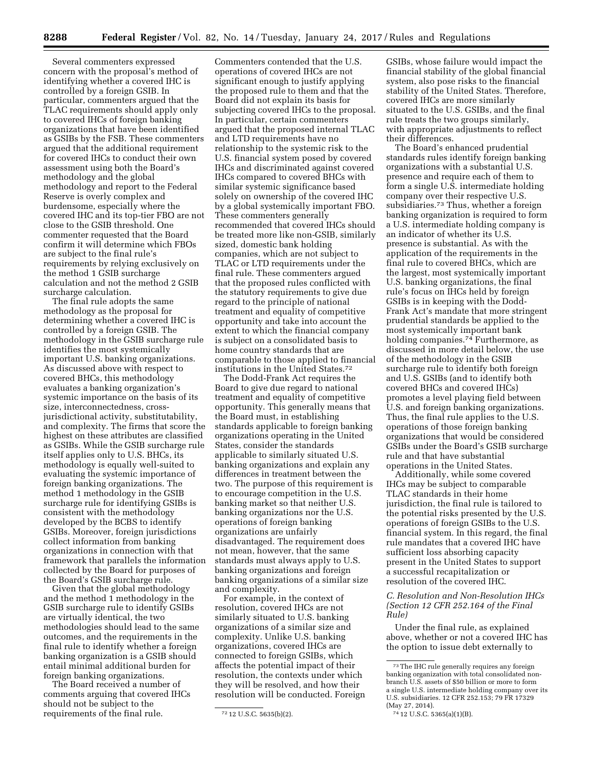Several commenters expressed concern with the proposal's method of identifying whether a covered IHC is controlled by a foreign GSIB. In particular, commenters argued that the TLAC requirements should apply only to covered IHCs of foreign banking organizations that have been identified as GSIBs by the FSB. These commenters argued that the additional requirement for covered IHCs to conduct their own assessment using both the Board's methodology and the global methodology and report to the Federal Reserve is overly complex and burdensome, especially where the covered IHC and its top-tier FBO are not close to the GSIB threshold. One commenter requested that the Board confirm it will determine which FBOs are subject to the final rule's requirements by relying exclusively on the method 1 GSIB surcharge calculation and not the method 2 GSIB surcharge calculation.

The final rule adopts the same methodology as the proposal for determining whether a covered IHC is controlled by a foreign GSIB. The methodology in the GSIB surcharge rule identifies the most systemically important U.S. banking organizations. As discussed above with respect to covered BHCs, this methodology evaluates a banking organization's systemic importance on the basis of its size, interconnectedness, cross-jurisdictional activity, substitutability, and complexity. The firms that score the highest on these attributes are classified as GSIBs. While the GSIB surcharge rule itself applies only to U.S. BHCs, its methodology is equally well-suited to evaluating the systemic importance of foreign banking organizations. The method 1 methodology in the GSIB surcharge rule for identifying GSIBs is consistent with the methodology developed by the BCBS to identify GSIBs. Moreover, foreign jurisdictions collect information from banking organizations in connection with that framework that parallels the information collected by the Board for purposes of the Board's GSIB surcharge rule.

Given that the global methodology and the method 1 methodology in the GSIB surcharge rule to identify GSIBs are virtually identical, the two methodologies should lead to the same outcomes, and the requirements in the final rule to identify whether a foreign banking organization is a GSIB should entail minimal additional burden for foreign banking organizations.

The Board received a number of comments arguing that covered IHCs should not be subject to the requirements of the final rule. Commenters contended that the U.S. operations of covered IHCs are not significant enough to justify applying the proposed rule to them and that the Board did not explain its basis for subjecting covered IHCs to the proposal. In particular, certain commenters argued that the proposed internal TLAC and LTD requirements have no relationship to the systemic risk to the U.S. financial system posed by covered IHCs and discriminated against covered IHCs compared to covered BHCs with similar systemic significance based solely on ownership of the covered IHC by a global systemically important FBO. These commenters generally recommended that covered IHCs should be treated more like non-GSIB, similarly sized, domestic bank holding companies, which are not subject to TLAC or LTD requirements under the final rule. These commenters argued that the proposed rules conflicted with the statutory requirements to give due regard to the principle of national treatment and equality of competitive opportunity and take into account the extent to which the financial company is subject on a consolidated basis to home country standards that are comparable to those applied to financial institutions in the United States.[72]

The Dodd-Frank Act requires the Board to give due regard to national treatment and equality of competitive opportunity. This generally means that the Board must, in establishing standards applicable to foreign banking organizations operating in the United States, consider the standards applicable to similarly situated U.S. banking organizations and explain any differences in treatment between the two. The purpose of this requirement is to encourage competition in the U.S. banking market so that neither U.S. banking organizations nor the U.S. operations of foreign banking organizations are unfairly disadvantaged. The requirement does not mean, however, that the same standards must always apply to U.S. banking organizations and foreign banking organizations of a similar size and complexity.

For example, in the context of resolution, covered IHCs are not similarly situated to U.S. banking organizations of a similar size and complexity. Unlike U.S. banking organizations, covered IHCs are connected to foreign GSIBs, which affects the potential impact of their resolution, the contexts under which they will be resolved, and how their resolution will be conducted. Foreign GSIBs, whose failure would impact the financial stability of the global financial system, also pose risks to the financial stability of the United States. Therefore, covered IHCs are more similarly situated to the U.S. GSIBs, and the final rule treats the two groups similarly, with appropriate adjustments to reflect their differences.

The Board's enhanced prudential standards rules identify foreign banking organizations with a substantial U.S. presence and require each of them to form a single U.S. intermediate holding company over their respective U.S. subsidiaries.[73] Thus, whether a foreign banking organization is required to form a U.S. intermediate holding company is an indicator of whether its U.S. presence is substantial. As with the application of the requirements in the final rule to covered BHCs, which are the largest, most systemically important U.S. banking organizations, the final rule's focus on IHCs held by foreign GSIBs is in keeping with the Dodd-Frank Act's mandate that more stringent prudential standards be applied to the most systemically important bank holding companies.[74] Furthermore, as discussed in more detail below, the use of the methodology in the GSIB surcharge rule to identify both foreign and U.S. GSIBs (and to identify both covered BHCs and covered IHCs) promotes a level playing field between U.S. and foreign banking organizations. Thus, the final rule applies to the U.S. operations of those foreign banking organizations that would be considered GSIBs under the Board's GSIB surcharge rule and that have substantial operations in the United States.

Additionally, while some covered IHCs may be subject to comparable TLAC standards in their home jurisdiction, the final rule is tailored to the potential risks presented by the U.S. operations of foreign GSIBs to the U.S. financial system. In this regard, the final rule mandates that a covered IHC have sufficient loss absorbing capacity present in the United States to support a successful recapitalization or resolution of the covered IHC.

### *C. Resolution and Non-Resolution IHCs (Section 12 CFR 252.164 of the Final Rule)*

Under the final rule, as explained above, whether or not a covered IHC has the option to issue debt externally to

---

[72] 12 U.S.C. 5635(b)(2).

[73] The IHC rule generally requires any foreign banking organization with total consolidated non-branch U.S. assets of $50 billion or more to form a single U.S. intermediate holding company over its U.S. subsidiaries. 12 CFR 252.153; 79 FR 17329 (May 27, 2014).

[74] 12 U.S.C. 5365(a)(1)(B).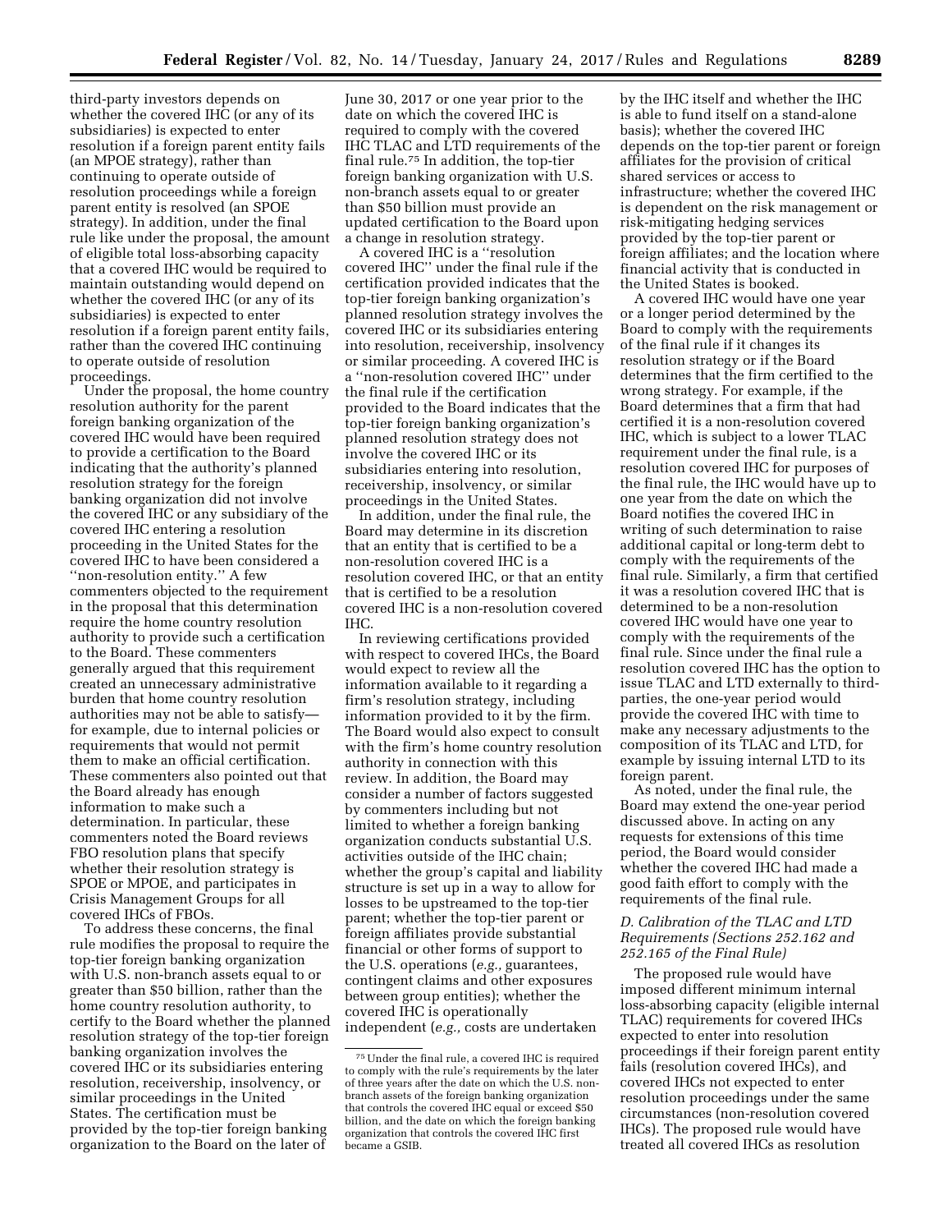third-party investors depends on whether the covered IHC (or any of its subsidiaries) is expected to enter resolution if a foreign parent entity fails (an MPOE strategy), rather than continuing to operate outside of resolution proceedings while a foreign parent entity is resolved (an SPOE strategy). In addition, under the final rule like under the proposal, the amount of eligible total loss-absorbing capacity that a covered IHC would be required to maintain outstanding would depend on whether the covered IHC (or any of its subsidiaries) is expected to enter resolution if a foreign parent entity fails, rather than the covered IHC continuing to operate outside of resolution proceedings.

Under the proposal, the home country resolution authority for the parent foreign banking organization of the covered IHC would have been required to provide a certification to the Board indicating that the authority's planned resolution strategy for the foreign banking organization did not involve the covered IHC or any subsidiary of the covered IHC entering a resolution proceeding in the United States for the covered IHC to have been considered a ''non-resolution entity.'' A few commenters objected to the requirement in the proposal that this determination require the home country resolution authority to provide such a certification to the Board. These commenters generally argued that this requirement created an unnecessary administrative burden that home country resolution authorities may not be able to satisfy—for example, due to internal policies or requirements that would not permit them to make an official certification. These commenters also pointed out that the Board already has enough information to make such a determination. In particular, these commenters noted the Board reviews FBO resolution plans that specify whether their resolution strategy is SPOE or MPOE, and participates in Crisis Management Groups for all covered IHCs of FBOs.

To address these concerns, the final rule modifies the proposal to require the top-tier foreign banking organization with U.S. non-branch assets equal to or greater than $50 billion, rather than the home country resolution authority, to certify to the Board whether the planned resolution strategy of the top-tier foreign banking organization involves the covered IHC or its subsidiaries entering resolution, receivership, insolvency, or similar proceedings in the United States. The certification must be provided by the top-tier foreign banking organization to the Board on the later of June 30, 2017 or one year prior to the date on which the covered IHC is required to comply with the covered IHC TLAC and LTD requirements of the final rule.[75] In addition, the top-tier foreign banking organization with U.S. non-branch assets equal to or greater than $50 billion must provide an updated certification to the Board upon a change in resolution strategy.

A covered IHC is a ''resolution covered IHC'' under the final rule if the certification provided indicates that the top-tier foreign banking organization's planned resolution strategy involves the covered IHC or its subsidiaries entering into resolution, receivership, insolvency or similar proceeding. A covered IHC is a ''non-resolution covered IHC'' under the final rule if the certification provided to the Board indicates that the top-tier foreign banking organization's planned resolution strategy does not involve the covered IHC or its subsidiaries entering into resolution, receivership, insolvency, or similar proceedings in the United States.

In addition, under the final rule, the Board may determine in its discretion that an entity that is certified to be a non-resolution covered IHC is a resolution covered IHC, or that an entity that is certified to be a resolution covered IHC is a non-resolution covered IHC.

In reviewing certifications provided with respect to covered IHCs, the Board would expect to review all the information available to it regarding a firm's resolution strategy, including information provided to it by the firm. The Board would also expect to consult with the firm's home country resolution authority in connection with this review. In addition, the Board may consider a number of factors suggested by commenters including but not limited to whether a foreign banking organization conducts substantial U.S. activities outside of the IHC chain; whether the group's capital and liability structure is set up in a way to allow for losses to be upstreamed to the top-tier parent; whether the top-tier parent or foreign affiliates provide substantial financial or other forms of support to the U.S. operations (*e.g.,* guarantees, contingent claims and other exposures between group entities); whether the covered IHC is operationally independent (*e.g.,* costs are undertaken by the IHC itself and whether the IHC is able to fund itself on a stand-alone basis); whether the covered IHC depends on the top-tier parent or foreign affiliates for the provision of critical shared services or access to infrastructure; whether the covered IHC is dependent on the risk management or risk-mitigating hedging services provided by the top-tier parent or foreign affiliates; and the location where financial activity that is conducted in the United States is booked.

A covered IHC would have one year or a longer period determined by the Board to comply with the requirements of the final rule if it changes its resolution strategy or if the Board determines that the firm certified to the wrong strategy. For example, if the Board determines that a firm that had certified it is a non-resolution covered IHC, which is subject to a lower TLAC requirement under the final rule, is a resolution covered IHC for purposes of the final rule, the IHC would have up to one year from the date on which the Board notifies the covered IHC in writing of such determination to raise additional capital or long-term debt to comply with the requirements of the final rule. Similarly, a firm that certified it was a resolution covered IHC that is determined to be a non-resolution covered IHC would have one year to comply with the requirements of the final rule. Since under the final rule a resolution covered IHC has the option to issue TLAC and LTD externally to third-parties, the one-year period would provide the covered IHC with time to make any necessary adjustments to the composition of its TLAC and LTD, for example by issuing internal LTD to its foreign parent.

As noted, under the final rule, the Board may extend the one-year period discussed above. In acting on any requests for extensions of this time period, the Board would consider whether the covered IHC had made a good faith effort to comply with the requirements of the final rule.

### *D. Calibration of the TLAC and LTD Requirements (Sections 252.162 and 252.165 of the Final Rule)*

The proposed rule would have imposed different minimum internal loss-absorbing capacity (eligible internal TLAC) requirements for covered IHCs expected to enter into resolution proceedings if their foreign parent entity fails (resolution covered IHCs), and covered IHCs not expected to enter resolution proceedings under the same circumstances (non-resolution covered IHCs). The proposed rule would have treated all covered IHCs as resolution

[75] Under the final rule, a covered IHC is required to comply with the rule's requirements by the later of three years after the date on which the U.S. non-branch assets of the foreign banking organization that controls the covered IHC equal or exceed $50 billion, and the date on which the foreign banking organization that controls the covered IHC first became a GSIB.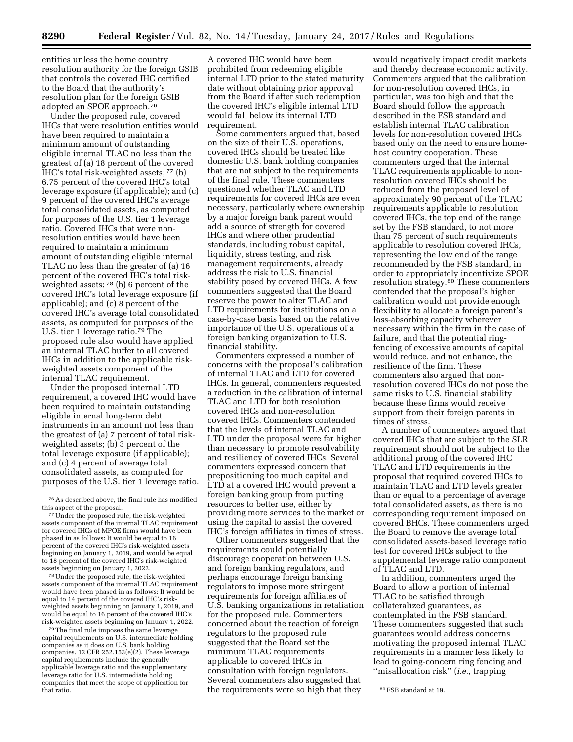entities unless the home country resolution authority for the foreign GSIB that controls the covered IHC certified to the Board that the authority's resolution plan for the foreign GSIB adopted an SPOE approach.[76]

Under the proposed rule, covered IHCs that were resolution entities would have been required to maintain a minimum amount of outstanding eligible internal TLAC no less than the greatest of (a) 18 percent of the covered IHC's total risk-weighted assets;[77] (b) 6.75 percent of the covered IHC's total leverage exposure (if applicable); and (c) 9 percent of the covered IHC's average total consolidated assets, as computed for purposes of the U.S. tier 1 leverage ratio. Covered IHCs that were non-resolution entities would have been required to maintain a minimum amount of outstanding eligible internal TLAC no less than the greater of (a) 16 percent of the covered IHC's total risk-weighted assets;[78] (b) 6 percent of the covered IHC's total leverage exposure (if applicable); and (c) 8 percent of the covered IHC's average total consolidated assets, as computed for purposes of the U.S. tier 1 leverage ratio.[79] The proposed rule also would have applied an internal TLAC buffer to all covered IHCs in addition to the applicable risk-weighted assets component of the internal TLAC requirement.

Under the proposed internal LTD requirement, a covered IHC would have been required to maintain outstanding eligible internal long-term debt instruments in an amount not less than the greatest of (a) 7 percent of total risk-weighted assets; (b) 3 percent of the total leverage exposure (if applicable); and (c) 4 percent of average total consolidated assets, as computed for purposes of the U.S. tier 1 leverage ratio. A covered IHC would have been prohibited from redeeming eligible internal LTD prior to the stated maturity date without obtaining prior approval from the Board if after such redemption the covered IHC's eligible internal LTD would fall below its internal LTD requirement.

Some commenters argued that, based on the size of their U.S. operations, covered IHCs should be treated like domestic U.S. bank holding companies that are not subject to the requirements of the final rule. These commenters questioned whether TLAC and LTD requirements for covered IHCs are even necessary, particularly where ownership by a major foreign bank parent would add a source of strength for covered IHCs and where other prudential standards, including robust capital, liquidity, stress testing, and risk management requirements, already address the risk to U.S. financial stability posed by covered IHCs. A few commenters suggested that the Board reserve the power to alter TLAC and LTD requirements for institutions on a case-by-case basis based on the relative importance of the U.S. operations of a foreign banking organization to U.S. financial stability.

Commenters expressed a number of concerns with the proposal's calibration of internal TLAC and LTD for covered IHCs. In general, commenters requested a reduction in the calibration of internal TLAC and LTD for both resolution covered IHCs and non-resolution covered IHCs. Commenters contended that the levels of internal TLAC and LTD under the proposal were far higher than necessary to promote resolvability and resiliency of covered IHCs. Several commenters expressed concern that prepositioning too much capital and LTD at a covered IHC would prevent a foreign banking group from putting resources to better use, either by providing more services to the market or using the capital to assist the covered IHC's foreign affiliates in times of stress.

Other commenters suggested that the requirements could potentially discourage cooperation between U.S. and foreign banking regulators, and perhaps encourage foreign banking regulators to impose more stringent requirements for foreign affiliates of U.S. banking organizations in retaliation for the proposed rule. Commenters concerned about the reaction of foreign regulators to the proposed rule suggested that the Board set the minimum TLAC requirements applicable to covered IHCs in consultation with foreign regulators. Several commenters also suggested that the requirements were so high that they would negatively impact credit markets and thereby decrease economic activity. Commenters argued that the calibration for non-resolution covered IHCs, in particular, was too high and that the Board should follow the approach described in the FSB standard and establish internal TLAC calibration levels for non-resolution covered IHCs based only on the need to ensure home-host country cooperation. These commenters urged that the internal TLAC requirements applicable to non-resolution covered IHCs should be reduced from the proposed level of approximately 90 percent of the TLAC requirements applicable to resolution covered IHCs, the top end of the range set by the FSB standard, to not more than 75 percent of such requirements applicable to resolution covered IHCs, representing the low end of the range recommended by the FSB standard, in order to appropriately incentivize SPOE resolution strategy.[80] These commenters contended that the proposal's higher calibration would not provide enough flexibility to allocate a foreign parent's loss-absorbing capacity wherever necessary within the firm in the case of failure, and that the potential ring-fencing of excessive amounts of capital would reduce, and not enhance, the resilience of the firm. These commenters also argued that non-resolution covered IHCs do not pose the same risks to U.S. financial stability because these firms would receive support from their foreign parents in times of stress.

A number of commenters argued that covered IHCs that are subject to the SLR requirement should not be subject to the additional prong of the covered IHC TLAC and LTD requirements in the proposal that required covered IHCs to maintain TLAC and LTD levels greater than or equal to a percentage of average total consolidated assets, as there is no corresponding requirement imposed on covered BHCs. These commenters urged the Board to remove the average total consolidated assets-based leverage ratio test for covered IHCs subject to the supplemental leverage ratio component of TLAC and LTD.

In addition, commenters urged the Board to allow a portion of internal TLAC to be satisfied through collateralized guarantees, as contemplated in the FSB standard. These commenters suggested that such guarantees would address concerns motivating the proposed internal TLAC requirements in a manner less likely to lead to going-concern ring fencing and ''misallocation risk'' (*i.e.,* trapping

---

[76] As described above, the final rule has modified this aspect of the proposal.

[77] Under the proposed rule, the risk-weighted assets component of the internal TLAC requirement for covered IHCs of MPOE firms would have been phased in as follows: It would be equal to 16 percent of the covered IHC's risk-weighted assets beginning on January 1, 2019, and would be equal to 18 percent of the covered IHC's risk-weighted assets beginning on January 1, 2022.

[78] Under the proposed rule, the risk-weighted assets component of the internal TLAC requirement would have been phased in as follows: It would be equal to 14 percent of the covered IHC's risk-weighted assets beginning on January 1, 2019, and would be equal to 16 percent of the covered IHC's risk-weighted assets beginning on January 1, 2022.

[79] The final rule imposes the same leverage capital requirements on U.S. intermediate holding companies as it does on U.S. bank holding companies. 12 CFR 252.153(e)(2). These leverage capital requirements include the generally applicable leverage ratio and the supplementary leverage ratio for U.S. intermediate holding companies that meet the scope of application for that ratio.

[80] FSB standard at 19.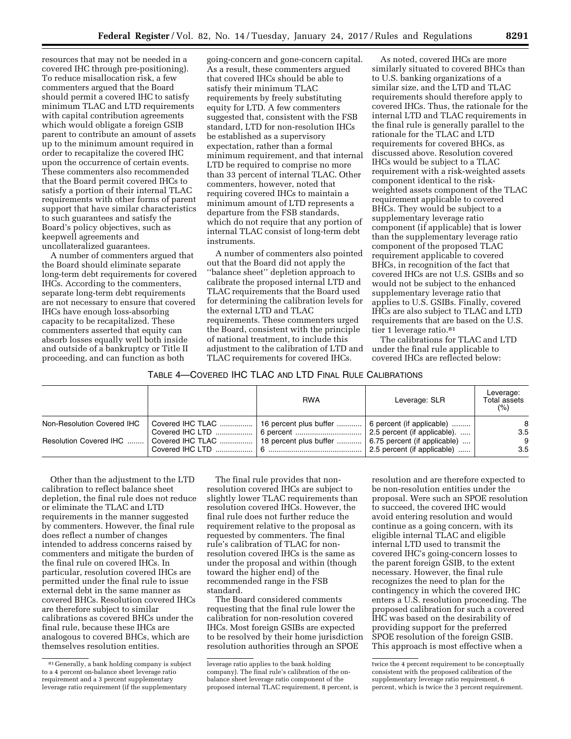resources that may not be needed in a covered IHC through pre-positioning). To reduce misallocation risk, a few commenters argued that the Board should permit a covered IHC to satisfy minimum TLAC and LTD requirements with capital contribution agreements which would obligate a foreign GSIB parent to contribute an amount of assets up to the minimum amount required in order to recapitalize the covered IHC upon the occurrence of certain events. These commenters also recommended that the Board permit covered IHCs to satisfy a portion of their internal TLAC requirements with other forms of parent support that have similar characteristics to such guarantees and satisfy the Board's policy objectives, such as keepwell agreements and uncollateralized guarantees.

A number of commenters argued that the Board should eliminate separate long-term debt requirements for covered IHCs. According to the commenters, separate long-term debt requirements are not necessary to ensure that covered IHCs have enough loss-absorbing capacity to be recapitalized. These commenters asserted that equity can absorb losses equally well both inside and outside of a bankruptcy or Title II proceeding, and can function as both going-concern and gone-concern capital. As a result, these commenters argued that covered IHCs should be able to satisfy their minimum TLAC requirements by freely substituting equity for LTD. A few commenters suggested that, consistent with the FSB standard, LTD for non-resolution IHCs be established as a supervisory expectation, rather than a formal minimum requirement, and that internal LTD be required to comprise no more than 33 percent of internal TLAC. Other commenters, however, noted that requiring covered IHCs to maintain a minimum amount of LTD represents a departure from the FSB standards, which do not require that any portion of internal TLAC consist of long-term debt instruments.

A number of commenters also pointed out that the Board did not apply the ''balance sheet'' depletion approach to calibrate the proposed internal LTD and TLAC requirements that the Board used for determining the calibration levels for the external LTD and TLAC requirements. These commenters urged the Board, consistent with the principle of national treatment, to include this adjustment to the calibration of LTD and TLAC requirements for covered IHCs.

As noted, covered IHCs are more similarly situated to covered BHCs than to U.S. banking organizations of a similar size, and the LTD and TLAC requirements should therefore apply to covered IHCs. Thus, the rationale for the internal LTD and TLAC requirements in the final rule is generally parallel to the rationale for the TLAC and LTD requirements for covered BHCs, as discussed above. Resolution covered IHCs would be subject to a TLAC requirement with a risk-weighted assets component identical to the risk-weighted assets component of the TLAC requirement applicable to covered BHCs. They would be subject to a supplementary leverage ratio component (if applicable) that is lower than the supplementary leverage ratio component of the proposed TLAC requirement applicable to covered BHCs, in recognition of the fact that covered IHCs are not U.S. GSIBs and so would not be subject to the enhanced supplementary leverage ratio that applies to U.S. GSIBs. Finally, covered IHCs are also subject to TLAC and LTD requirements that are based on the U.S. tier 1 leverage ratio.[81]

The calibrations for TLAC and LTD under the final rule applicable to covered IHCs are reflected below:

TABLE 4—COVERED IHC TLAC AND LTD FINAL RULE CALIBRATIONS

| | | RWA | Leverage: SLR | Leverage: Total assets (%) |
|---|---|---|---|---|
| Non-Resolution Covered IHC | Covered IHC TLAC | 16 percent plus buffer | 6 percent (if applicable) | 8 |
| | Covered IHC LTD | 6 percent | 2.5 percent (if applicable). | 3.5 |
| Resolution Covered IHC | Covered IHC TLAC | 18 percent plus buffer | 6.75 percent (if applicable) | 9 |
| | Covered IHC LTD | 6 | 2.5 percent (if applicable) | 3.5 |

Other than the adjustment to the LTD calibration to reflect balance sheet depletion, the final rule does not reduce or eliminate the TLAC and LTD requirements in the manner suggested by commenters. However, the final rule does reflect a number of changes intended to address concerns raised by commenters and mitigate the burden of the final rule on covered IHCs. In particular, resolution covered IHCs are permitted under the final rule to issue external debt in the same manner as covered BHCs. Resolution covered IHCs are therefore subject to similar calibrations as covered BHCs under the final rule, because these IHCs are analogous to covered BHCs, which are themselves resolution entities.

The final rule provides that non-resolution covered IHCs are subject to slightly lower TLAC requirements than resolution covered IHCs. However, the final rule does not further reduce the requirement relative to the proposal as requested by commenters. The final rule's calibration of TLAC for non-resolution covered IHCs is the same as under the proposal and within (though toward the higher end) of the recommended range in the FSB standard.

The Board considered comments requesting that the final rule lower the calibration for non-resolution covered IHCs. Most foreign GSIBs are expected to be resolved by their home jurisdiction resolution authorities through an SPOE resolution and are therefore expected to be non-resolution entities under the proposal. Were such an SPOE resolution to succeed, the covered IHC would avoid entering resolution and would continue as a going concern, with its eligible internal TLAC and eligible internal LTD used to transmit the covered IHC's going-concern losses to the parent foreign GSIB, to the extent necessary. However, the final rule recognizes the need to plan for the contingency in which the covered IHC enters a U.S. resolution proceeding. The proposed calibration for such a covered IHC was based on the desirability of providing support for the preferred SPOE resolution of the foreign GSIB. This approach is most effective when a

---

[81] Generally, a bank holding company is subject to a 4 percent on-balance sheet leverage ratio requirement and a 3 percent supplementary leverage ratio requirement (if the supplementary leverage ratio applies to the bank holding company). The final rule's calibration of the on-balance sheet leverage ratio component of the proposed internal TLAC requirement, 8 percent, is twice the 4 percent requirement to be conceptually consistent with the proposed calibration of the supplementary leverage ratio requirement, 6 percent, which is twice the 3 percent requirement.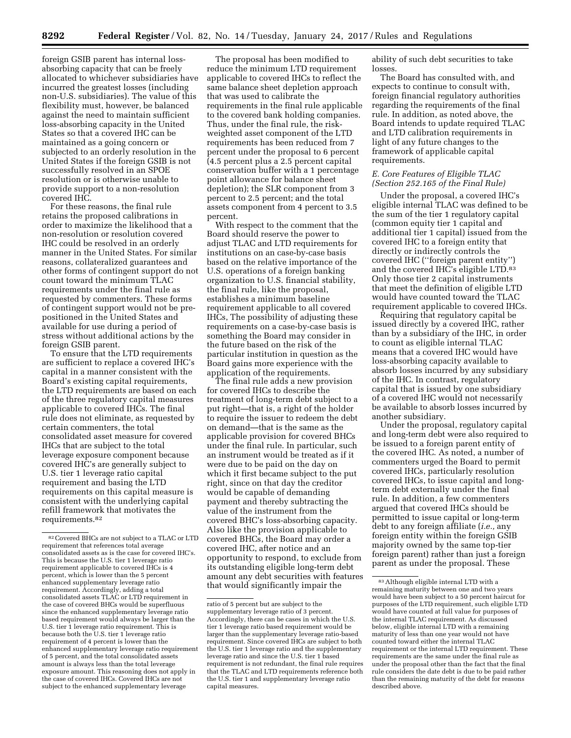foreign GSIB parent has internal loss-absorbing capacity that can be freely allocated to whichever subsidiaries have incurred the greatest losses (including non-U.S. subsidiaries). The value of this flexibility must, however, be balanced against the need to maintain sufficient loss-absorbing capacity in the United States so that a covered IHC can be maintained as a going concern or subjected to an orderly resolution in the United States if the foreign GSIB is not successfully resolved in an SPOE resolution or is otherwise unable to provide support to a non-resolution covered IHC.

For these reasons, the final rule retains the proposed calibrations in order to maximize the likelihood that a non-resolution or resolution covered IHC could be resolved in an orderly manner in the United States. For similar reasons, collateralized guarantees and other forms of contingent support do not count toward the minimum TLAC requirements under the final rule as requested by commenters. These forms of contingent support would not be pre-positioned in the United States and available for use during a period of stress without additional actions by the foreign GSIB parent.

To ensure that the LTD requirements are sufficient to replace a covered IHC's capital in a manner consistent with the Board's existing capital requirements, the LTD requirements are based on each of the three regulatory capital measures applicable to covered IHCs. The final rule does not eliminate, as requested by certain commenters, the total consolidated asset measure for covered IHCs that are subject to the total leverage exposure component because covered IHC's are generally subject to U.S. tier 1 leverage ratio capital requirement and basing the LTD requirements on this capital measure is consistent with the underlying capital refill framework that motivates the requirements.[82]

The proposal has been modified to reduce the minimum LTD requirement applicable to covered IHCs to reflect the same balance sheet depletion approach that was used to calibrate the requirements in the final rule applicable to the covered bank holding companies. Thus, under the final rule, the risk-weighted asset component of the LTD requirements has been reduced from 7 percent under the proposal to 6 percent (4.5 percent plus a 2.5 percent capital conservation buffer with a 1 percentage point allowance for balance sheet depletion); the SLR component from 3 percent to 2.5 percent; and the total assets component from 4 percent to 3.5 percent.

With respect to the comment that the Board should reserve the power to adjust TLAC and LTD requirements for institutions on an case-by-case basis based on the relative importance of the U.S. operations of a foreign banking organization to U.S. financial stability, the final rule, like the proposal, establishes a minimum baseline requirement applicable to all covered IHCs, The possibility of adjusting these requirements on a case-by-case basis is something the Board may consider in the future based on the risk of the particular institution in question as the Board gains more experience with the application of the requirements.

The final rule adds a new provision for covered IHCs to describe the treatment of long-term debt subject to a put right—that is, a right of the holder to require the issuer to redeem the debt on demand—that is the same as the applicable provision for covered BHCs under the final rule. In particular, such an instrument would be treated as if it were due to be paid on the day on which it first became subject to the put right, since on that day the creditor would be capable of demanding payment and thereby subtracting the value of the instrument from the covered BHC's loss-absorbing capacity. Also like the provision applicable to covered BHCs, the Board may order a covered IHC, after notice and an opportunity to respond, to exclude from its outstanding eligible long-term debt amount any debt securities with features that would significantly impair the ability of such debt securities to take losses.

The Board has consulted with, and expects to continue to consult with, foreign financial regulatory authorities regarding the requirements of the final rule. In addition, as noted above, the Board intends to update required TLAC and LTD calibration requirements in light of any future changes to the framework of applicable capital requirements.

### *E. Core Features of Eligible TLAC (Section 252.165 of the Final Rule)*

Under the proposal, a covered IHC's eligible internal TLAC was defined to be the sum of the tier 1 regulatory capital (common equity tier 1 capital and additional tier 1 capital) issued from the covered IHC to a foreign entity that directly or indirectly controls the covered IHC (''foreign parent entity'') and the covered IHC's eligible LTD.[83] Only those tier 2 capital instruments that meet the definition of eligible LTD would have counted toward the TLAC requirement applicable to covered IHCs.

Requiring that regulatory capital be issued directly by a covered IHC, rather than by a subsidiary of the IHC, in order to count as eligible internal TLAC means that a covered IHC would have loss-absorbing capacity available to absorb losses incurred by any subsidiary of the IHC. In contrast, regulatory capital that is issued by one subsidiary of a covered IHC would not necessarily be available to absorb losses incurred by another subsidiary.

Under the proposal, regulatory capital and long-term debt were also required to be issued to a foreign parent entity of the covered IHC. As noted, a number of commenters urged the Board to permit covered IHCs, particularly resolution covered IHCs, to issue capital and long-term debt externally under the final rule. In addition, a few commenters argued that covered IHCs should be permitted to issue capital or long-term debt to any foreign affiliate (*i.e.,* any foreign entity within the foreign GSIB majority owned by the same top-tier foreign parent) rather than just a foreign parent as under the proposal. These

---

[82] Covered BHCs are not subject to a TLAC or LTD requirement that references total average consolidated assets as is the case for covered IHC's. This is because the U.S. tier 1 leverage ratio requirement applicable to covered IHCs is 4 percent, which is lower than the 5 percent enhanced supplementary leverage ratio requirement. Accordingly, adding a total consolidated assets TLAC or LTD requirement in the case of covered BHCs would be superfluous since the enhanced supplementary leverage ratio based requirement would always be larger than the U.S. tier 1 leverage ratio requirement. This is because both the U.S. tier 1 leverage ratio requirement of 4 percent is lower than the enhanced supplementary leverage ratio requirement of 5 percent, and the total consolidated assets amount is always less than the total leverage exposure amount. This reasoning does not apply in the case of covered IHCs. Covered IHCs are not subject to the enhanced supplementary leverage ratio of 5 percent but are subject to the supplementary leverage ratio of 3 percent. Accordingly, there can be cases in which the U.S. tier 1 leverage ratio based requirement would be larger than the supplementary leverage ratio-based requirement. Since covered IHCs are subject to both the U.S. tier 1 leverage ratio and the supplementary leverage ratio and since the U.S. tier 1 based requirement is not redundant, the final rule requires that the TLAC and LTD requirements reference both the U.S. tier 1 and supplementary leverage ratio capital measures.

[83] Although eligible internal LTD with a remaining maturity between one and two years would have been subject to a 50 percent haircut for purposes of the LTD requirement, such eligible LTD would have counted at full value for purposes of the internal TLAC requirement. As discussed below, eligible internal LTD with a remaining maturity of less than one year would not have counted toward either the internal TLAC requirement or the internal LTD requirement. These requirements are the same under the final rule as under the proposal other than the fact that the final rule considers the date debt is due to be paid rather than the remaining maturity of the debt for reasons described above.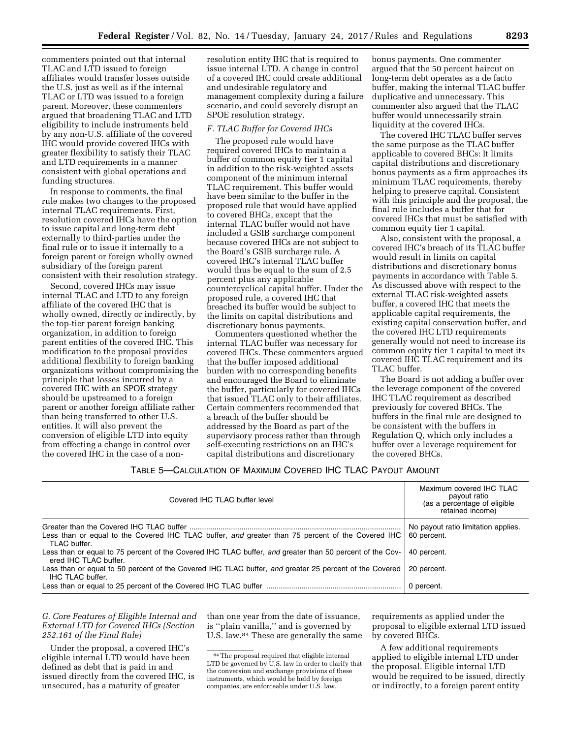commenters pointed out that internal TLAC and LTD issued to foreign affiliates would transfer losses outside the U.S. just as well as if the internal TLAC or LTD was issued to a foreign parent. Moreover, these commenters argued that broadening TLAC and LTD eligibility to include instruments held by any non-U.S. affiliate of the covered IHC would provide covered IHCs with greater flexibility to satisfy their TLAC and LTD requirements in a manner consistent with global operations and funding structures.

In response to comments, the final rule makes two changes to the proposed internal TLAC requirements. First, resolution covered IHCs have the option to issue capital and long-term debt externally to third-parties under the final rule or to issue it internally to a foreign parent or foreign wholly owned subsidiary of the foreign parent consistent with their resolution strategy.

Second, covered IHCs may issue internal TLAC and LTD to any foreign affiliate of the covered IHC that is wholly owned, directly or indirectly, by the top-tier parent foreign banking organization, in addition to foreign parent entities of the covered IHC. This modification to the proposal provides additional flexibility to foreign banking organizations without compromising the principle that losses incurred by a covered IHC with an SPOE strategy should be upstreamed to a foreign parent or another foreign affiliate rather than being transferred to other U.S. entities. It will also prevent the conversion of eligible LTD into equity from effecting a change in control over the covered IHC in the case of a non-resolution entity IHC that is required to issue internal LTD. A change in control of a covered IHC could create additional and undesirable regulatory and management complexity during a failure scenario, and could severely disrupt an SPOE resolution strategy.

### F. TLAC Buffer for Covered IHCs

The proposed rule would have required covered IHCs to maintain a buffer of common equity tier 1 capital in addition to the risk-weighted assets component of the minimum internal TLAC requirement. This buffer would have been similar to the buffer in the proposed rule that would have applied to covered BHCs, except that the internal TLAC buffer would not have included a GSIB surcharge component because covered IHCs are not subject to the Board's GSIB surcharge rule. A covered IHC's internal TLAC buffer would thus be equal to the sum of 2.5 percent plus any applicable countercyclical capital buffer. Under the proposed rule, a covered IHC that breached its buffer would be subject to the limits on capital distributions and discretionary bonus payments.

Commenters questioned whether the internal TLAC buffer was necessary for covered IHCs. These commenters argued that the buffer imposed additional burden with no corresponding benefits and encouraged the Board to eliminate the buffer, particularly for covered IHCs that issued TLAC only to their affiliates. Certain commenters recommended that a breach of the buffer should be addressed by the Board as part of the supervisory process rather than through self-executing restrictions on an IHC's capital distributions and discretionary bonus payments. One commenter argued that the 50 percent haircut on long-term debt operates as a de facto buffer, making the internal TLAC buffer duplicative and unnecessary. This commenter also argued that the TLAC buffer would unnecessarily strain liquidity at the covered IHCs.

The covered IHC TLAC buffer serves the same purpose as the TLAC buffer applicable to covered BHCs: It limits capital distributions and discretionary bonus payments as a firm approaches its minimum TLAC requirements, thereby helping to preserve capital. Consistent with this principle and the proposal, the final rule includes a buffer that for covered IHCs that must be satisfied with common equity tier 1 capital.

Also, consistent with the proposal, a covered IHC's breach of its TLAC buffer would result in limits on capital distributions and discretionary bonus payments in accordance with Table 5. As discussed above with respect to the external TLAC risk-weighted assets buffer, a covered IHC that meets the applicable capital requirements, the existing capital conservation buffer, and the covered IHC LTD requirements generally would not need to increase its common equity tier 1 capital to meet its covered IHC TLAC requirement and its TLAC buffer.

The Board is not adding a buffer over the leverage component of the covered IHC TLAC requirement as described previously for covered BHCs. The buffers in the final rule are designed to be consistent with the buffers in Regulation Q, which only includes a buffer over a leverage requirement for the covered BHCs.

TABLE 5—CALCULATION OF MAXIMUM COVERED IHC TLAC PAYOUT AMOUNT

| Covered IHC TLAC buffer level | Maximum covered IHC TLAC payout ratio (as a percentage of eligible retained income) |
|---|---|
| Greater than the Covered IHC TLAC buffer | No payout ratio limitation applies. |
| Less than or equal to the Covered IHC TLAC buffer, *and* greater than 75 percent of the Covered IHC TLAC buffer. | 60 percent. |
| Less than or equal to 75 percent of the Covered IHC TLAC buffer, *and* greater than 50 percent of the Covered IHC TLAC buffer. | 40 percent. |
| Less than or equal to 50 percent of the Covered IHC TLAC buffer, *and* greater 25 percent of the Covered IHC TLAC buffer. | 20 percent. |
| Less than or equal to 25 percent of the Covered IHC TLAC buffer | 0 percent. |

### *G. Core Features of Eligible Internal and External LTD for Covered IHCs (Section 252.161 of the Final Rule)*

Under the proposal, a covered IHC's eligible internal LTD would have been defined as debt that is paid in and issued directly from the covered IHC, is unsecured, has a maturity of greater than one year from the date of issuance, is "plain vanilla," and is governed by U.S. law.[84] These are generally the same requirements as applied under the proposal to eligible external LTD issued by covered BHCs.

A few additional requirements applied to eligible internal LTD under the proposal. Eligible internal LTD would be required to be issued, directly or indirectly, to a foreign parent entity

[84] The proposal required that eligible internal LTD be governed by U.S. law in order to clarify that the conversion and exchange provisions of these instruments, which would be held by foreign companies, are enforceable under U.S. law.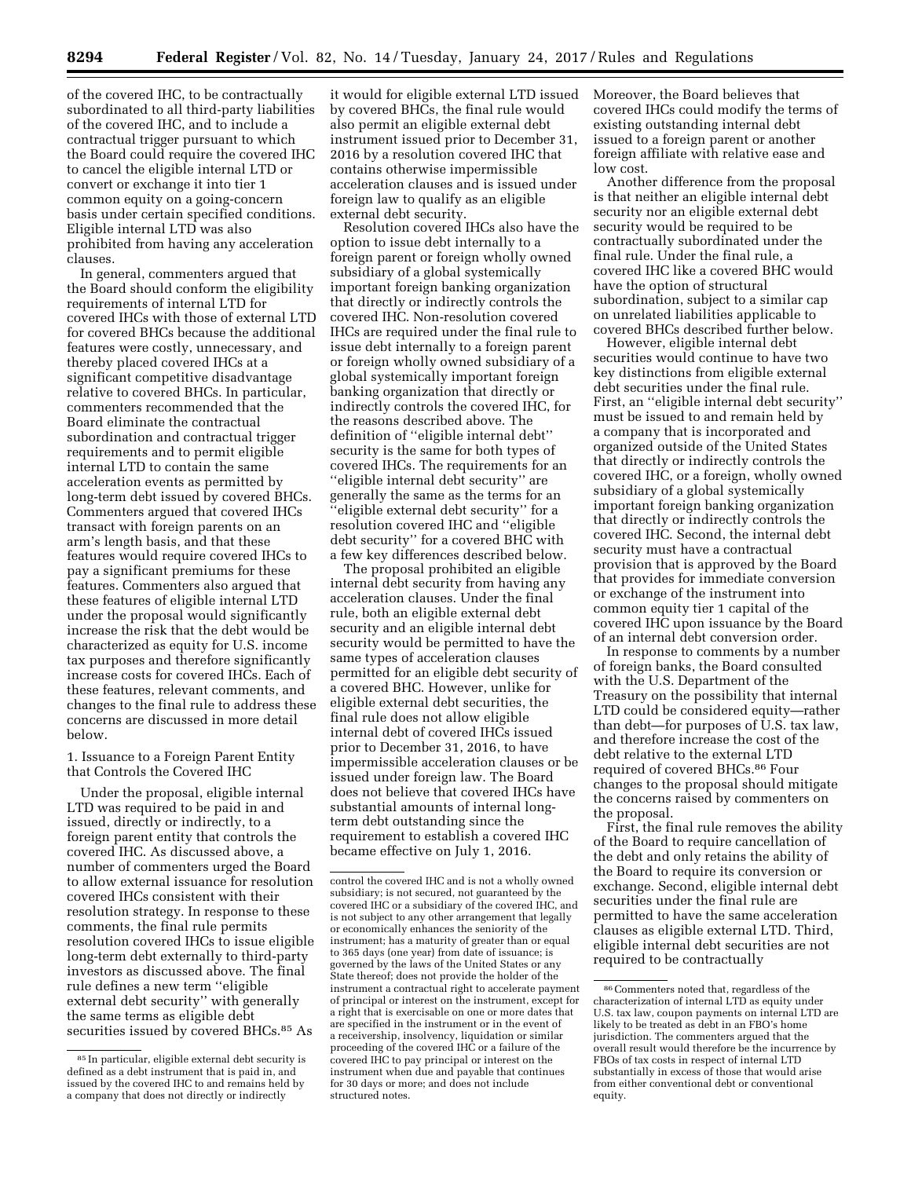of the covered IHC, to be contractually subordinated to all third-party liabilities of the covered IHC, and to include a contractual trigger pursuant to which the Board could require the covered IHC to cancel the eligible internal LTD or convert or exchange it into tier 1 common equity on a going-concern basis under certain specified conditions. Eligible internal LTD was also prohibited from having any acceleration clauses.

In general, commenters argued that the Board should conform the eligibility requirements of internal LTD for covered IHCs with those of external LTD for covered BHCs because the additional features were costly, unnecessary, and thereby placed covered IHCs at a significant competitive disadvantage relative to covered BHCs. In particular, commenters recommended that the Board eliminate the contractual subordination and contractual trigger requirements and to permit eligible internal LTD to contain the same acceleration events as permitted by long-term debt issued by covered BHCs. Commenters argued that covered IHCs transact with foreign parents on an arm's length basis, and that these features would require covered IHCs to pay a significant premiums for these features. Commenters also argued that these features of eligible internal LTD under the proposal would significantly increase the risk that the debt would be characterized as equity for U.S. income tax purposes and therefore significantly increase costs for covered IHCs. Each of these features, relevant comments, and changes to the final rule to address these concerns are discussed in more detail below.

1. Issuance to a Foreign Parent Entity that Controls the Covered IHC

Under the proposal, eligible internal LTD was required to be paid in and issued, directly or indirectly, to a foreign parent entity that controls the covered IHC. As discussed above, a number of commenters urged the Board to allow external issuance for resolution covered IHCs consistent with their resolution strategy. In response to these comments, the final rule permits resolution covered IHCs to issue eligible long-term debt externally to third-party investors as discussed above. The final rule defines a new term ''eligible external debt security'' with generally the same terms as eligible debt securities issued by covered BHCs.[85] As it would for eligible external LTD issued by covered BHCs, the final rule would also permit an eligible external debt instrument issued prior to December 31, 2016 by a resolution covered IHC that contains otherwise impermissible acceleration clauses and is issued under foreign law to qualify as an eligible external debt security.

Resolution covered IHCs also have the option to issue debt internally to a foreign parent or foreign wholly owned subsidiary of a global systemically important foreign banking organization that directly or indirectly controls the covered IHC. Non-resolution covered IHCs are required under the final rule to issue debt internally to a foreign parent or foreign wholly owned subsidiary of a global systemically important foreign banking organization that directly or indirectly controls the covered IHC, for the reasons described above. The definition of ''eligible internal debt'' security is the same for both types of covered IHCs. The requirements for an ''eligible internal debt security'' are generally the same as the terms for an ''eligible external debt security'' for a resolution covered IHC and ''eligible debt security'' for a covered BHC with a few key differences described below.

The proposal prohibited an eligible internal debt security from having any acceleration clauses. Under the final rule, both an eligible external debt security and an eligible internal debt security would be permitted to have the same types of acceleration clauses permitted for an eligible debt security of a covered BHC. However, unlike for eligible external debt securities, the final rule does not allow eligible internal debt of covered IHCs issued prior to December 31, 2016, to have impermissible acceleration clauses or be issued under foreign law. The Board does not believe that covered IHCs have substantial amounts of internal long-term debt outstanding since the requirement to establish a covered IHC became effective on July 1, 2016. Moreover, the Board believes that covered IHCs could modify the terms of existing outstanding internal debt issued to a foreign parent or another foreign affiliate with relative ease and low cost.

Another difference from the proposal is that neither an eligible internal debt security nor an eligible external debt security would be required to be contractually subordinated under the final rule. Under the final rule, a covered IHC like a covered BHC would have the option of structural subordination, subject to a similar cap on unrelated liabilities applicable to covered BHCs described further below.

However, eligible internal debt securities would continue to have two key distinctions from eligible external debt securities under the final rule. First, an ''eligible internal debt security'' must be issued to and remain held by a company that is incorporated and organized outside of the United States that directly or indirectly controls the covered IHC, or a foreign, wholly owned subsidiary of a global systemically important foreign banking organization that directly or indirectly controls the covered IHC. Second, the internal debt security must have a contractual provision that is approved by the Board that provides for immediate conversion or exchange of the instrument into common equity tier 1 capital of the covered IHC upon issuance by the Board of an internal debt conversion order.

In response to comments by a number of foreign banks, the Board consulted with the U.S. Department of the Treasury on the possibility that internal LTD could be considered equity—rather than debt—for purposes of U.S. tax law, and therefore increase the cost of the debt relative to the external LTD required of covered BHCs.[86] Four changes to the proposal should mitigate the concerns raised by commenters on the proposal.

First, the final rule removes the ability of the Board to require cancellation of the debt and only retains the ability of the Board to require its conversion or exchange. Second, eligible internal debt securities under the final rule are permitted to have the same acceleration clauses as eligible external LTD. Third, eligible internal debt securities are not required to be contractually

---

[85] In particular, eligible external debt security is defined as a debt instrument that is paid in, and issued by the covered IHC to and remains held by a company that does not directly or indirectly control the covered IHC and is not a wholly owned subsidiary; is not secured, not guaranteed by the covered IHC or a subsidiary of the covered IHC, and is not subject to any other arrangement that legally or economically enhances the seniority of the instrument; has a maturity of greater than or equal to 365 days (one year) from date of issuance; is governed by the laws of the United States or any State thereof; does not provide the holder of the instrument a contractual right to accelerate payment of principal or interest on the instrument, except for a right that is exercisable on one or more dates that are specified in the instrument or in the event of a receivership, insolvency, liquidation or similar proceeding of the covered IHC or a failure of the covered IHC to pay principal or interest on the instrument when due and payable that continues for 30 days or more; and does not include structured notes.

[86] Commenters noted that, regardless of the characterization of internal LTD as equity under U.S. tax law, coupon payments on internal LTD are likely to be treated as debt in an FBO's home jurisdiction. The commenters argued that the overall result would therefore be the incurrence by FBOs of tax costs in respect of internal LTD substantially in excess of those that would arise from either conventional debt or conventional equity.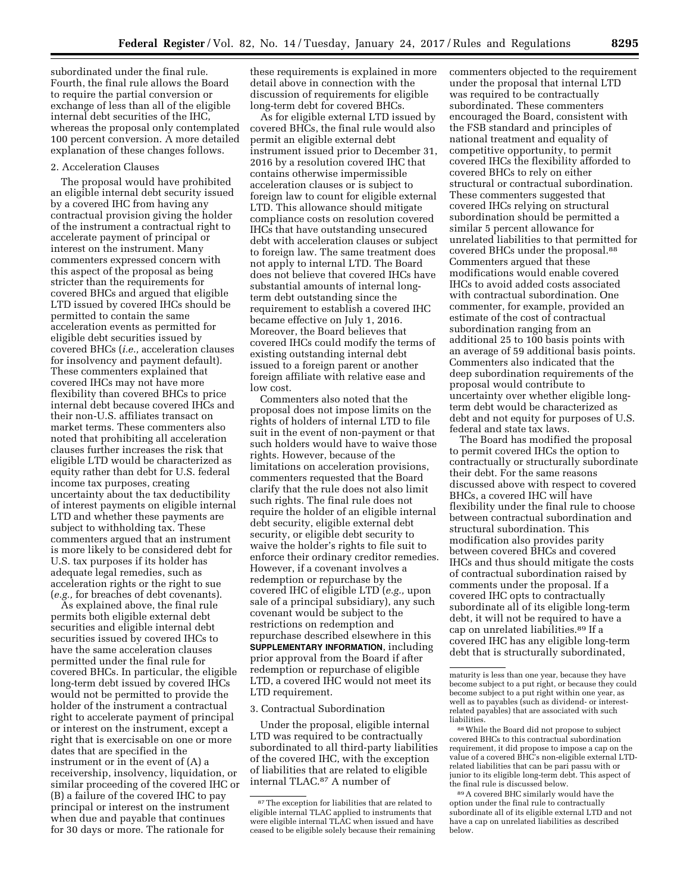subordinated under the final rule. Fourth, the final rule allows the Board to require the partial conversion or exchange of less than all of the eligible internal debt securities of the IHC, whereas the proposal only contemplated 100 percent conversion. A more detailed explanation of these changes follows.

2. Acceleration Clauses

The proposal would have prohibited an eligible internal debt security issued by a covered IHC from having any contractual provision giving the holder of the instrument a contractual right to accelerate payment of principal or interest on the instrument. Many commenters expressed concern with this aspect of the proposal as being stricter than the requirements for covered BHCs and argued that eligible LTD issued by covered IHCs should be permitted to contain the same acceleration events as permitted for eligible debt securities issued by covered BHCs (*i.e.,* acceleration clauses for insolvency and payment default). These commenters explained that covered IHCs may not have more flexibility than covered BHCs to price internal debt because covered IHCs and their non-U.S. affiliates transact on market terms. These commenters also noted that prohibiting all acceleration clauses further increases the risk that eligible LTD would be characterized as equity rather than debt for U.S. federal income tax purposes, creating uncertainty about the tax deductibility of interest payments on eligible internal LTD and whether these payments are subject to withholding tax. These commenters argued that an instrument is more likely to be considered debt for U.S. tax purposes if its holder has adequate legal remedies, such as acceleration rights or the right to sue (*e.g.,* for breaches of debt covenants).

As explained above, the final rule permits both eligible external debt securities and eligible internal debt securities issued by covered IHCs to have the same acceleration clauses permitted under the final rule for covered BHCs. In particular, the eligible long-term debt issued by covered IHCs would not be permitted to provide the holder of the instrument a contractual right to accelerate payment of principal or interest on the instrument, except a right that is exercisable on one or more dates that are specified in the instrument or in the event of (A) a receivership, insolvency, liquidation, or similar proceeding of the covered IHC or (B) a failure of the covered IHC to pay principal or interest on the instrument when due and payable that continues for 30 days or more. The rationale for these requirements is explained in more detail above in connection with the discussion of requirements for eligible long-term debt for covered BHCs.

As for eligible external LTD issued by covered BHCs, the final rule would also permit an eligible external debt instrument issued prior to December 31, 2016 by a resolution covered IHC that contains otherwise impermissible acceleration clauses or is subject to foreign law to count for eligible external LTD. This allowance should mitigate compliance costs on resolution covered IHCs that have outstanding unsecured debt with acceleration clauses or subject to foreign law. The same treatment does not apply to internal LTD. The Board does not believe that covered IHCs have substantial amounts of internal long-term debt outstanding since the requirement to establish a covered IHC became effective on July 1, 2016. Moreover, the Board believes that covered IHCs could modify the terms of existing outstanding internal debt issued to a foreign parent or another foreign affiliate with relative ease and low cost.

Commenters also noted that the proposal does not impose limits on the rights of holders of internal LTD to file suit in the event of non-payment or that such holders would have to waive those rights. However, because of the limitations on acceleration provisions, commenters requested that the Board clarify that the rule does not also limit such rights. The final rule does not require the holder of an eligible internal debt security, eligible external debt security, or eligible debt security to waive the holder's rights to file suit to enforce their ordinary creditor remedies. However, if a covenant involves a redemption or repurchase by the covered IHC of eligible LTD (*e.g.,* upon sale of a principal subsidiary), any such covenant would be subject to the restrictions on redemption and repurchase described elsewhere in this **SUPPLEMENTARY INFORMATION**, including prior approval from the Board if after redemption or repurchase of eligible LTD, a covered IHC would not meet its LTD requirement.

3. Contractual Subordination

Under the proposal, eligible internal LTD was required to be contractually subordinated to all third-party liabilities of the covered IHC, with the exception of liabilities that are related to eligible internal TLAC.[87] A number of commenters objected to the requirement under the proposal that internal LTD was required to be contractually subordinated. These commenters encouraged the Board, consistent with the FSB standard and principles of national treatment and equality of competitive opportunity, to permit covered IHCs the flexibility afforded to covered BHCs to rely on either structural or contractual subordination. These commenters suggested that covered IHCs relying on structural subordination should be permitted a similar 5 percent allowance for unrelated liabilities to that permitted for covered BHCs under the proposal.[88] Commenters argued that these modifications would enable covered IHCs to avoid added costs associated with contractual subordination. One commenter, for example, provided an estimate of the cost of contractual subordination ranging from an additional 25 to 100 basis points with an average of 59 additional basis points. Commenters also indicated that the deep subordination requirements of the proposal would contribute to uncertainty over whether eligible long-term debt would be characterized as debt and not equity for purposes of U.S. federal and state tax laws.

The Board has modified the proposal to permit covered IHCs the option to contractually or structurally subordinate their debt. For the same reasons discussed above with respect to covered BHCs, a covered IHC will have flexibility under the final rule to choose between contractual subordination and structural subordination. This modification also provides parity between covered BHCs and covered IHCs and thus should mitigate the costs of contractual subordination raised by comments under the proposal. If a covered IHC opts to contractually subordinate all of its eligible long-term debt, it will not be required to have a cap on unrelated liabilities.[89] If a covered IHC has any eligible long-term debt that is structurally subordinated,

---

[87] The exception for liabilities that are related to eligible internal TLAC applied to instruments that were eligible internal TLAC when issued and have ceased to be eligible solely because their remaining maturity is less than one year, because they have become subject to a put right, or because they could become subject to a put right within one year, as well as to payables (such as dividend- or interest-related payables) that are associated with such liabilities.

[88] While the Board did not propose to subject covered BHCs to this contractual subordination requirement, it did propose to impose a cap on the value of a covered BHC's non-eligible external LTD-related liabilities that can be pari passu with or junior to its eligible long-term debt. This aspect of the final rule is discussed below.

[89] A covered BHC similarly would have the option under the final rule to contractually subordinate all of its eligible external LTD and not have a cap on unrelated liabilities as described below.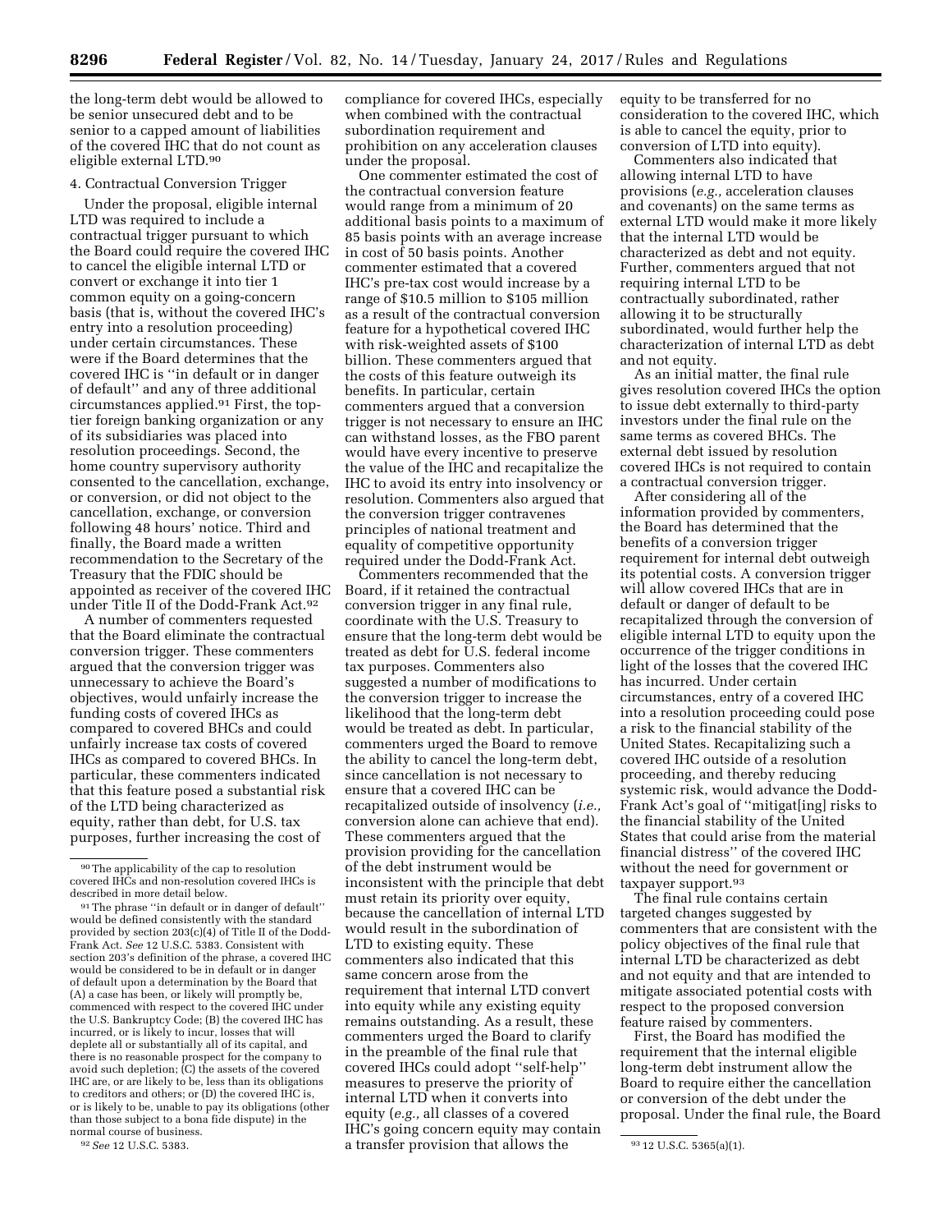the long-term debt would be allowed to be senior unsecured debt and to be senior to a capped amount of liabilities of the covered IHC that do not count as eligible external LTD.[90]

4. Contractual Conversion Trigger

Under the proposal, eligible internal LTD was required to include a contractual trigger pursuant to which the Board could require the covered IHC to cancel the eligible internal LTD or convert or exchange it into tier 1 common equity on a going-concern basis (that is, without the covered IHC's entry into a resolution proceeding) under certain circumstances. These were if the Board determines that the covered IHC is ''in default or in danger of default'' and any of three additional circumstances applied.[91] First, the top-tier foreign banking organization or any of its subsidiaries was placed into resolution proceedings. Second, the home country supervisory authority consented to the cancellation, exchange, or conversion, or did not object to the cancellation, exchange, or conversion following 48 hours' notice. Third and finally, the Board made a written recommendation to the Secretary of the Treasury that the FDIC should be appointed as receiver of the covered IHC under Title II of the Dodd-Frank Act.[92]

A number of commenters requested that the Board eliminate the contractual conversion trigger. These commenters argued that the conversion trigger was unnecessary to achieve the Board's objectives, would unfairly increase the funding costs of covered IHCs as compared to covered BHCs and could unfairly increase tax costs of covered IHCs as compared to covered BHCs. In particular, these commenters indicated that this feature posed a substantial risk of the LTD being characterized as equity, rather than debt, for U.S. tax purposes, further increasing the cost of compliance for covered IHCs, especially when combined with the contractual subordination requirement and prohibition on any acceleration clauses under the proposal.

One commenter estimated the cost of the contractual conversion feature would range from a minimum of 20 additional basis points to a maximum of 85 basis points with an average increase in cost of 50 basis points. Another commenter estimated that a covered IHC's pre-tax cost would increase by a range of $10.5 million to $105 million as a result of the contractual conversion feature for a hypothetical covered IHC with risk-weighted assets of $100 billion. These commenters argued that the costs of this feature outweigh its benefits. In particular, certain commenters argued that a conversion trigger is not necessary to ensure an IHC can withstand losses, as the FBO parent would have every incentive to preserve the value of the IHC and recapitalize the IHC to avoid its entry into insolvency or resolution. Commenters also argued that the conversion trigger contravenes principles of national treatment and equality of competitive opportunity required under the Dodd-Frank Act.

Commenters recommended that the Board, if it retained the contractual conversion trigger in any final rule, coordinate with the U.S. Treasury to ensure that the long-term debt would be treated as debt for U.S. federal income tax purposes. Commenters also suggested a number of modifications to the conversion trigger to increase the likelihood that the long-term debt would be treated as debt. In particular, commenters urged the Board to remove the ability to cancel the long-term debt, since cancellation is not necessary to ensure that a covered IHC can be recapitalized outside of insolvency (*i.e.,* conversion alone can achieve that end). These commenters argued that the provision providing for the cancellation of the debt instrument would be inconsistent with the principle that debt must retain its priority over equity, because the cancellation of internal LTD would result in the subordination of LTD to existing equity. These commenters also indicated that this same concern arose from the requirement that internal LTD convert into equity while any existing equity remains outstanding. As a result, these commenters urged the Board to clarify in the preamble of the final rule that covered IHCs could adopt ''self-help'' measures to preserve the priority of internal LTD when it converts into equity (*e.g.,* all classes of a covered IHC's going concern equity may contain a transfer provision that allows the equity to be transferred for no consideration to the covered IHC, which is able to cancel the equity, prior to conversion of LTD into equity).

Commenters also indicated that allowing internal LTD to have provisions (*e.g.,* acceleration clauses and covenants) on the same terms as external LTD would make it more likely that the internal LTD would be characterized as debt and not equity. Further, commenters argued that not requiring internal LTD to be contractually subordinated, rather allowing it to be structurally subordinated, would further help the characterization of internal LTD as debt and not equity.

As an initial matter, the final rule gives resolution covered IHCs the option to issue debt externally to third-party investors under the final rule on the same terms as covered BHCs. The external debt issued by resolution covered IHCs is not required to contain a contractual conversion trigger.

After considering all of the information provided by commenters, the Board has determined that the benefits of a conversion trigger requirement for internal debt outweigh its potential costs. A conversion trigger will allow covered IHCs that are in default or danger of default to be recapitalized through the conversion of eligible internal LTD to equity upon the occurrence of the trigger conditions in light of the losses that the covered IHC has incurred. Under certain circumstances, entry of a covered IHC into a resolution proceeding could pose a risk to the financial stability of the United States. Recapitalizing such a covered IHC outside of a resolution proceeding, and thereby reducing systemic risk, would advance the Dodd-Frank Act's goal of ''mitigat[ing] risks to the financial stability of the United States that could arise from the material financial distress'' of the covered IHC without the need for government or taxpayer support.[93]

The final rule contains certain targeted changes suggested by commenters that are consistent with the policy objectives of the final rule that internal LTD be characterized as debt and not equity and that are intended to mitigate associated potential costs with respect to the proposed conversion feature raised by commenters.

First, the Board has modified the requirement that the internal eligible long-term debt instrument allow the Board to require either the cancellation or conversion of the debt under the proposal. Under the final rule, the Board

---

[90] The applicability of the cap to resolution covered IHCs and non-resolution covered IHCs is described in more detail below.

[91] The phrase ''in default or in danger of default'' would be defined consistently with the standard provided by section 203(c)(4) of Title II of the Dodd-Frank Act. *See* 12 U.S.C. 5383. Consistent with section 203's definition of the phrase, a covered IHC would be considered to be in default or in danger of default upon a determination by the Board that (A) a case has been, or likely will promptly be, commenced with respect to the covered IHC under the U.S. Bankruptcy Code; (B) the covered IHC has incurred, or is likely to incur, losses that will deplete all or substantially all of its capital, and there is no reasonable prospect for the company to avoid such depletion; (C) the assets of the covered IHC are, or are likely to be, less than its obligations to creditors and others; or (D) the covered IHC is, or is likely to be, unable to pay its obligations (other than those subject to a bona fide dispute) in the normal course of business.

[92] *See* 12 U.S.C. 5383.

[93] 12 U.S.C. 5365(a)(1).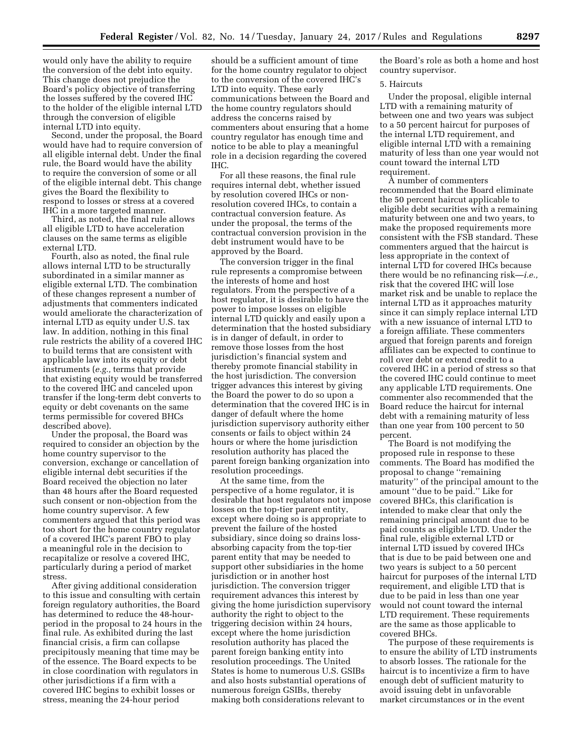would only have the ability to require the conversion of the debt into equity. This change does not prejudice the Board's policy objective of transferring the losses suffered by the covered IHC to the holder of the eligible internal LTD through the conversion of eligible internal LTD into equity.

Second, under the proposal, the Board would have had to require conversion of all eligible internal debt. Under the final rule, the Board would have the ability to require the conversion of some or all of the eligible internal debt. This change gives the Board the flexibility to respond to losses or stress at a covered IHC in a more targeted manner.

Third, as noted, the final rule allows all eligible LTD to have acceleration clauses on the same terms as eligible external LTD.

Fourth, also as noted, the final rule allows internal LTD to be structurally subordinated in a similar manner as eligible external LTD. The combination of these changes represent a number of adjustments that commenters indicated would ameliorate the characterization of internal LTD as equity under U.S. tax law. In addition, nothing in this final rule restricts the ability of a covered IHC to build terms that are consistent with applicable law into its equity or debt instruments (*e.g.,* terms that provide that existing equity would be transferred to the covered IHC and canceled upon transfer if the long-term debt converts to equity or debt covenants on the same terms permissible for covered BHCs described above).

Under the proposal, the Board was required to consider an objection by the home country supervisor to the conversion, exchange or cancellation of eligible internal debt securities if the Board received the objection no later than 48 hours after the Board requested such consent or non-objection from the home country supervisor. A few commenters argued that this period was too short for the home country regulator of a covered IHC's parent FBO to play a meaningful role in the decision to recapitalize or resolve a covered IHC, particularly during a period of market stress.

After giving additional consideration to this issue and consulting with certain foreign regulatory authorities, the Board has determined to reduce the 48-hour-period in the proposal to 24 hours in the final rule. As exhibited during the last financial crisis, a firm can collapse precipitously meaning that time may be of the essence. The Board expects to be in close coordination with regulators in other jurisdictions if a firm with a covered IHC begins to exhibit losses or stress, meaning the 24-hour period should be a sufficient amount of time for the home country regulator to object to the conversion of the covered IHC's LTD into equity. These early communications between the Board and the home country regulators should address the concerns raised by commenters about ensuring that a home country regulator has enough time and notice to be able to play a meaningful role in a decision regarding the covered IHC.

For all these reasons, the final rule requires internal debt, whether issued by resolution covered IHCs or non-resolution covered IHCs, to contain a contractual conversion feature. As under the proposal, the terms of the contractual conversion provision in the debt instrument would have to be approved by the Board.

The conversion trigger in the final rule represents a compromise between the interests of home and host regulators. From the perspective of a host regulator, it is desirable to have the power to impose losses on eligible internal LTD quickly and easily upon a determination that the hosted subsidiary is in danger of default, in order to remove those losses from the host jurisdiction's financial system and thereby promote financial stability in the host jurisdiction. The conversion trigger advances this interest by giving the Board the power to do so upon a determination that the covered IHC is in danger of default where the home jurisdiction supervisory authority either consents or fails to object within 24 hours or where the home jurisdiction resolution authority has placed the parent foreign banking organization into resolution proceedings.

At the same time, from the perspective of a home regulator, it is desirable that host regulators not impose losses on the top-tier parent entity, except where doing so is appropriate to prevent the failure of the hosted subsidiary, since doing so drains loss-absorbing capacity from the top-tier parent entity that may be needed to support other subsidiaries in the home jurisdiction or in another host jurisdiction. The conversion trigger requirement advances this interest by giving the home jurisdiction supervisory authority the right to object to the triggering decision within 24 hours, except where the home jurisdiction resolution authority has placed the parent foreign banking entity into resolution proceedings. The United States is home to numerous U.S. GSIBs and also hosts substantial operations of numerous foreign GSIBs, thereby making both considerations relevant to the Board's role as both a home and host country supervisor.

5. Haircuts

Under the proposal, eligible internal LTD with a remaining maturity of between one and two years was subject to a 50 percent haircut for purposes of the internal LTD requirement, and eligible internal LTD with a remaining maturity of less than one year would not count toward the internal LTD requirement.

A number of commenters recommended that the Board eliminate the 50 percent haircut applicable to eligible debt securities with a remaining maturity between one and two years, to make the proposed requirements more consistent with the FSB standard. These commenters argued that the haircut is less appropriate in the context of internal LTD for covered IHCs because there would be no refinancing risk—*i.e.,* risk that the covered IHC will lose market risk and be unable to replace the internal LTD as it approaches maturity since it can simply replace internal LTD with a new issuance of internal LTD to a foreign affiliate. These commenters argued that foreign parents and foreign affiliates can be expected to continue to roll over debt or extend credit to a covered IHC in a period of stress so that the covered IHC could continue to meet any applicable LTD requirements. One commenter also recommended that the Board reduce the haircut for internal debt with a remaining maturity of less than one year from 100 percent to 50 percent.

The Board is not modifying the proposed rule in response to these comments. The Board has modified the proposal to change "remaining maturity" of the principal amount to the amount "due to be paid." Like for covered BHCs, this clarification is intended to make clear that only the remaining principal amount due to be paid counts as eligible LTD. Under the final rule, eligible external LTD or internal LTD issued by covered IHCs that is due to be paid between one and two years is subject to a 50 percent haircut for purposes of the internal LTD requirement, and eligible LTD that is due to be paid in less than one year would not count toward the internal LTD requirement. These requirements are the same as those applicable to covered BHCs.

The purpose of these requirements is to ensure the ability of LTD instruments to absorb losses. The rationale for the haircut is to incentivize a firm to have enough debt of sufficient maturity to avoid issuing debt in unfavorable market circumstances or in the event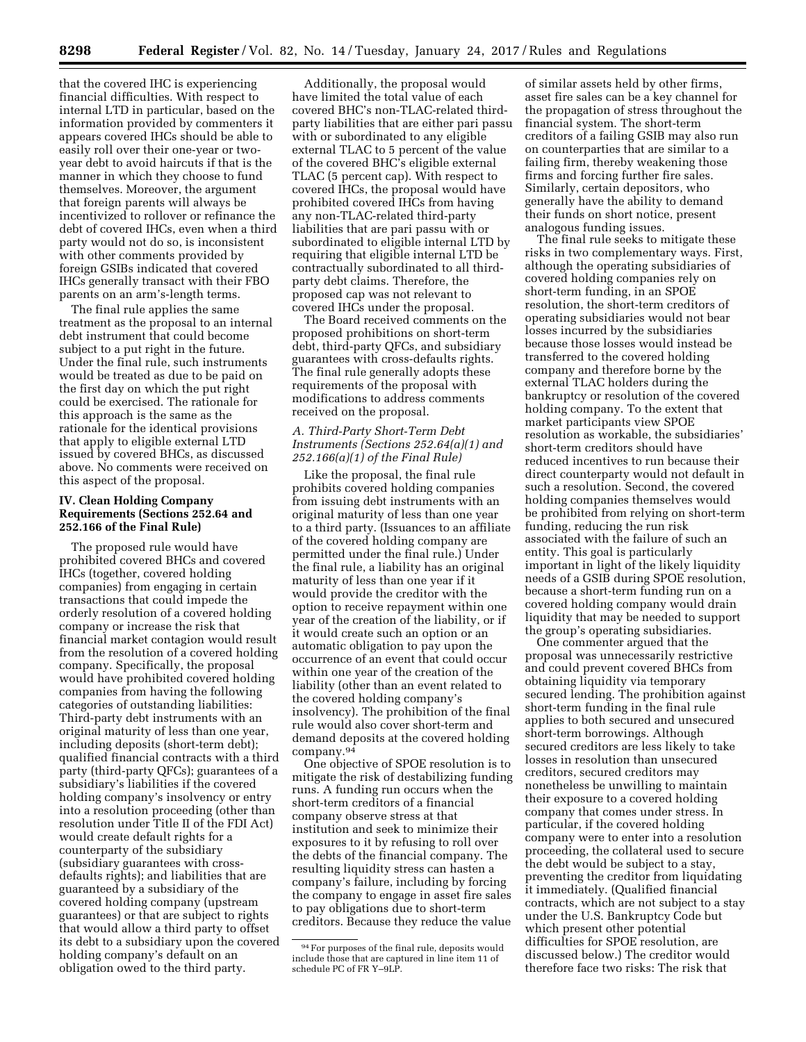that the covered IHC is experiencing financial difficulties. With respect to internal LTD in particular, based on the information provided by commenters it appears covered IHCs should be able to easily roll over their one-year or two-year debt to avoid haircuts if that is the manner in which they choose to fund themselves. Moreover, the argument that foreign parents will always be incentivized to rollover or refinance the debt of covered IHCs, even when a third party would not do so, is inconsistent with other comments provided by foreign GSIBs indicated that covered IHCs generally transact with their FBO parents on an arm's-length terms.

The final rule applies the same treatment as the proposal to an internal debt instrument that could become subject to a put right in the future. Under the final rule, such instruments would be treated as due to be paid on the first day on which the put right could be exercised. The rationale for this approach is the same as the rationale for the identical provisions that apply to eligible external LTD issued by covered BHCs, as discussed above. No comments were received on this aspect of the proposal.

## IV. Clean Holding Company Requirements (Sections 252.64 and 252.166 of the Final Rule)

The proposed rule would have prohibited covered BHCs and covered IHCs (together, covered holding companies) from engaging in certain transactions that could impede the orderly resolution of a covered holding company or increase the risk that financial market contagion would result from the resolution of a covered holding company. Specifically, the proposal would have prohibited covered holding companies from having the following categories of outstanding liabilities: Third-party debt instruments with an original maturity of less than one year, including deposits (short-term debt); qualified financial contracts with a third party (third-party QFCs); guarantees of a subsidiary's liabilities if the covered holding company's insolvency or entry into a resolution proceeding (other than resolution under Title II of the FDI Act) would create default rights for a counterparty of the subsidiary (subsidiary guarantees with cross-defaults rights); and liabilities that are guaranteed by a subsidiary of the covered holding company (upstream guarantees) or that are subject to rights that would allow a third party to offset its debt to a subsidiary upon the covered holding company's default on an obligation owed to the third party.

Additionally, the proposal would have limited the total value of each covered BHC's non-TLAC-related third-party liabilities that are either pari passu with or subordinated to any eligible external TLAC to 5 percent of the value of the covered BHC's eligible external TLAC (5 percent cap). With respect to covered IHCs, the proposal would have prohibited covered IHCs from having any non-TLAC-related third-party liabilities that are pari passu with or subordinated to eligible internal LTD by requiring that eligible internal LTD be contractually subordinated to all third-party debt claims. Therefore, the proposed cap was not relevant to covered IHCs under the proposal.

The Board received comments on the proposed prohibitions on short-term debt, third-party QFCs, and subsidiary guarantees with cross-defaults rights. The final rule generally adopts these requirements of the proposal with modifications to address comments received on the proposal.

### *A. Third-Party Short-Term Debt Instruments (Sections 252.64(a)(1) and 252.166(a)(1) of the Final Rule)*

Like the proposal, the final rule prohibits covered holding companies from issuing debt instruments with an original maturity of less than one year to a third party. (Issuances to an affiliate of the covered holding company are permitted under the final rule.) Under the final rule, a liability has an original maturity of less than one year if it would provide the creditor with the option to receive repayment within one year of the creation of the liability, or if it would create such an option or an automatic obligation to pay upon the occurrence of an event that could occur within one year of the creation of the liability (other than an event related to the covered holding company's insolvency). The prohibition of the final rule would also cover short-term and demand deposits at the covered holding company.[94]

One objective of SPOE resolution is to mitigate the risk of destabilizing funding runs. A funding run occurs when the short-term creditors of a financial company observe stress at that institution and seek to minimize their exposures to it by refusing to roll over the debts of the financial company. The resulting liquidity stress can hasten a company's failure, including by forcing the company to engage in asset fire sales to pay obligations due to short-term creditors. Because they reduce the value of similar assets held by other firms, asset fire sales can be a key channel for the propagation of stress throughout the financial system. The short-term creditors of a failing GSIB may also run on counterparties that are similar to a failing firm, thereby weakening those firms and forcing further fire sales. Similarly, certain depositors, who generally have the ability to demand their funds on short notice, present analogous funding issues.

The final rule seeks to mitigate these risks in two complementary ways. First, although the operating subsidiaries of covered holding companies rely on short-term funding, in an SPOE resolution, the short-term creditors of operating subsidiaries would not bear losses incurred by the subsidiaries because those losses would instead be transferred to the covered holding company and therefore borne by the external TLAC holders during the bankruptcy or resolution of the covered holding company. To the extent that market participants view SPOE resolution as workable, the subsidiaries' short-term creditors should have reduced incentives to run because their direct counterparty would not default in such a resolution. Second, the covered holding companies themselves would be prohibited from relying on short-term funding, reducing the run risk associated with the failure of such an entity. This goal is particularly important in light of the likely liquidity needs of a GSIB during SPOE resolution, because a short-term funding run on a covered holding company would drain liquidity that may be needed to support the group's operating subsidiaries.

One commenter argued that the proposal was unnecessarily restrictive and could prevent covered BHCs from obtaining liquidity via temporary secured lending. The prohibition against short-term funding in the final rule applies to both secured and unsecured short-term borrowings. Although secured creditors are less likely to take losses in resolution than unsecured creditors, secured creditors may nonetheless be unwilling to maintain their exposure to a covered holding company that comes under stress. In particular, if the covered holding company were to enter into a resolution proceeding, the collateral used to secure the debt would be subject to a stay, preventing the creditor from liquidating it immediately. (Qualified financial contracts, which are not subject to a stay under the U.S. Bankruptcy Code but which present other potential difficulties for SPOE resolution, are discussed below.) The creditor would therefore face two risks: The risk that

[94] For purposes of the final rule, deposits would include those that are captured in line item 11 of schedule PC of FR Y–9LP.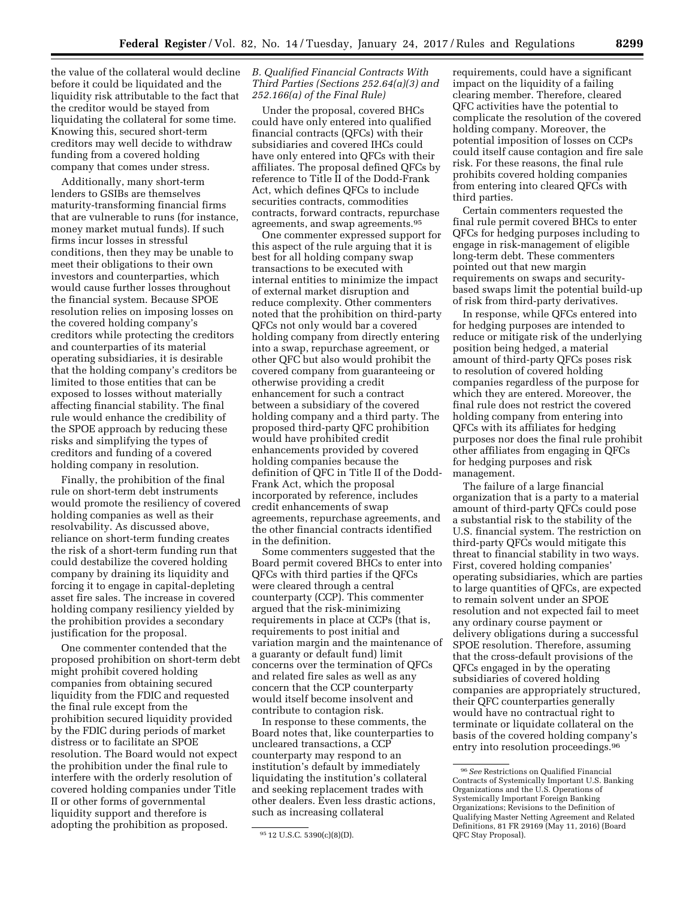the value of the collateral would decline before it could be liquidated and the liquidity risk attributable to the fact that the creditor would be stayed from liquidating the collateral for some time. Knowing this, secured short-term creditors may well decide to withdraw funding from a covered holding company that comes under stress.

Additionally, many short-term lenders to GSIBs are themselves maturity-transforming financial firms that are vulnerable to runs (for instance, money market mutual funds). If such firms incur losses in stressful conditions, then they may be unable to meet their obligations to their own investors and counterparties, which would cause further losses throughout the financial system. Because SPOE resolution relies on imposing losses on the covered holding company's creditors while protecting the creditors and counterparties of its material operating subsidiaries, it is desirable that the holding company's creditors be limited to those entities that can be exposed to losses without materially affecting financial stability. The final rule would enhance the credibility of the SPOE approach by reducing these risks and simplifying the types of creditors and funding of a covered holding company in resolution.

Finally, the prohibition of the final rule on short-term debt instruments would promote the resiliency of covered holding companies as well as their resolvability. As discussed above, reliance on short-term funding creates the risk of a short-term funding run that could destabilize the covered holding company by draining its liquidity and forcing it to engage in capital-depleting asset fire sales. The increase in covered holding company resiliency yielded by the prohibition provides a secondary justification for the proposal.

One commenter contended that the proposed prohibition on short-term debt might prohibit covered holding companies from obtaining secured liquidity from the FDIC and requested the final rule except from the prohibition secured liquidity provided by the FDIC during periods of market distress or to facilitate an SPOE resolution. The Board would not expect the prohibition under the final rule to interfere with the orderly resolution of covered holding companies under Title II or other forms of governmental liquidity support and therefore is adopting the prohibition as proposed.

### *B. Qualified Financial Contracts With Third Parties (Sections 252.64(a)(3) and 252.166(a) of the Final Rule)*

Under the proposal, covered BHCs could have only entered into qualified financial contracts (QFCs) with their subsidiaries and covered IHCs could have only entered into QFCs with their affiliates. The proposal defined QFCs by reference to Title II of the Dodd-Frank Act, which defines QFCs to include securities contracts, commodities contracts, forward contracts, repurchase agreements, and swap agreements.[95]

One commenter expressed support for this aspect of the rule arguing that it is best for all holding company swap transactions to be executed with internal entities to minimize the impact of external market disruption and reduce complexity. Other commenters noted that the prohibition on third-party QFCs not only would bar a covered holding company from directly entering into a swap, repurchase agreement, or other QFC but also would prohibit the covered company from guaranteeing or otherwise providing a credit enhancement for such a contract between a subsidiary of the covered holding company and a third party. The proposed third-party QFC prohibition would have prohibited credit enhancements provided by covered holding companies because the definition of QFC in Title II of the Dodd-Frank Act, which the proposal incorporated by reference, includes credit enhancements of swap agreements, repurchase agreements, and the other financial contracts identified in the definition.

Some commenters suggested that the Board permit covered BHCs to enter into QFCs with third parties if the QFCs were cleared through a central counterparty (CCP). This commenter argued that the risk-minimizing requirements in place at CCPs (that is, requirements to post initial and variation margin and the maintenance of a guaranty or default fund) limit concerns over the termination of QFCs and related fire sales as well as any concern that the CCP counterparty would itself become insolvent and contribute to contagion risk.

In response to these comments, the Board notes that, like counterparties to uncleared transactions, a CCP counterparty may respond to an institution's default by immediately liquidating the institution's collateral and seeking replacement trades with other dealers. Even less drastic actions, such as increasing collateral requirements, could have a significant impact on the liquidity of a failing clearing member. Therefore, cleared QFC activities have the potential to complicate the resolution of the covered holding company. Moreover, the potential imposition of losses on CCPs could itself cause contagion and fire sale risk. For these reasons, the final rule prohibits covered holding companies from entering into cleared QFCs with third parties.

Certain commenters requested the final rule permit covered BHCs to enter QFCs for hedging purposes including to engage in risk-management of eligible long-term debt. These commenters pointed out that new margin requirements on swaps and security-based swaps limit the potential build-up of risk from third-party derivatives.

In response, while QFCs entered into for hedging purposes are intended to reduce or mitigate risk of the underlying position being hedged, a material amount of third-party QFCs poses risk to resolution of covered holding companies regardless of the purpose for which they are entered. Moreover, the final rule does not restrict the covered holding company from entering into QFCs with its affiliates for hedging purposes nor does the final rule prohibit other affiliates from engaging in QFCs for hedging purposes and risk management.

The failure of a large financial organization that is a party to a material amount of third-party QFCs could pose a substantial risk to the stability of the U.S. financial system. The restriction on third-party QFCs would mitigate this threat to financial stability in two ways. First, covered holding companies' operating subsidiaries, which are parties to large quantities of QFCs, are expected to remain solvent under an SPOE resolution and not expected fail to meet any ordinary course payment or delivery obligations during a successful SPOE resolution. Therefore, assuming that the cross-default provisions of the QFCs engaged in by the operating subsidiaries of covered holding companies are appropriately structured, their QFC counterparties generally would have no contractual right to terminate or liquidate collateral on the basis of the covered holding company's entry into resolution proceedings.[96]

---

[95] 12 U.S.C. 5390(c)(8)(D).

[96] *See* Restrictions on Qualified Financial Contracts of Systemically Important U.S. Banking Organizations and the U.S. Operations of Systemically Important Foreign Banking Organizations; Revisions to the Definition of Qualifying Master Netting Agreement and Related Definitions, 81 FR 29169 (May 11, 2016) (Board QFC Stay Proposal).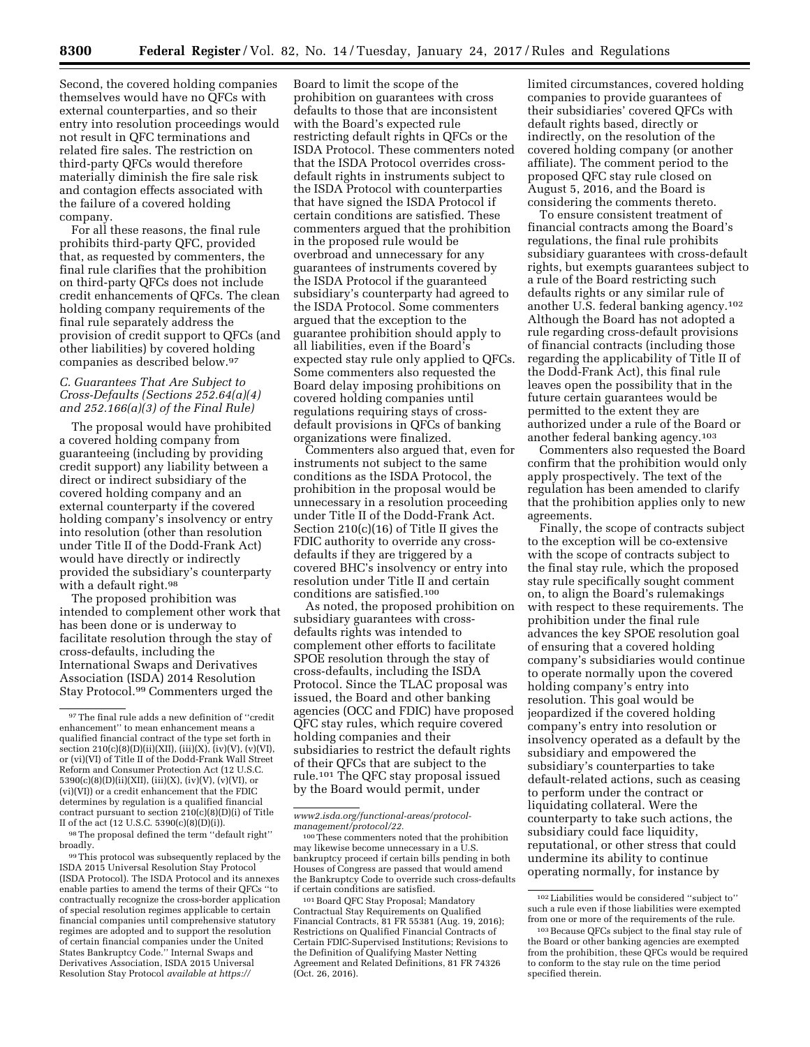Second, the covered holding companies themselves would have no QFCs with external counterparties, and so their entry into resolution proceedings would not result in QFC terminations and related fire sales. The restriction on third-party QFCs would therefore materially diminish the fire sale risk and contagion effects associated with the failure of a covered holding company.

For all these reasons, the final rule prohibits third-party QFC, provided that, as requested by commenters, the final rule clarifies that the prohibition on third-party QFCs does not include credit enhancements of QFCs. The clean holding company requirements of the final rule separately address the provision of credit support to QFCs (and other liabilities) by covered holding companies as described below.[97]

### C. Guarantees That Are Subject to Cross-Defaults (Sections 252.64(a)(4) and 252.166(a)(3) of the Final Rule)

The proposal would have prohibited a covered holding company from guaranteeing (including by providing credit support) any liability between a direct or indirect subsidiary of the covered holding company and an external counterparty if the covered holding company's insolvency or entry into resolution (other than resolution under Title II of the Dodd-Frank Act) would have directly or indirectly provided the subsidiary's counterparty with a default right.[98]

The proposed prohibition was intended to complement other work that has been done or is underway to facilitate resolution through the stay of cross-defaults, including the International Swaps and Derivatives Association (ISDA) 2014 Resolution Stay Protocol.[99] Commenters urged the Board to limit the scope of the prohibition on guarantees with cross defaults to those that are inconsistent with the Board's expected rule restricting default rights in QFCs or the ISDA Protocol. These commenters noted that the ISDA Protocol overrides cross-default rights in instruments subject to the ISDA Protocol with counterparties that have signed the ISDA Protocol if certain conditions are satisfied. These commenters argued that the prohibition in the proposed rule would be overbroad and unnecessary for any guarantees of instruments covered by the ISDA Protocol if the guaranteed subsidiary's counterparty had agreed to the ISDA Protocol. Some commenters argued that the exception to the guarantee prohibition should apply to all liabilities, even if the Board's expected stay rule only applied to QFCs. Some commenters also requested the Board delay imposing prohibitions on covered holding companies until regulations requiring stays of cross-default provisions in QFCs of banking organizations were finalized.

Commenters also argued that, even for instruments not subject to the same conditions as the ISDA Protocol, the prohibition in the proposal would be unnecessary in a resolution proceeding under Title II of the Dodd-Frank Act. Section 210(c)(16) of Title II gives the FDIC authority to override any cross-defaults if they are triggered by a covered BHC's insolvency or entry into resolution under Title II and certain conditions are satisfied.[100]

As noted, the proposed prohibition on subsidiary guarantees with cross-defaults rights was intended to complement other efforts to facilitate SPOE resolution through the stay of cross-defaults, including the ISDA Protocol. Since the TLAC proposal was issued, the Board and other banking agencies (OCC and FDIC) have proposed QFC stay rules, which require covered holding companies and their subsidiaries to restrict the default rights of their QFCs that are subject to the rule.[101] The QFC stay proposal issued by the Board would permit, under limited circumstances, covered holding companies to provide guarantees of their subsidiaries' covered QFCs with default rights based, directly or indirectly, on the resolution of the covered holding company (or another affiliate). The comment period to the proposed QFC stay rule closed on August 5, 2016, and the Board is considering the comments thereto.

To ensure consistent treatment of financial contracts among the Board's regulations, the final rule prohibits subsidiary guarantees with cross-default rights, but exempts guarantees subject to a rule of the Board restricting such defaults rights or any similar rule of another U.S. federal banking agency.[102] Although the Board has not adopted a rule regarding cross-default provisions of financial contracts (including those regarding the applicability of Title II of the Dodd-Frank Act), this final rule leaves open the possibility that in the future certain guarantees would be permitted to the extent they are authorized under a rule of the Board or another federal banking agency.[103]

Commenters also requested the Board confirm that the prohibition would only apply prospectively. The text of the regulation has been amended to clarify that the prohibition applies only to new agreements.

Finally, the scope of contracts subject to the exception will be co-extensive with the scope of contracts subject to the final stay rule, which the proposed stay rule specifically sought comment on, to align the Board's rulemakings with respect to these requirements. The prohibition under the final rule advances the key SPOE resolution goal of ensuring that a covered holding company's subsidiaries would continue to operate normally upon the covered holding company's entry into resolution. This goal would be jeopardized if the covered holding company's entry into resolution or insolvency operated as a default by the subsidiary and empowered the subsidiary's counterparties to take default-related actions, such as ceasing to perform under the contract or liquidating collateral. Were the counterparty to take such actions, the subsidiary could face liquidity, reputational, or other stress that could undermine its ability to continue operating normally, for instance by

---

[97] The final rule adds a new definition of "credit enhancement" to mean enhancement means a qualified financial contract of the type set forth in section 210(c)(8)(D)(ii)(XII), (iii)(X), (iv)(V), (v)(VI), or (vi)(VI) of Title II of the Dodd-Frank Wall Street Reform and Consumer Protection Act (12 U.S.C. 5390(c)(8)(D)(ii)(XII), (iii)(X), (iv)(V), (v)(VI), or (vi)(VI)) or a credit enhancement that the FDIC determines by regulation is a qualified financial contract pursuant to section 210(c)(8)(D)(i) of Title II of the act (12 U.S.C. 5390(c)(8)(D)(i)).

[98] The proposal defined the term "default right" broadly.

[99] This protocol was subsequently replaced by the ISDA 2015 Universal Resolution Stay Protocol (ISDA Protocol). The ISDA Protocol and its annexes enable parties to amend the terms of their QFCs "to contractually recognize the cross-border application of special resolution regimes applicable to certain financial companies until comprehensive statutory regimes are adopted and to support the resolution of certain financial companies under the United States Bankruptcy Code." Internal Swaps and Derivatives Association, ISDA 2015 Universal Resolution Stay Protocol *available at https://www2.isda.org/functional-areas/protocol-management/protocol/22.*

[100] These commenters noted that the prohibition may likewise become unnecessary in a U.S. bankruptcy proceed if certain bills pending in both Houses of Congress are passed that would amend the Bankruptcy Code to override such cross-defaults if certain conditions are satisfied.

[101] Board QFC Stay Proposal; Mandatory Contractual Stay Requirements on Qualified Financial Contracts, 81 FR 55381 (Aug. 19, 2016); Restrictions on Qualified Financial Contracts of Certain FDIC-Supervised Institutions; Revisions to the Definition of Qualifying Master Netting Agreement and Related Definitions, 81 FR 74326 (Oct. 26, 2016).

[102] Liabilities would be considered "subject to" such a rule even if those liabilities were exempted from one or more of the requirements of the rule.

[103] Because QFCs subject to the final stay rule of the Board or other banking agencies are exempted from the prohibition, these QFCs would be required to conform to the stay rule on the time period specified therein.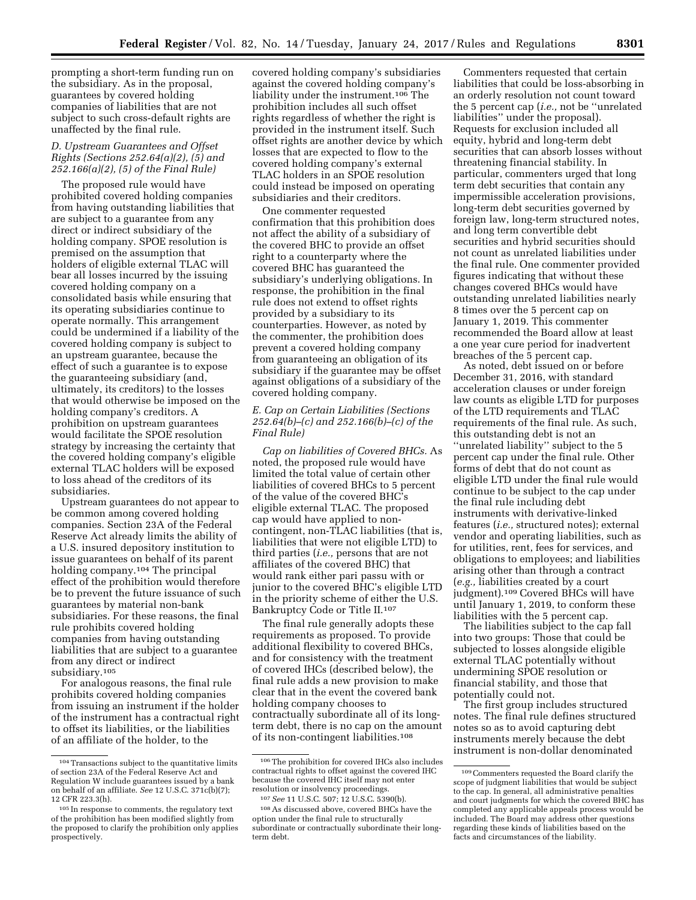prompting a short-term funding run on the subsidiary. As in the proposal, guarantees by covered holding companies of liabilities that are not subject to such cross-default rights are unaffected by the final rule.

### D. Upstream Guarantees and Offset Rights (Sections 252.64(a)(2), (5) and 252.166(a)(2), (5) of the Final Rule)

The proposed rule would have prohibited covered holding companies from having outstanding liabilities that are subject to a guarantee from any direct or indirect subsidiary of the holding company. SPOE resolution is premised on the assumption that holders of eligible external TLAC will bear all losses incurred by the issuing covered holding company on a consolidated basis while ensuring that its operating subsidiaries continue to operate normally. This arrangement could be undermined if a liability of the covered holding company is subject to an upstream guarantee, because the effect of such a guarantee is to expose the guaranteeing subsidiary (and, ultimately, its creditors) to the losses that would otherwise be imposed on the holding company's creditors. A prohibition on upstream guarantees would facilitate the SPOE resolution strategy by increasing the certainty that the covered holding company's eligible external TLAC holders will be exposed to loss ahead of the creditors of its subsidiaries.

Upstream guarantees do not appear to be common among covered holding companies. Section 23A of the Federal Reserve Act already limits the ability of a U.S. insured depository institution to issue guarantees on behalf of its parent holding company.[104] The principal effect of the prohibition would therefore be to prevent the future issuance of such guarantees by material non-bank subsidiaries. For these reasons, the final rule prohibits covered holding companies from having outstanding liabilities that are subject to a guarantee from any direct or indirect subsidiary.[105]

For analogous reasons, the final rule prohibits covered holding companies from issuing an instrument if the holder of the instrument has a contractual right to offset its liabilities, or the liabilities of an affiliate of the holder, to the covered holding company's subsidiaries against the covered holding company's liability under the instrument.[106] The prohibition includes all such offset rights regardless of whether the right is provided in the instrument itself. Such offset rights are another device by which losses that are expected to flow to the covered holding company's external TLAC holders in an SPOE resolution could instead be imposed on operating subsidiaries and their creditors.

One commenter requested confirmation that this prohibition does not affect the ability of a subsidiary of the covered BHC to provide an offset right to a counterparty where the covered BHC has guaranteed the subsidiary's underlying obligations. In response, the prohibition in the final rule does not extend to offset rights provided by a subsidiary to its counterparties. However, as noted by the commenter, the prohibition does prevent a covered holding company from guaranteeing an obligation of its subsidiary if the guarantee may be offset against obligations of a subsidiary of the covered holding company.

### E. Cap on Certain Liabilities (Sections 252.64(b)–(c) and 252.166(b)–(c) of the Final Rule)

*Cap on liabilities of Covered BHCs.* As noted, the proposed rule would have limited the total value of certain other liabilities of covered BHCs to 5 percent of the value of the covered BHC's eligible external TLAC. The proposed cap would have applied to non-contingent, non-TLAC liabilities (that is, liabilities that were not eligible LTD) to third parties (*i.e.,* persons that are not affiliates of the covered BHC) that would rank either pari passu with or junior to the covered BHC's eligible LTD in the priority scheme of either the U.S. Bankruptcy Code or Title II.[107]

The final rule generally adopts these requirements as proposed. To provide additional flexibility to covered BHCs, and for consistency with the treatment of covered IHCs (described below), the final rule adds a new provision to make clear that in the event the covered bank holding company chooses to contractually subordinate all of its long-term debt, there is no cap on the amount of its non-contingent liabilities.[108]

Commenters requested that certain liabilities that could be loss-absorbing in an orderly resolution not count toward the 5 percent cap (*i.e.,* not be "unrelated liabilities" under the proposal). Requests for exclusion included all equity, hybrid and long-term debt securities that can absorb losses without threatening financial stability. In particular, commenters urged that long term debt securities that contain any impermissible acceleration provisions, long-term debt securities governed by foreign law, long-term structured notes, and long term convertible debt securities and hybrid securities should not count as unrelated liabilities under the final rule. One commenter provided figures indicating that without these changes covered BHCs would have outstanding unrelated liabilities nearly 8 times over the 5 percent cap on January 1, 2019. This commenter recommended the Board allow at least a one year cure period for inadvertent breaches of the 5 percent cap.

As noted, debt issued on or before December 31, 2016, with standard acceleration clauses or under foreign law counts as eligible LTD for purposes of the LTD requirements and TLAC requirements of the final rule. As such, this outstanding debt is not an "unrelated liability" subject to the 5 percent cap under the final rule. Other forms of debt that do not count as eligible LTD under the final rule would continue to be subject to the cap under the final rule including debt instruments with derivative-linked features (*i.e.,* structured notes); external vendor and operating liabilities, such as for utilities, rent, fees for services, and obligations to employees; and liabilities arising other than through a contract (*e.g.,* liabilities created by a court judgment).[109] Covered BHCs will have until January 1, 2019, to conform these liabilities with the 5 percent cap.

The liabilities subject to the cap fall into two groups: Those that could be subjected to losses alongside eligible external TLAC potentially without undermining SPOE resolution or financial stability, and those that potentially could not.

The first group includes structured notes. The final rule defines structured notes so as to avoid capturing debt instruments merely because the debt instrument is non-dollar denominated

---

[104] Transactions subject to the quantitative limits of section 23A of the Federal Reserve Act and Regulation W include guarantees issued by a bank on behalf of an affiliate. *See* 12 U.S.C. 371c(b)(7); 12 CFR 223.3(h).

[105] In response to comments, the regulatory text of the prohibition has been modified slightly from the proposed to clarify the prohibition only applies prospectively.

[106] The prohibition for covered IHCs also includes contractual rights to offset against the covered IHC because the covered IHC itself may not enter resolution or insolvency proceedings.

[107] *See* 11 U.S.C. 507; 12 U.S.C. 5390(b).

[108] As discussed above, covered BHCs have the option under the final rule to structurally subordinate or contractually subordinate their long-term debt.

[109] Commenters requested the Board clarify the scope of judgment liabilities that would be subject to the cap. In general, all administrative penalties and court judgments for which the covered BHC has completed any applicable appeals process would be included. The Board may address other questions regarding these kinds of liabilities based on the facts and circumstances of the liability.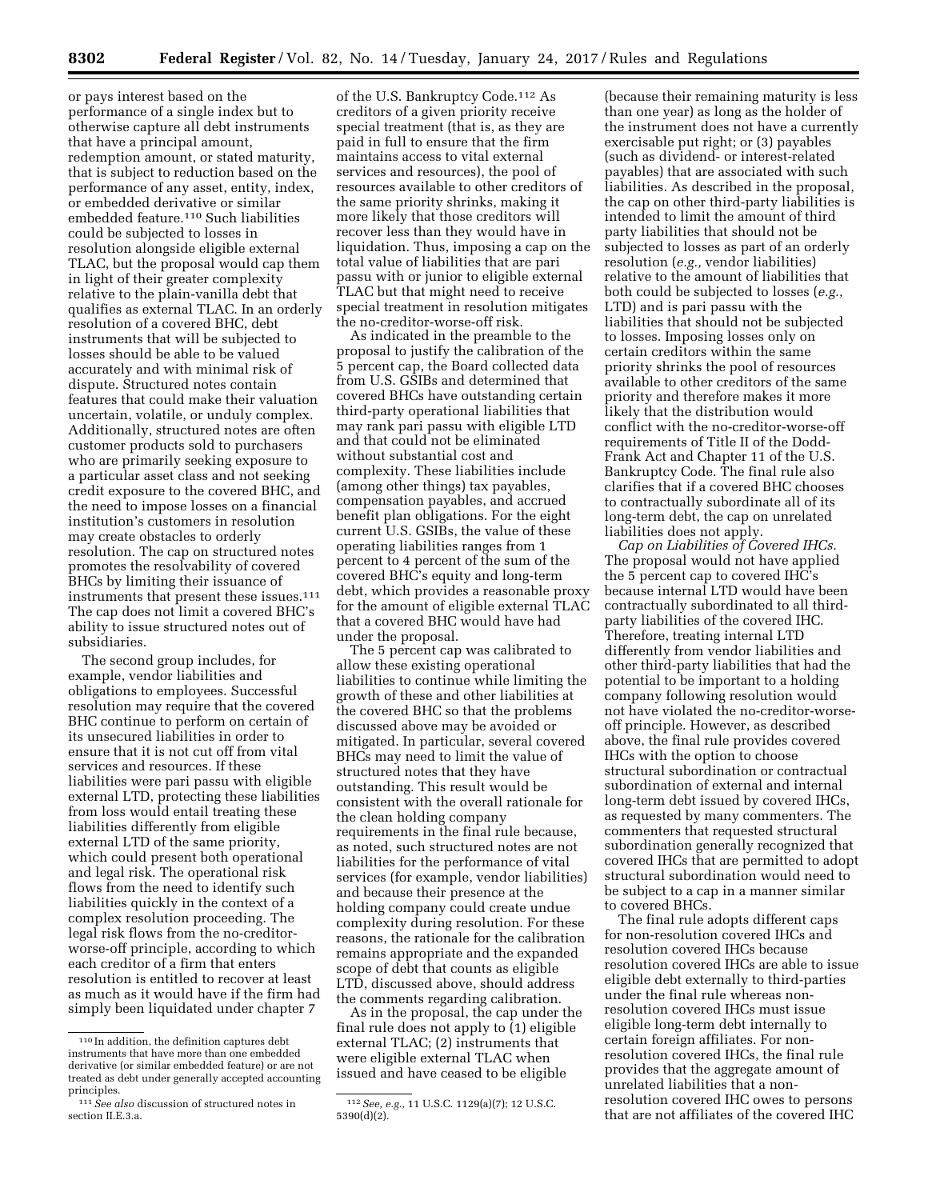or pays interest based on the performance of a single index but to otherwise capture all debt instruments that have a principal amount, redemption amount, or stated maturity, that is subject to reduction based on the performance of any asset, entity, index, or embedded derivative or similar embedded feature.[110] Such liabilities could be subjected to losses in resolution alongside eligible external TLAC, but the proposal would cap them in light of their greater complexity relative to the plain-vanilla debt that qualifies as external TLAC. In an orderly resolution of a covered BHC, debt instruments that will be subjected to losses should be able to be valued accurately and with minimal risk of dispute. Structured notes contain features that could make their valuation uncertain, volatile, or unduly complex. Additionally, structured notes are often customer products sold to purchasers who are primarily seeking exposure to a particular asset class and not seeking credit exposure to the covered BHC, and the need to impose losses on a financial institution's customers in resolution may create obstacles to orderly resolution. The cap on structured notes promotes the resolvability of covered BHCs by limiting their issuance of instruments that present these issues.[111] The cap does not limit a covered BHC's ability to issue structured notes out of subsidiaries.

The second group includes, for example, vendor liabilities and obligations to employees. Successful resolution may require that the covered BHC continue to perform on certain of its unsecured liabilities in order to ensure that it is not cut off from vital services and resources. If these liabilities were pari passu with eligible external LTD, protecting these liabilities from loss would entail treating these liabilities differently from eligible external LTD of the same priority, which could present both operational and legal risk. The operational risk flows from the need to identify such liabilities quickly in the context of a complex resolution proceeding. The legal risk flows from the no-creditor-worse-off principle, according to which each creditor of a firm that enters resolution is entitled to recover at least as much as it would have if the firm had simply been liquidated under chapter 7 of the U.S. Bankruptcy Code.[112] As creditors of a given priority receive special treatment (that is, as they are paid in full to ensure that the firm maintains access to vital external services and resources), the pool of resources available to other creditors of the same priority shrinks, making it more likely that those creditors will recover less than they would have in liquidation. Thus, imposing a cap on the total value of liabilities that are pari passu with or junior to eligible external TLAC but that might need to receive special treatment in resolution mitigates the no-creditor-worse-off risk.

As indicated in the preamble to the proposal to justify the calibration of the 5 percent cap, the Board collected data from U.S. GSIBs and determined that covered BHCs have outstanding certain third-party operational liabilities that may rank pari passu with eligible LTD and that could not be eliminated without substantial cost and complexity. These liabilities include (among other things) tax payables, compensation payables, and accrued benefit plan obligations. For the eight current U.S. GSIBs, the value of these operating liabilities ranges from 1 percent to 4 percent of the sum of the covered BHC's equity and long-term debt, which provides a reasonable proxy for the amount of eligible external TLAC that a covered BHC would have had under the proposal.

The 5 percent cap was calibrated to allow these existing operational liabilities to continue while limiting the growth of these and other liabilities at the covered BHC so that the problems discussed above may be avoided or mitigated. In particular, several covered BHCs may need to limit the value of structured notes that they have outstanding. This result would be consistent with the overall rationale for the clean holding company requirements in the final rule because, as noted, such structured notes are not liabilities for the performance of vital services (for example, vendor liabilities) and because their presence at the holding company could create undue complexity during resolution. For these reasons, the rationale for the calibration remains appropriate and the expanded scope of debt that counts as eligible LTD, discussed above, should address the comments regarding calibration.

As in the proposal, the cap under the final rule does not apply to (1) eligible external TLAC; (2) instruments that were eligible external TLAC when issued and have ceased to be eligible (because their remaining maturity is less than one year) as long as the holder of the instrument does not have a currently exercisable put right; or (3) payables (such as dividend- or interest-related payables) that are associated with such liabilities. As described in the proposal, the cap on other third-party liabilities is intended to limit the amount of third party liabilities that should not be subjected to losses as part of an orderly resolution (*e.g.,* vendor liabilities) relative to the amount of liabilities that both could be subjected to losses (*e.g.,* LTD) and is pari passu with the liabilities that should not be subjected to losses. Imposing losses only on certain creditors within the same priority shrinks the pool of resources available to other creditors of the same priority and therefore makes it more likely that the distribution would conflict with the no-creditor-worse-off requirements of Title II of the Dodd-Frank Act and Chapter 11 of the U.S. Bankruptcy Code. The final rule also clarifies that if a covered BHC chooses to contractually subordinate all of its long-term debt, the cap on unrelated liabilities does not apply.

*Cap on Liabilities of Covered IHCs.* The proposal would not have applied the 5 percent cap to covered IHC's because internal LTD would have been contractually subordinated to all third-party liabilities of the covered IHC. Therefore, treating internal LTD differently from vendor liabilities and other third-party liabilities that had the potential to be important to a holding company following resolution would not have violated the no-creditor-worse-off principle. However, as described above, the final rule provides covered IHCs with the option to choose structural subordination or contractual subordination of external and internal long-term debt issued by covered IHCs, as requested by many commenters. The commenters that requested structural subordination generally recognized that covered IHCs that are permitted to adopt structural subordination would need to be subject to a cap in a manner similar to covered BHCs.

The final rule adopts different caps for non-resolution covered IHCs and resolution covered IHCs because resolution covered IHCs are able to issue eligible debt externally to third-parties under the final rule whereas non-resolution covered IHCs must issue eligible long-term debt internally to certain foreign affiliates. For non-resolution covered IHCs, the final rule provides that the aggregate amount of unrelated liabilities that a non-resolution covered IHC owes to persons that are not affiliates of the covered IHC

---

[110] In addition, the definition captures debt instruments that have more than one embedded derivative (or similar embedded feature) or are not treated as debt under generally accepted accounting principles.

[111] *See also* discussion of structured notes in section II.E.3.a.

[112] *See, e.g.,* 11 U.S.C. 1129(a)(7); 12 U.S.C. 5390(d)(2).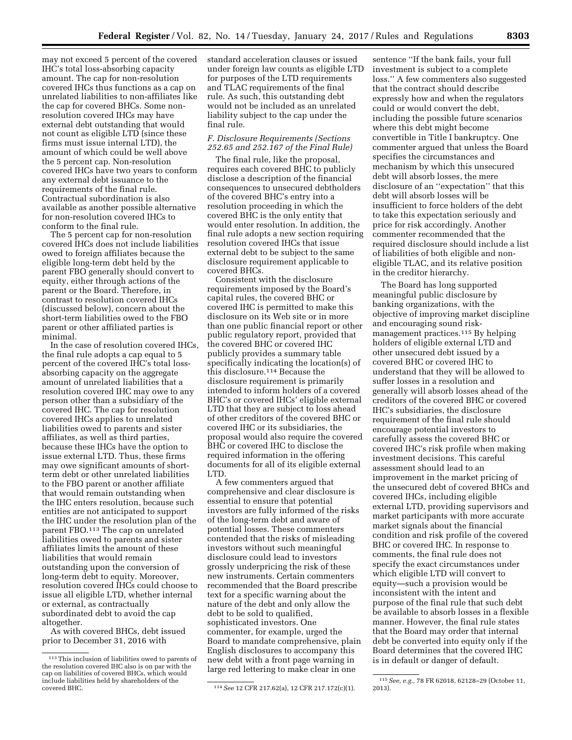may not exceed 5 percent of the covered IHC's total loss-absorbing capacity amount. The cap for non-resolution covered IHCs thus functions as a cap on unrelated liabilities to non-affiliates like the cap for covered BHCs. Some non-resolution covered IHCs may have external debt outstanding that would not count as eligible LTD (since these firms must issue internal LTD), the amount of which could be well above the 5 percent cap. Non-resolution covered IHCs have two years to conform any external debt issuance to the requirements of the final rule. Contractual subordination is also available as another possible alternative for non-resolution covered IHCs to conform to the final rule.

The 5 percent cap for non-resolution covered IHCs does not include liabilities owed to foreign affiliates because the eligible long-term debt held by the parent FBO generally should convert to equity, either through actions of the parent or the Board. Therefore, in contrast to resolution covered IHCs (discussed below), concern about the short-term liabilities owed to the FBO parent or other affiliated parties is minimal.

In the case of resolution covered IHCs, the final rule adopts a cap equal to 5 percent of the covered IHC's total loss-absorbing capacity on the aggregate amount of unrelated liabilities that a resolution covered IHC may owe to any person other than a subsidiary of the covered IHC. The cap for resolution covered IHCs applies to unrelated liabilities owed to parents and sister affiliates, as well as third parties, because these IHCs have the option to issue external LTD. Thus, these firms may owe significant amounts of short-term debt or other unrelated liabilities to the FBO parent or another affiliate that would remain outstanding when the IHC enters resolution, because such entities are not anticipated to support the IHC under the resolution plan of the parent FBO.[113] The cap on unrelated liabilities owed to parents and sister affiliates limits the amount of these liabilities that would remain outstanding upon the conversion of long-term debt to equity. Moreover, resolution covered IHCs could choose to issue all eligible LTD, whether internal or external, as contractually subordinated debt to avoid the cap altogether.

As with covered BHCs, debt issued prior to December 31, 2016 with standard acceleration clauses or issued under foreign law counts as eligible LTD for purposes of the LTD requirements and TLAC requirements of the final rule. As such, this outstanding debt would not be included as an unrelated liability subject to the cap under the final rule.

### F. Disclosure Requirements (Sections 252.65 and 252.167 of the Final Rule)

The final rule, like the proposal, requires each covered BHC to publicly disclose a description of the financial consequences to unsecured debtholders of the covered BHC's entry into a resolution proceeding in which the covered BHC is the only entity that would enter resolution. In addition, the final rule adopts a new section requiring resolution covered IHCs that issue external debt to be subject to the same disclosure requirement applicable to covered BHCs.

Consistent with the disclosure requirements imposed by the Board's capital rules, the covered BHC or covered IHC is permitted to make this disclosure on its Web site or in more than one public financial report or other public regulatory report, provided that the covered BHC or covered IHC publicly provides a summary table specifically indicating the location(s) of this disclosure.[114] Because the disclosure requirement is primarily intended to inform holders of a covered BHC's or covered IHCs' eligible external LTD that they are subject to loss ahead of other creditors of the covered BHC or covered IHC or its subsidiaries, the proposal would also require the covered BHC or covered IHC to disclose the required information in the offering documents for all of its eligible external LTD.

A few commenters argued that comprehensive and clear disclosure is essential to ensure that potential investors are fully informed of the risks of the long-term debt and aware of potential losses. These commenters contended that the risks of misleading investors without such meaningful disclosure could lead to investors grossly underpricing the risk of these new instruments. Certain commenters recommended that the Board prescribe text for a specific warning about the nature of the debt and only allow the debt to be sold to qualified, sophisticated investors. One commenter, for example, urged the Board to mandate comprehensive, plain English disclosures to accompany this new debt with a front page warning in large red lettering to make clear in one sentence "If the bank fails, your full investment is subject to a complete loss." A few commenters also suggested that the contract should describe expressly how and when the regulators could or would convert the debt, including the possible future scenarios where this debt might become convertible in Title I bankruptcy. One commenter argued that unless the Board specifies the circumstances and mechanism by which this unsecured debt will absorb losses, the mere disclosure of an "expectation" that this debt will absorb losses will be insufficient to force holders of the debt to take this expectation seriously and price for risk accordingly. Another commenter recommended that the required disclosure should include a list of liabilities of both eligible and non-eligible TLAC, and its relative position in the creditor hierarchy.

The Board has long supported meaningful public disclosure by banking organizations, with the objective of improving market discipline and encouraging sound risk-management practices.[115] By helping holders of eligible external LTD and other unsecured debt issued by a covered BHC or covered IHC to understand that they will be allowed to suffer losses in a resolution and generally will absorb losses ahead of the creditors of the covered BHC or covered IHC's subsidiaries, the disclosure requirement of the final rule should encourage potential investors to carefully assess the covered BHC or covered IHC's risk profile when making investment decisions. This careful assessment should lead to an improvement in the market pricing of the unsecured debt of covered BHCs and covered IHCs, including eligible external LTD, providing supervisors and market participants with more accurate market signals about the financial condition and risk profile of the covered BHC or covered IHC. In response to comments, the final rule does not specify the exact circumstances under which eligible LTD will convert to equity—such a provision would be inconsistent with the intent and purpose of the final rule that such debt be available to absorb losses in a flexible manner. However, the final rule states that the Board may order that internal debt be converted into equity only if the Board determines that the covered IHC is in default or danger of default.

---

[113] This inclusion of liabilities owed to parents of the resolution covered IHC also is on par with the cap on liabilities of covered BHCs, which would include liabilities held by shareholders of the covered BHC.

[114] *See* 12 CFR 217.62(a), 12 CFR 217.172(c)(1).

[115] *See, e.g.,* 78 FR 62018, 62128–29 (October 11, 2013).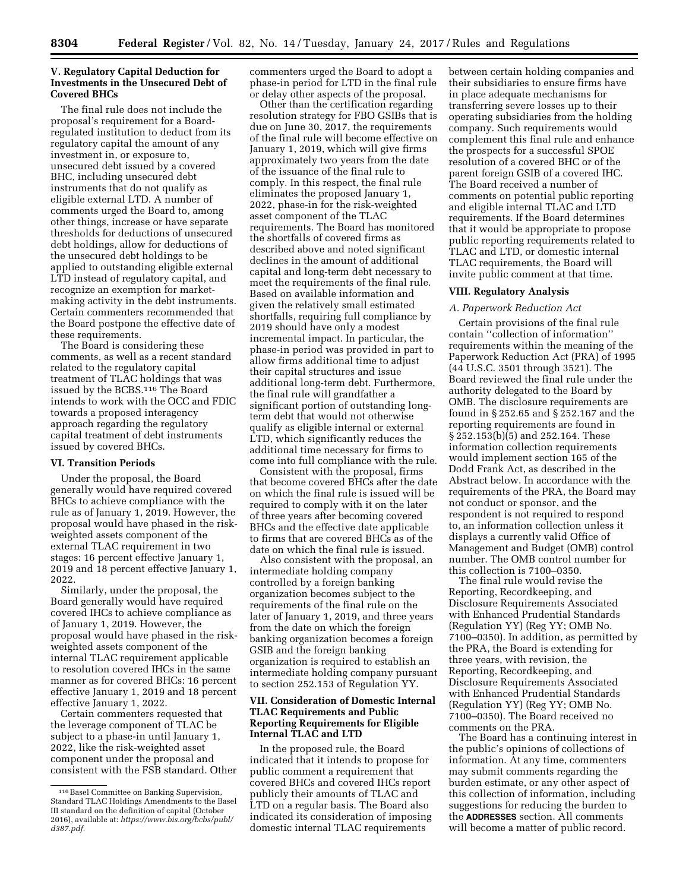### V. Regulatory Capital Deduction for Investments in the Unsecured Debt of Covered BHCs

The final rule does not include the proposal's requirement for a Board-regulated institution to deduct from its regulatory capital the amount of any investment in, or exposure to, unsecured debt issued by a covered BHC, including unsecured debt instruments that do not qualify as eligible external LTD. A number of comments urged the Board to, among other things, increase or have separate thresholds for deductions of unsecured debt holdings, allow for deductions of the unsecured debt holdings to be applied to outstanding eligible external LTD instead of regulatory capital, and recognize an exemption for market-making activity in the debt instruments. Certain commenters recommended that the Board postpone the effective date of these requirements.

The Board is considering these comments, as well as a recent standard related to the regulatory capital treatment of TLAC holdings that was issued by the BCBS.[116] The Board intends to work with the OCC and FDIC towards a proposed interagency approach regarding the regulatory capital treatment of debt instruments issued by covered BHCs.

### VI. Transition Periods

Under the proposal, the Board generally would have required covered BHCs to achieve compliance with the rule as of January 1, 2019. However, the proposal would have phased in the risk-weighted assets component of the external TLAC requirement in two stages: 16 percent effective January 1, 2019 and 18 percent effective January 1, 2022.

Similarly, under the proposal, the Board generally would have required covered IHCs to achieve compliance as of January 1, 2019. However, the proposal would have phased in the risk-weighted assets component of the internal TLAC requirement applicable to resolution covered IHCs in the same manner as for covered BHCs: 16 percent effective January 1, 2019 and 18 percent effective January 1, 2022.

Certain commenters requested that the leverage component of TLAC be subject to a phase-in until January 1, 2022, like the risk-weighted asset component under the proposal and consistent with the FSB standard. Other commenters urged the Board to adopt a phase-in period for LTD in the final rule or delay other aspects of the proposal.

Other than the certification regarding resolution strategy for FBO GSIBs that is due on June 30, 2017, the requirements of the final rule will become effective on January 1, 2019, which will give firms approximately two years from the date of the issuance of the final rule to comply. In this respect, the final rule eliminates the proposed January 1, 2022, phase-in for the risk-weighted asset component of the TLAC requirements. The Board has monitored the shortfalls of covered firms as described above and noted significant declines in the amount of additional capital and long-term debt necessary to meet the requirements of the final rule. Based on available information and given the relatively small estimated shortfalls, requiring full compliance by 2019 should have only a modest incremental impact. In particular, the phase-in period was provided in part to allow firms additional time to adjust their capital structures and issue additional long-term debt. Furthermore, the final rule will grandfather a significant portion of outstanding long-term debt that would not otherwise qualify as eligible internal or external LTD, which significantly reduces the additional time necessary for firms to come into full compliance with the rule.

Consistent with the proposal, firms that become covered BHCs after the date on which the final rule is issued will be required to comply with it on the later of three years after becoming covered BHCs and the effective date applicable to firms that are covered BHCs as of the date on which the final rule is issued.

Also consistent with the proposal, an intermediate holding company controlled by a foreign banking organization becomes subject to the requirements of the final rule on the later of January 1, 2019, and three years from the date on which the foreign banking organization becomes a foreign GSIB and the foreign banking organization is required to establish an intermediate holding company pursuant to section 252.153 of Regulation YY.

### VII. Consideration of Domestic Internal TLAC Requirements and Public Reporting Requirements for Eligible Internal TLAC and LTD

In the proposed rule, the Board indicated that it intends to propose for public comment a requirement that covered BHCs and covered IHCs report publicly their amounts of TLAC and LTD on a regular basis. The Board also indicated its consideration of imposing domestic internal TLAC requirements between certain holding companies and their subsidiaries to ensure firms have in place adequate mechanisms for transferring severe losses up to their operating subsidiaries from the holding company. Such requirements would complement this final rule and enhance the prospects for a successful SPOE resolution of a covered BHC or of the parent foreign GSIB of a covered IHC. The Board received a number of comments on potential public reporting and eligible internal TLAC and LTD requirements. If the Board determines that it would be appropriate to propose public reporting requirements related to TLAC and LTD, or domestic internal TLAC requirements, the Board will invite public comment at that time.

### VIII. Regulatory Analysis

#### *A. Paperwork Reduction Act*

Certain provisions of the final rule contain ''collection of information'' requirements within the meaning of the Paperwork Reduction Act (PRA) of 1995 (44 U.S.C. 3501 through 3521). The Board reviewed the final rule under the authority delegated to the Board by OMB. The disclosure requirements are found in § 252.65 and § 252.167 and the reporting requirements are found in § 252.153(b)(5) and 252.164. These information collection requirements would implement section 165 of the Dodd Frank Act, as described in the Abstract below. In accordance with the requirements of the PRA, the Board may not conduct or sponsor, and the respondent is not required to respond to, an information collection unless it displays a currently valid Office of Management and Budget (OMB) control number. The OMB control number for this collection is 7100–0350.

The final rule would revise the Reporting, Recordkeeping, and Disclosure Requirements Associated with Enhanced Prudential Standards (Regulation YY) (Reg YY; OMB No. 7100–0350). In addition, as permitted by the PRA, the Board is extending for three years, with revision, the Reporting, Recordkeeping, and Disclosure Requirements Associated with Enhanced Prudential Standards (Regulation YY) (Reg YY; OMB No. 7100–0350). The Board received no comments on the PRA.

The Board has a continuing interest in the public's opinions of collections of information. At any time, commenters may submit comments regarding the burden estimate, or any other aspect of this collection of information, including suggestions for reducing the burden to the **ADDRESSES** section. All comments will become a matter of public record.

---

[116] Basel Committee on Banking Supervision, Standard TLAC Holdings Amendments to the Basel III standard on the definition of capital (October 2016), available at: *https://www.bis.org/bcbs/publ/d387.pdf.*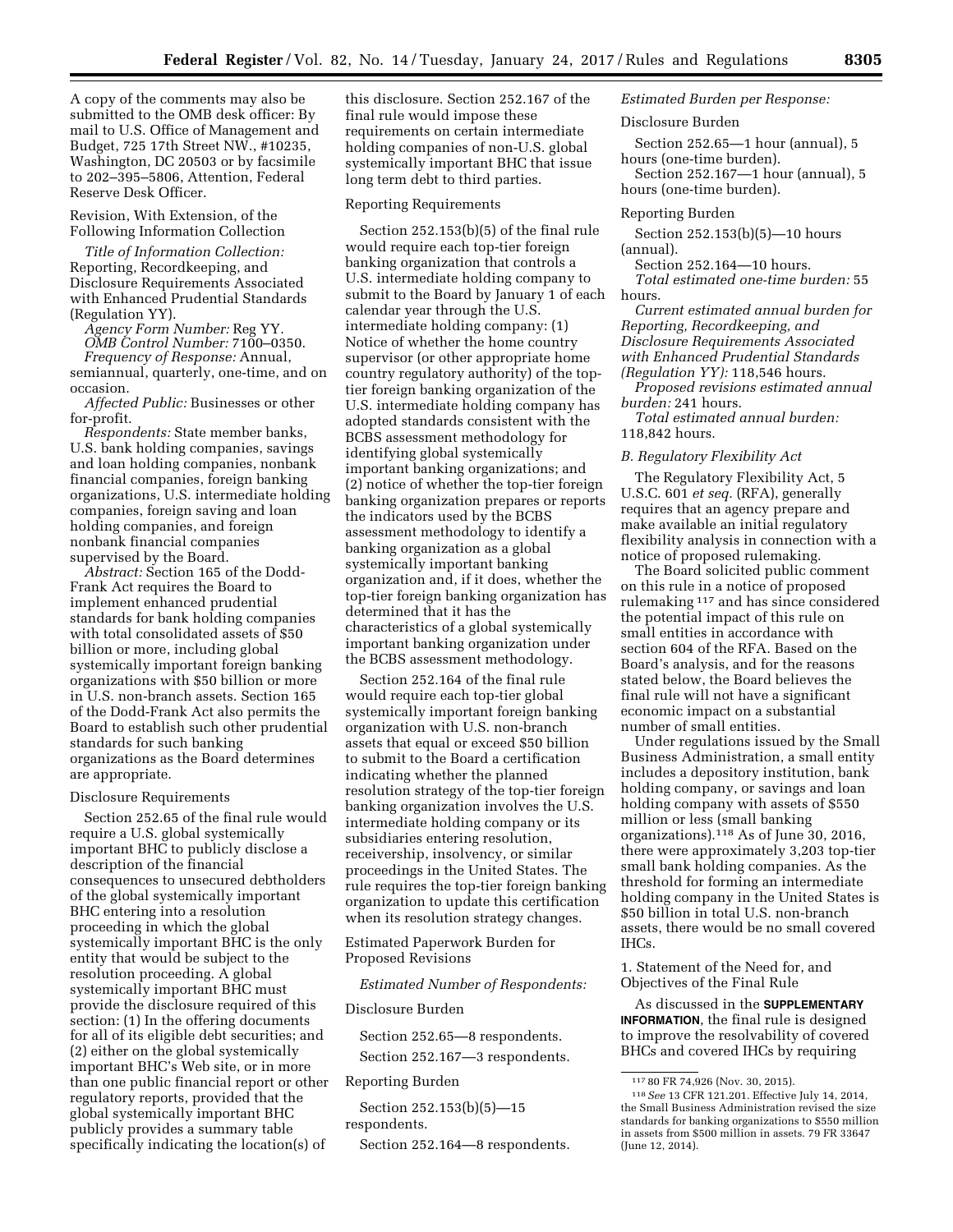A copy of the comments may also be submitted to the OMB desk officer: By mail to U.S. Office of Management and Budget, 725 17th Street NW., #10235, Washington, DC 20503 or by facsimile to 202–395–5806, Attention, Federal Reserve Desk Officer.

Revision, With Extension, of the Following Information Collection

*Title of Information Collection:* Reporting, Recordkeeping, and Disclosure Requirements Associated with Enhanced Prudential Standards (Regulation YY).

*Agency Form Number:* Reg YY.

*OMB Control Number:* 7100–0350.

*Frequency of Response:* Annual, semiannual, quarterly, one-time, and on occasion.

*Affected Public:* Businesses or other for-profit.

*Respondents:* State member banks, U.S. bank holding companies, savings and loan holding companies, nonbank financial companies, foreign banking organizations, U.S. intermediate holding companies, foreign saving and loan holding companies, and foreign nonbank financial companies supervised by the Board.

*Abstract:* Section 165 of the Dodd-Frank Act requires the Board to implement enhanced prudential standards for bank holding companies with total consolidated assets of $50 billion or more, including global systemically important foreign banking organizations with $50 billion or more in U.S. non-branch assets. Section 165 of the Dodd-Frank Act also permits the Board to establish such other prudential standards for such banking organizations as the Board determines are appropriate.

Disclosure Requirements

Section 252.65 of the final rule would require a U.S. global systemically important BHC to publicly disclose a description of the financial consequences to unsecured debtholders of the global systemically important BHC entering into a resolution proceeding in which the global systemically important BHC is the only entity that would be subject to the resolution proceeding. A global systemically important BHC must provide the disclosure required of this section: (1) In the offering documents for all of its eligible debt securities; and (2) either on the global systemically important BHC's Web site, or in more than one public financial report or other regulatory reports, provided that the global systemically important BHC publicly provides a summary table specifically indicating the location(s) of this disclosure. Section 252.167 of the final rule would impose these requirements on certain intermediate holding companies of non-U.S. global systemically important BHC that issue long term debt to third parties.

Reporting Requirements

Section 252.153(b)(5) of the final rule would require each top-tier foreign banking organization that controls a U.S. intermediate holding company to submit to the Board by January 1 of each calendar year through the U.S. intermediate holding company: (1) Notice of whether the home country supervisor (or other appropriate home country regulatory authority) of the top-tier foreign banking organization of the U.S. intermediate holding company has adopted standards consistent with the BCBS assessment methodology for identifying global systemically important banking organizations; and (2) notice of whether the top-tier foreign banking organization prepares or reports the indicators used by the BCBS assessment methodology to identify a banking organization as a global systemically important banking organization and, if it does, whether the top-tier foreign banking organization has determined that it has the characteristics of a global systemically important banking organization under the BCBS assessment methodology.

Section 252.164 of the final rule would require each top-tier global systemically important foreign banking organization with U.S. non-branch assets that equal or exceed $50 billion to submit to the Board a certification indicating whether the planned resolution strategy of the top-tier foreign banking organization involves the U.S. intermediate holding company or its subsidiaries entering resolution, receivership, insolvency, or similar proceedings in the United States. The rule requires the top-tier foreign banking organization to update this certification when its resolution strategy changes.

Estimated Paperwork Burden for Proposed Revisions

*Estimated Number of Respondents:*

Disclosure Burden

Section 252.65—8 respondents.

Section 252.167—3 respondents.

Reporting Burden

Section 252.153(b)(5)—15 respondents.

Section 252.164—8 respondents.

*Estimated Burden per Response:*

Disclosure Burden

Section 252.65—1 hour (annual), 5 hours (one-time burden).

Section 252.167—1 hour (annual), 5 hours (one-time burden).

Reporting Burden

Section 252.153(b)(5)—10 hours (annual).

Section 252.164—10 hours.

*Total estimated one-time burden:* 55 hours.

*Current estimated annual burden for Reporting, Recordkeeping, and Disclosure Requirements Associated with Enhanced Prudential Standards (Regulation YY):* 118,546 hours.

*Proposed revisions estimated annual burden:* 241 hours.

*Total estimated annual burden:* 118,842 hours.

*B. Regulatory Flexibility Act*

The Regulatory Flexibility Act, 5 U.S.C. 601 *et seq.* (RFA), generally requires that an agency prepare and make available an initial regulatory flexibility analysis in connection with a notice of proposed rulemaking.

The Board solicited public comment on this rule in a notice of proposed rulemaking [117] and has since considered the potential impact of this rule on small entities in accordance with section 604 of the RFA. Based on the Board's analysis, and for the reasons stated below, the Board believes the final rule will not have a significant economic impact on a substantial number of small entities.

Under regulations issued by the Small Business Administration, a small entity includes a depository institution, bank holding company, or savings and loan holding company with assets of $550 million or less (small banking organizations).[118] As of June 30, 2016, there were approximately 3,203 top-tier small bank holding companies. As the threshold for forming an intermediate holding company in the United States is $50 billion in total U.S. non-branch assets, there would be no small covered IHCs.

1. Statement of the Need for, and Objectives of the Final Rule

As discussed in the **SUPPLEMENTARY INFORMATION**, the final rule is designed to improve the resolvability of covered BHCs and covered IHCs by requiring

[117] 80 FR 74,926 (Nov. 30, 2015).

[118] *See* 13 CFR 121.201. Effective July 14, 2014, the Small Business Administration revised the size standards for banking organizations to $550 million in assets from $500 million in assets. 79 FR 33647 (June 12, 2014).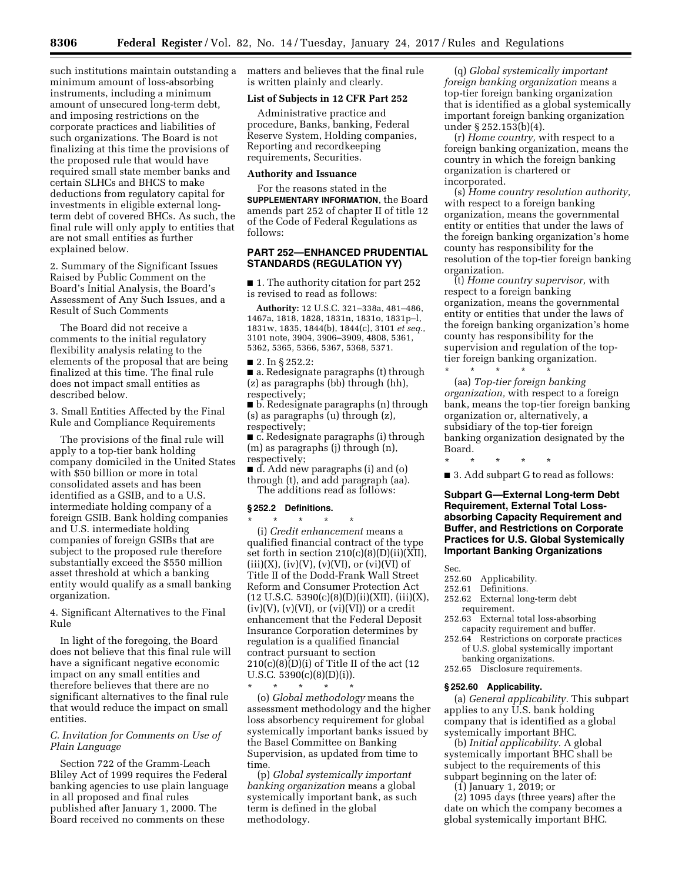such institutions maintain outstanding a minimum amount of loss-absorbing instruments, including a minimum amount of unsecured long-term debt, and imposing restrictions on the corporate practices and liabilities of such organizations. The Board is not finalizing at this time the provisions of the proposed rule that would have required small state member banks and certain SLHCs and BHCS to make deductions from regulatory capital for investments in eligible external long-term debt of covered BHCs. As such, the final rule will only apply to entities that are not small entities as further explained below.

2. Summary of the Significant Issues Raised by Public Comment on the Board's Initial Analysis, the Board's Assessment of Any Such Issues, and a Result of Such Comments

The Board did not receive a comments to the initial regulatory flexibility analysis relating to the elements of the proposal that are being finalized at this time. The final rule does not impact small entities as described below.

3. Small Entities Affected by the Final Rule and Compliance Requirements

The provisions of the final rule will apply to a top-tier bank holding company domiciled in the United States with $50 billion or more in total consolidated assets and has been identified as a GSIB, and to a U.S. intermediate holding company of a foreign GSIB. Bank holding companies and U.S. intermediate holding companies of foreign GSIBs that are subject to the proposed rule therefore substantially exceed the $550 million asset threshold at which a banking entity would qualify as a small banking organization.

4. Significant Alternatives to the Final Rule

In light of the foregoing, the Board does not believe that this final rule will have a significant negative economic impact on any small entities and therefore believes that there are no significant alternatives to the final rule that would reduce the impact on small entities.

### *C. Invitation for Comments on Use of Plain Language*

Section 722 of the Gramm-Leach Bliley Act of 1999 requires the Federal banking agencies to use plain language in all proposed and final rules published after January 1, 2000. The Board received no comments on these matters and believes that the final rule is written plainly and clearly.

**List of Subjects in 12 CFR Part 252**

Administrative practice and procedure, Banks, banking, Federal Reserve System, Holding companies, Reporting and recordkeeping requirements, Securities.

**Authority and Issuance**

For the reasons stated in the SUPPLEMENTARY INFORMATION, the Board amends part 252 of chapter II of title 12 of the Code of Federal Regulations as follows:

## PART 252—ENHANCED PRUDENTIAL STANDARDS (REGULATION YY)

■ 1. The authority citation for part 252 is revised to read as follows:

**Authority:** 12 U.S.C. 321–338a, 481–486, 1467a, 1818, 1828, 1831n, 1831o, 1831p–l, 1831w, 1835, 1844(b), 1844(c), 3101 *et seq.,* 3101 note, 3904, 3906–3909, 4808, 5361, 5362, 5365, 5366, 5367, 5368, 5371.

■ 2. In § 252.2:

■ a. Redesignate paragraphs (t) through (z) as paragraphs (bb) through (hh), respectively;

■ b. Redesignate paragraphs (n) through (s) as paragraphs (u) through (z), respectively;

■ c. Redesignate paragraphs (i) through (m) as paragraphs (j) through (n), respectively;

■ d. Add new paragraphs (i) and (o) through (t), and add paragraph (aa).

The additions read as follows:

**§ 252.2 Definitions.**

\* \* \* \* \*

(i) *Credit enhancement* means a qualified financial contract of the type set forth in section 210(c)(8)(D)(ii)(XII), (iii)(X), (iv)(V), (v)(VI), or (vi)(VI) of Title II of the Dodd-Frank Wall Street Reform and Consumer Protection Act (12 U.S.C. 5390(c)(8)(D)(ii)(XII), (iii)(X), (iv)(V), (v)(VI), or (vi)(VI)) or a credit enhancement that the Federal Deposit Insurance Corporation determines by regulation is a qualified financial contract pursuant to section 210(c)(8)(D)(i) of Title II of the act (12 U.S.C. 5390(c)(8)(D)(i)).

\* \* \* \* \*

(o) *Global methodology* means the assessment methodology and the higher loss absorbency requirement for global systemically important banks issued by the Basel Committee on Banking Supervision, as updated from time to time.

(p) *Global systemically important banking organization* means a global systemically important bank, as such term is defined in the global methodology.

(q) *Global systemically important foreign banking organization* means a top-tier foreign banking organization that is identified as a global systemically important foreign banking organization under § 252.153(b)(4).

(r) *Home country,* with respect to a foreign banking organization, means the country in which the foreign banking organization is chartered or incorporated.

(s) *Home country resolution authority,* with respect to a foreign banking organization, means the governmental entity or entities that under the laws of the foreign banking organization's home county has responsibility for the resolution of the top-tier foreign banking organization.

(t) *Home country supervisor,* with respect to a foreign banking organization, means the governmental entity or entities that under the laws of the foreign banking organization's home county has responsibility for the supervision and regulation of the top-tier foreign banking organization.

\* \* \* \* \*

(aa) *Top-tier foreign banking organization,* with respect to a foreign bank, means the top-tier foreign banking organization or, alternatively, a subsidiary of the top-tier foreign banking organization designated by the Board.

\* \* \* \* \*

■ 3. Add subpart G to read as follows:

### Subpart G—External Long-term Debt Requirement, External Total Loss-absorbing Capacity Requirement and Buffer, and Restrictions on Corporate Practices for U.S. Global Systemically Important Banking Organizations

Sec.
252.60 Applicability.
252.61 Definitions.
252.62 External long-term debt requirement.
252.63 External total loss-absorbing capacity requirement and buffer.
252.64 Restrictions on corporate practices of U.S. global systemically important banking organizations.
252.65 Disclosure requirements.

**§ 252.60 Applicability.**

(a) *General applicability.* This subpart applies to any U.S. bank holding company that is identified as a global systemically important BHC.

(b) *Initial applicability.* A global systemically important BHC shall be subject to the requirements of this subpart beginning on the later of:

(1) January 1, 2019; or

(2) 1095 days (three years) after the date on which the company becomes a global systemically important BHC.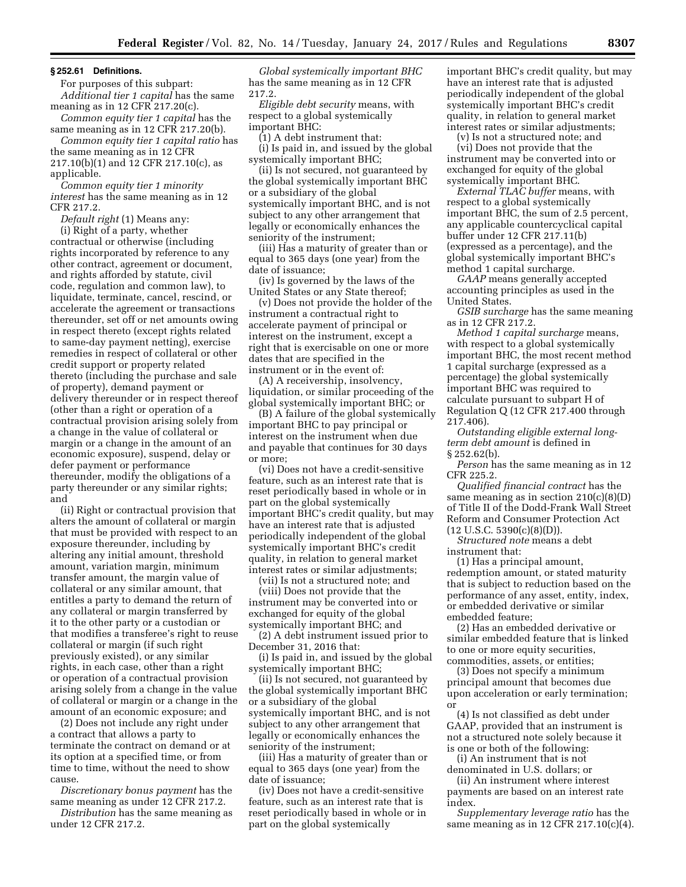### § 252.61 Definitions.

For purposes of this subpart:

*Additional tier 1 capital* has the same meaning as in 12 CFR 217.20(c).

*Common equity tier 1 capital* has the same meaning as in 12 CFR 217.20(b).

*Common equity tier 1 capital ratio* has the same meaning as in 12 CFR 217.10(b)(1) and 12 CFR 217.10(c), as applicable.

*Common equity tier 1 minority interest* has the same meaning as in 12 CFR 217.2.

*Default right* (1) Means any:

(i) Right of a party, whether contractual or otherwise (including rights incorporated by reference to any other contract, agreement or document, and rights afforded by statute, civil code, regulation and common law), to liquidate, terminate, cancel, rescind, or accelerate the agreement or transactions thereunder, set off or net amounts owing in respect thereto (except rights related to same-day payment netting), exercise remedies in respect of collateral or other credit support or property related thereto (including the purchase and sale of property), demand payment or delivery thereunder or in respect thereof (other than a right or operation of a contractual provision arising solely from a change in the value of collateral or margin or a change in the amount of an economic exposure), suspend, delay or defer payment or performance thereunder, modify the obligations of a party thereunder or any similar rights; and

(ii) Right or contractual provision that alters the amount of collateral or margin that must be provided with respect to an exposure thereunder, including by altering any initial amount, threshold amount, variation margin, minimum transfer amount, the margin value of collateral or any similar amount, that entitles a party to demand the return of any collateral or margin transferred by it to the other party or a custodian or that modifies a transferee's right to reuse collateral or margin (if such right previously existed), or any similar rights, in each case, other than a right or operation of a contractual provision arising solely from a change in the value of collateral or margin or a change in the amount of an economic exposure; and

(2) Does not include any right under a contract that allows a party to terminate the contract on demand or at its option at a specified time, or from time to time, without the need to show cause.

*Discretionary bonus payment* has the same meaning as under 12 CFR 217.2.

*Distribution* has the same meaning as under 12 CFR 217.2.

*Global systemically important BHC* has the same meaning as in 12 CFR 217.2.

*Eligible debt security* means, with respect to a global systemically important BHC:

(1) A debt instrument that:

(i) Is paid in, and issued by the global systemically important BHC;

(ii) Is not secured, not guaranteed by the global systemically important BHC or a subsidiary of the global systemically important BHC, and is not subject to any other arrangement that legally or economically enhances the seniority of the instrument;

(iii) Has a maturity of greater than or equal to 365 days (one year) from the date of issuance;

(iv) Is governed by the laws of the United States or any State thereof;

(v) Does not provide the holder of the instrument a contractual right to accelerate payment of principal or interest on the instrument, except a right that is exercisable on one or more dates that are specified in the instrument or in the event of:

(A) A receivership, insolvency, liquidation, or similar proceeding of the global systemically important BHC; or

(B) A failure of the global systemically important BHC to pay principal or interest on the instrument when due and payable that continues for 30 days or more;

(vi) Does not have a credit-sensitive feature, such as an interest rate that is reset periodically based in whole or in part on the global systemically important BHC's credit quality, but may have an interest rate that is adjusted periodically independent of the global systemically important BHC's credit quality, in relation to general market interest rates or similar adjustments;

(vii) Is not a structured note; and

(viii) Does not provide that the instrument may be converted into or exchanged for equity of the global systemically important BHC; and

(2) A debt instrument issued prior to December 31, 2016 that:

(i) Is paid in, and issued by the global systemically important BHC;

(ii) Is not secured, not guaranteed by the global systemically important BHC or a subsidiary of the global systemically important BHC, and is not subject to any other arrangement that legally or economically enhances the seniority of the instrument;

(iii) Has a maturity of greater than or equal to 365 days (one year) from the date of issuance;

(iv) Does not have a credit-sensitive feature, such as an interest rate that is reset periodically based in whole or in part on the global systemically important BHC's credit quality, but may have an interest rate that is adjusted periodically independent of the global systemically important BHC's credit quality, in relation to general market interest rates or similar adjustments;

(v) Is not a structured note; and

(vi) Does not provide that the instrument may be converted into or exchanged for equity of the global systemically important BHC.

*External TLAC buffer* means, with respect to a global systemically important BHC, the sum of 2.5 percent, any applicable countercyclical capital buffer under 12 CFR 217.11(b) (expressed as a percentage), and the global systemically important BHC's method 1 capital surcharge.

*GAAP* means generally accepted accounting principles as used in the United States.

*GSIB surcharge* has the same meaning as in 12 CFR 217.2.

*Method 1 capital surcharge* means, with respect to a global systemically important BHC, the most recent method 1 capital surcharge (expressed as a percentage) the global systemically important BHC was required to calculate pursuant to subpart H of Regulation Q (12 CFR 217.400 through 217.406).

*Outstanding eligible external long-term debt amount* is defined in § 252.62(b).

*Person* has the same meaning as in 12 CFR 225.2.

*Qualified financial contract* has the same meaning as in section 210(c)(8)(D) of Title II of the Dodd-Frank Wall Street Reform and Consumer Protection Act (12 U.S.C. 5390(c)(8)(D)).

*Structured note* means a debt instrument that:

(1) Has a principal amount, redemption amount, or stated maturity that is subject to reduction based on the performance of any asset, entity, index, or embedded derivative or similar embedded feature;

(2) Has an embedded derivative or similar embedded feature that is linked to one or more equity securities, commodities, assets, or entities;

(3) Does not specify a minimum principal amount that becomes due upon acceleration or early termination; or

(4) Is not classified as debt under GAAP, provided that an instrument is not a structured note solely because it is one or both of the following:

(i) An instrument that is not denominated in U.S. dollars; or

(ii) An instrument where interest payments are based on an interest rate index.

*Supplementary leverage ratio* has the same meaning as in 12 CFR 217.10(c)(4).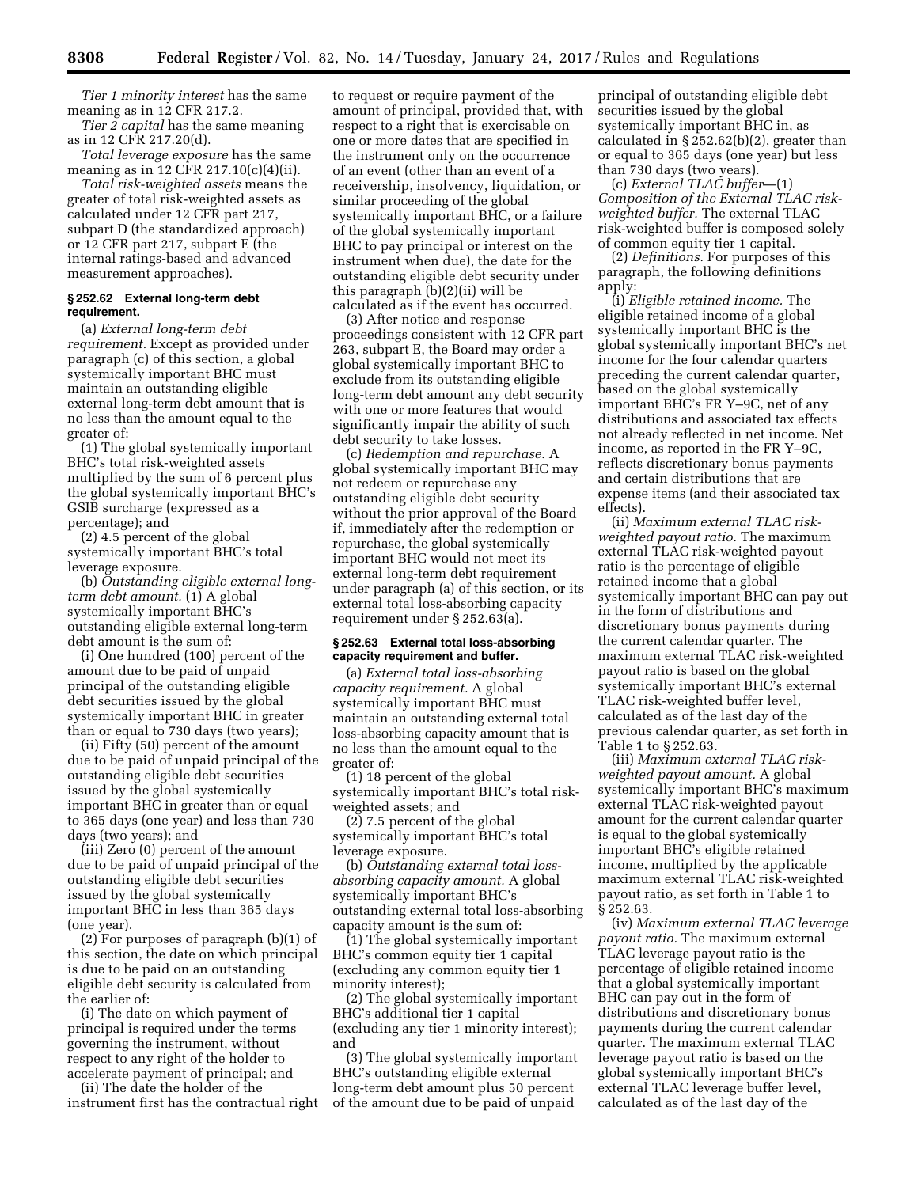*Tier 1 minority interest* has the same meaning as in 12 CFR 217.2.

*Tier 2 capital* has the same meaning as in 12 CFR 217.20(d).

*Total leverage exposure* has the same meaning as in 12 CFR 217.10(c)(4)(ii).

*Total risk-weighted assets* means the greater of total risk-weighted assets as calculated under 12 CFR part 217, subpart D (the standardized approach) or 12 CFR part 217, subpart E (the internal ratings-based and advanced measurement approaches).

### § 252.62 External long-term debt requirement.

(a) *External long-term debt requirement.* Except as provided under paragraph (c) of this section, a global systemically important BHC must maintain an outstanding eligible external long-term debt amount that is no less than the amount equal to the greater of:

(1) The global systemically important BHC's total risk-weighted assets multiplied by the sum of 6 percent plus the global systemically important BHC's GSIB surcharge (expressed as a percentage); and

(2) 4.5 percent of the global systemically important BHC's total leverage exposure.

(b) *Outstanding eligible external long-term debt amount.* (1) A global systemically important BHC's outstanding eligible external long-term debt amount is the sum of:

(i) One hundred (100) percent of the amount due to be paid of unpaid principal of the outstanding eligible debt securities issued by the global systemically important BHC in greater than or equal to 730 days (two years);

(ii) Fifty (50) percent of the amount due to be paid of unpaid principal of the outstanding eligible debt securities issued by the global systemically important BHC in greater than or equal to 365 days (one year) and less than 730 days (two years); and

(iii) Zero (0) percent of the amount due to be paid of unpaid principal of the outstanding eligible debt securities issued by the global systemically important BHC in less than 365 days (one year).

(2) For purposes of paragraph (b)(1) of this section, the date on which principal is due to be paid on an outstanding eligible debt security is calculated from the earlier of:

(i) The date on which payment of principal is required under the terms governing the instrument, without respect to any right of the holder to accelerate payment of principal; and

(ii) The date the holder of the instrument first has the contractual right to request or require payment of the amount of principal, provided that, with respect to a right that is exercisable on one or more dates that are specified in the instrument only on the occurrence of an event (other than an event of a receivership, insolvency, liquidation, or similar proceeding of the global systemically important BHC, or a failure of the global systemically important BHC to pay principal or interest on the instrument when due), the date for the outstanding eligible debt security under this paragraph (b)(2)(ii) will be calculated as if the event has occurred.

(3) After notice and response proceedings consistent with 12 CFR part 263, subpart E, the Board may order a global systemically important BHC to exclude from its outstanding eligible long-term debt amount any debt security with one or more features that would significantly impair the ability of such debt security to take losses.

(c) *Redemption and repurchase.* A global systemically important BHC may not redeem or repurchase any outstanding eligible debt security without the prior approval of the Board if, immediately after the redemption or repurchase, the global systemically important BHC would not meet its external long-term debt requirement under paragraph (a) of this section, or its external total loss-absorbing capacity requirement under § 252.63(a).

### § 252.63 External total loss-absorbing capacity requirement and buffer.

(a) *External total loss-absorbing capacity requirement.* A global systemically important BHC must maintain an outstanding external total loss-absorbing capacity amount that is no less than the amount equal to the greater of:

(1) 18 percent of the global systemically important BHC's total risk-weighted assets; and

(2) 7.5 percent of the global systemically important BHC's total leverage exposure.

(b) *Outstanding external total loss-absorbing capacity amount.* A global systemically important BHC's outstanding external total loss-absorbing capacity amount is the sum of:

(1) The global systemically important BHC's common equity tier 1 capital (excluding any common equity tier 1 minority interest);

(2) The global systemically important BHC's additional tier 1 capital (excluding any tier 1 minority interest); and

(3) The global systemically important BHC's outstanding eligible external long-term debt amount plus 50 percent of the amount due to be paid of unpaid principal of outstanding eligible debt securities issued by the global systemically important BHC in, as calculated in § 252.62(b)(2), greater than or equal to 365 days (one year) but less than 730 days (two years).

(c) *External TLAC buffer*—(1) *Composition of the External TLAC risk-weighted buffer.* The external TLAC risk-weighted buffer is composed solely of common equity tier 1 capital.

(2) *Definitions.* For purposes of this paragraph, the following definitions apply:

(i) *Eligible retained income.* The eligible retained income of a global systemically important BHC is the global systemically important BHC's net income for the four calendar quarters preceding the current calendar quarter, based on the global systemically important BHC's FR Y–9C, net of any distributions and associated tax effects not already reflected in net income. Net income, as reported in the FR Y–9C, reflects discretionary bonus payments and certain distributions that are expense items (and their associated tax effects).

(ii) *Maximum external TLAC risk-weighted payout ratio.* The maximum external TLAC risk-weighted payout ratio is the percentage of eligible retained income that a global systemically important BHC can pay out in the form of distributions and discretionary bonus payments during the current calendar quarter. The maximum external TLAC risk-weighted payout ratio is based on the global systemically important BHC's external TLAC risk-weighted buffer level, calculated as of the last day of the previous calendar quarter, as set forth in Table 1 to § 252.63.

(iii) *Maximum external TLAC risk-weighted payout amount.* A global systemically important BHC's maximum external TLAC risk-weighted payout amount for the current calendar quarter is equal to the global systemically important BHC's eligible retained income, multiplied by the applicable maximum external TLAC risk-weighted payout ratio, as set forth in Table 1 to § 252.63.

(iv) *Maximum external TLAC leverage payout ratio.* The maximum external TLAC leverage payout ratio is the percentage of eligible retained income that a global systemically important BHC can pay out in the form of distributions and discretionary bonus payments during the current calendar quarter. The maximum external TLAC leverage payout ratio is based on the global systemically important BHC's external TLAC leverage buffer level, calculated as of the last day of the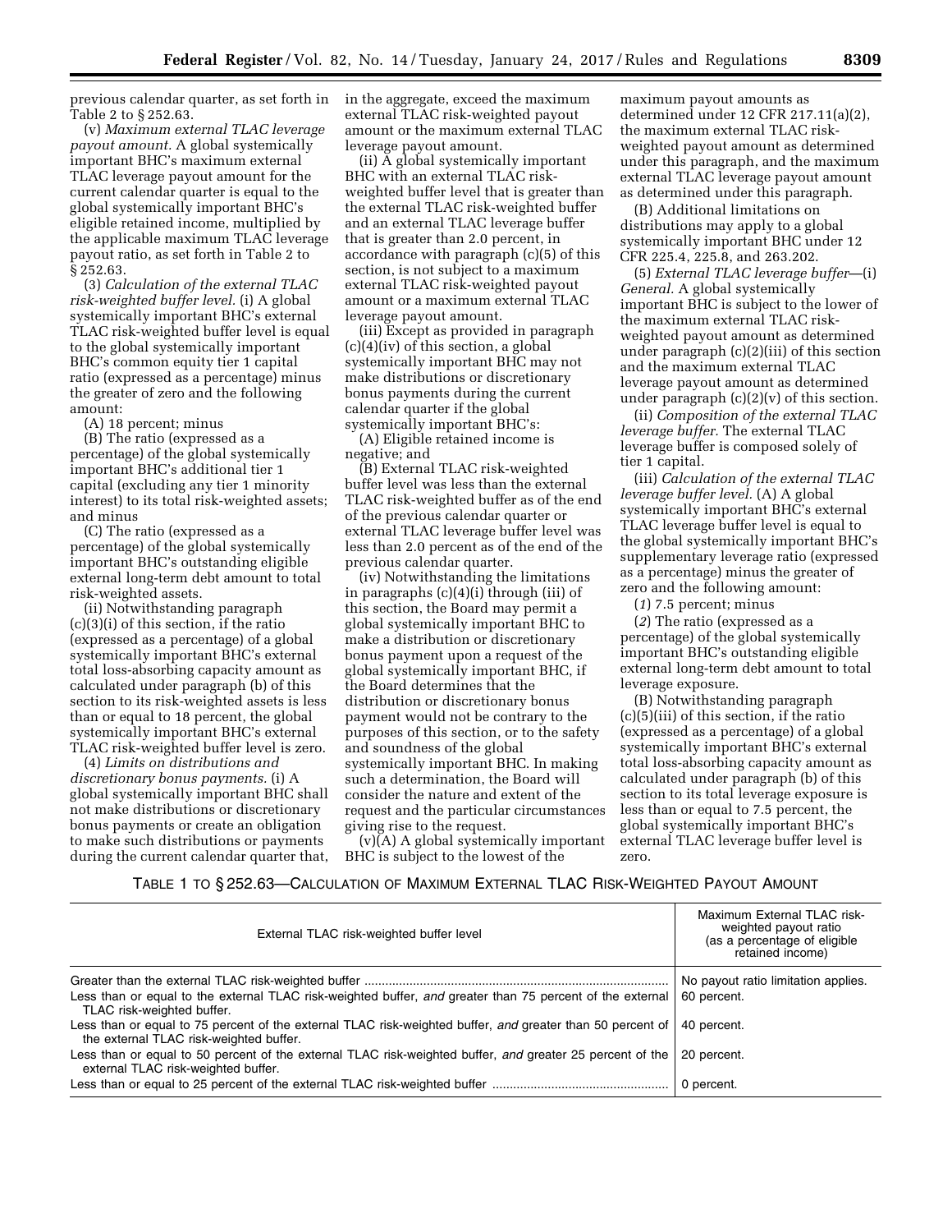previous calendar quarter, as set forth in Table 2 to § 252.63.

(v) *Maximum external TLAC leverage payout amount.* A global systemically important BHC's maximum external TLAC leverage payout amount for the current calendar quarter is equal to the global systemically important BHC's eligible retained income, multiplied by the applicable maximum TLAC leverage payout ratio, as set forth in Table 2 to § 252.63.

(3) *Calculation of the external TLAC risk-weighted buffer level.* (i) A global systemically important BHC's external TLAC risk-weighted buffer level is equal to the global systemically important BHC's common equity tier 1 capital ratio (expressed as a percentage) minus the greater of zero and the following amount:

(A) 18 percent; minus

(B) The ratio (expressed as a percentage) of the global systemically important BHC's additional tier 1 capital (excluding any tier 1 minority interest) to its total risk-weighted assets; and minus

(C) The ratio (expressed as a percentage) of the global systemically important BHC's outstanding eligible external long-term debt amount to total risk-weighted assets.

(ii) Notwithstanding paragraph (c)(3)(i) of this section, if the ratio (expressed as a percentage) of a global systemically important BHC's external total loss-absorbing capacity amount as calculated under paragraph (b) of this section to its risk-weighted assets is less than or equal to 18 percent, the global systemically important BHC's external TLAC risk-weighted buffer level is zero.

(4) *Limits on distributions and discretionary bonus payments.* (i) A global systemically important BHC shall not make distributions or discretionary bonus payments or create an obligation to make such distributions or payments during the current calendar quarter that, in the aggregate, exceed the maximum external TLAC risk-weighted payout amount or the maximum external TLAC leverage payout amount.

(ii) A global systemically important BHC with an external TLAC risk-weighted buffer level that is greater than the external TLAC risk-weighted buffer and an external TLAC leverage buffer that is greater than 2.0 percent, in accordance with paragraph (c)(5) of this section, is not subject to a maximum external TLAC risk-weighted payout amount or a maximum external TLAC leverage payout amount.

(iii) Except as provided in paragraph (c)(4)(iv) of this section, a global systemically important BHC may not make distributions or discretionary bonus payments during the current calendar quarter if the global systemically important BHC's:

(A) Eligible retained income is negative; and

(B) External TLAC risk-weighted buffer level was less than the external TLAC risk-weighted buffer as of the end of the previous calendar quarter or external TLAC leverage buffer level was less than 2.0 percent as of the end of the previous calendar quarter.

(iv) Notwithstanding the limitations in paragraphs (c)(4)(i) through (iii) of this section, the Board may permit a global systemically important BHC to make a distribution or discretionary bonus payment upon a request of the global systemically important BHC, if the Board determines that the distribution or discretionary bonus payment would not be contrary to the purposes of this section, or to the safety and soundness of the global systemically important BHC. In making such a determination, the Board will consider the nature and extent of the request and the particular circumstances giving rise to the request.

(v)(A) A global systemically important BHC is subject to the lowest of the maximum payout amounts as determined under 12 CFR 217.11(a)(2), the maximum external TLAC risk-weighted payout amount as determined under this paragraph, and the maximum external TLAC leverage payout amount as determined under this paragraph.

(B) Additional limitations on distributions may apply to a global systemically important BHC under 12 CFR 225.4, 225.8, and 263.202.

(5) *External TLAC leverage buffer*—(i) *General.* A global systemically important BHC is subject to the lower of the maximum external TLAC risk-weighted payout amount as determined under paragraph (c)(2)(iii) of this section and the maximum external TLAC leverage payout amount as determined under paragraph (c)(2)(v) of this section.

(ii) *Composition of the external TLAC leverage buffer.* The external TLAC leverage buffer is composed solely of tier 1 capital.

(iii) *Calculation of the external TLAC leverage buffer level.* (A) A global systemically important BHC's external TLAC leverage buffer level is equal to the global systemically important BHC's supplementary leverage ratio (expressed as a percentage) minus the greater of zero and the following amount:

(*1*) 7.5 percent; minus

(*2*) The ratio (expressed as a percentage) of the global systemically important BHC's outstanding eligible external long-term debt amount to total leverage exposure.

(B) Notwithstanding paragraph (c)(5)(iii) of this section, if the ratio (expressed as a percentage) of a global systemically important BHC's external total loss-absorbing capacity amount as calculated under paragraph (b) of this section to its total leverage exposure is less than or equal to 7.5 percent, the global systemically important BHC's external TLAC leverage buffer level is zero.

TABLE 1 TO § 252.63—CALCULATION OF MAXIMUM EXTERNAL TLAC RISK-WEIGHTED PAYOUT AMOUNT

| External TLAC risk-weighted buffer level | Maximum External TLAC risk-weighted payout ratio (as a percentage of eligible retained income) |
|---|---|
| Greater than the external TLAC risk-weighted buffer | No payout ratio limitation applies. |
| Less than or equal to the external TLAC risk-weighted buffer, *and* greater than 75 percent of the external TLAC risk-weighted buffer. | 60 percent. |
| Less than or equal to 75 percent of the external TLAC risk-weighted buffer, *and* greater than 50 percent of the external TLAC risk-weighted buffer. | 40 percent. |
| Less than or equal to 50 percent of the external TLAC risk-weighted buffer, *and* greater 25 percent of the external TLAC risk-weighted buffer. | 20 percent. |
| Less than or equal to 25 percent of the external TLAC risk-weighted buffer | 0 percent. |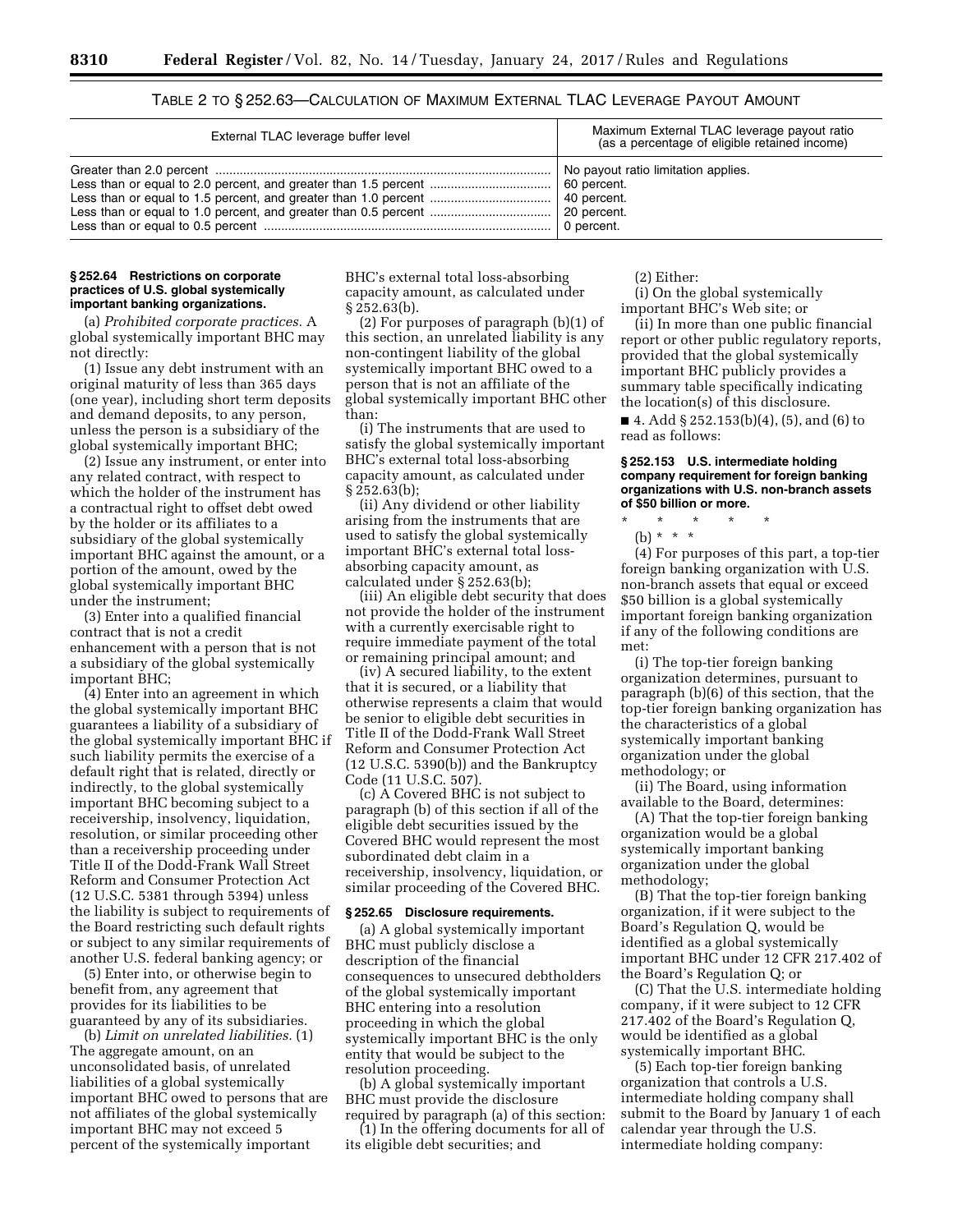TABLE 2 TO § 252.63—CALCULATION OF MAXIMUM EXTERNAL TLAC LEVERAGE PAYOUT AMOUNT

| External TLAC leverage buffer level | Maximum External TLAC leverage payout ratio (as a percentage of eligible retained income) |
| --- | --- |
| Greater than 2.0 percent | No payout ratio limitation applies. |
| Less than or equal to 2.0 percent, and greater than 1.5 percent | 60 percent. |
| Less than or equal to 1.5 percent, and greater than 1.0 percent | 40 percent. |
| Less than or equal to 1.0 percent, and greater than 0.5 percent | 20 percent. |
| Less than or equal to 0.5 percent | 0 percent. |

### § 252.64 Restrictions on corporate practices of U.S. global systemically important banking organizations.

(a) *Prohibited corporate practices.* A global systemically important BHC may not directly:

(1) Issue any debt instrument with an original maturity of less than 365 days (one year), including short term deposits and demand deposits, to any person, unless the person is a subsidiary of the global systemically important BHC;

(2) Issue any instrument, or enter into any related contract, with respect to which the holder of the instrument has a contractual right to offset debt owed by the holder or its affiliates to a subsidiary of the global systemically important BHC against the amount, or a portion of the amount, owed by the global systemically important BHC under the instrument;

(3) Enter into a qualified financial contract that is not a credit enhancement with a person that is not a subsidiary of the global systemically important BHC;

(4) Enter into an agreement in which the global systemically important BHC guarantees a liability of a subsidiary of the global systemically important BHC if such liability permits the exercise of a default right that is related, directly or indirectly, to the global systemically important BHC becoming subject to a receivership, insolvency, liquidation, resolution, or similar proceeding other than a receivership proceeding under Title II of the Dodd-Frank Wall Street Reform and Consumer Protection Act (12 U.S.C. 5381 through 5394) unless the liability is subject to requirements of the Board restricting such default rights or subject to any similar requirements of another U.S. federal banking agency; or

(5) Enter into, or otherwise begin to benefit from, any agreement that provides for its liabilities to be guaranteed by any of its subsidiaries.

(b) *Limit on unrelated liabilities.* (1) The aggregate amount, on an unconsolidated basis, of unrelated liabilities of a global systemically important BHC owed to persons that are not affiliates of the global systemically important BHC may not exceed 5 percent of the systemically important BHC's external total loss-absorbing capacity amount, as calculated under § 252.63(b).

(2) For purposes of paragraph (b)(1) of this section, an unrelated liability is any non-contingent liability of the global systemically important BHC owed to a person that is not an affiliate of the global systemically important BHC other than:

(i) The instruments that are used to satisfy the global systemically important BHC's external total loss-absorbing capacity amount, as calculated under § 252.63(b);

(ii) Any dividend or other liability arising from the instruments that are used to satisfy the global systemically important BHC's external total loss-absorbing capacity amount, as calculated under § 252.63(b);

(iii) An eligible debt security that does not provide the holder of the instrument with a currently exercisable right to require immediate payment of the total or remaining principal amount; and

(iv) A secured liability, to the extent that it is secured, or a liability that otherwise represents a claim that would be senior to eligible debt securities in Title II of the Dodd-Frank Wall Street Reform and Consumer Protection Act (12 U.S.C. 5390(b)) and the Bankruptcy Code (11 U.S.C. 507).

(c) A Covered BHC is not subject to paragraph (b) of this section if all of the eligible debt securities issued by the Covered BHC would represent the most subordinated debt claim in a receivership, insolvency, liquidation, or similar proceeding of the Covered BHC.

### § 252.65 Disclosure requirements.

(a) A global systemically important BHC must publicly disclose a description of the financial consequences to unsecured debtholders of the global systemically important BHC entering into a resolution proceeding in which the global systemically important BHC is the only entity that would be subject to the resolution proceeding.

(b) A global systemically important BHC must provide the disclosure required by paragraph (a) of this section:

(1) In the offering documents for all of its eligible debt securities; and

(2) Either:

(i) On the global systemically important BHC's Web site; or

(ii) In more than one public financial report or other public regulatory reports, provided that the global systemically important BHC publicly provides a summary table specifically indicating the location(s) of this disclosure.

■ 4. Add § 252.153(b)(4), (5), and (6) to read as follows:

### § 252.153 U.S. intermediate holding company requirement for foreign banking organizations with U.S. non-branch assets of $50 billion or more.

\* \* \* \* \*

(b) \* \* \*

(4) For purposes of this part, a top-tier foreign banking organization with U.S. non-branch assets that equal or exceed $50 billion is a global systemically important foreign banking organization if any of the following conditions are met:

(i) The top-tier foreign banking organization determines, pursuant to paragraph (b)(6) of this section, that the top-tier foreign banking organization has the characteristics of a global systemically important banking organization under the global methodology; or

(ii) The Board, using information available to the Board, determines:

(A) That the top-tier foreign banking organization would be a global systemically important banking organization under the global methodology;

(B) That the top-tier foreign banking organization, if it were subject to the Board's Regulation Q, would be identified as a global systemically important BHC under 12 CFR 217.402 of the Board's Regulation Q; or

(C) That the U.S. intermediate holding company, if it were subject to 12 CFR 217.402 of the Board's Regulation Q, would be identified as a global systemically important BHC.

(5) Each top-tier foreign banking organization that controls a U.S. intermediate holding company shall submit to the Board by January 1 of each calendar year through the U.S. intermediate holding company: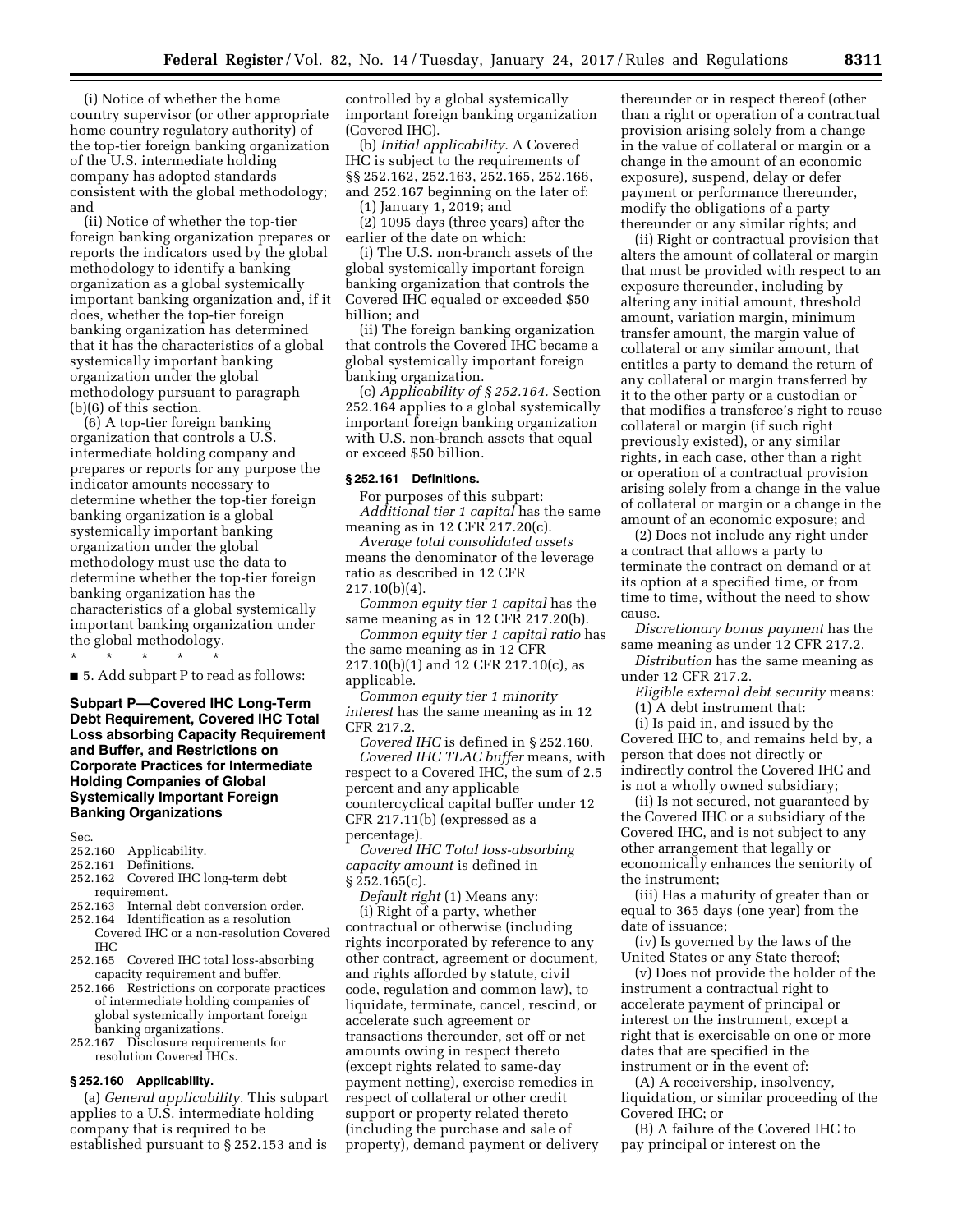(i) Notice of whether the home country supervisor (or other appropriate home country regulatory authority) of the top-tier foreign banking organization of the U.S. intermediate holding company has adopted standards consistent with the global methodology; and

(ii) Notice of whether the top-tier foreign banking organization prepares or reports the indicators used by the global methodology to identify a banking organization as a global systemically important banking organization and, if it does, whether the top-tier foreign banking organization has determined that it has the characteristics of a global systemically important banking organization under the global methodology pursuant to paragraph (b)(6) of this section.

(6) A top-tier foreign banking organization that controls a U.S. intermediate holding company and prepares or reports for any purpose the indicator amounts necessary to determine whether the top-tier foreign banking organization is a global systemically important banking organization under the global methodology must use the data to determine whether the top-tier foreign banking organization has the characteristics of a global systemically important banking organization under the global methodology.

\* \* \* \* \*

■ 5. Add subpart P to read as follows:

## Subpart P—Covered IHC Long-Term Debt Requirement, Covered IHC Total Loss absorbing Capacity Requirement and Buffer, and Restrictions on Corporate Practices for Intermediate Holding Companies of Global Systemically Important Foreign Banking Organizations

Sec.
252.160 Applicability.
252.161 Definitions.
252.162 Covered IHC long-term debt requirement.
252.163 Internal debt conversion order.
252.164 Identification as a resolution Covered IHC or a non-resolution Covered IHC
252.165 Covered IHC total loss-absorbing capacity requirement and buffer.
252.166 Restrictions on corporate practices of intermediate holding companies of global systemically important foreign banking organizations.
252.167 Disclosure requirements for resolution Covered IHCs.

### § 252.160 Applicability.

(a) *General applicability.* This subpart applies to a U.S. intermediate holding company that is required to be established pursuant to § 252.153 and is controlled by a global systemically important foreign banking organization (Covered IHC).

(b) *Initial applicability.* A Covered IHC is subject to the requirements of §§ 252.162, 252.163, 252.165, 252.166, and 252.167 beginning on the later of:

(1) January 1, 2019; and

(2) 1095 days (three years) after the earlier of the date on which:

(i) The U.S. non-branch assets of the global systemically important foreign banking organization that controls the Covered IHC equaled or exceeded $50 billion; and

(ii) The foreign banking organization that controls the Covered IHC became a global systemically important foreign banking organization.

(c) *Applicability of § 252.164.* Section 252.164 applies to a global systemically important foreign banking organization with U.S. non-branch assets that equal or exceed $50 billion.

### § 252.161 Definitions.

For purposes of this subpart:

*Additional tier 1 capital* has the same meaning as in 12 CFR 217.20(c).

*Average total consolidated assets* means the denominator of the leverage ratio as described in 12 CFR 217.10(b)(4).

*Common equity tier 1 capital* has the same meaning as in 12 CFR 217.20(b).

*Common equity tier 1 capital ratio* has the same meaning as in 12 CFR 217.10(b)(1) and 12 CFR 217.10(c), as applicable.

*Common equity tier 1 minority interest* has the same meaning as in 12 CFR 217.2.

*Covered IHC* is defined in § 252.160.

*Covered IHC TLAC buffer* means, with respect to a Covered IHC, the sum of 2.5 percent and any applicable countercyclical capital buffer under 12 CFR 217.11(b) (expressed as a percentage).

*Covered IHC Total loss-absorbing capacity amount* is defined in § 252.165(c).

*Default right* (1) Means any:

(i) Right of a party, whether contractual or otherwise (including rights incorporated by reference to any other contract, agreement or document, and rights afforded by statute, civil code, regulation and common law), to liquidate, terminate, cancel, rescind, or accelerate such agreement or transactions thereunder, set off or net amounts owing in respect thereto (except rights related to same-day payment netting), exercise remedies in respect of collateral or other credit support or property related thereto (including the purchase and sale of property), demand payment or delivery thereunder or in respect thereof (other than a right or operation of a contractual provision arising solely from a change in the value of collateral or margin or a change in the amount of an economic exposure), suspend, delay or defer payment or performance thereunder, modify the obligations of a party thereunder or any similar rights; and

(ii) Right or contractual provision that alters the amount of collateral or margin that must be provided with respect to an exposure thereunder, including by altering any initial amount, threshold amount, variation margin, minimum transfer amount, the margin value of collateral or any similar amount, that entitles a party to demand the return of any collateral or margin transferred by it to the other party or a custodian or that modifies a transferee's right to reuse collateral or margin (if such right previously existed), or any similar rights, in each case, other than a right or operation of a contractual provision arising solely from a change in the value of collateral or margin or a change in the amount of an economic exposure; and

(2) Does not include any right under a contract that allows a party to terminate the contract on demand or at its option at a specified time, or from time to time, without the need to show cause.

*Discretionary bonus payment* has the same meaning as under 12 CFR 217.2.

*Distribution* has the same meaning as under 12 CFR 217.2.

*Eligible external debt security* means:

(1) A debt instrument that:

(i) Is paid in, and issued by the Covered IHC to, and remains held by, a person that does not directly or indirectly control the Covered IHC and is not a wholly owned subsidiary;

(ii) Is not secured, not guaranteed by the Covered IHC or a subsidiary of the Covered IHC, and is not subject to any other arrangement that legally or economically enhances the seniority of the instrument;

(iii) Has a maturity of greater than or equal to 365 days (one year) from the date of issuance;

(iv) Is governed by the laws of the United States or any State thereof;

(v) Does not provide the holder of the instrument a contractual right to accelerate payment of principal or interest on the instrument, except a right that is exercisable on one or more dates that are specified in the instrument or in the event of:

(A) A receivership, insolvency, liquidation, or similar proceeding of the Covered IHC; or

(B) A failure of the Covered IHC to pay principal or interest on the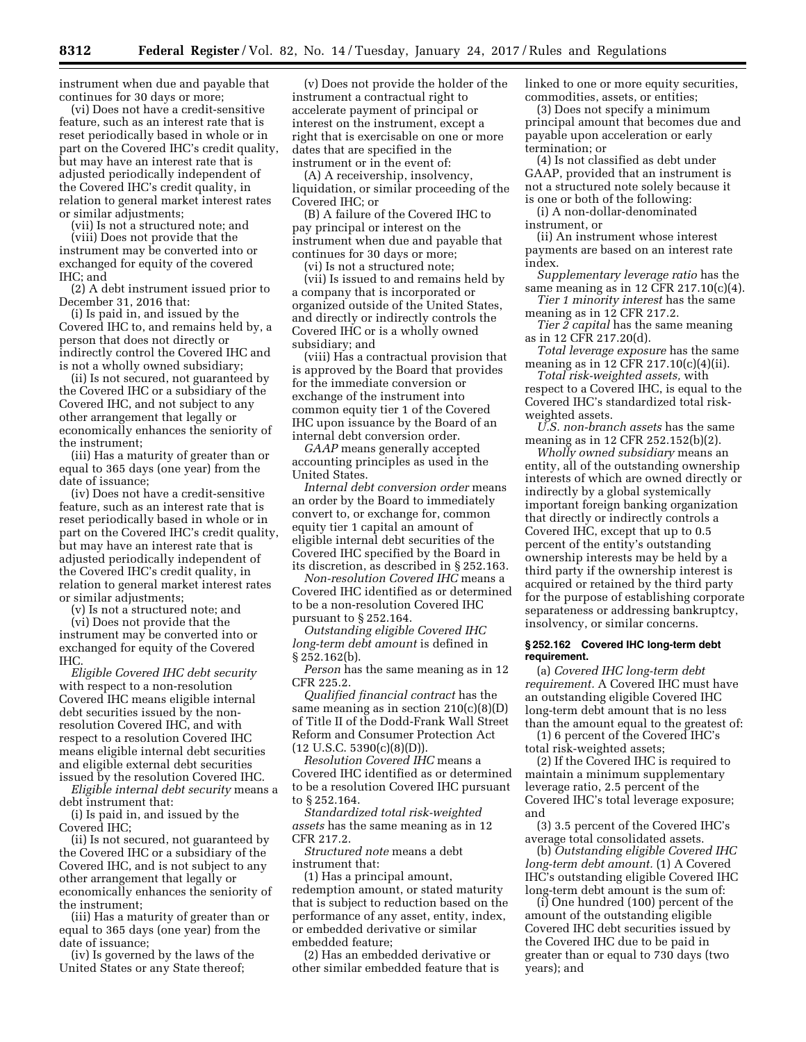instrument when due and payable that continues for 30 days or more;

(vi) Does not have a credit-sensitive feature, such as an interest rate that is reset periodically based in whole or in part on the Covered IHC's credit quality, but may have an interest rate that is adjusted periodically independent of the Covered IHC's credit quality, in relation to general market interest rates or similar adjustments;

(vii) Is not a structured note; and

(viii) Does not provide that the instrument may be converted into or exchanged for equity of the covered IHC; and

(2) A debt instrument issued prior to December 31, 2016 that:

(i) Is paid in, and issued by the Covered IHC to, and remains held by, a person that does not directly or indirectly control the Covered IHC and is not a wholly owned subsidiary;

(ii) Is not secured, not guaranteed by the Covered IHC or a subsidiary of the Covered IHC, and not subject to any other arrangement that legally or economically enhances the seniority of the instrument;

(iii) Has a maturity of greater than or equal to 365 days (one year) from the date of issuance;

(iv) Does not have a credit-sensitive feature, such as an interest rate that is reset periodically based in whole or in part on the Covered IHC's credit quality, but may have an interest rate that is adjusted periodically independent of the Covered IHC's credit quality, in relation to general market interest rates or similar adjustments;

(v) Is not a structured note; and

(vi) Does not provide that the instrument may be converted into or exchanged for equity of the Covered IHC.

*Eligible Covered IHC debt security* with respect to a non-resolution Covered IHC means eligible internal debt securities issued by the non-resolution Covered IHC, and with respect to a resolution Covered IHC means eligible internal debt securities and eligible external debt securities issued by the resolution Covered IHC.

*Eligible internal debt security* means a debt instrument that:

(i) Is paid in, and issued by the Covered IHC;

(ii) Is not secured, not guaranteed by the Covered IHC or a subsidiary of the Covered IHC, and is not subject to any other arrangement that legally or economically enhances the seniority of the instrument;

(iii) Has a maturity of greater than or equal to 365 days (one year) from the date of issuance;

(iv) Is governed by the laws of the United States or any State thereof;

(v) Does not provide the holder of the instrument a contractual right to accelerate payment of principal or interest on the instrument, except a right that is exercisable on one or more dates that are specified in the instrument or in the event of:

(A) A receivership, insolvency, liquidation, or similar proceeding of the Covered IHC; or

(B) A failure of the Covered IHC to pay principal or interest on the instrument when due and payable that continues for 30 days or more;

(vi) Is not a structured note;

(vii) Is issued to and remains held by a company that is incorporated or organized outside of the United States, and directly or indirectly controls the Covered IHC or is a wholly owned subsidiary; and

(viii) Has a contractual provision that is approved by the Board that provides for the immediate conversion or exchange of the instrument into common equity tier 1 of the Covered IHC upon issuance by the Board of an internal debt conversion order.

*GAAP* means generally accepted accounting principles as used in the United States.

*Internal debt conversion order* means an order by the Board to immediately convert to, or exchange for, common equity tier 1 capital an amount of eligible internal debt securities of the Covered IHC specified by the Board in its discretion, as described in § 252.163.

*Non-resolution Covered IHC* means a Covered IHC identified as or determined to be a non-resolution Covered IHC pursuant to § 252.164.

*Outstanding eligible Covered IHC long-term debt amount* is defined in § 252.162(b).

*Person* has the same meaning as in 12 CFR 225.2.

*Qualified financial contract* has the same meaning as in section 210(c)(8)(D) of Title II of the Dodd-Frank Wall Street Reform and Consumer Protection Act (12 U.S.C. 5390(c)(8)(D)).

*Resolution Covered IHC* means a Covered IHC identified as or determined to be a resolution Covered IHC pursuant to § 252.164.

*Standardized total risk-weighted assets* has the same meaning as in 12 CFR 217.2.

*Structured note* means a debt instrument that:

(1) Has a principal amount, redemption amount, or stated maturity that is subject to reduction based on the performance of any asset, entity, index, or embedded derivative or similar embedded feature;

(2) Has an embedded derivative or other similar embedded feature that is linked to one or more equity securities, commodities, assets, or entities;

(3) Does not specify a minimum principal amount that becomes due and payable upon acceleration or early termination; or

(4) Is not classified as debt under GAAP, provided that an instrument is not a structured note solely because it is one or both of the following:

(i) A non-dollar-denominated instrument, or

(ii) An instrument whose interest payments are based on an interest rate index.

*Supplementary leverage ratio* has the same meaning as in 12 CFR 217.10(c)(4).

*Tier 1 minority interest* has the same meaning as in 12 CFR 217.2.

*Tier 2 capital* has the same meaning as in 12 CFR 217.20(d).

*Total leverage exposure* has the same meaning as in 12 CFR 217.10(c)(4)(ii).

*Total risk-weighted assets,* with respect to a Covered IHC, is equal to the Covered IHC's standardized total risk-weighted assets.

*U.S. non-branch assets* has the same meaning as in 12 CFR 252.152(b)(2).

*Wholly owned subsidiary* means an entity, all of the outstanding ownership interests of which are owned directly or indirectly by a global systemically important foreign banking organization that directly or indirectly controls a Covered IHC, except that up to 0.5 percent of the entity's outstanding ownership interests may be held by a third party if the ownership interest is acquired or retained by the third party for the purpose of establishing corporate separateness or addressing bankruptcy, insolvency, or similar concerns.

### § 252.162 Covered IHC long-term debt requirement.

(a) *Covered IHC long-term debt requirement.* A Covered IHC must have an outstanding eligible Covered IHC long-term debt amount that is no less than the amount equal to the greatest of:

(1) 6 percent of the Covered IHC's total risk-weighted assets;

(2) If the Covered IHC is required to maintain a minimum supplementary leverage ratio, 2.5 percent of the Covered IHC's total leverage exposure; and

(3) 3.5 percent of the Covered IHC's average total consolidated assets.

(b) *Outstanding eligible Covered IHC long-term debt amount.* (1) A Covered IHC's outstanding eligible Covered IHC long-term debt amount is the sum of:

(i) One hundred (100) percent of the amount of the outstanding eligible Covered IHC debt securities issued by the Covered IHC due to be paid in greater than or equal to 730 days (two years); and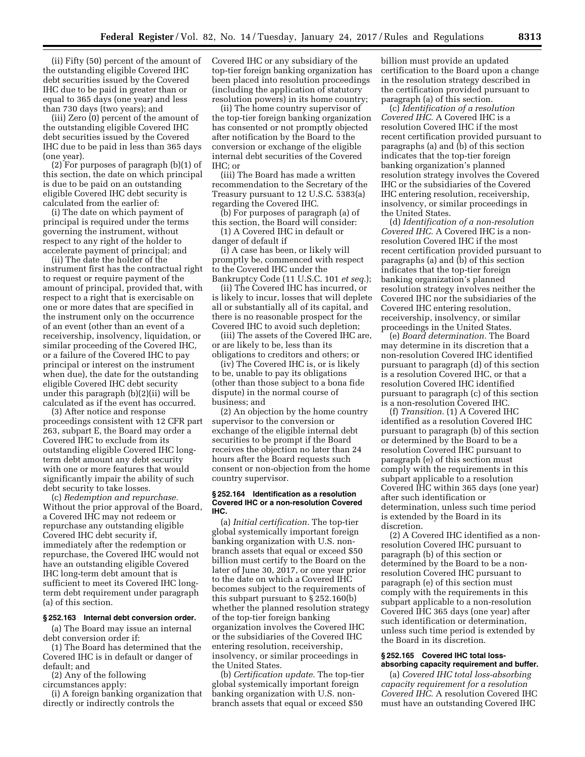(ii) Fifty (50) percent of the amount of the outstanding eligible Covered IHC debt securities issued by the Covered IHC due to be paid in greater than or equal to 365 days (one year) and less than 730 days (two years); and

(iii) Zero (0) percent of the amount of the outstanding eligible Covered IHC debt securities issued by the Covered IHC due to be paid in less than 365 days (one year).

(2) For purposes of paragraph (b)(1) of this section, the date on which principal is due to be paid on an outstanding eligible Covered IHC debt security is calculated from the earlier of:

(i) The date on which payment of principal is required under the terms governing the instrument, without respect to any right of the holder to accelerate payment of principal; and

(ii) The date the holder of the instrument first has the contractual right to request or require payment of the amount of principal, provided that, with respect to a right that is exercisable on one or more dates that are specified in the instrument only on the occurrence of an event (other than an event of a receivership, insolvency, liquidation, or similar proceeding of the Covered IHC, or a failure of the Covered IHC to pay principal or interest on the instrument when due), the date for the outstanding eligible Covered IHC debt security under this paragraph (b)(2)(ii) will be calculated as if the event has occurred.

(3) After notice and response proceedings consistent with 12 CFR part 263, subpart E, the Board may order a Covered IHC to exclude from its outstanding eligible Covered IHC long-term debt amount any debt security with one or more features that would significantly impair the ability of such debt security to take losses.

(c) *Redemption and repurchase.* Without the prior approval of the Board, a Covered IHC may not redeem or repurchase any outstanding eligible Covered IHC debt security if, immediately after the redemption or repurchase, the Covered IHC would not have an outstanding eligible Covered IHC long-term debt amount that is sufficient to meet its Covered IHC long-term debt requirement under paragraph (a) of this section.

**§ 252.163 Internal debt conversion order.**

(a) The Board may issue an internal debt conversion order if:

(1) The Board has determined that the Covered IHC is in default or danger of default; and

(2) Any of the following circumstances apply:

(i) A foreign banking organization that directly or indirectly controls the Covered IHC or any subsidiary of the top-tier foreign banking organization has been placed into resolution proceedings (including the application of statutory resolution powers) in its home country;

(ii) The home country supervisor of the top-tier foreign banking organization has consented or not promptly objected after notification by the Board to the conversion or exchange of the eligible internal debt securities of the Covered IHC; or

(iii) The Board has made a written recommendation to the Secretary of the Treasury pursuant to 12 U.S.C. 5383(a) regarding the Covered IHC.

(b) For purposes of paragraph (a) of this section, the Board will consider:

(1) A Covered IHC in default or danger of default if

(i) A case has been, or likely will promptly be, commenced with respect to the Covered IHC under the Bankruptcy Code (11 U.S.C. 101 *et seq.*);

(ii) The Covered IHC has incurred, or is likely to incur, losses that will deplete all or substantially all of its capital, and there is no reasonable prospect for the Covered IHC to avoid such depletion;

(iii) The assets of the Covered IHC are, or are likely to be, less than its obligations to creditors and others; or

(iv) The Covered IHC is, or is likely to be, unable to pay its obligations (other than those subject to a bona fide dispute) in the normal course of business; and

(2) An objection by the home country supervisor to the conversion or exchange of the eligible internal debt securities to be prompt if the Board receives the objection no later than 24 hours after the Board requests such consent or non-objection from the home country supervisor.

**§ 252.164 Identification as a resolution Covered IHC or a non-resolution Covered IHC.**

(a) *Initial certification.* The top-tier global systemically important foreign banking organization with U.S. non-branch assets that equal or exceed $50 billion must certify to the Board on the later of June 30, 2017, or one year prior to the date on which a Covered IHC becomes subject to the requirements of this subpart pursuant to § 252.160(b) whether the planned resolution strategy of the top-tier foreign banking organization involves the Covered IHC or the subsidiaries of the Covered IHC entering resolution, receivership, insolvency, or similar proceedings in the United States.

(b) *Certification update.* The top-tier global systemically important foreign banking organization with U.S. non-branch assets that equal or exceed $50 billion must provide an updated certification to the Board upon a change in the resolution strategy described in the certification provided pursuant to paragraph (a) of this section.

(c) *Identification of a resolution Covered IHC.* A Covered IHC is a resolution Covered IHC if the most recent certification provided pursuant to paragraphs (a) and (b) of this section indicates that the top-tier foreign banking organization's planned resolution strategy involves the Covered IHC or the subsidiaries of the Covered IHC entering resolution, receivership, insolvency, or similar proceedings in the United States.

(d) *Identification of a non-resolution Covered IHC.* A Covered IHC is a non-resolution Covered IHC if the most recent certification provided pursuant to paragraphs (a) and (b) of this section indicates that the top-tier foreign banking organization's planned resolution strategy involves neither the Covered IHC nor the subsidiaries of the Covered IHC entering resolution, receivership, insolvency, or similar proceedings in the United States.

(e) *Board determination.* The Board may determine in its discretion that a non-resolution Covered IHC identified pursuant to paragraph (d) of this section is a resolution Covered IHC, or that a resolution Covered IHC identified pursuant to paragraph (c) of this section is a non-resolution Covered IHC.

(f) *Transition.* (1) A Covered IHC identified as a resolution Covered IHC pursuant to paragraph (b) of this section or determined by the Board to be a resolution Covered IHC pursuant to paragraph (e) of this section must comply with the requirements in this subpart applicable to a resolution Covered IHC within 365 days (one year) after such identification or determination, unless such time period is extended by the Board in its discretion.

(2) A Covered IHC identified as a non-resolution Covered IHC pursuant to paragraph (b) of this section or determined by the Board to be a non-resolution Covered IHC pursuant to paragraph (e) of this section must comply with the requirements in this subpart applicable to a non-resolution Covered IHC 365 days (one year) after such identification or determination, unless such time period is extended by the Board in its discretion.

**§ 252.165 Covered IHC total loss-absorbing capacity requirement and buffer.**

(a) *Covered IHC total loss-absorbing capacity requirement for a resolution Covered IHC.* A resolution Covered IHC must have an outstanding Covered IHC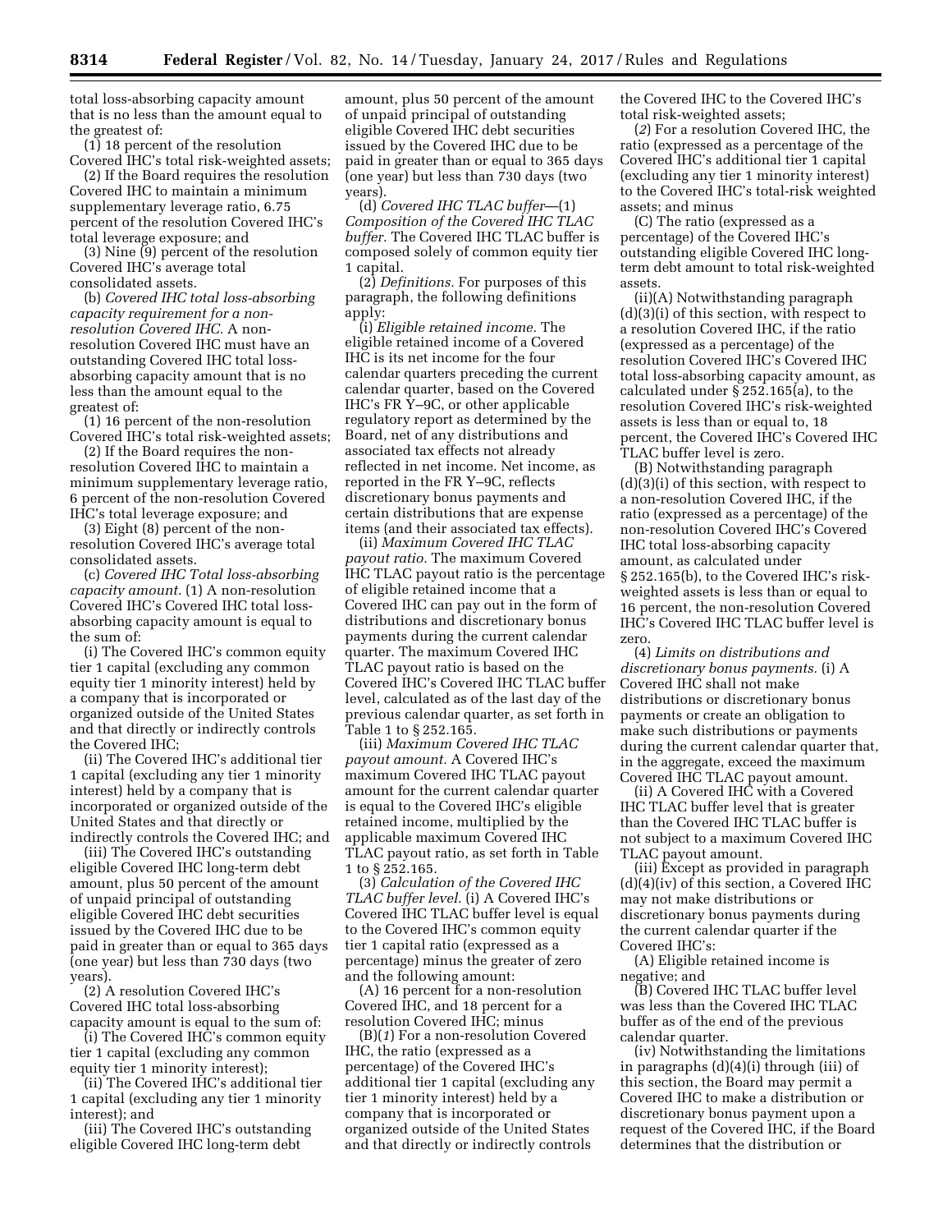total loss-absorbing capacity amount that is no less than the amount equal to the greatest of:

(1) 18 percent of the resolution Covered IHC's total risk-weighted assets;

(2) If the Board requires the resolution Covered IHC to maintain a minimum supplementary leverage ratio, 6.75 percent of the resolution Covered IHC's total leverage exposure; and

(3) Nine (9) percent of the resolution Covered IHC's average total consolidated assets.

(b) *Covered IHC total loss-absorbing capacity requirement for a non-resolution Covered IHC.* A non-resolution Covered IHC must have an outstanding Covered IHC total loss-absorbing capacity amount that is no less than the amount equal to the greatest of:

(1) 16 percent of the non-resolution Covered IHC's total risk-weighted assets;

(2) If the Board requires the non-resolution Covered IHC to maintain a minimum supplementary leverage ratio, 6 percent of the non-resolution Covered IHC's total leverage exposure; and

(3) Eight (8) percent of the non-resolution Covered IHC's average total consolidated assets.

(c) *Covered IHC Total loss-absorbing capacity amount.* (1) A non-resolution Covered IHC's Covered IHC total loss-absorbing capacity amount is equal to the sum of:

(i) The Covered IHC's common equity tier 1 capital (excluding any common equity tier 1 minority interest) held by a company that is incorporated or organized outside of the United States and that directly or indirectly controls the Covered IHC;

(ii) The Covered IHC's additional tier 1 capital (excluding any tier 1 minority interest) held by a company that is incorporated or organized outside of the United States and that directly or indirectly controls the Covered IHC; and

(iii) The Covered IHC's outstanding eligible Covered IHC long-term debt amount, plus 50 percent of the amount of unpaid principal of outstanding eligible Covered IHC debt securities issued by the Covered IHC due to be paid in greater than or equal to 365 days (one year) but less than 730 days (two years).

(2) A resolution Covered IHC's Covered IHC total loss-absorbing capacity amount is equal to the sum of:

(i) The Covered IHC's common equity tier 1 capital (excluding any common equity tier 1 minority interest);

(ii) The Covered IHC's additional tier 1 capital (excluding any tier 1 minority interest); and

(iii) The Covered IHC's outstanding eligible Covered IHC long-term debt amount, plus 50 percent of the amount of unpaid principal of outstanding eligible Covered IHC debt securities issued by the Covered IHC due to be paid in greater than or equal to 365 days (one year) but less than 730 days (two years).

(d) *Covered IHC TLAC buffer*—(1) *Composition of the Covered IHC TLAC buffer.* The Covered IHC TLAC buffer is composed solely of common equity tier 1 capital.

(2) *Definitions.* For purposes of this paragraph, the following definitions apply:

(i) *Eligible retained income.* The eligible retained income of a Covered IHC is its net income for the four calendar quarters preceding the current calendar quarter, based on the Covered IHC's FR Y–9C, or other applicable regulatory report as determined by the Board, net of any distributions and associated tax effects not already reflected in net income. Net income, as reported in the FR Y–9C, reflects discretionary bonus payments and certain distributions that are expense items (and their associated tax effects).

(ii) *Maximum Covered IHC TLAC payout ratio.* The maximum Covered IHC TLAC payout ratio is the percentage of eligible retained income that a Covered IHC can pay out in the form of distributions and discretionary bonus payments during the current calendar quarter. The maximum Covered IHC TLAC payout ratio is based on the Covered IHC's Covered IHC TLAC buffer level, calculated as of the last day of the previous calendar quarter, as set forth in Table 1 to § 252.165.

(iii) *Maximum Covered IHC TLAC payout amount.* A Covered IHC's maximum Covered IHC TLAC payout amount for the current calendar quarter is equal to the Covered IHC's eligible retained income, multiplied by the applicable maximum Covered IHC TLAC payout ratio, as set forth in Table 1 to § 252.165.

(3) *Calculation of the Covered IHC TLAC buffer level.* (i) A Covered IHC's Covered IHC TLAC buffer level is equal to the Covered IHC's common equity tier 1 capital ratio (expressed as a percentage) minus the greater of zero and the following amount:

(A) 16 percent for a non-resolution Covered IHC, and 18 percent for a resolution Covered IHC; minus

(B)(*1*) For a non-resolution Covered IHC, the ratio (expressed as a percentage) of the Covered IHC's additional tier 1 capital (excluding any tier 1 minority interest) held by a company that is incorporated or organized outside of the United States and that directly or indirectly controls the Covered IHC to the Covered IHC's total risk-weighted assets;

(*2*) For a resolution Covered IHC, the ratio (expressed as a percentage of the Covered IHC's additional tier 1 capital (excluding any tier 1 minority interest) to the Covered IHC's total-risk weighted assets; and minus

(C) The ratio (expressed as a percentage) of the Covered IHC's outstanding eligible Covered IHC long-term debt amount to total risk-weighted assets.

(ii)(A) Notwithstanding paragraph (d)(3)(i) of this section, with respect to a resolution Covered IHC, if the ratio (expressed as a percentage) of the resolution Covered IHC's Covered IHC total loss-absorbing capacity amount, as calculated under § 252.165(a), to the resolution Covered IHC's risk-weighted assets is less than or equal to, 18 percent, the Covered IHC's Covered IHC TLAC buffer level is zero.

(B) Notwithstanding paragraph (d)(3)(i) of this section, with respect to a non-resolution Covered IHC, if the ratio (expressed as a percentage) of the non-resolution Covered IHC's Covered IHC total loss-absorbing capacity amount, as calculated under § 252.165(b), to the Covered IHC's risk-weighted assets is less than or equal to 16 percent, the non-resolution Covered IHC's Covered IHC TLAC buffer level is zero.

(4) *Limits on distributions and discretionary bonus payments.* (i) A Covered IHC shall not make distributions or discretionary bonus payments or create an obligation to make such distributions or payments during the current calendar quarter that, in the aggregate, exceed the maximum Covered IHC TLAC payout amount.

(ii) A Covered IHC with a Covered IHC TLAC buffer level that is greater than the Covered IHC TLAC buffer is not subject to a maximum Covered IHC TLAC payout amount.

(iii) Except as provided in paragraph (d)(4)(iv) of this section, a Covered IHC may not make distributions or discretionary bonus payments during the current calendar quarter if the Covered IHC's:

(A) Eligible retained income is negative; and

(B) Covered IHC TLAC buffer level was less than the Covered IHC TLAC buffer as of the end of the previous calendar quarter.

(iv) Notwithstanding the limitations in paragraphs (d)(4)(i) through (iii) of this section, the Board may permit a Covered IHC to make a distribution or discretionary bonus payment upon a request of the Covered IHC, if the Board determines that the distribution or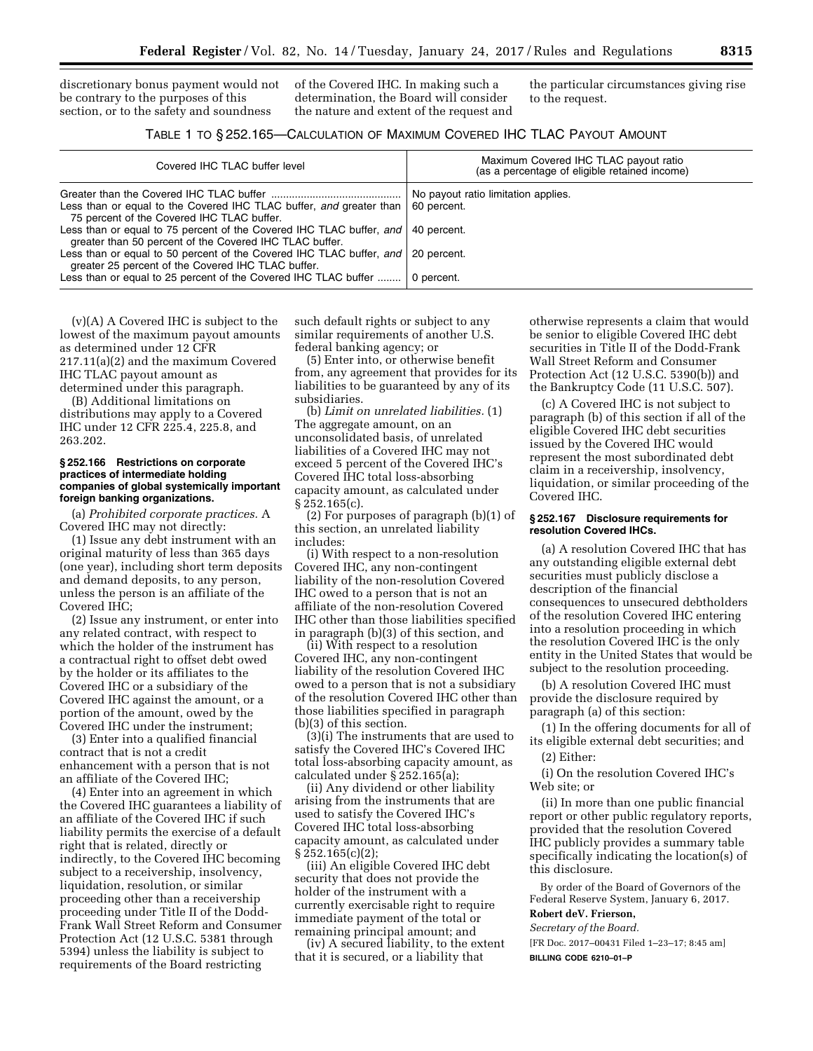discretionary bonus payment would not be contrary to the purposes of this section, or to the safety and soundness of the Covered IHC. In making such a determination, the Board will consider the nature and extent of the request and the particular circumstances giving rise to the request.

TABLE 1 TO § 252.165—CALCULATION OF MAXIMUM COVERED IHC TLAC PAYOUT AMOUNT

| Covered IHC TLAC buffer level | Maximum Covered IHC TLAC payout ratio (as a percentage of eligible retained income) |
|---|---|
| Greater than the Covered IHC TLAC buffer | No payout ratio limitation applies. |
| Less than or equal to the Covered IHC TLAC buffer, *and* greater than 75 percent of the Covered IHC TLAC buffer. | 60 percent. |
| Less than or equal to 75 percent of the Covered IHC TLAC buffer, *and* greater than 50 percent of the Covered IHC TLAC buffer. | 40 percent. |
| Less than or equal to 50 percent of the Covered IHC TLAC buffer, *and* greater 25 percent of the Covered IHC TLAC buffer. | 20 percent. |
| Less than or equal to 25 percent of the Covered IHC TLAC buffer | 0 percent. |

(v)(A) A Covered IHC is subject to the lowest of the maximum payout amounts as determined under 12 CFR 217.11(a)(2) and the maximum Covered IHC TLAC payout amount as determined under this paragraph.

(B) Additional limitations on distributions may apply to a Covered IHC under 12 CFR 225.4, 225.8, and 263.202.

#### § 252.166 Restrictions on corporate practices of intermediate holding companies of global systemically important foreign banking organizations.

(a) *Prohibited corporate practices.* A Covered IHC may not directly:

(1) Issue any debt instrument with an original maturity of less than 365 days (one year), including short term deposits and demand deposits, to any person, unless the person is an affiliate of the Covered IHC;

(2) Issue any instrument, or enter into any related contract, with respect to which the holder of the instrument has a contractual right to offset debt owed by the holder or its affiliates to the Covered IHC or a subsidiary of the Covered IHC against the amount, or a portion of the amount, owed by the Covered IHC under the instrument;

(3) Enter into a qualified financial contract that is not a credit enhancement with a person that is not an affiliate of the Covered IHC;

(4) Enter into an agreement in which the Covered IHC guarantees a liability of an affiliate of the Covered IHC if such liability permits the exercise of a default right that is related, directly or indirectly, to the Covered IHC becoming subject to a receivership, insolvency, liquidation, resolution, or similar proceeding other than a receivership proceeding under Title II of the Dodd-Frank Wall Street Reform and Consumer Protection Act (12 U.S.C. 5381 through 5394) unless the liability is subject to requirements of the Board restricting such default rights or subject to any similar requirements of another U.S. federal banking agency; or

(5) Enter into, or otherwise benefit from, any agreement that provides for its liabilities to be guaranteed by any of its subsidiaries.

(b) *Limit on unrelated liabilities.* (1) The aggregate amount, on an unconsolidated basis, of unrelated liabilities of a Covered IHC may not exceed 5 percent of the Covered IHC's Covered IHC total loss-absorbing capacity amount, as calculated under § 252.165(c).

(2) For purposes of paragraph (b)(1) of this section, an unrelated liability includes:

(i) With respect to a non-resolution Covered IHC, any non-contingent liability of the non-resolution Covered IHC owed to a person that is not an affiliate of the non-resolution Covered IHC other than those liabilities specified in paragraph (b)(3) of this section, and

(ii) With respect to a resolution Covered IHC, any non-contingent liability of the resolution Covered IHC owed to a person that is not a subsidiary of the resolution Covered IHC other than those liabilities specified in paragraph (b)(3) of this section.

(3)(i) The instruments that are used to satisfy the Covered IHC's Covered IHC total loss-absorbing capacity amount, as calculated under § 252.165(a);

(ii) Any dividend or other liability arising from the instruments that are used to satisfy the Covered IHC's Covered IHC total loss-absorbing capacity amount, as calculated under § 252.165(c)(2);

(iii) An eligible Covered IHC debt security that does not provide the holder of the instrument with a currently exercisable right to require immediate payment of the total or remaining principal amount; and

(iv) A secured liability, to the extent that it is secured, or a liability that otherwise represents a claim that would be senior to eligible Covered IHC debt securities in Title II of the Dodd-Frank Wall Street Reform and Consumer Protection Act (12 U.S.C. 5390(b)) and the Bankruptcy Code (11 U.S.C. 507).

(c) A Covered IHC is not subject to paragraph (b) of this section if all of the eligible Covered IHC debt securities issued by the Covered IHC would represent the most subordinated debt claim in a receivership, insolvency, liquidation, or similar proceeding of the Covered IHC.

#### § 252.167 Disclosure requirements for resolution Covered IHCs.

(a) A resolution Covered IHC that has any outstanding eligible external debt securities must publicly disclose a description of the financial consequences to unsecured debtholders of the resolution Covered IHC entering into a resolution proceeding in which the resolution Covered IHC is the only entity in the United States that would be subject to the resolution proceeding.

(b) A resolution Covered IHC must provide the disclosure required by paragraph (a) of this section:

(1) In the offering documents for all of its eligible external debt securities; and

(2) Either:

(i) On the resolution Covered IHC's Web site; or

(ii) In more than one public financial report or other public regulatory reports, provided that the resolution Covered IHC publicly provides a summary table specifically indicating the location(s) of this disclosure.

By order of the Board of Governors of the Federal Reserve System, January 6, 2017.

**Robert deV. Frierson,**

*Secretary of the Board.*

[FR Doc. 2017–00431 Filed 1–23–17; 8:45 am]

**BILLING CODE 6210–01–P**